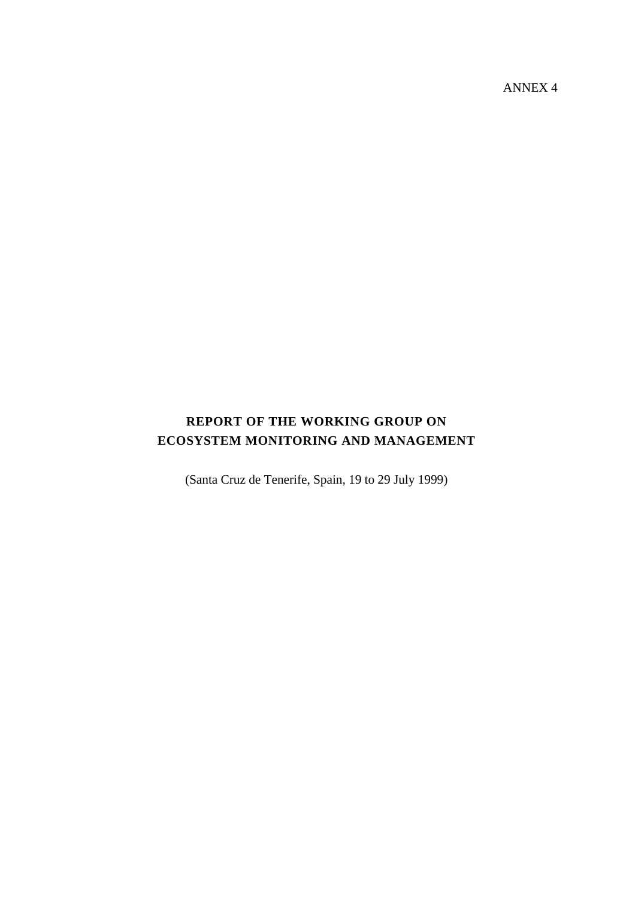ANNEX 4

# REPORT OF THE WORKING GROUP ON ECOSYSTEM MONITORING AND MANAGEMENT

(Santa Cruz de Tenerife, Spain, 19 to 29 July 1999)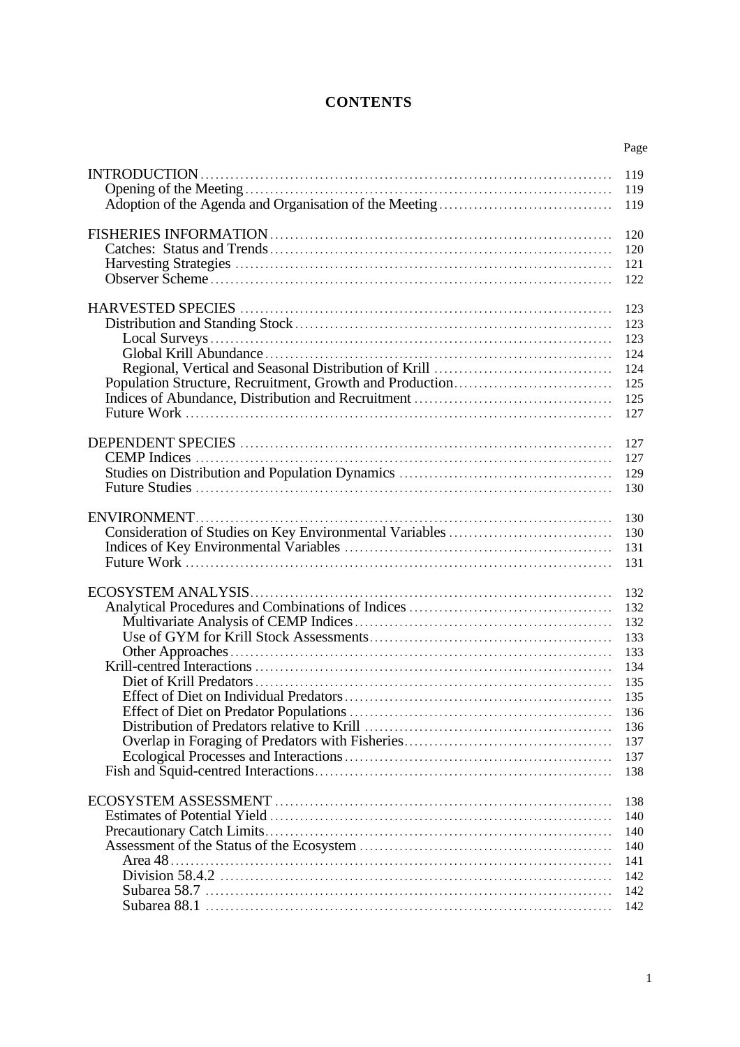# CONTENTS

| | Page |
|---|---|
| INTRODUCTION | 119 |
| Opening of the Meeting | 119 |
| Adoption of the Agenda and Organisation of the Meeting | 119 |
| | |
| FISHERIES INFORMATION | 120 |
| Catches: Status and Trends | 120 |
| Harvesting Strategies | 121 |
| Observer Scheme | 122 |
| | |
| HARVESTED SPECIES | 123 |
| Distribution and Standing Stock | 123 |
| Local Surveys | 123 |
| Global Krill Abundance | 124 |
| Regional, Vertical and Seasonal Distribution of Krill | 124 |
| Population Structure, Recruitment, Growth and Production | 125 |
| Indices of Abundance, Distribution and Recruitment | 125 |
| Future Work | 127 |
| | |
| DEPENDENT SPECIES | 127 |
| CEMP Indices | 127 |
| Studies on Distribution and Population Dynamics | 129 |
| Future Studies | 130 |
| | |
| ENVIRONMENT | 130 |
| Consideration of Studies on Key Environmental Variables | 130 |
| Indices of Key Environmental Variables | 131 |
| Future Work | 131 |
| | |
| ECOSYSTEM ANALYSIS | 132 |
| Analytical Procedures and Combinations of Indices | 132 |
| Multivariate Analysis of CEMP Indices | 132 |
| Use of GYM for Krill Stock Assessments | 133 |
| Other Approaches | 133 |
| Krill-centred Interactions | 134 |
| Diet of Krill Predators | 135 |
| Effect of Diet on Individual Predators | 135 |
| Effect of Diet on Predator Populations | 136 |
| Distribution of Predators relative to Krill | 136 |
| Overlap in Foraging of Predators with Fisheries | 137 |
| Ecological Processes and Interactions | 137 |
| Fish and Squid-centred Interactions | 138 |
| | |
| ECOSYSTEM ASSESSMENT | 138 |
| Estimates of Potential Yield | 140 |
| Precautionary Catch Limits | 140 |
| Assessment of the Status of the Ecosystem | 140 |
| Area 48 | 141 |
| Division 58.4.2 | 142 |
| Subarea 58.7 | 142 |
| Subarea 88.1 | 142 |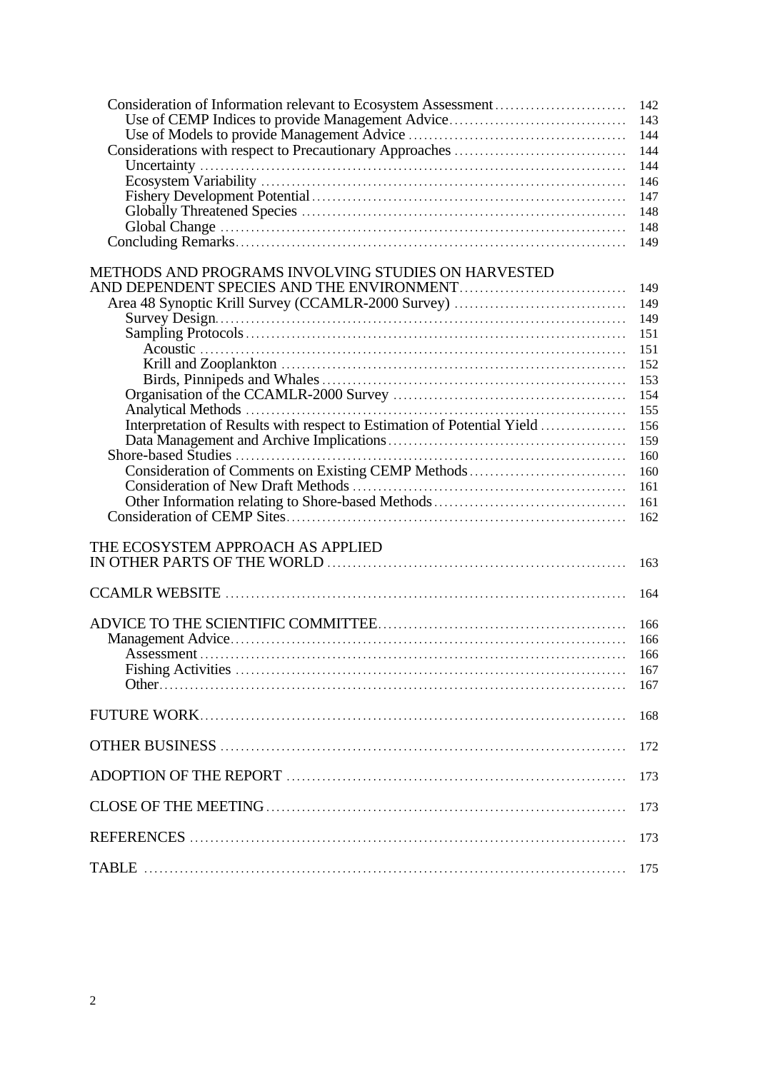Consideration of Information relevant to Ecosystem Assessment .......................... 142
  Use of CEMP Indices to provide Management Advice .................................. 143
  Use of Models to provide Management Advice .......................................... 144
Considerations with respect to Precautionary Approaches ................................. 144
  Uncertainty ........................................................................................ 144
  Ecosystem Variability ........................................................................ 146
  Fishery Development Potential ........................................................... 147
  Globally Threatened Species .............................................................. 148
  Global Change .................................................................................... 148
Concluding Remarks ................................................................................. 149

METHODS AND PROGRAMS INVOLVING STUDIES ON HARVESTED AND DEPENDENT SPECIES AND THE ENVIRONMENT ................................ 149
Area 48 Synoptic Krill Survey (CCAMLR-2000 Survey) ................................. 149
  Survey Design ..................................................................................... 149
  Sampling Protocols .............................................................................. 151
    Acoustic ........................................................................................... 151
    Krill and Zooplankton ...................................................................... 152
    Birds, Pinnipeds and Whales ........................................................... 153
  Organisation of the CCAMLR-2000 Survey ............................................. 154
  Analytical Methods .............................................................................. 155
  Interpretation of Results with respect to Estimation of Potential Yield ................ 156
  Data Management and Archive Implications .............................................. 159
Shore-based Studies ................................................................................... 160
  Consideration of Comments on Existing CEMP Methods .............................. 160
  Consideration of New Draft Methods ..................................................... 161
  Other Information relating to Shore-based Methods ..................................... 161
Consideration of CEMP Sites ....................................................................... 162

THE ECOSYSTEM APPROACH AS APPLIED IN OTHER PARTS OF THE WORLD ........................................................... 163

CCAMLR WEBSITE ............................................................................... 164

ADVICE TO THE SCIENTIFIC COMMITTEE ................................................ 166
Management Advice .................................................................................. 166
  Assessment .......................................................................................... 166
  Fishing Activities ................................................................................. 167
  Other ................................................................................................... 167

FUTURE WORK ....................................................................................... 168

OTHER BUSINESS .................................................................................. 172

ADOPTION OF THE REPORT ................................................................... 173

CLOSE OF THE MEETING ....................................................................... 173

REFERENCES ......................................................................................... 173

TABLE ................................................................................................... 175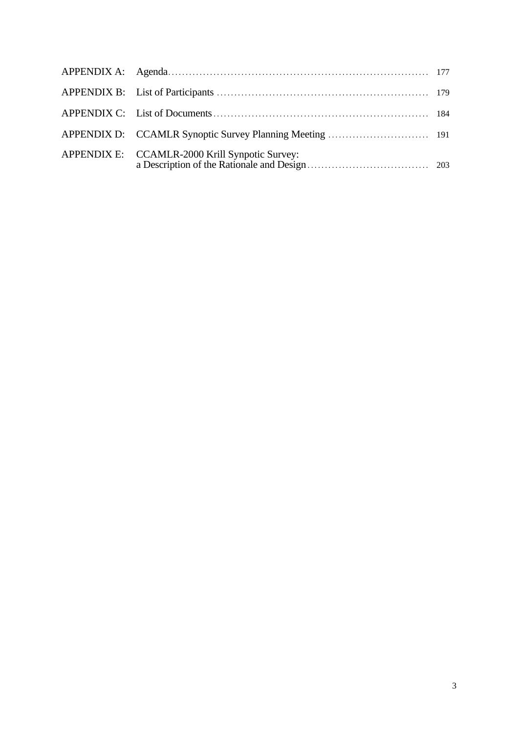| | | |
|---|---|---|
| APPENDIX A: | Agenda | 177 |
| APPENDIX B: | List of Participants | 179 |
| APPENDIX C: | List of Documents | 184 |
| APPENDIX D: | CCAMLR Synoptic Survey Planning Meeting | 191 |
| APPENDIX E: | CCAMLR-2000 Krill Synpotic Survey: a Description of the Rationale and Design | 203 |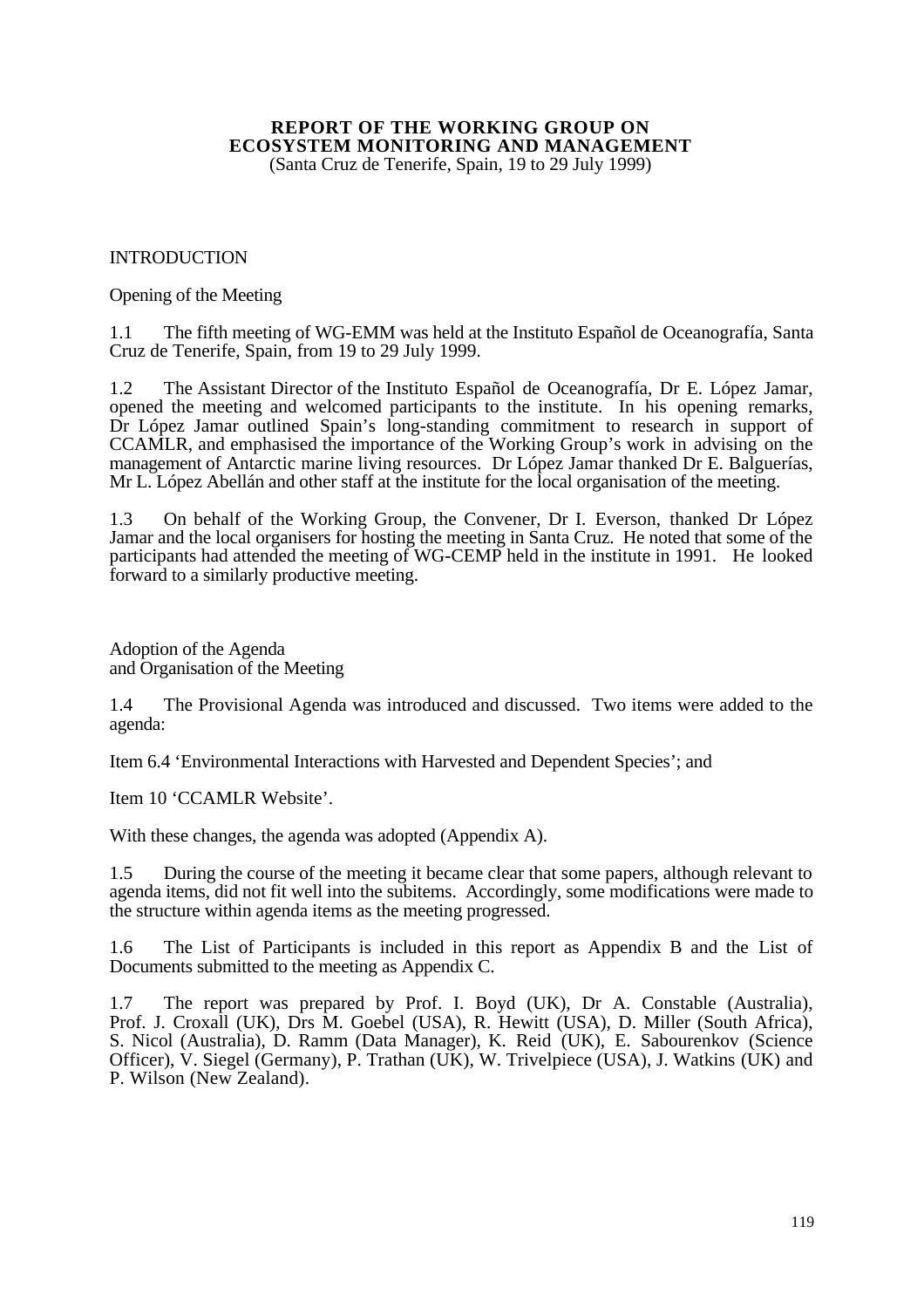# REPORT OF THE WORKING GROUP ON ECOSYSTEM MONITORING AND MANAGEMENT

(Santa Cruz de Tenerife, Spain, 19 to 29 July 1999)

## INTRODUCTION

### Opening of the Meeting

1.1 The fifth meeting of WG-EMM was held at the Instituto Español de Oceanografía, Santa Cruz de Tenerife, Spain, from 19 to 29 July 1999.

1.2 The Assistant Director of the Instituto Español de Oceanografía, Dr E. López Jamar, opened the meeting and welcomed participants to the institute. In his opening remarks, Dr López Jamar outlined Spain's long-standing commitment to research in support of CCAMLR, and emphasised the importance of the Working Group's work in advising on the management of Antarctic marine living resources. Dr López Jamar thanked Dr E. Balguerías, Mr L. López Abellán and other staff at the institute for the local organisation of the meeting.

1.3 On behalf of the Working Group, the Convener, Dr I. Everson, thanked Dr López Jamar and the local organisers for hosting the meeting in Santa Cruz. He noted that some of the participants had attended the meeting of WG-CEMP held in the institute in 1991. He looked forward to a similarly productive meeting.

### Adoption of the Agenda and Organisation of the Meeting

1.4 The Provisional Agenda was introduced and discussed. Two items were added to the agenda:

Item 6.4 'Environmental Interactions with Harvested and Dependent Species'; and

Item 10 'CCAMLR Website'.

With these changes, the agenda was adopted (Appendix A).

1.5 During the course of the meeting it became clear that some papers, although relevant to agenda items, did not fit well into the subitems. Accordingly, some modifications were made to the structure within agenda items as the meeting progressed.

1.6 The List of Participants is included in this report as Appendix B and the List of Documents submitted to the meeting as Appendix C.

1.7 The report was prepared by Prof. I. Boyd (UK), Dr A. Constable (Australia), Prof. J. Croxall (UK), Drs M. Goebel (USA), R. Hewitt (USA), D. Miller (South Africa), S. Nicol (Australia), D. Ramm (Data Manager), K. Reid (UK), E. Sabourenkov (Science Officer), V. Siegel (Germany), P. Trathan (UK), W. Trivelpiece (USA), J. Watkins (UK) and P. Wilson (New Zealand).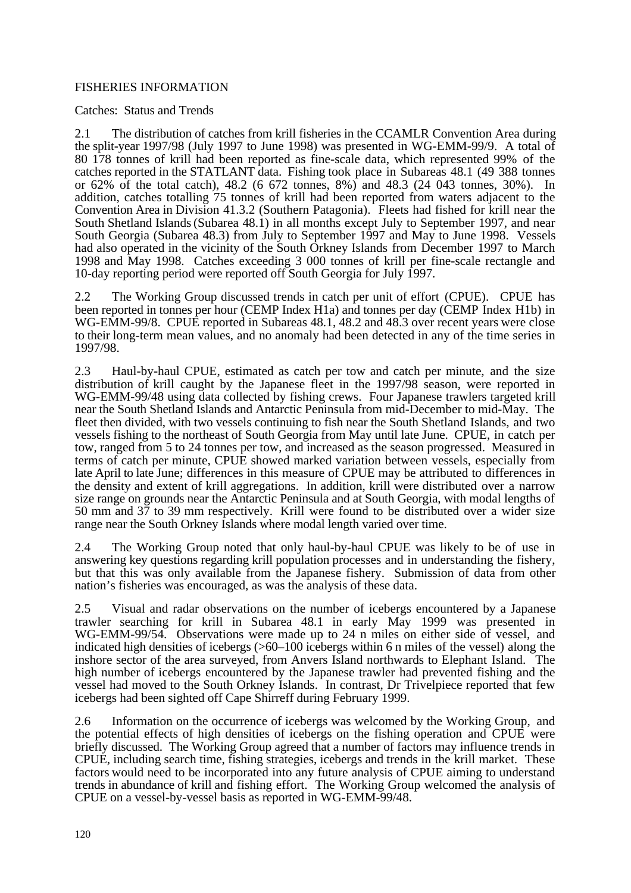## FISHERIES INFORMATION

### Catches: Status and Trends

2.1 The distribution of catches from krill fisheries in the CCAMLR Convention Area during the split-year 1997/98 (July 1997 to June 1998) was presented in WG-EMM-99/9. A total of 80 178 tonnes of krill had been reported as fine-scale data, which represented 99% of the catches reported in the STATLANT data. Fishing took place in Subareas 48.1 (49 388 tonnes or 62% of the total catch), 48.2 (6 672 tonnes, 8%) and 48.3 (24 043 tonnes, 30%). In addition, catches totalling 75 tonnes of krill had been reported from waters adjacent to the Convention Area in Division 41.3.2 (Southern Patagonia). Fleets had fished for krill near the South Shetland Islands (Subarea 48.1) in all months except July to September 1997, and near South Georgia (Subarea 48.3) from July to September 1997 and May to June 1998. Vessels had also operated in the vicinity of the South Orkney Islands from December 1997 to March 1998 and May 1998. Catches exceeding 3 000 tonnes of krill per fine-scale rectangle and 10-day reporting period were reported off South Georgia for July 1997.

2.2 The Working Group discussed trends in catch per unit of effort (CPUE). CPUE has been reported in tonnes per hour (CEMP Index H1a) and tonnes per day (CEMP Index H1b) in WG-EMM-99/8. CPUE reported in Subareas 48.1, 48.2 and 48.3 over recent years were close to their long-term mean values, and no anomaly had been detected in any of the time series in 1997/98.

2.3 Haul-by-haul CPUE, estimated as catch per tow and catch per minute, and the size distribution of krill caught by the Japanese fleet in the 1997/98 season, were reported in WG-EMM-99/48 using data collected by fishing crews. Four Japanese trawlers targeted krill near the South Shetland Islands and Antarctic Peninsula from mid-December to mid-May. The fleet then divided, with two vessels continuing to fish near the South Shetland Islands, and two vessels fishing to the northeast of South Georgia from May until late June. CPUE, in catch per tow, ranged from 5 to 24 tonnes per tow, and increased as the season progressed. Measured in terms of catch per minute, CPUE showed marked variation between vessels, especially from late April to late June; differences in this measure of CPUE may be attributed to differences in the density and extent of krill aggregations. In addition, krill were distributed over a narrow size range on grounds near the Antarctic Peninsula and at South Georgia, with modal lengths of 50 mm and 37 to 39 mm respectively. Krill were found to be distributed over a wider size range near the South Orkney Islands where modal length varied over time.

2.4 The Working Group noted that only haul-by-haul CPUE was likely to be of use in answering key questions regarding krill population processes and in understanding the fishery, but that this was only available from the Japanese fishery. Submission of data from other nation's fisheries was encouraged, as was the analysis of these data.

2.5 Visual and radar observations on the number of icebergs encountered by a Japanese trawler searching for krill in Subarea 48.1 in early May 1999 was presented in WG-EMM-99/54. Observations were made up to 24 n miles on either side of vessel, and indicated high densities of icebergs (>60–100 icebergs within 6 n miles of the vessel) along the inshore sector of the area surveyed, from Anvers Island northwards to Elephant Island. The high number of icebergs encountered by the Japanese trawler had prevented fishing and the vessel had moved to the South Orkney Islands. In contrast, Dr Trivelpiece reported that few icebergs had been sighted off Cape Shirreff during February 1999.

2.6 Information on the occurrence of icebergs was welcomed by the Working Group, and the potential effects of high densities of icebergs on the fishing operation and CPUE were briefly discussed. The Working Group agreed that a number of factors may influence trends in CPUE, including search time, fishing strategies, icebergs and trends in the krill market. These factors would need to be incorporated into any future analysis of CPUE aiming to understand trends in abundance of krill and fishing effort. The Working Group welcomed the analysis of CPUE on a vessel-by-vessel basis as reported in WG-EMM-99/48.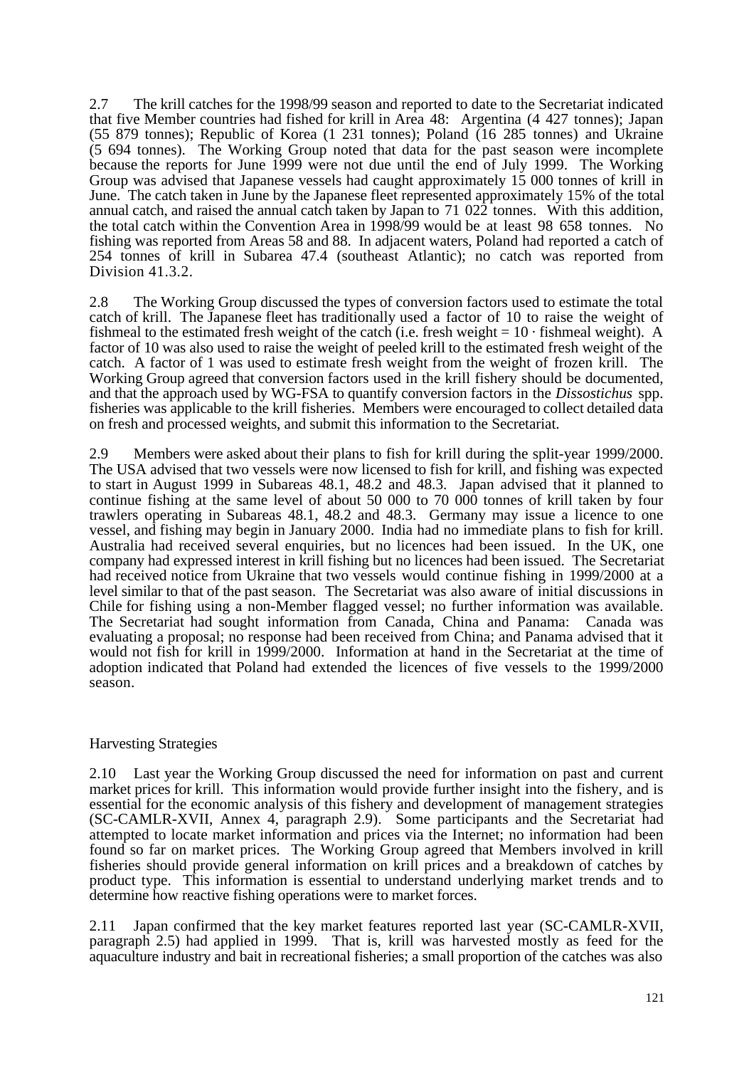2.7 The krill catches for the 1998/99 season and reported to date to the Secretariat indicated that five Member countries had fished for krill in Area 48: Argentina (4 427 tonnes); Japan (55 879 tonnes); Republic of Korea (1 231 tonnes); Poland (16 285 tonnes) and Ukraine (5 694 tonnes). The Working Group noted that data for the past season were incomplete because the reports for June 1999 were not due until the end of July 1999. The Working Group was advised that Japanese vessels had caught approximately 15 000 tonnes of krill in June. The catch taken in June by the Japanese fleet represented approximately 15% of the total annual catch, and raised the annual catch taken by Japan to 71 022 tonnes. With this addition, the total catch within the Convention Area in 1998/99 would be at least 98 658 tonnes. No fishing was reported from Areas 58 and 88. In adjacent waters, Poland had reported a catch of 254 tonnes of krill in Subarea 47.4 (southeast Atlantic); no catch was reported from Division 41.3.2.

2.8 The Working Group discussed the types of conversion factors used to estimate the total catch of krill. The Japanese fleet has traditionally used a factor of 10 to raise the weight of fishmeal to the estimated fresh weight of the catch (i.e. fresh weight = 10 · fishmeal weight). A factor of 10 was also used to raise the weight of peeled krill to the estimated fresh weight of the catch. A factor of 1 was used to estimate fresh weight from the weight of frozen krill. The Working Group agreed that conversion factors used in the krill fishery should be documented, and that the approach used by WG-FSA to quantify conversion factors in the *Dissostichus* spp. fisheries was applicable to the krill fisheries. Members were encouraged to collect detailed data on fresh and processed weights, and submit this information to the Secretariat.

2.9 Members were asked about their plans to fish for krill during the split-year 1999/2000. The USA advised that two vessels were now licensed to fish for krill, and fishing was expected to start in August 1999 in Subareas 48.1, 48.2 and 48.3. Japan advised that it planned to continue fishing at the same level of about 50 000 to 70 000 tonnes of krill taken by four trawlers operating in Subareas 48.1, 48.2 and 48.3. Germany may issue a licence to one vessel, and fishing may begin in January 2000. India had no immediate plans to fish for krill. Australia had received several enquiries, but no licences had been issued. In the UK, one company had expressed interest in krill fishing but no licences had been issued. The Secretariat had received notice from Ukraine that two vessels would continue fishing in 1999/2000 at a level similar to that of the past season. The Secretariat was also aware of initial discussions in Chile for fishing using a non-Member flagged vessel; no further information was available. The Secretariat had sought information from Canada, China and Panama: Canada was evaluating a proposal; no response had been received from China; and Panama advised that it would not fish for krill in 1999/2000. Information at hand in the Secretariat at the time of adoption indicated that Poland had extended the licences of five vessels to the 1999/2000 season.

## Harvesting Strategies

2.10 Last year the Working Group discussed the need for information on past and current market prices for krill. This information would provide further insight into the fishery, and is essential for the economic analysis of this fishery and development of management strategies (SC-CAMLR-XVII, Annex 4, paragraph 2.9). Some participants and the Secretariat had attempted to locate market information and prices via the Internet; no information had been found so far on market prices. The Working Group agreed that Members involved in krill fisheries should provide general information on krill prices and a breakdown of catches by product type. This information is essential to understand underlying market trends and to determine how reactive fishing operations were to market forces.

2.11 Japan confirmed that the key market features reported last year (SC-CAMLR-XVII, paragraph 2.5) had applied in 1999. That is, krill was harvested mostly as feed for the aquaculture industry and bait in recreational fisheries; a small proportion of the catches was also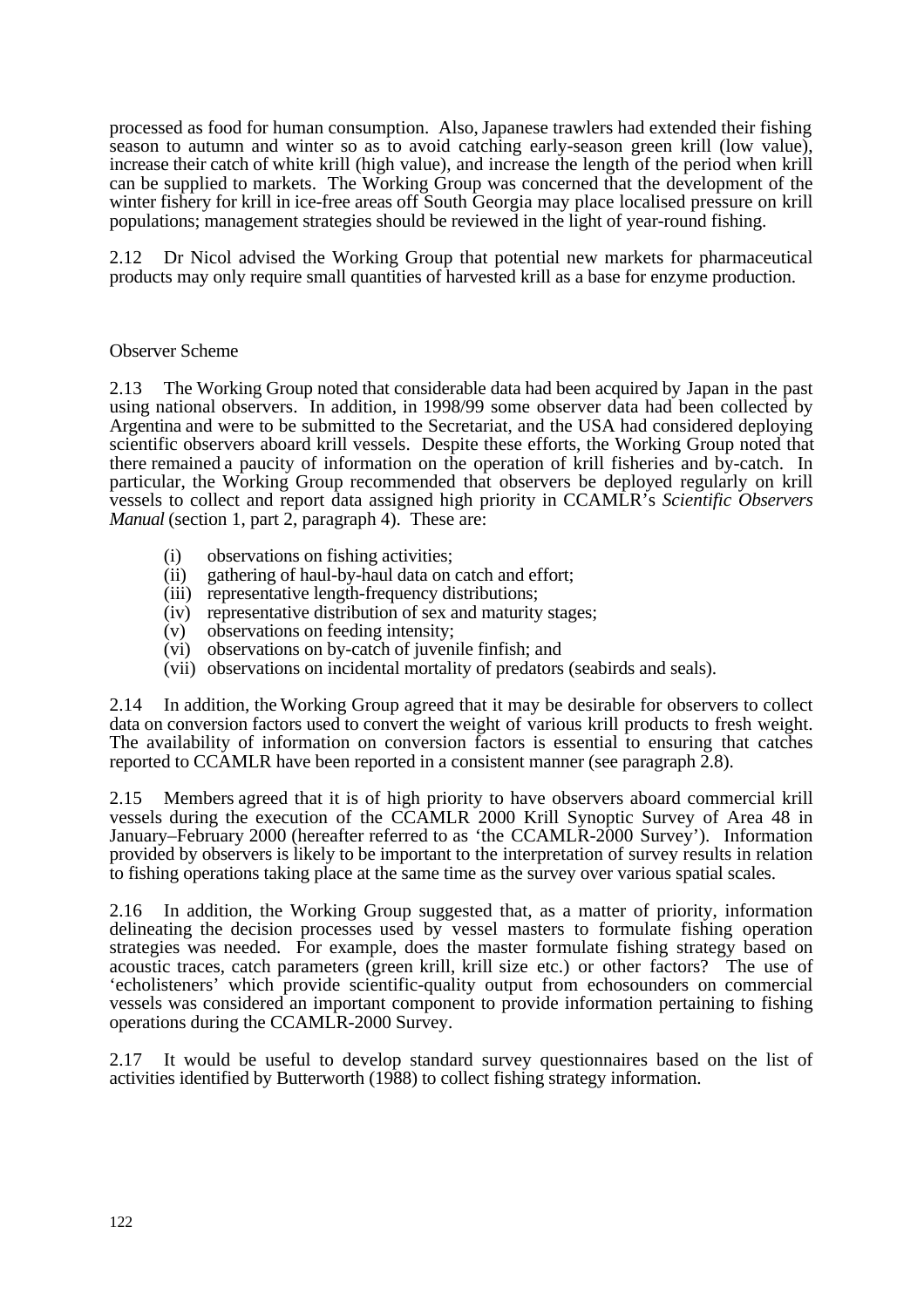processed as food for human consumption. Also, Japanese trawlers had extended their fishing season to autumn and winter so as to avoid catching early-season green krill (low value), increase their catch of white krill (high value), and increase the length of the period when krill can be supplied to markets. The Working Group was concerned that the development of the winter fishery for krill in ice-free areas off South Georgia may place localised pressure on krill populations; management strategies should be reviewed in the light of year-round fishing.

2.12 Dr Nicol advised the Working Group that potential new markets for pharmaceutical products may only require small quantities of harvested krill as a base for enzyme production.

### Observer Scheme

2.13 The Working Group noted that considerable data had been acquired by Japan in the past using national observers. In addition, in 1998/99 some observer data had been collected by Argentina and were to be submitted to the Secretariat, and the USA had considered deploying scientific observers aboard krill vessels. Despite these efforts, the Working Group noted that there remained a paucity of information on the operation of krill fisheries and by-catch. In particular, the Working Group recommended that observers be deployed regularly on krill vessels to collect and report data assigned high priority in CCAMLR's *Scientific Observers Manual* (section 1, part 2, paragraph 4). These are:

- (i) observations on fishing activities;
- (ii) gathering of haul-by-haul data on catch and effort;
- (iii) representative length-frequency distributions;
- (iv) representative distribution of sex and maturity stages;
- (v) observations on feeding intensity;
- (vi) observations on by-catch of juvenile finfish; and
- (vii) observations on incidental mortality of predators (seabirds and seals).

2.14 In addition, the Working Group agreed that it may be desirable for observers to collect data on conversion factors used to convert the weight of various krill products to fresh weight. The availability of information on conversion factors is essential to ensuring that catches reported to CCAMLR have been reported in a consistent manner (see paragraph 2.8).

2.15 Members agreed that it is of high priority to have observers aboard commercial krill vessels during the execution of the CCAMLR 2000 Krill Synoptic Survey of Area 48 in January–February 2000 (hereafter referred to as 'the CCAMLR-2000 Survey'). Information provided by observers is likely to be important to the interpretation of survey results in relation to fishing operations taking place at the same time as the survey over various spatial scales.

2.16 In addition, the Working Group suggested that, as a matter of priority, information delineating the decision processes used by vessel masters to formulate fishing operation strategies was needed. For example, does the master formulate fishing strategy based on acoustic traces, catch parameters (green krill, krill size etc.) or other factors? The use of 'echolisteners' which provide scientific-quality output from echosounders on commercial vessels was considered an important component to provide information pertaining to fishing operations during the CCAMLR-2000 Survey.

2.17 It would be useful to develop standard survey questionnaires based on the list of activities identified by Butterworth (1988) to collect fishing strategy information.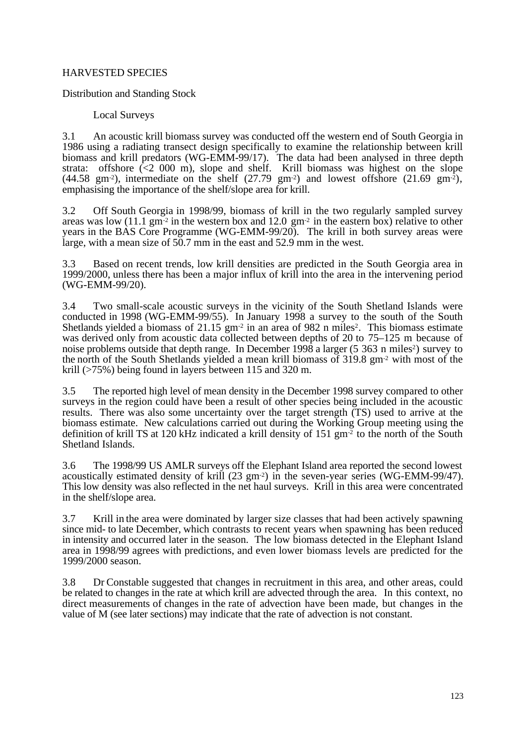# HARVESTED SPECIES

## Distribution and Standing Stock

### Local Surveys

3.1 An acoustic krill biomass survey was conducted off the western end of South Georgia in 1986 using a radiating transect design specifically to examine the relationship between krill biomass and krill predators (WG-EMM-99/17). The data had been analysed in three depth strata: offshore (<2 000 m), slope and shelf. Krill biomass was highest on the slope (44.58 $gm^{-2}$), intermediate on the shelf (27.79 $gm^{-2}$) and lowest offshore (21.69 $gm^{-2}$), emphasising the importance of the shelf/slope area for krill.

3.2 Off South Georgia in 1998/99, biomass of krill in the two regularly sampled survey areas was low (11.1 $gm^{-2}$ in the western box and 12.0 $gm^{-2}$ in the eastern box) relative to other years in the BAS Core Programme (WG-EMM-99/20). The krill in both survey areas were large, with a mean size of 50.7 mm in the east and 52.9 mm in the west.

3.3 Based on recent trends, low krill densities are predicted in the South Georgia area in 1999/2000, unless there has been a major influx of krill into the area in the intervening period (WG-EMM-99/20).

3.4 Two small-scale acoustic surveys in the vicinity of the South Shetland Islands were conducted in 1998 (WG-EMM-99/55). In January 1998 a survey to the south of the South Shetlands yielded a biomass of 21.15 $gm^{-2}$ in an area of 982 n $miles^2$. This biomass estimate was derived only from acoustic data collected between depths of 20 to 75–125 m because of noise problems outside that depth range. In December 1998 a larger (5 363 n $miles^2$) survey to the north of the South Shetlands yielded a mean krill biomass of 319.8 $gm^{-2}$ with most of the krill (>75%) being found in layers between 115 and 320 m.

3.5 The reported high level of mean density in the December 1998 survey compared to other surveys in the region could have been a result of other species being included in the acoustic results. There was also some uncertainty over the target strength (TS) used to arrive at the biomass estimate. New calculations carried out during the Working Group meeting using the definition of krill TS at 120 kHz indicated a krill density of 151 $gm^{-2}$ to the north of the South Shetland Islands.

3.6 The 1998/99 US AMLR surveys off the Elephant Island area reported the second lowest acoustically estimated density of krill (23 $gm^{-2}$) in the seven-year series (WG-EMM-99/47). This low density was also reflected in the net haul surveys. Krill in this area were concentrated in the shelf/slope area.

3.7 Krill in the area were dominated by larger size classes that had been actively spawning since mid- to late December, which contrasts to recent years when spawning has been reduced in intensity and occurred later in the season. The low biomass detected in the Elephant Island area in 1998/99 agrees with predictions, and even lower biomass levels are predicted for the 1999/2000 season.

3.8 Dr Constable suggested that changes in recruitment in this area, and other areas, could be related to changes in the rate at which krill are advected through the area. In this context, no direct measurements of changes in the rate of advection have been made, but changes in the value of M (see later sections) may indicate that the rate of advection is not constant.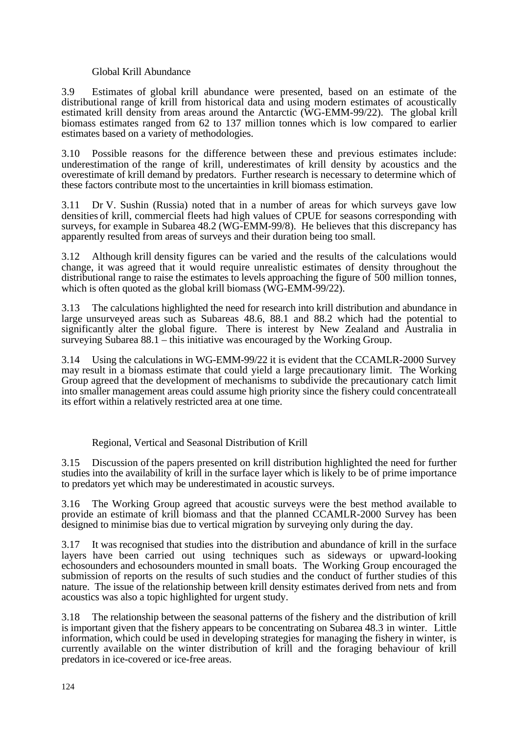### Global Krill Abundance

3.9 Estimates of global krill abundance were presented, based on an estimate of the distributional range of krill from historical data and using modern estimates of acoustically estimated krill density from areas around the Antarctic (WG-EMM-99/22). The global krill biomass estimates ranged from 62 to 137 million tonnes which is low compared to earlier estimates based on a variety of methodologies.

3.10 Possible reasons for the difference between these and previous estimates include: underestimation of the range of krill, underestimates of krill density by acoustics and the overestimate of krill demand by predators. Further research is necessary to determine which of these factors contribute most to the uncertainties in krill biomass estimation.

3.11 Dr V. Sushin (Russia) noted that in a number of areas for which surveys gave low densities of krill, commercial fleets had high values of CPUE for seasons corresponding with surveys, for example in Subarea 48.2 (WG-EMM-99/8). He believes that this discrepancy has apparently resulted from areas of surveys and their duration being too small.

3.12 Although krill density figures can be varied and the results of the calculations would change, it was agreed that it would require unrealistic estimates of density throughout the distributional range to raise the estimates to levels approaching the figure of 500 million tonnes, which is often quoted as the global krill biomass (WG-EMM-99/22).

3.13 The calculations highlighted the need for research into krill distribution and abundance in large unsurveyed areas such as Subareas 48.6, 88.1 and 88.2 which had the potential to significantly alter the global figure. There is interest by New Zealand and Australia in surveying Subarea 88.1 – this initiative was encouraged by the Working Group.

3.14 Using the calculations in WG-EMM-99/22 it is evident that the CCAMLR-2000 Survey may result in a biomass estimate that could yield a large precautionary limit. The Working Group agreed that the development of mechanisms to subdivide the precautionary catch limit into smaller management areas could assume high priority since the fishery could concentrate all its effort within a relatively restricted area at one time.

### Regional, Vertical and Seasonal Distribution of Krill

3.15 Discussion of the papers presented on krill distribution highlighted the need for further studies into the availability of krill in the surface layer which is likely to be of prime importance to predators yet which may be underestimated in acoustic surveys.

3.16 The Working Group agreed that acoustic surveys were the best method available to provide an estimate of krill biomass and that the planned CCAMLR-2000 Survey has been designed to minimise bias due to vertical migration by surveying only during the day.

3.17 It was recognised that studies into the distribution and abundance of krill in the surface layers have been carried out using techniques such as sideways or upward-looking echosounders and echosounders mounted in small boats. The Working Group encouraged the submission of reports on the results of such studies and the conduct of further studies of this nature. The issue of the relationship between krill density estimates derived from nets and from acoustics was also a topic highlighted for urgent study.

3.18 The relationship between the seasonal patterns of the fishery and the distribution of krill is important given that the fishery appears to be concentrating on Subarea 48.3 in winter. Little information, which could be used in developing strategies for managing the fishery in winter, is currently available on the winter distribution of krill and the foraging behaviour of krill predators in ice-covered or ice-free areas.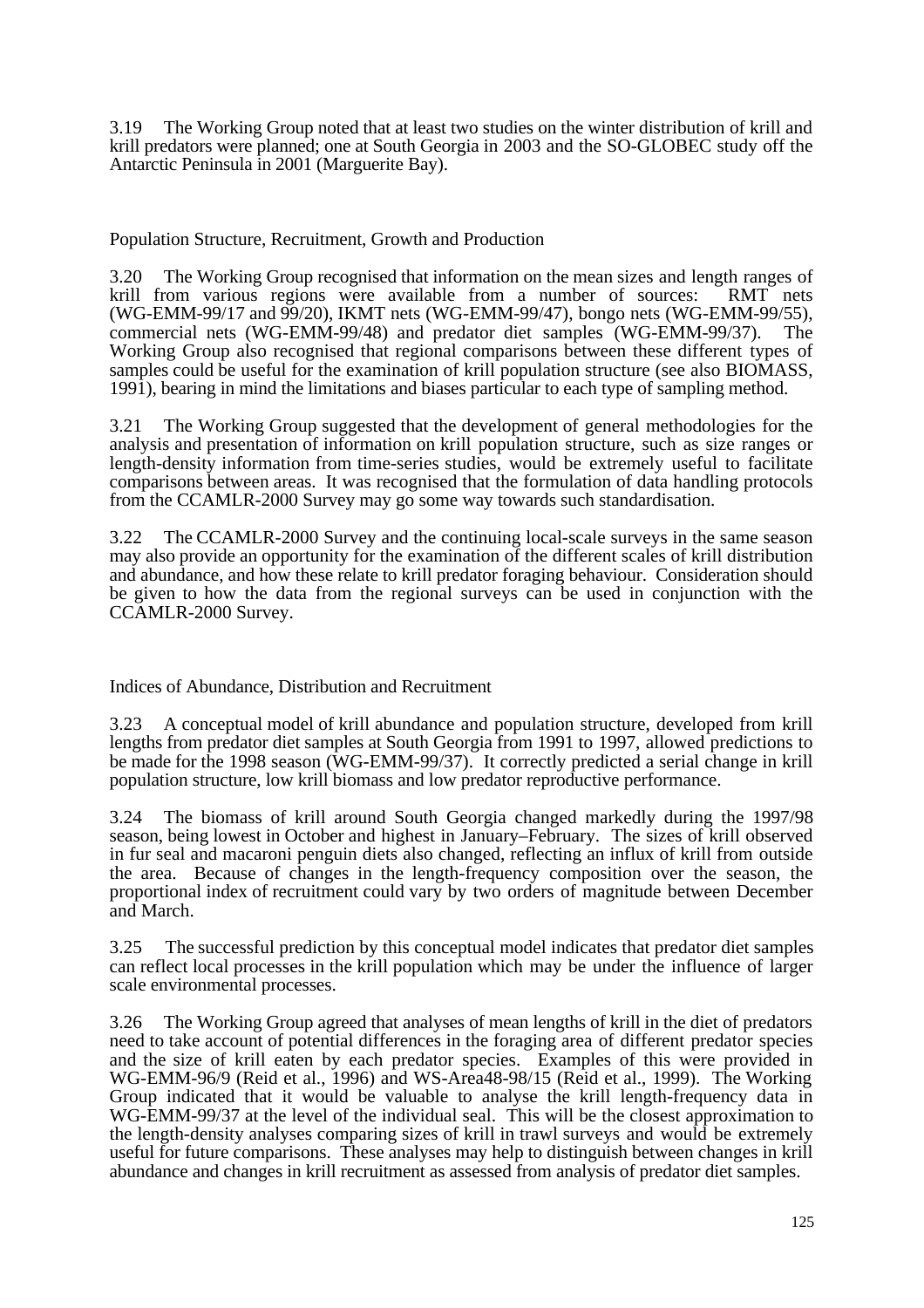3.19 The Working Group noted that at least two studies on the winter distribution of krill and krill predators were planned; one at South Georgia in 2003 and the SO-GLOBEC study off the Antarctic Peninsula in 2001 (Marguerite Bay).

### Population Structure, Recruitment, Growth and Production

3.20 The Working Group recognised that information on the mean sizes and length ranges of krill from various regions were available from a number of sources: RMT nets (WG-EMM-99/17 and 99/20), IKMT nets (WG-EMM-99/47), bongo nets (WG-EMM-99/55), commercial nets (WG-EMM-99/48) and predator diet samples (WG-EMM-99/37). The Working Group also recognised that regional comparisons between these different types of samples could be useful for the examination of krill population structure (see also BIOMASS, 1991), bearing in mind the limitations and biases particular to each type of sampling method.

3.21 The Working Group suggested that the development of general methodologies for the analysis and presentation of information on krill population structure, such as size ranges or length-density information from time-series studies, would be extremely useful to facilitate comparisons between areas. It was recognised that the formulation of data handling protocols from the CCAMLR-2000 Survey may go some way towards such standardisation.

3.22 The CCAMLR-2000 Survey and the continuing local-scale surveys in the same season may also provide an opportunity for the examination of the different scales of krill distribution and abundance, and how these relate to krill predator foraging behaviour. Consideration should be given to how the data from the regional surveys can be used in conjunction with the CCAMLR-2000 Survey.

### Indices of Abundance, Distribution and Recruitment

3.23 A conceptual model of krill abundance and population structure, developed from krill lengths from predator diet samples at South Georgia from 1991 to 1997, allowed predictions to be made for the 1998 season (WG-EMM-99/37). It correctly predicted a serial change in krill population structure, low krill biomass and low predator reproductive performance.

3.24 The biomass of krill around South Georgia changed markedly during the 1997/98 season, being lowest in October and highest in January–February. The sizes of krill observed in fur seal and macaroni penguin diets also changed, reflecting an influx of krill from outside the area. Because of changes in the length-frequency composition over the season, the proportional index of recruitment could vary by two orders of magnitude between December and March.

3.25 The successful prediction by this conceptual model indicates that predator diet samples can reflect local processes in the krill population which may be under the influence of larger scale environmental processes.

3.26 The Working Group agreed that analyses of mean lengths of krill in the diet of predators need to take account of potential differences in the foraging area of different predator species and the size of krill eaten by each predator species. Examples of this were provided in WG-EMM-96/9 (Reid et al., 1996) and WS-Area48-98/15 (Reid et al., 1999). The Working Group indicated that it would be valuable to analyse the krill length-frequency data in WG-EMM-99/37 at the level of the individual seal. This will be the closest approximation to the length-density analyses comparing sizes of krill in trawl surveys and would be extremely useful for future comparisons. These analyses may help to distinguish between changes in krill abundance and changes in krill recruitment as assessed from analysis of predator diet samples.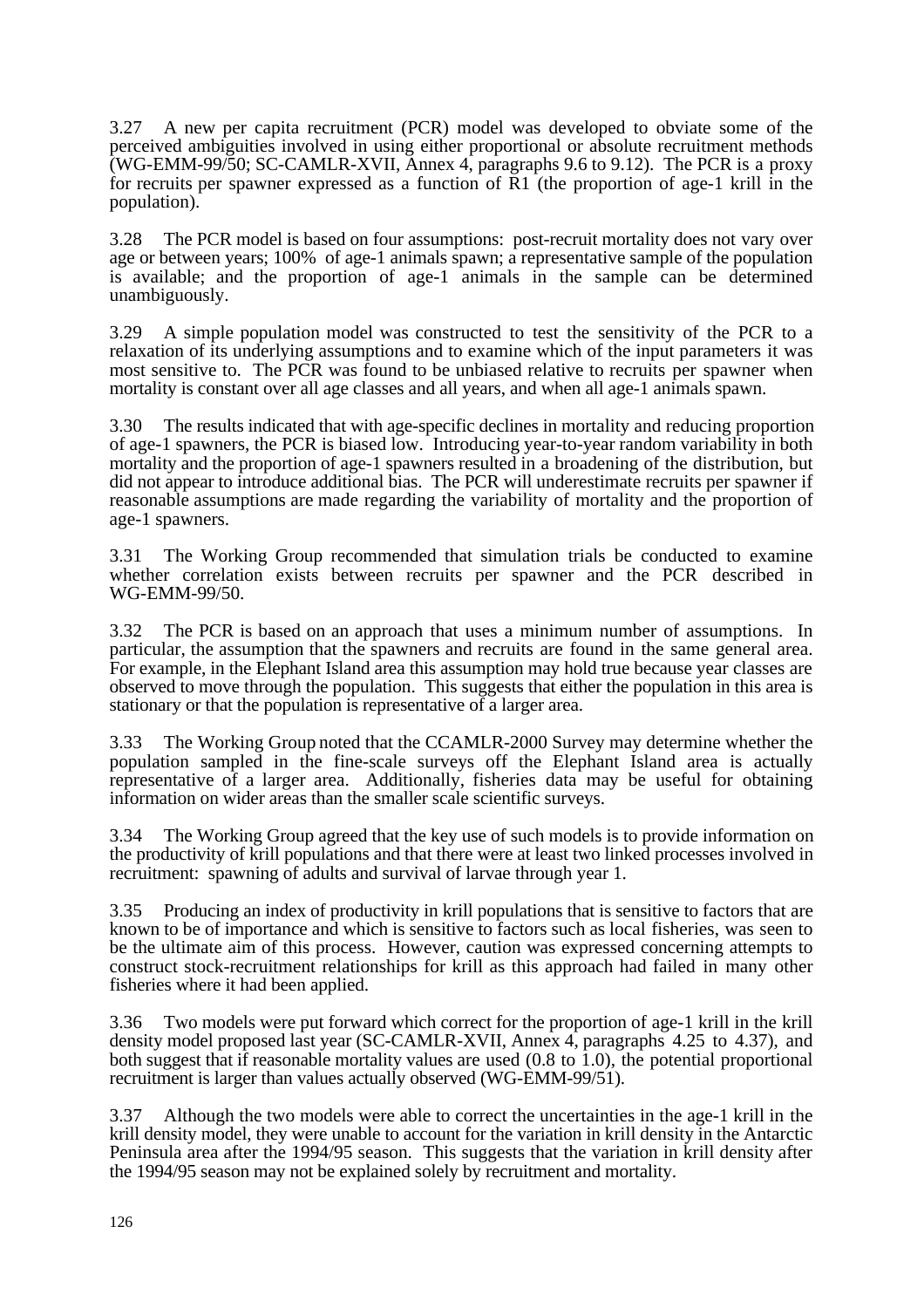3.27 A new per capita recruitment (PCR) model was developed to obviate some of the perceived ambiguities involved in using either proportional or absolute recruitment methods (WG-EMM-99/50; SC-CAMLR-XVII, Annex 4, paragraphs 9.6 to 9.12). The PCR is a proxy for recruits per spawner expressed as a function of R1 (the proportion of age-1 krill in the population).

3.28 The PCR model is based on four assumptions: post-recruit mortality does not vary over age or between years; 100% of age-1 animals spawn; a representative sample of the population is available; and the proportion of age-1 animals in the sample can be determined unambiguously.

3.29 A simple population model was constructed to test the sensitivity of the PCR to a relaxation of its underlying assumptions and to examine which of the input parameters it was most sensitive to. The PCR was found to be unbiased relative to recruits per spawner when mortality is constant over all age classes and all years, and when all age-1 animals spawn.

3.30 The results indicated that with age-specific declines in mortality and reducing proportion of age-1 spawners, the PCR is biased low. Introducing year-to-year random variability in both mortality and the proportion of age-1 spawners resulted in a broadening of the distribution, but did not appear to introduce additional bias. The PCR will underestimate recruits per spawner if reasonable assumptions are made regarding the variability of mortality and the proportion of age-1 spawners.

3.31 The Working Group recommended that simulation trials be conducted to examine whether correlation exists between recruits per spawner and the PCR described in WG-EMM-99/50.

3.32 The PCR is based on an approach that uses a minimum number of assumptions. In particular, the assumption that the spawners and recruits are found in the same general area. For example, in the Elephant Island area this assumption may hold true because year classes are observed to move through the population. This suggests that either the population in this area is stationary or that the population is representative of a larger area.

3.33 The Working Group noted that the CCAMLR-2000 Survey may determine whether the population sampled in the fine-scale surveys off the Elephant Island area is actually representative of a larger area. Additionally, fisheries data may be useful for obtaining information on wider areas than the smaller scale scientific surveys.

3.34 The Working Group agreed that the key use of such models is to provide information on the productivity of krill populations and that there were at least two linked processes involved in recruitment: spawning of adults and survival of larvae through year 1.

3.35 Producing an index of productivity in krill populations that is sensitive to factors that are known to be of importance and which is sensitive to factors such as local fisheries, was seen to be the ultimate aim of this process. However, caution was expressed concerning attempts to construct stock-recruitment relationships for krill as this approach had failed in many other fisheries where it had been applied.

3.36 Two models were put forward which correct for the proportion of age-1 krill in the krill density model proposed last year (SC-CAMLR-XVII, Annex 4, paragraphs 4.25 to 4.37), and both suggest that if reasonable mortality values are used (0.8 to 1.0), the potential proportional recruitment is larger than values actually observed (WG-EMM-99/51).

3.37 Although the two models were able to correct the uncertainties in the age-1 krill in the krill density model, they were unable to account for the variation in krill density in the Antarctic Peninsula area after the 1994/95 season. This suggests that the variation in krill density after the 1994/95 season may not be explained solely by recruitment and mortality.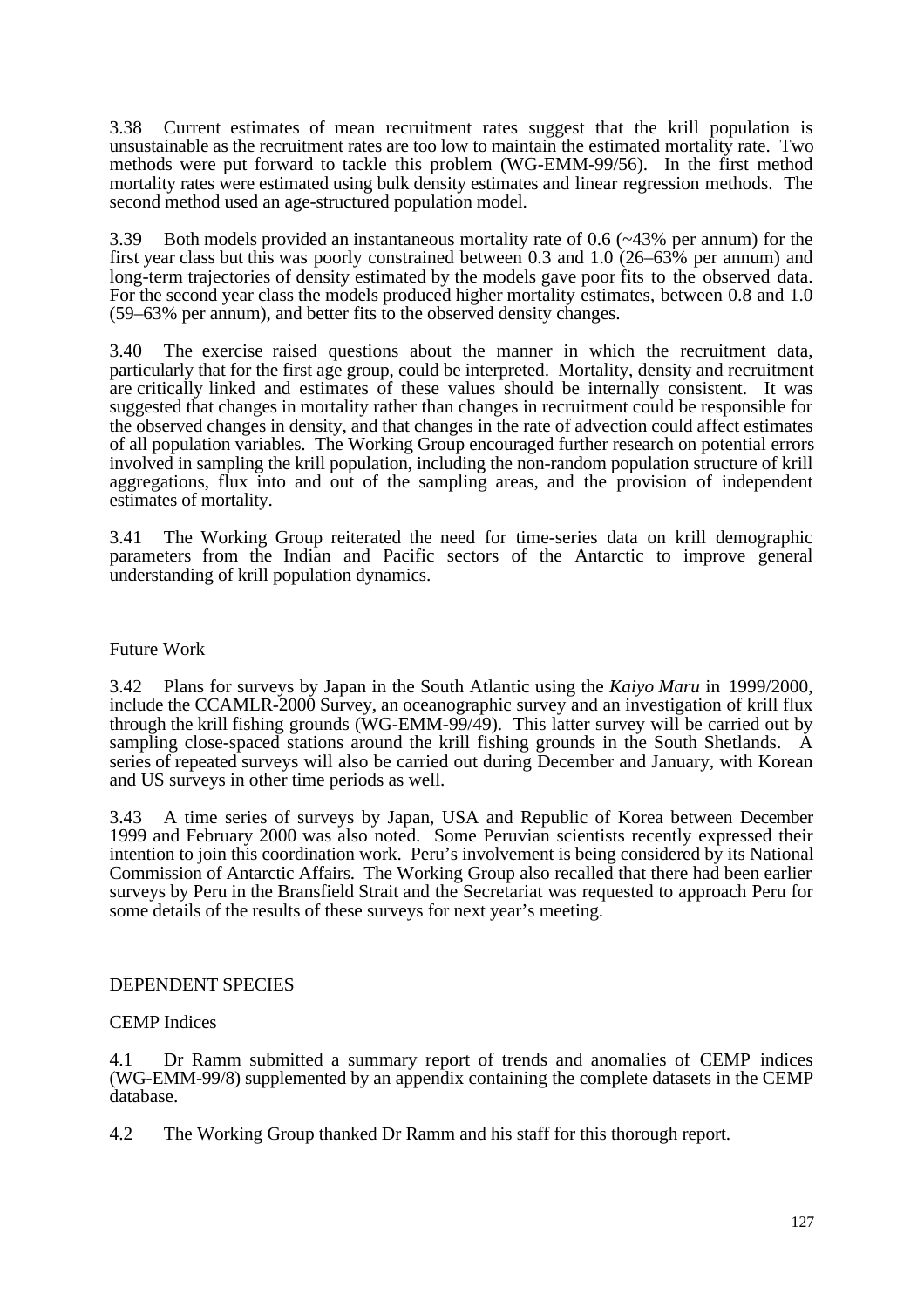3.38 Current estimates of mean recruitment rates suggest that the krill population is unsustainable as the recruitment rates are too low to maintain the estimated mortality rate. Two methods were put forward to tackle this problem (WG-EMM-99/56). In the first method mortality rates were estimated using bulk density estimates and linear regression methods. The second method used an age-structured population model.

3.39 Both models provided an instantaneous mortality rate of 0.6 (~43% per annum) for the first year class but this was poorly constrained between 0.3 and 1.0 (26–63% per annum) and long-term trajectories of density estimated by the models gave poor fits to the observed data. For the second year class the models produced higher mortality estimates, between 0.8 and 1.0 (59–63% per annum), and better fits to the observed density changes.

3.40 The exercise raised questions about the manner in which the recruitment data, particularly that for the first age group, could be interpreted. Mortality, density and recruitment are critically linked and estimates of these values should be internally consistent. It was suggested that changes in mortality rather than changes in recruitment could be responsible for the observed changes in density, and that changes in the rate of advection could affect estimates of all population variables. The Working Group encouraged further research on potential errors involved in sampling the krill population, including the non-random population structure of krill aggregations, flux into and out of the sampling areas, and the provision of independent estimates of mortality.

3.41 The Working Group reiterated the need for time-series data on krill demographic parameters from the Indian and Pacific sectors of the Antarctic to improve general understanding of krill population dynamics.

### Future Work

3.42 Plans for surveys by Japan in the South Atlantic using the *Kaiyo Maru* in 1999/2000, include the CCAMLR-2000 Survey, an oceanographic survey and an investigation of krill flux through the krill fishing grounds (WG-EMM-99/49). This latter survey will be carried out by sampling close-spaced stations around the krill fishing grounds in the South Shetlands. A series of repeated surveys will also be carried out during December and January, with Korean and US surveys in other time periods as well.

3.43 A time series of surveys by Japan, USA and Republic of Korea between December 1999 and February 2000 was also noted. Some Peruvian scientists recently expressed their intention to join this coordination work. Peru's involvement is being considered by its National Commission of Antarctic Affairs. The Working Group also recalled that there had been earlier surveys by Peru in the Bransfield Strait and the Secretariat was requested to approach Peru for some details of the results of these surveys for next year's meeting.

## DEPENDENT SPECIES

### CEMP Indices

4.1 Dr Ramm submitted a summary report of trends and anomalies of CEMP indices (WG-EMM-99/8) supplemented by an appendix containing the complete datasets in the CEMP database.

4.2 The Working Group thanked Dr Ramm and his staff for this thorough report.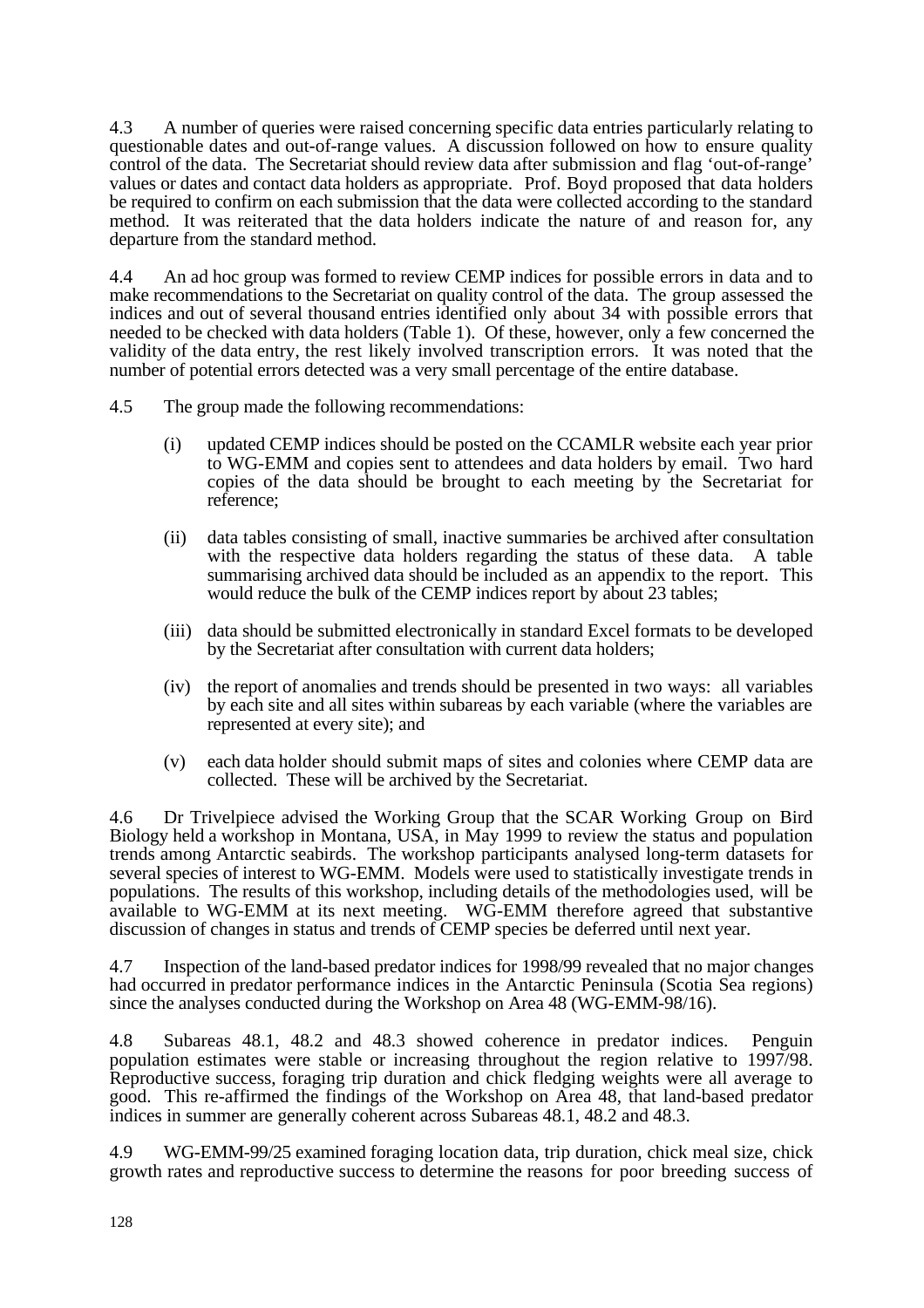4.3 A number of queries were raised concerning specific data entries particularly relating to questionable dates and out-of-range values. A discussion followed on how to ensure quality control of the data. The Secretariat should review data after submission and flag 'out-of-range' values or dates and contact data holders as appropriate. Prof. Boyd proposed that data holders be required to confirm on each submission that the data were collected according to the standard method. It was reiterated that the data holders indicate the nature of and reason for, any departure from the standard method.

4.4 An ad hoc group was formed to review CEMP indices for possible errors in data and to make recommendations to the Secretariat on quality control of the data. The group assessed the indices and out of several thousand entries identified only about 34 with possible errors that needed to be checked with data holders (Table 1). Of these, however, only a few concerned the validity of the data entry, the rest likely involved transcription errors. It was noted that the number of potential errors detected was a very small percentage of the entire database.

4.5 The group made the following recommendations:

(i) updated CEMP indices should be posted on the CCAMLR website each year prior to WG-EMM and copies sent to attendees and data holders by email. Two hard copies of the data should be brought to each meeting by the Secretariat for reference;

(ii) data tables consisting of small, inactive summaries be archived after consultation with the respective data holders regarding the status of these data. A table summarising archived data should be included as an appendix to the report. This would reduce the bulk of the CEMP indices report by about 23 tables;

(iii) data should be submitted electronically in standard Excel formats to be developed by the Secretariat after consultation with current data holders;

(iv) the report of anomalies and trends should be presented in two ways: all variables by each site and all sites within subareas by each variable (where the variables are represented at every site); and

(v) each data holder should submit maps of sites and colonies where CEMP data are collected. These will be archived by the Secretariat.

4.6 Dr Trivelpiece advised the Working Group that the SCAR Working Group on Bird Biology held a workshop in Montana, USA, in May 1999 to review the status and population trends among Antarctic seabirds. The workshop participants analysed long-term datasets for several species of interest to WG-EMM. Models were used to statistically investigate trends in populations. The results of this workshop, including details of the methodologies used, will be available to WG-EMM at its next meeting. WG-EMM therefore agreed that substantive discussion of changes in status and trends of CEMP species be deferred until next year.

4.7 Inspection of the land-based predator indices for 1998/99 revealed that no major changes had occurred in predator performance indices in the Antarctic Peninsula (Scotia Sea regions) since the analyses conducted during the Workshop on Area 48 (WG-EMM-98/16).

4.8 Subareas 48.1, 48.2 and 48.3 showed coherence in predator indices. Penguin population estimates were stable or increasing throughout the region relative to 1997/98. Reproductive success, foraging trip duration and chick fledging weights were all average to good. This re-affirmed the findings of the Workshop on Area 48, that land-based predator indices in summer are generally coherent across Subareas 48.1, 48.2 and 48.3.

4.9 WG-EMM-99/25 examined foraging location data, trip duration, chick meal size, chick growth rates and reproductive success to determine the reasons for poor breeding success of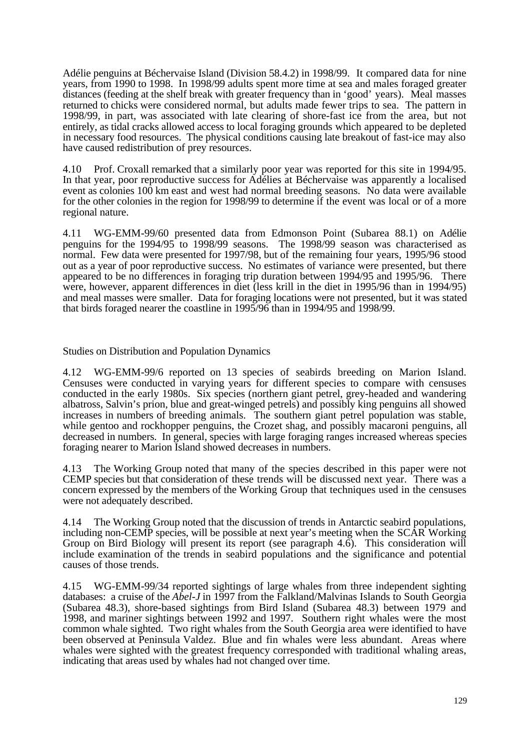Adélie penguins at Béchervaise Island (Division 58.4.2) in 1998/99. It compared data for nine years, from 1990 to 1998. In 1998/99 adults spent more time at sea and males foraged greater distances (feeding at the shelf break with greater frequency than in 'good' years). Meal masses returned to chicks were considered normal, but adults made fewer trips to sea. The pattern in 1998/99, in part, was associated with late clearing of shore-fast ice from the area, but not entirely, as tidal cracks allowed access to local foraging grounds which appeared to be depleted in necessary food resources. The physical conditions causing late breakout of fast-ice may also have caused redistribution of prey resources.

4.10 Prof. Croxall remarked that a similarly poor year was reported for this site in 1994/95. In that year, poor reproductive success for Adélies at Béchervaise was apparently a localised event as colonies 100 km east and west had normal breeding seasons. No data were available for the other colonies in the region for 1998/99 to determine if the event was local or of a more regional nature.

4.11 WG-EMM-99/60 presented data from Edmonson Point (Subarea 88.1) on Adélie penguins for the 1994/95 to 1998/99 seasons. The 1998/99 season was characterised as normal. Few data were presented for 1997/98, but of the remaining four years, 1995/96 stood out as a year of poor reproductive success. No estimates of variance were presented, but there appeared to be no differences in foraging trip duration between 1994/95 and 1995/96. There were, however, apparent differences in diet (less krill in the diet in 1995/96 than in 1994/95) and meal masses were smaller. Data for foraging locations were not presented, but it was stated that birds foraged nearer the coastline in 1995/96 than in 1994/95 and 1998/99.

## Studies on Distribution and Population Dynamics

4.12 WG-EMM-99/6 reported on 13 species of seabirds breeding on Marion Island. Censuses were conducted in varying years for different species to compare with censuses conducted in the early 1980s. Six species (northern giant petrel, grey-headed and wandering albatross, Salvin's prion, blue and great-winged petrels) and possibly king penguins all showed increases in numbers of breeding animals. The southern giant petrel population was stable, while gentoo and rockhopper penguins, the Crozet shag, and possibly macaroni penguins, all decreased in numbers. In general, species with large foraging ranges increased whereas species foraging nearer to Marion Island showed decreases in numbers.

4.13 The Working Group noted that many of the species described in this paper were not CEMP species but that consideration of these trends will be discussed next year. There was a concern expressed by the members of the Working Group that techniques used in the censuses were not adequately described.

4.14 The Working Group noted that the discussion of trends in Antarctic seabird populations, including non-CEMP species, will be possible at next year's meeting when the SCAR Working Group on Bird Biology will present its report (see paragraph 4.6). This consideration will include examination of the trends in seabird populations and the significance and potential causes of those trends.

4.15 WG-EMM-99/34 reported sightings of large whales from three independent sighting databases: a cruise of the *Abel-J* in 1997 from the Falkland/Malvinas Islands to South Georgia (Subarea 48.3), shore-based sightings from Bird Island (Subarea 48.3) between 1979 and 1998, and mariner sightings between 1992 and 1997. Southern right whales were the most common whale sighted. Two right whales from the South Georgia area were identified to have been observed at Peninsula Valdez. Blue and fin whales were less abundant. Areas where whales were sighted with the greatest frequency corresponded with traditional whaling areas, indicating that areas used by whales had not changed over time.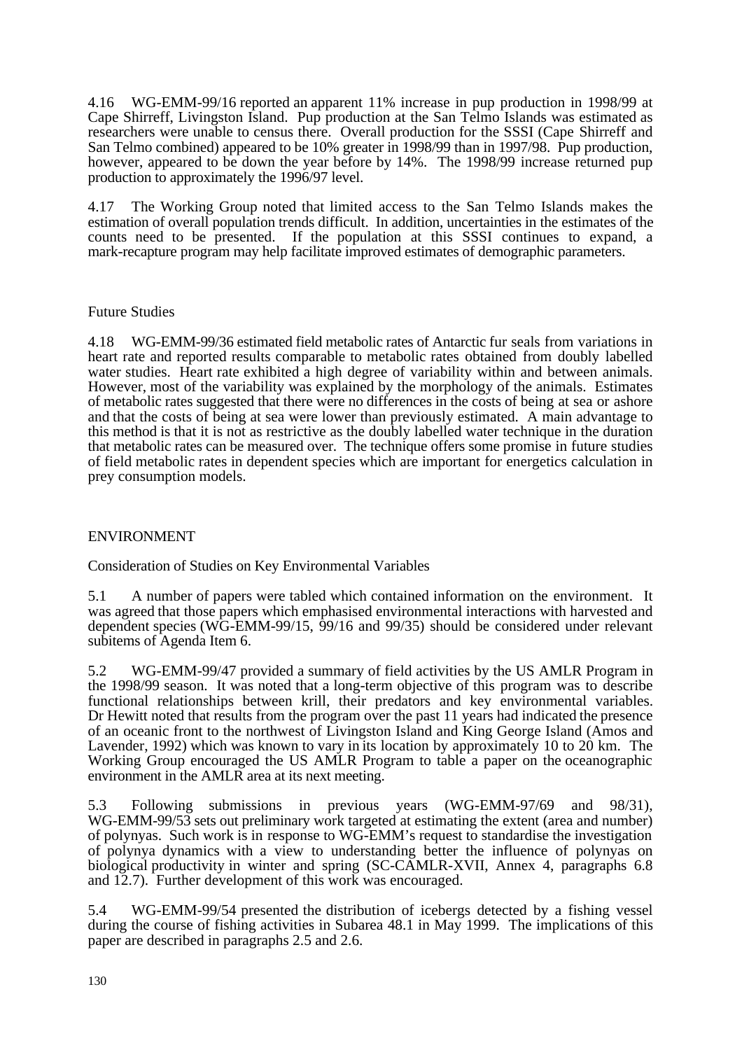4.16 WG-EMM-99/16 reported an apparent 11% increase in pup production in 1998/99 at Cape Shirreff, Livingston Island. Pup production at the San Telmo Islands was estimated as researchers were unable to census there. Overall production for the SSSI (Cape Shirreff and San Telmo combined) appeared to be 10% greater in 1998/99 than in 1997/98. Pup production, however, appeared to be down the year before by 14%. The 1998/99 increase returned pup production to approximately the 1996/97 level.

4.17 The Working Group noted that limited access to the San Telmo Islands makes the estimation of overall population trends difficult. In addition, uncertainties in the estimates of the counts need to be presented. If the population at this SSSI continues to expand, a mark-recapture program may help facilitate improved estimates of demographic parameters.

### Future Studies

4.18 WG-EMM-99/36 estimated field metabolic rates of Antarctic fur seals from variations in heart rate and reported results comparable to metabolic rates obtained from doubly labelled water studies. Heart rate exhibited a high degree of variability within and between animals. However, most of the variability was explained by the morphology of the animals. Estimates of metabolic rates suggested that there were no differences in the costs of being at sea or ashore and that the costs of being at sea were lower than previously estimated. A main advantage to this method is that it is not as restrictive as the doubly labelled water technique in the duration that metabolic rates can be measured over. The technique offers some promise in future studies of field metabolic rates in dependent species which are important for energetics calculation in prey consumption models.

## ENVIRONMENT

### Consideration of Studies on Key Environmental Variables

5.1 A number of papers were tabled which contained information on the environment. It was agreed that those papers which emphasised environmental interactions with harvested and dependent species (WG-EMM-99/15, 99/16 and 99/35) should be considered under relevant subitems of Agenda Item 6.

5.2 WG-EMM-99/47 provided a summary of field activities by the US AMLR Program in the 1998/99 season. It was noted that a long-term objective of this program was to describe functional relationships between krill, their predators and key environmental variables. Dr Hewitt noted that results from the program over the past 11 years had indicated the presence of an oceanic front to the northwest of Livingston Island and King George Island (Amos and Lavender, 1992) which was known to vary in its location by approximately 10 to 20 km. The Working Group encouraged the US AMLR Program to table a paper on the oceanographic environment in the AMLR area at its next meeting.

5.3 Following submissions in previous years (WG-EMM-97/69 and 98/31), WG-EMM-99/53 sets out preliminary work targeted at estimating the extent (area and number) of polynyas. Such work is in response to WG-EMM's request to standardise the investigation of polynya dynamics with a view to understanding better the influence of polynyas on biological productivity in winter and spring (SC-CAMLR-XVII, Annex 4, paragraphs 6.8 and 12.7). Further development of this work was encouraged.

5.4 WG-EMM-99/54 presented the distribution of icebergs detected by a fishing vessel during the course of fishing activities in Subarea 48.1 in May 1999. The implications of this paper are described in paragraphs 2.5 and 2.6.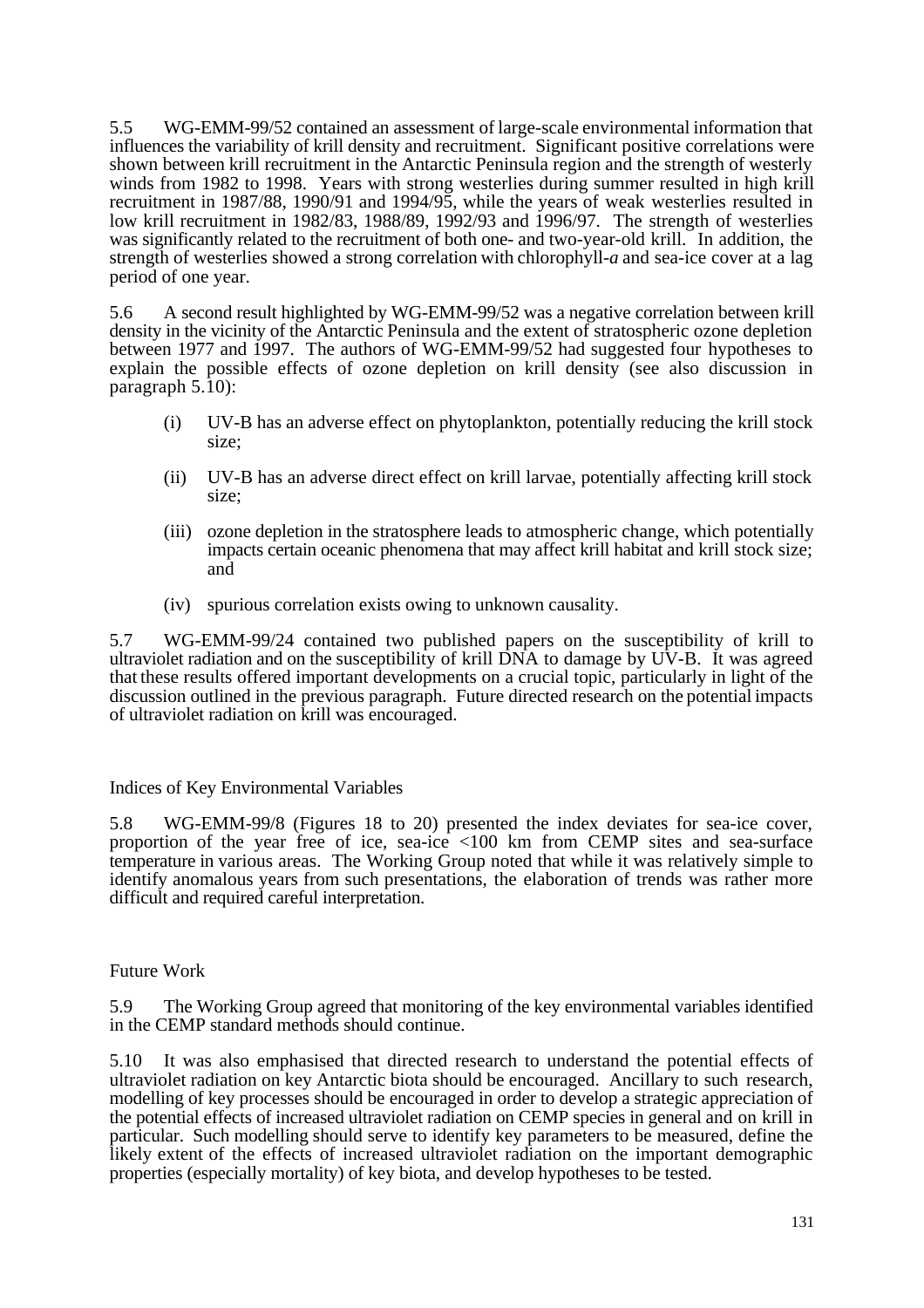5.5 WG-EMM-99/52 contained an assessment of large-scale environmental information that influences the variability of krill density and recruitment. Significant positive correlations were shown between krill recruitment in the Antarctic Peninsula region and the strength of westerly winds from 1982 to 1998. Years with strong westerlies during summer resulted in high krill recruitment in 1987/88, 1990/91 and 1994/95, while the years of weak westerlies resulted in low krill recruitment in 1982/83, 1988/89, 1992/93 and 1996/97. The strength of westerlies was significantly related to the recruitment of both one- and two-year-old krill. In addition, the strength of westerlies showed a strong correlation with chlorophyll-*a* and sea-ice cover at a lag period of one year.

5.6 A second result highlighted by WG-EMM-99/52 was a negative correlation between krill density in the vicinity of the Antarctic Peninsula and the extent of stratospheric ozone depletion between 1977 and 1997. The authors of WG-EMM-99/52 had suggested four hypotheses to explain the possible effects of ozone depletion on krill density (see also discussion in paragraph 5.10):

- (i) UV-B has an adverse effect on phytoplankton, potentially reducing the krill stock size;
- (ii) UV-B has an adverse direct effect on krill larvae, potentially affecting krill stock size;
- (iii) ozone depletion in the stratosphere leads to atmospheric change, which potentially impacts certain oceanic phenomena that may affect krill habitat and krill stock size; and
- (iv) spurious correlation exists owing to unknown causality.

5.7 WG-EMM-99/24 contained two published papers on the susceptibility of krill to ultraviolet radiation and on the susceptibility of krill DNA to damage by UV-B. It was agreed that these results offered important developments on a crucial topic, particularly in light of the discussion outlined in the previous paragraph. Future directed research on the potential impacts of ultraviolet radiation on krill was encouraged.

## Indices of Key Environmental Variables

5.8 WG-EMM-99/8 (Figures 18 to 20) presented the index deviates for sea-ice cover, proportion of the year free of ice, sea-ice <100 km from CEMP sites and sea-surface temperature in various areas. The Working Group noted that while it was relatively simple to identify anomalous years from such presentations, the elaboration of trends was rather more difficult and required careful interpretation.

## Future Work

5.9 The Working Group agreed that monitoring of the key environmental variables identified in the CEMP standard methods should continue.

5.10 It was also emphasised that directed research to understand the potential effects of ultraviolet radiation on key Antarctic biota should be encouraged. Ancillary to such research, modelling of key processes should be encouraged in order to develop a strategic appreciation of the potential effects of increased ultraviolet radiation on CEMP species in general and on krill in particular. Such modelling should serve to identify key parameters to be measured, define the likely extent of the effects of increased ultraviolet radiation on the important demographic properties (especially mortality) of key biota, and develop hypotheses to be tested.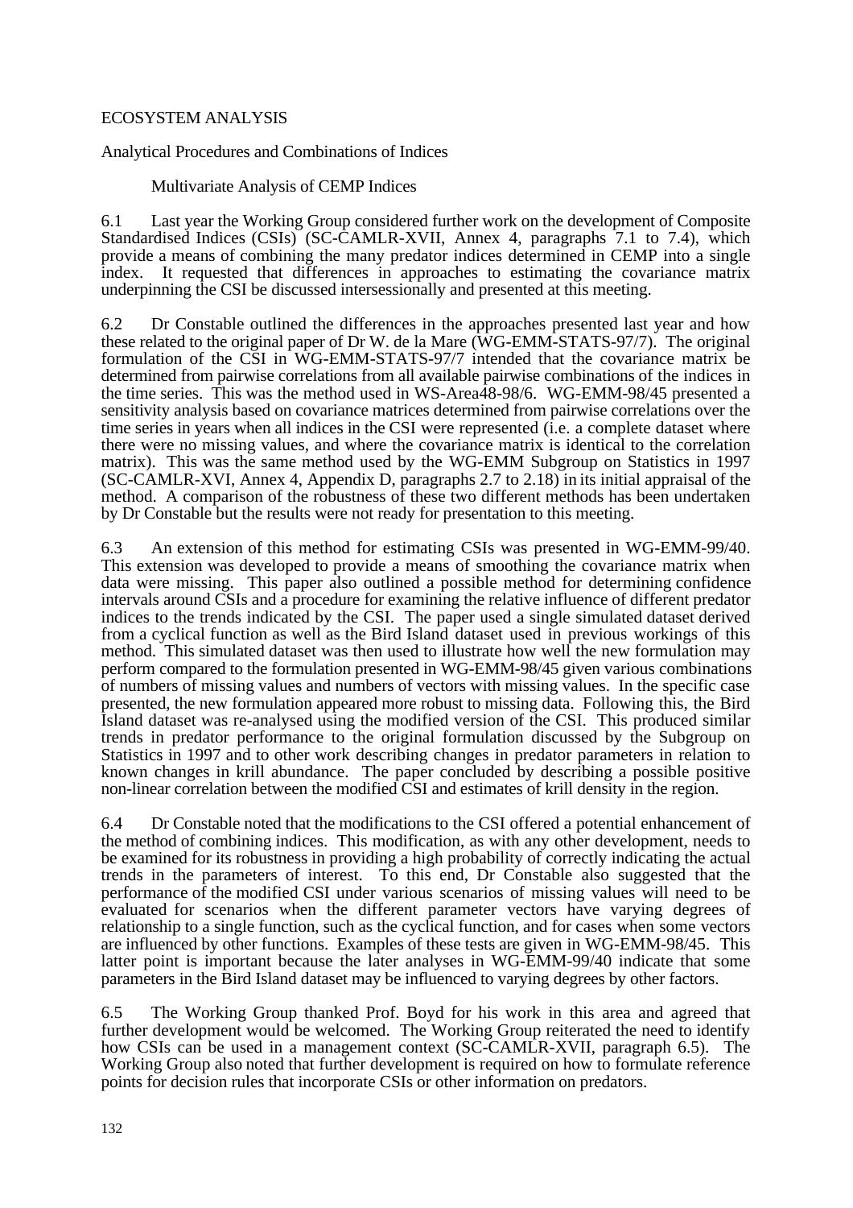# ECOSYSTEM ANALYSIS

## Analytical Procedures and Combinations of Indices

### Multivariate Analysis of CEMP Indices

6.1 Last year the Working Group considered further work on the development of Composite Standardised Indices (CSIs) (SC-CAMLR-XVII, Annex 4, paragraphs 7.1 to 7.4), which provide a means of combining the many predator indices determined in CEMP into a single index. It requested that differences in approaches to estimating the covariance matrix underpinning the CSI be discussed intersessionally and presented at this meeting.

6.2 Dr Constable outlined the differences in the approaches presented last year and how these related to the original paper of Dr W. de la Mare (WG-EMM-STATS-97/7). The original formulation of the CSI in WG-EMM-STATS-97/7 intended that the covariance matrix be determined from pairwise correlations from all available pairwise combinations of the indices in the time series. This was the method used in WS-Area48-98/6. WG-EMM-98/45 presented a sensitivity analysis based on covariance matrices determined from pairwise correlations over the time series in years when all indices in the CSI were represented (i.e. a complete dataset where there were no missing values, and where the covariance matrix is identical to the correlation matrix). This was the same method used by the WG-EMM Subgroup on Statistics in 1997 (SC-CAMLR-XVI, Annex 4, Appendix D, paragraphs 2.7 to 2.18) in its initial appraisal of the method. A comparison of the robustness of these two different methods has been undertaken by Dr Constable but the results were not ready for presentation to this meeting.

6.3 An extension of this method for estimating CSIs was presented in WG-EMM-99/40. This extension was developed to provide a means of smoothing the covariance matrix when data were missing. This paper also outlined a possible method for determining confidence intervals around CSIs and a procedure for examining the relative influence of different predator indices to the trends indicated by the CSI. The paper used a single simulated dataset derived from a cyclical function as well as the Bird Island dataset used in previous workings of this method. This simulated dataset was then used to illustrate how well the new formulation may perform compared to the formulation presented in WG-EMM-98/45 given various combinations of numbers of missing values and numbers of vectors with missing values. In the specific case presented, the new formulation appeared more robust to missing data. Following this, the Bird Island dataset was re-analysed using the modified version of the CSI. This produced similar trends in predator performance to the original formulation discussed by the Subgroup on Statistics in 1997 and to other work describing changes in predator parameters in relation to known changes in krill abundance. The paper concluded by describing a possible positive non-linear correlation between the modified CSI and estimates of krill density in the region.

6.4 Dr Constable noted that the modifications to the CSI offered a potential enhancement of the method of combining indices. This modification, as with any other development, needs to be examined for its robustness in providing a high probability of correctly indicating the actual trends in the parameters of interest. To this end, Dr Constable also suggested that the performance of the modified CSI under various scenarios of missing values will need to be evaluated for scenarios when the different parameter vectors have varying degrees of relationship to a single function, such as the cyclical function, and for cases when some vectors are influenced by other functions. Examples of these tests are given in WG-EMM-98/45. This latter point is important because the later analyses in WG-EMM-99/40 indicate that some parameters in the Bird Island dataset may be influenced to varying degrees by other factors.

6.5 The Working Group thanked Prof. Boyd for his work in this area and agreed that further development would be welcomed. The Working Group reiterated the need to identify how CSIs can be used in a management context (SC-CAMLR-XVII, paragraph 6.5). The Working Group also noted that further development is required on how to formulate reference points for decision rules that incorporate CSIs or other information on predators.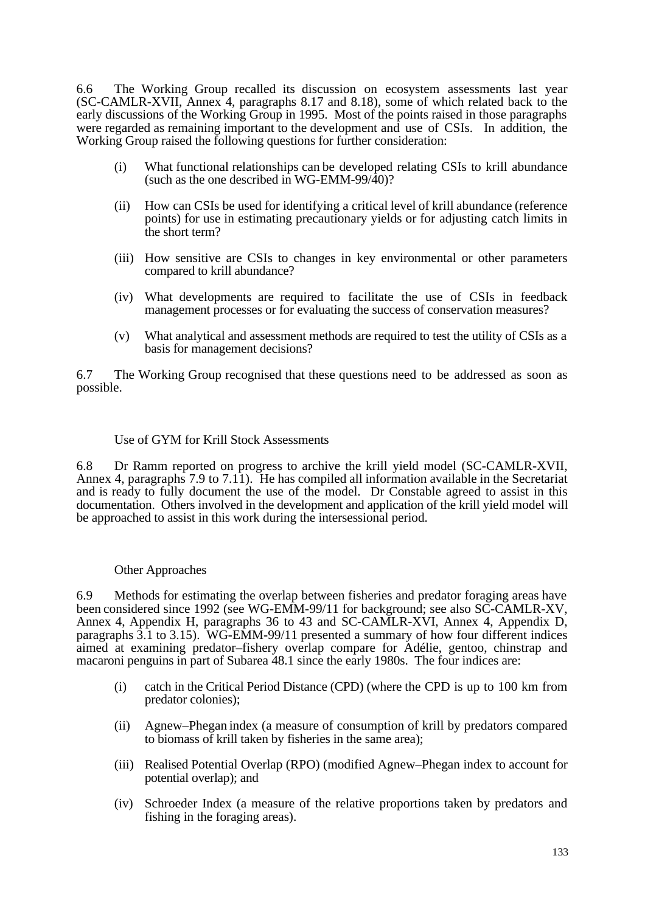6.6 The Working Group recalled its discussion on ecosystem assessments last year (SC-CAMLR-XVII, Annex 4, paragraphs 8.17 and 8.18), some of which related back to the early discussions of the Working Group in 1995. Most of the points raised in those paragraphs were regarded as remaining important to the development and use of CSIs. In addition, the Working Group raised the following questions for further consideration:

- (i) What functional relationships can be developed relating CSIs to krill abundance (such as the one described in WG-EMM-99/40)?
- (ii) How can CSIs be used for identifying a critical level of krill abundance (reference points) for use in estimating precautionary yields or for adjusting catch limits in the short term?
- (iii) How sensitive are CSIs to changes in key environmental or other parameters compared to krill abundance?
- (iv) What developments are required to facilitate the use of CSIs in feedback management processes or for evaluating the success of conservation measures?
- (v) What analytical and assessment methods are required to test the utility of CSIs as a basis for management decisions?

6.7 The Working Group recognised that these questions need to be addressed as soon as possible.

### Use of GYM for Krill Stock Assessments

6.8 Dr Ramm reported on progress to archive the krill yield model (SC-CAMLR-XVII, Annex 4, paragraphs 7.9 to 7.11). He has compiled all information available in the Secretariat and is ready to fully document the use of the model. Dr Constable agreed to assist in this documentation. Others involved in the development and application of the krill yield model will be approached to assist in this work during the intersessional period.

### Other Approaches

6.9 Methods for estimating the overlap between fisheries and predator foraging areas have been considered since 1992 (see WG-EMM-99/11 for background; see also SC-CAMLR-XV, Annex 4, Appendix H, paragraphs 36 to 43 and SC-CAMLR-XVI, Annex 4, Appendix D, paragraphs 3.1 to 3.15). WG-EMM-99/11 presented a summary of how four different indices aimed at examining predator–fishery overlap compare for Adélie, gentoo, chinstrap and macaroni penguins in part of Subarea 48.1 since the early 1980s. The four indices are:

- (i) catch in the Critical Period Distance (CPD) (where the CPD is up to 100 km from predator colonies);
- (ii) Agnew–Phegan index (a measure of consumption of krill by predators compared to biomass of krill taken by fisheries in the same area);
- (iii) Realised Potential Overlap (RPO) (modified Agnew–Phegan index to account for potential overlap); and
- (iv) Schroeder Index (a measure of the relative proportions taken by predators and fishing in the foraging areas).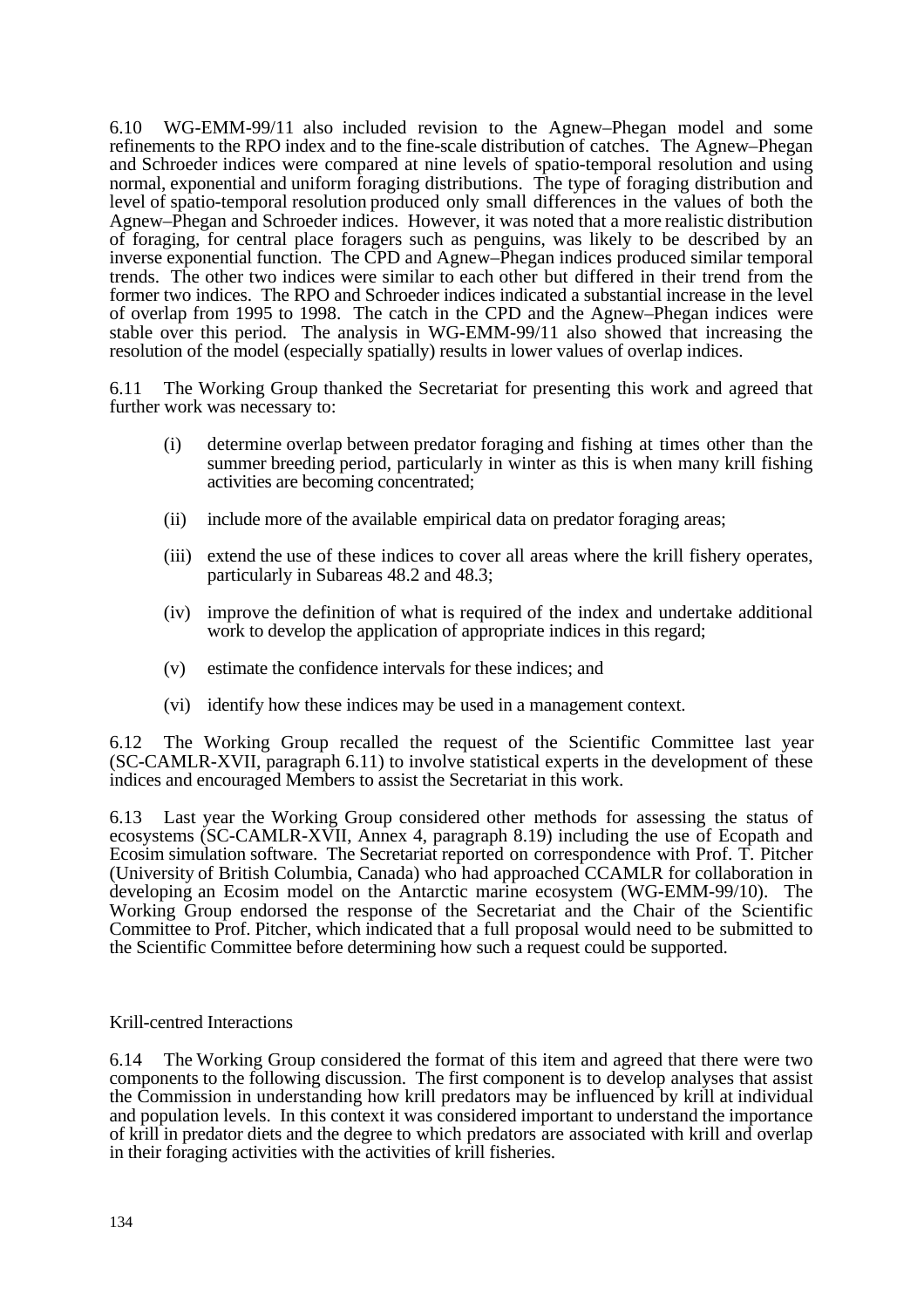6.10 WG-EMM-99/11 also included revision to the Agnew–Phegan model and some refinements to the RPO index and to the fine-scale distribution of catches. The Agnew–Phegan and Schroeder indices were compared at nine levels of spatio-temporal resolution and using normal, exponential and uniform foraging distributions. The type of foraging distribution and level of spatio-temporal resolution produced only small differences in the values of both the Agnew–Phegan and Schroeder indices. However, it was noted that a more realistic distribution of foraging, for central place foragers such as penguins, was likely to be described by an inverse exponential function. The CPD and Agnew–Phegan indices produced similar temporal trends. The other two indices were similar to each other but differed in their trend from the former two indices. The RPO and Schroeder indices indicated a substantial increase in the level of overlap from 1995 to 1998. The catch in the CPD and the Agnew–Phegan indices were stable over this period. The analysis in WG-EMM-99/11 also showed that increasing the resolution of the model (especially spatially) results in lower values of overlap indices.

6.11 The Working Group thanked the Secretariat for presenting this work and agreed that further work was necessary to:

(i) determine overlap between predator foraging and fishing at times other than the summer breeding period, particularly in winter as this is when many krill fishing activities are becoming concentrated;

(ii) include more of the available empirical data on predator foraging areas;

(iii) extend the use of these indices to cover all areas where the krill fishery operates, particularly in Subareas 48.2 and 48.3;

(iv) improve the definition of what is required of the index and undertake additional work to develop the application of appropriate indices in this regard;

(v) estimate the confidence intervals for these indices; and

(vi) identify how these indices may be used in a management context.

6.12 The Working Group recalled the request of the Scientific Committee last year (SC-CAMLR-XVII, paragraph 6.11) to involve statistical experts in the development of these indices and encouraged Members to assist the Secretariat in this work.

6.13 Last year the Working Group considered other methods for assessing the status of ecosystems (SC-CAMLR-XVII, Annex 4, paragraph 8.19) including the use of Ecopath and Ecosim simulation software. The Secretariat reported on correspondence with Prof. T. Pitcher (University of British Columbia, Canada) who had approached CCAMLR for collaboration in developing an Ecosim model on the Antarctic marine ecosystem (WG-EMM-99/10). The Working Group endorsed the response of the Secretariat and the Chair of the Scientific Committee to Prof. Pitcher, which indicated that a full proposal would need to be submitted to the Scientific Committee before determining how such a request could be supported.

## Krill-centred Interactions

6.14 The Working Group considered the format of this item and agreed that there were two components to the following discussion. The first component is to develop analyses that assist the Commission in understanding how krill predators may be influenced by krill at individual and population levels. In this context it was considered important to understand the importance of krill in predator diets and the degree to which predators are associated with krill and overlap in their foraging activities with the activities of krill fisheries.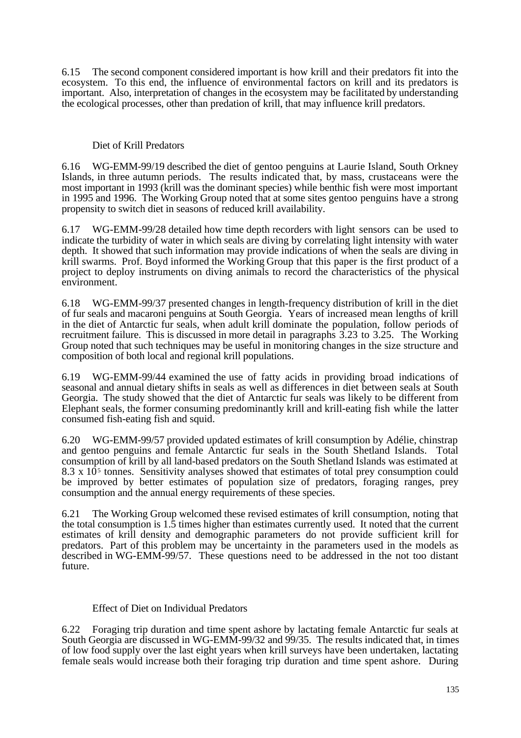6.15 The second component considered important is how krill and their predators fit into the ecosystem. To this end, the influence of environmental factors on krill and its predators is important. Also, interpretation of changes in the ecosystem may be facilitated by understanding the ecological processes, other than predation of krill, that may influence krill predators.

### Diet of Krill Predators

6.16 WG-EMM-99/19 described the diet of gentoo penguins at Laurie Island, South Orkney Islands, in three autumn periods. The results indicated that, by mass, crustaceans were the most important in 1993 (krill was the dominant species) while benthic fish were most important in 1995 and 1996. The Working Group noted that at some sites gentoo penguins have a strong propensity to switch diet in seasons of reduced krill availability.

6.17 WG-EMM-99/28 detailed how time depth recorders with light sensors can be used to indicate the turbidity of water in which seals are diving by correlating light intensity with water depth. It showed that such information may provide indications of when the seals are diving in krill swarms. Prof. Boyd informed the Working Group that this paper is the first product of a project to deploy instruments on diving animals to record the characteristics of the physical environment.

6.18 WG-EMM-99/37 presented changes in length-frequency distribution of krill in the diet of fur seals and macaroni penguins at South Georgia. Years of increased mean lengths of krill in the diet of Antarctic fur seals, when adult krill dominate the population, follow periods of recruitment failure. This is discussed in more detail in paragraphs 3.23 to 3.25. The Working Group noted that such techniques may be useful in monitoring changes in the size structure and composition of both local and regional krill populations.

6.19 WG-EMM-99/44 examined the use of fatty acids in providing broad indications of seasonal and annual dietary shifts in seals as well as differences in diet between seals at South Georgia. The study showed that the diet of Antarctic fur seals was likely to be different from Elephant seals, the former consuming predominantly krill and krill-eating fish while the latter consumed fish-eating fish and squid.

6.20 WG-EMM-99/57 provided updated estimates of krill consumption by Adélie, chinstrap and gentoo penguins and female Antarctic fur seals in the South Shetland Islands. Total consumption of krill by all land-based predators on the South Shetland Islands was estimated at $8.3 \times 10^5$ tonnes. Sensitivity analyses showed that estimates of total prey consumption could be improved by better estimates of population size of predators, foraging ranges, prey consumption and the annual energy requirements of these species.

6.21 The Working Group welcomed these revised estimates of krill consumption, noting that the total consumption is 1.5 times higher than estimates currently used. It noted that the current estimates of krill density and demographic parameters do not provide sufficient krill for predators. Part of this problem may be uncertainty in the parameters used in the models as described in WG-EMM-99/57. These questions need to be addressed in the not too distant future.

### Effect of Diet on Individual Predators

6.22 Foraging trip duration and time spent ashore by lactating female Antarctic fur seals at South Georgia are discussed in WG-EMM-99/32 and 99/35. The results indicated that, in times of low food supply over the last eight years when krill surveys have been undertaken, lactating female seals would increase both their foraging trip duration and time spent ashore. During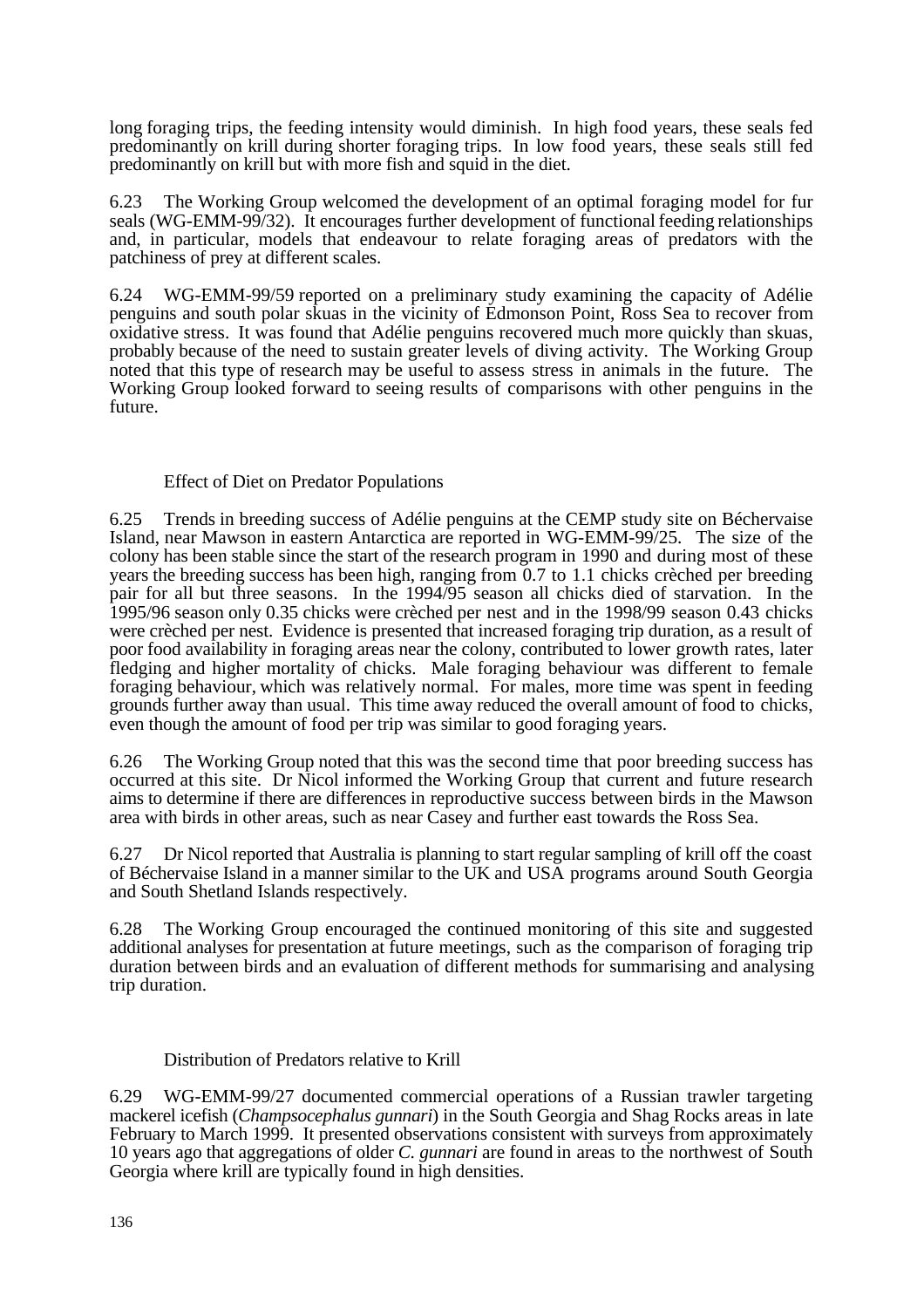long foraging trips, the feeding intensity would diminish. In high food years, these seals fed predominantly on krill during shorter foraging trips. In low food years, these seals still fed predominantly on krill but with more fish and squid in the diet.

6.23 The Working Group welcomed the development of an optimal foraging model for fur seals (WG-EMM-99/32). It encourages further development of functional feeding relationships and, in particular, models that endeavour to relate foraging areas of predators with the patchiness of prey at different scales.

6.24 WG-EMM-99/59 reported on a preliminary study examining the capacity of Adélie penguins and south polar skuas in the vicinity of Edmonson Point, Ross Sea to recover from oxidative stress. It was found that Adélie penguins recovered much more quickly than skuas, probably because of the need to sustain greater levels of diving activity. The Working Group noted that this type of research may be useful to assess stress in animals in the future. The Working Group looked forward to seeing results of comparisons with other penguins in the future.

### Effect of Diet on Predator Populations

6.25 Trends in breeding success of Adélie penguins at the CEMP study site on Béchervaise Island, near Mawson in eastern Antarctica are reported in WG-EMM-99/25. The size of the colony has been stable since the start of the research program in 1990 and during most of these years the breeding success has been high, ranging from 0.7 to 1.1 chicks crèched per breeding pair for all but three seasons. In the 1994/95 season all chicks died of starvation. In the 1995/96 season only 0.35 chicks were crèched per nest and in the 1998/99 season 0.43 chicks were crèched per nest. Evidence is presented that increased foraging trip duration, as a result of poor food availability in foraging areas near the colony, contributed to lower growth rates, later fledging and higher mortality of chicks. Male foraging behaviour was different to female foraging behaviour, which was relatively normal. For males, more time was spent in feeding grounds further away than usual. This time away reduced the overall amount of food to chicks, even though the amount of food per trip was similar to good foraging years.

6.26 The Working Group noted that this was the second time that poor breeding success has occurred at this site. Dr Nicol informed the Working Group that current and future research aims to determine if there are differences in reproductive success between birds in the Mawson area with birds in other areas, such as near Casey and further east towards the Ross Sea.

6.27 Dr Nicol reported that Australia is planning to start regular sampling of krill off the coast of Béchervaise Island in a manner similar to the UK and USA programs around South Georgia and South Shetland Islands respectively.

6.28 The Working Group encouraged the continued monitoring of this site and suggested additional analyses for presentation at future meetings, such as the comparison of foraging trip duration between birds and an evaluation of different methods for summarising and analysing trip duration.

### Distribution of Predators relative to Krill

6.29 WG-EMM-99/27 documented commercial operations of a Russian trawler targeting mackerel icefish (*Champsocephalus gunnari*) in the South Georgia and Shag Rocks areas in late February to March 1999. It presented observations consistent with surveys from approximately 10 years ago that aggregations of older *C. gunnari* are found in areas to the northwest of South Georgia where krill are typically found in high densities.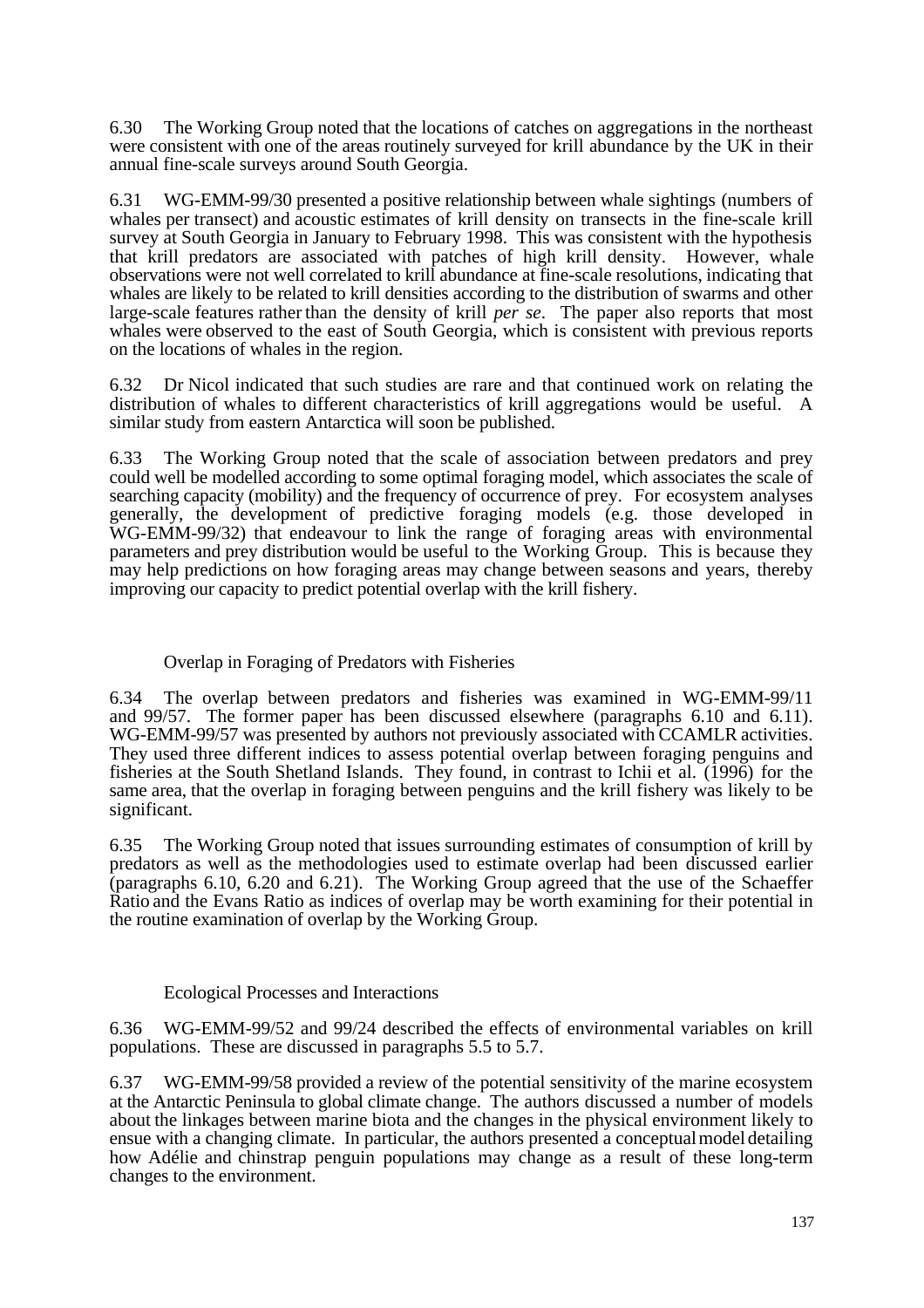6.30 The Working Group noted that the locations of catches on aggregations in the northeast were consistent with one of the areas routinely surveyed for krill abundance by the UK in their annual fine-scale surveys around South Georgia.

6.31 WG-EMM-99/30 presented a positive relationship between whale sightings (numbers of whales per transect) and acoustic estimates of krill density on transects in the fine-scale krill survey at South Georgia in January to February 1998. This was consistent with the hypothesis that krill predators are associated with patches of high krill density. However, whale observations were not well correlated to krill abundance at fine-scale resolutions, indicating that whales are likely to be related to krill densities according to the distribution of swarms and other large-scale features rather than the density of krill *per se*. The paper also reports that most whales were observed to the east of South Georgia, which is consistent with previous reports on the locations of whales in the region.

6.32 Dr Nicol indicated that such studies are rare and that continued work on relating the distribution of whales to different characteristics of krill aggregations would be useful. A similar study from eastern Antarctica will soon be published.

6.33 The Working Group noted that the scale of association between predators and prey could well be modelled according to some optimal foraging model, which associates the scale of searching capacity (mobility) and the frequency of occurrence of prey. For ecosystem analyses generally, the development of predictive foraging models (e.g. those developed in WG-EMM-99/32) that endeavour to link the range of foraging areas with environmental parameters and prey distribution would be useful to the Working Group. This is because they may help predictions on how foraging areas may change between seasons and years, thereby improving our capacity to predict potential overlap with the krill fishery.

### Overlap in Foraging of Predators with Fisheries

6.34 The overlap between predators and fisheries was examined in WG-EMM-99/11 and 99/57. The former paper has been discussed elsewhere (paragraphs 6.10 and 6.11). WG-EMM-99/57 was presented by authors not previously associated with CCAMLR activities. They used three different indices to assess potential overlap between foraging penguins and fisheries at the South Shetland Islands. They found, in contrast to Ichii et al. (1996) for the same area, that the overlap in foraging between penguins and the krill fishery was likely to be significant.

6.35 The Working Group noted that issues surrounding estimates of consumption of krill by predators as well as the methodologies used to estimate overlap had been discussed earlier (paragraphs 6.10, 6.20 and 6.21). The Working Group agreed that the use of the Schaeffer Ratio and the Evans Ratio as indices of overlap may be worth examining for their potential in the routine examination of overlap by the Working Group.

### Ecological Processes and Interactions

6.36 WG-EMM-99/52 and 99/24 described the effects of environmental variables on krill populations. These are discussed in paragraphs 5.5 to 5.7.

6.37 WG-EMM-99/58 provided a review of the potential sensitivity of the marine ecosystem at the Antarctic Peninsula to global climate change. The authors discussed a number of models about the linkages between marine biota and the changes in the physical environment likely to ensue with a changing climate. In particular, the authors presented a conceptual model detailing how Adélie and chinstrap penguin populations may change as a result of these long-term changes to the environment.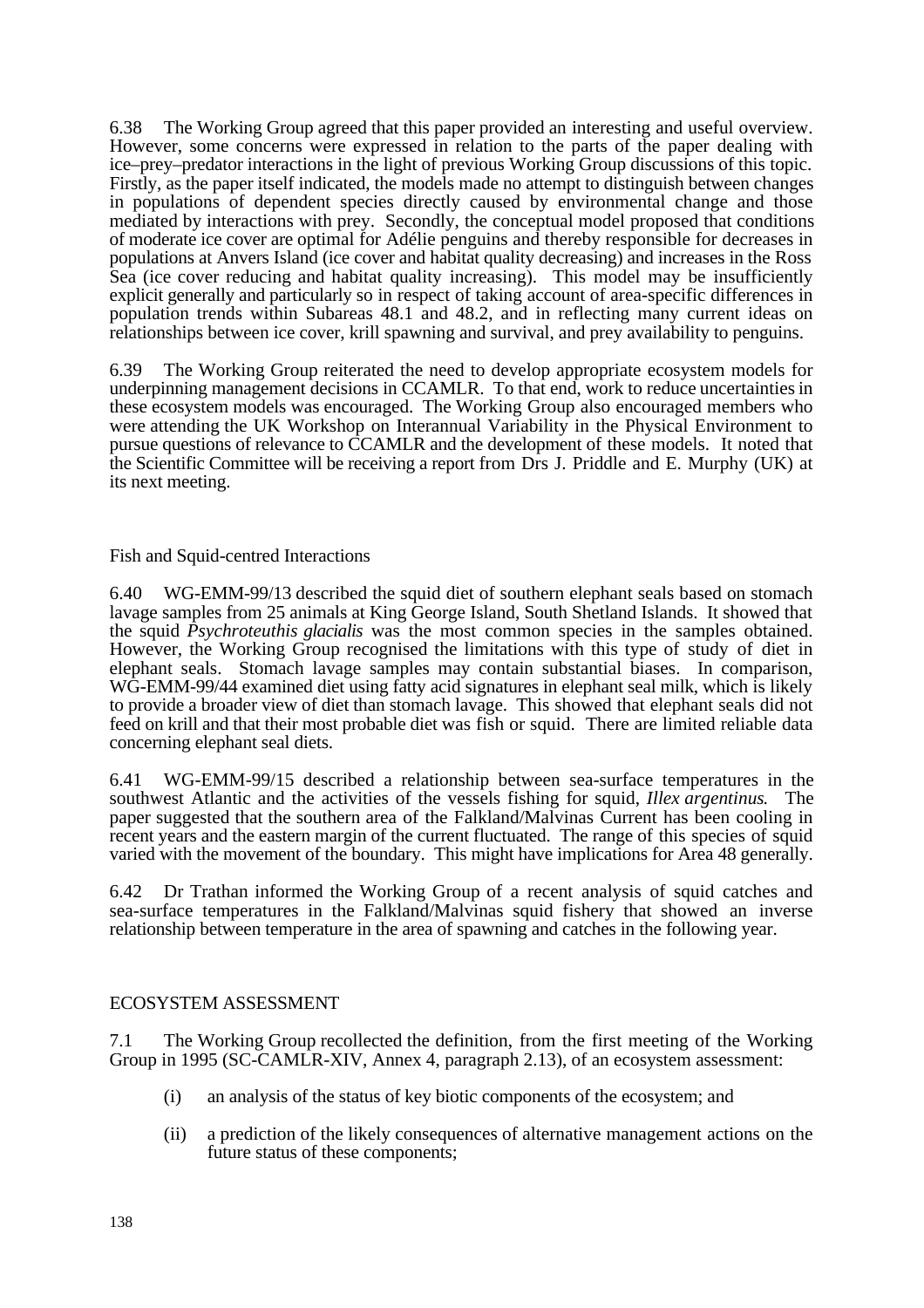6.38 The Working Group agreed that this paper provided an interesting and useful overview. However, some concerns were expressed in relation to the parts of the paper dealing with ice–prey–predator interactions in the light of previous Working Group discussions of this topic. Firstly, as the paper itself indicated, the models made no attempt to distinguish between changes in populations of dependent species directly caused by environmental change and those mediated by interactions with prey. Secondly, the conceptual model proposed that conditions of moderate ice cover are optimal for Adélie penguins and thereby responsible for decreases in populations at Anvers Island (ice cover and habitat quality decreasing) and increases in the Ross Sea (ice cover reducing and habitat quality increasing). This model may be insufficiently explicit generally and particularly so in respect of taking account of area-specific differences in population trends within Subareas 48.1 and 48.2, and in reflecting many current ideas on relationships between ice cover, krill spawning and survival, and prey availability to penguins.

6.39 The Working Group reiterated the need to develop appropriate ecosystem models for underpinning management decisions in CCAMLR. To that end, work to reduce uncertainties in these ecosystem models was encouraged. The Working Group also encouraged members who were attending the UK Workshop on Interannual Variability in the Physical Environment to pursue questions of relevance to CCAMLR and the development of these models. It noted that the Scientific Committee will be receiving a report from Drs J. Priddle and E. Murphy (UK) at its next meeting.

### Fish and Squid-centred Interactions

6.40 WG-EMM-99/13 described the squid diet of southern elephant seals based on stomach lavage samples from 25 animals at King George Island, South Shetland Islands. It showed that the squid *Psychroteuthis glacialis* was the most common species in the samples obtained. However, the Working Group recognised the limitations with this type of study of diet in elephant seals. Stomach lavage samples may contain substantial biases. In comparison, WG-EMM-99/44 examined diet using fatty acid signatures in elephant seal milk, which is likely to provide a broader view of diet than stomach lavage. This showed that elephant seals did not feed on krill and that their most probable diet was fish or squid. There are limited reliable data concerning elephant seal diets.

6.41 WG-EMM-99/15 described a relationship between sea-surface temperatures in the southwest Atlantic and the activities of the vessels fishing for squid, *Illex argentinus*. The paper suggested that the southern area of the Falkland/Malvinas Current has been cooling in recent years and the eastern margin of the current fluctuated. The range of this species of squid varied with the movement of the boundary. This might have implications for Area 48 generally.

6.42 Dr Trathan informed the Working Group of a recent analysis of squid catches and sea-surface temperatures in the Falkland/Malvinas squid fishery that showed an inverse relationship between temperature in the area of spawning and catches in the following year.

## ECOSYSTEM ASSESSMENT

7.1 The Working Group recollected the definition, from the first meeting of the Working Group in 1995 (SC-CAMLR-XIV, Annex 4, paragraph 2.13), of an ecosystem assessment:

(i) an analysis of the status of key biotic components of the ecosystem; and

(ii) a prediction of the likely consequences of alternative management actions on the future status of these components;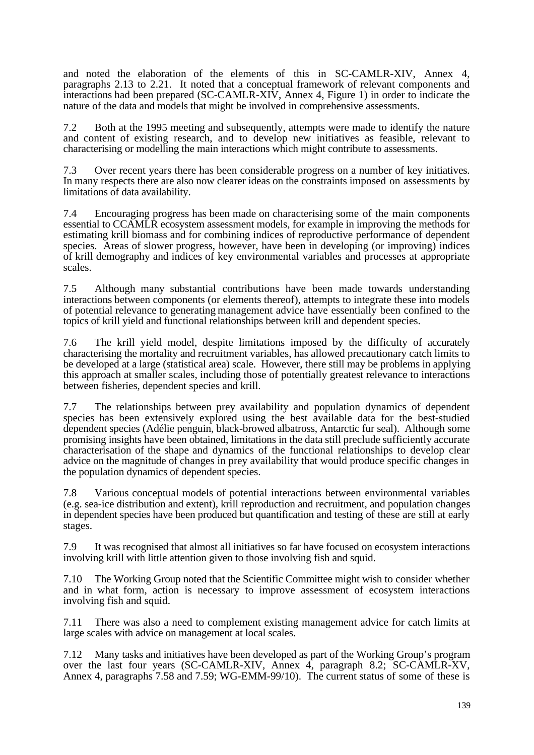and noted the elaboration of the elements of this in SC-CAMLR-XIV, Annex 4, paragraphs 2.13 to 2.21. It noted that a conceptual framework of relevant components and interactions had been prepared (SC-CAMLR-XIV, Annex 4, Figure 1) in order to indicate the nature of the data and models that might be involved in comprehensive assessments.

7.2 Both at the 1995 meeting and subsequently, attempts were made to identify the nature and content of existing research, and to develop new initiatives as feasible, relevant to characterising or modelling the main interactions which might contribute to assessments.

7.3 Over recent years there has been considerable progress on a number of key initiatives. In many respects there are also now clearer ideas on the constraints imposed on assessments by limitations of data availability.

7.4 Encouraging progress has been made on characterising some of the main components essential to CCAMLR ecosystem assessment models, for example in improving the methods for estimating krill biomass and for combining indices of reproductive performance of dependent species. Areas of slower progress, however, have been in developing (or improving) indices of krill demography and indices of key environmental variables and processes at appropriate scales.

7.5 Although many substantial contributions have been made towards understanding interactions between components (or elements thereof), attempts to integrate these into models of potential relevance to generating management advice have essentially been confined to the topics of krill yield and functional relationships between krill and dependent species.

7.6 The krill yield model, despite limitations imposed by the difficulty of accurately characterising the mortality and recruitment variables, has allowed precautionary catch limits to be developed at a large (statistical area) scale. However, there still may be problems in applying this approach at smaller scales, including those of potentially greatest relevance to interactions between fisheries, dependent species and krill.

7.7 The relationships between prey availability and population dynamics of dependent species has been extensively explored using the best available data for the best-studied dependent species (Adélie penguin, black-browed albatross, Antarctic fur seal). Although some promising insights have been obtained, limitations in the data still preclude sufficiently accurate characterisation of the shape and dynamics of the functional relationships to develop clear advice on the magnitude of changes in prey availability that would produce specific changes in the population dynamics of dependent species.

7.8 Various conceptual models of potential interactions between environmental variables (e.g. sea-ice distribution and extent), krill reproduction and recruitment, and population changes in dependent species have been produced but quantification and testing of these are still at early stages.

7.9 It was recognised that almost all initiatives so far have focused on ecosystem interactions involving krill with little attention given to those involving fish and squid.

7.10 The Working Group noted that the Scientific Committee might wish to consider whether and in what form, action is necessary to improve assessment of ecosystem interactions involving fish and squid.

7.11 There was also a need to complement existing management advice for catch limits at large scales with advice on management at local scales.

7.12 Many tasks and initiatives have been developed as part of the Working Group's program over the last four years (SC-CAMLR-XIV, Annex 4, paragraph 8.2; SC-CAMLR-XV, Annex 4, paragraphs 7.58 and 7.59; WG-EMM-99/10). The current status of some of these is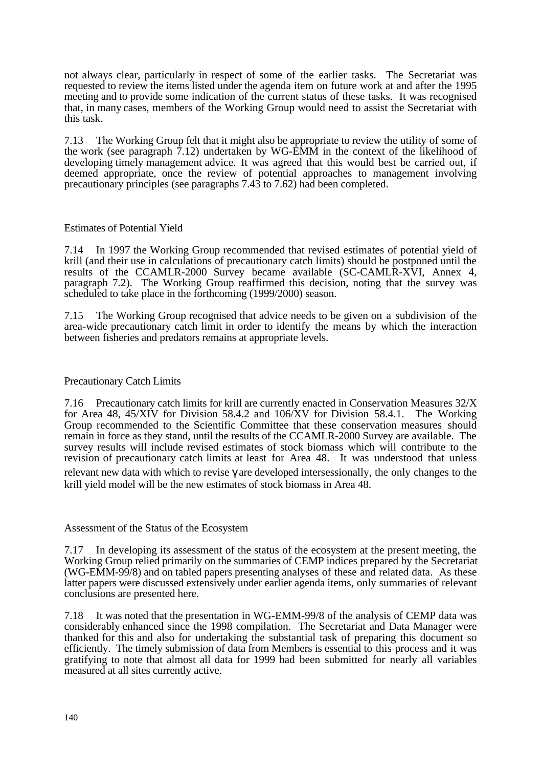not always clear, particularly in respect of some of the earlier tasks. The Secretariat was requested to review the items listed under the agenda item on future work at and after the 1995 meeting and to provide some indication of the current status of these tasks. It was recognised that, in many cases, members of the Working Group would need to assist the Secretariat with this task.

7.13 The Working Group felt that it might also be appropriate to review the utility of some of the work (see paragraph 7.12) undertaken by WG-EMM in the context of the likelihood of developing timely management advice. It was agreed that this would best be carried out, if deemed appropriate, once the review of potential approaches to management involving precautionary principles (see paragraphs 7.43 to 7.62) had been completed.

### Estimates of Potential Yield

7.14 In 1997 the Working Group recommended that revised estimates of potential yield of krill (and their use in calculations of precautionary catch limits) should be postponed until the results of the CCAMLR-2000 Survey became available (SC-CAMLR-XVI, Annex 4, paragraph 7.2). The Working Group reaffirmed this decision, noting that the survey was scheduled to take place in the forthcoming (1999/2000) season.

7.15 The Working Group recognised that advice needs to be given on a subdivision of the area-wide precautionary catch limit in order to identify the means by which the interaction between fisheries and predators remains at appropriate levels.

### Precautionary Catch Limits

7.16 Precautionary catch limits for krill are currently enacted in Conservation Measures 32/X for Area 48, 45/XIV for Division 58.4.2 and 106/XV for Division 58.4.1. The Working Group recommended to the Scientific Committee that these conservation measures should remain in force as they stand, until the results of the CCAMLR-2000 Survey are available. The survey results will include revised estimates of stock biomass which will contribute to the revision of precautionary catch limits at least for Area 48. It was understood that unless relevant new data with which to revise $\gamma$ are developed intersessionally, the only changes to the krill yield model will be the new estimates of stock biomass in Area 48.

### Assessment of the Status of the Ecosystem

7.17 In developing its assessment of the status of the ecosystem at the present meeting, the Working Group relied primarily on the summaries of CEMP indices prepared by the Secretariat (WG-EMM-99/8) and on tabled papers presenting analyses of these and related data. As these latter papers were discussed extensively under earlier agenda items, only summaries of relevant conclusions are presented here.

7.18 It was noted that the presentation in WG-EMM-99/8 of the analysis of CEMP data was considerably enhanced since the 1998 compilation. The Secretariat and Data Manager were thanked for this and also for undertaking the substantial task of preparing this document so efficiently. The timely submission of data from Members is essential to this process and it was gratifying to note that almost all data for 1999 had been submitted for nearly all variables measured at all sites currently active.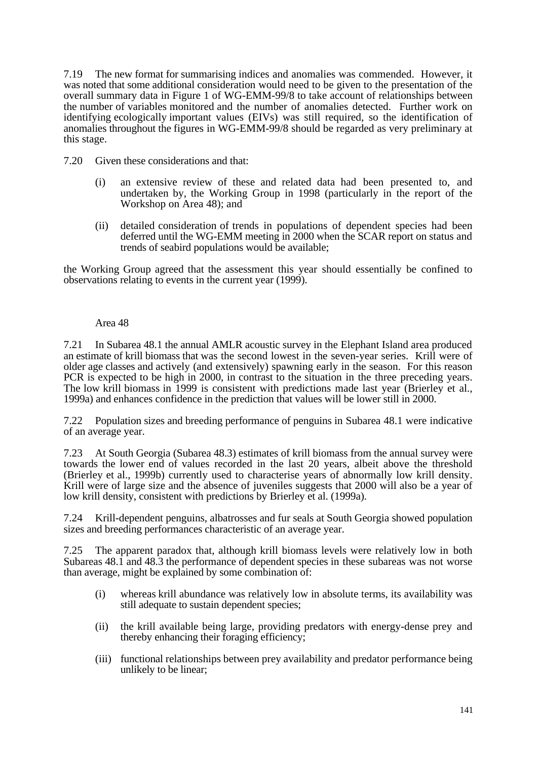7.19 The new format for summarising indices and anomalies was commended. However, it was noted that some additional consideration would need to be given to the presentation of the overall summary data in Figure 1 of WG-EMM-99/8 to take account of relationships between the number of variables monitored and the number of anomalies detected. Further work on identifying ecologically important values (EIVs) was still required, so the identification of anomalies throughout the figures in WG-EMM-99/8 should be regarded as very preliminary at this stage.

7.20 Given these considerations and that:

(i) an extensive review of these and related data had been presented to, and undertaken by, the Working Group in 1998 (particularly in the report of the Workshop on Area 48); and

(ii) detailed consideration of trends in populations of dependent species had been deferred until the WG-EMM meeting in 2000 when the SCAR report on status and trends of seabird populations would be available;

the Working Group agreed that the assessment this year should essentially be confined to observations relating to events in the current year (1999).

### Area 48

7.21 In Subarea 48.1 the annual AMLR acoustic survey in the Elephant Island area produced an estimate of krill biomass that was the second lowest in the seven-year series. Krill were of older age classes and actively (and extensively) spawning early in the season. For this reason PCR is expected to be high in 2000, in contrast to the situation in the three preceding years. The low krill biomass in 1999 is consistent with predictions made last year (Brierley et al., 1999a) and enhances confidence in the prediction that values will be lower still in 2000.

7.22 Population sizes and breeding performance of penguins in Subarea 48.1 were indicative of an average year.

7.23 At South Georgia (Subarea 48.3) estimates of krill biomass from the annual survey were towards the lower end of values recorded in the last 20 years, albeit above the threshold (Brierley et al., 1999b) currently used to characterise years of abnormally low krill density. Krill were of large size and the absence of juveniles suggests that 2000 will also be a year of low krill density, consistent with predictions by Brierley et al. (1999a).

7.24 Krill-dependent penguins, albatrosses and fur seals at South Georgia showed population sizes and breeding performances characteristic of an average year.

7.25 The apparent paradox that, although krill biomass levels were relatively low in both Subareas 48.1 and 48.3 the performance of dependent species in these subareas was not worse than average, might be explained by some combination of:

(i) whereas krill abundance was relatively low in absolute terms, its availability was still adequate to sustain dependent species;

(ii) the krill available being large, providing predators with energy-dense prey and thereby enhancing their foraging efficiency;

(iii) functional relationships between prey availability and predator performance being unlikely to be linear;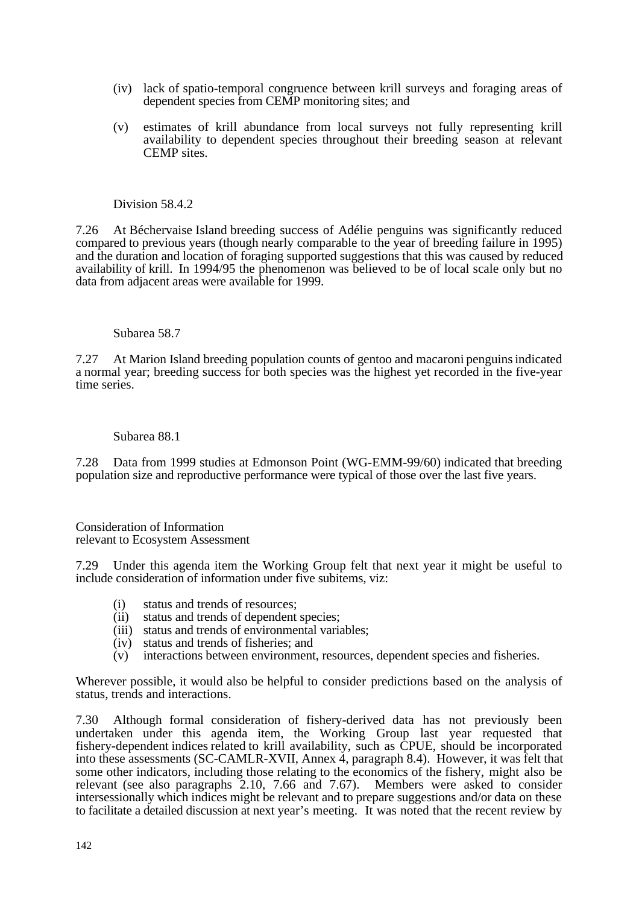(iv) lack of spatio-temporal congruence between krill surveys and foraging areas of dependent species from CEMP monitoring sites; and

(v) estimates of krill abundance from local surveys not fully representing krill availability to dependent species throughout their breeding season at relevant CEMP sites.

Division 58.4.2

7.26 At Béchervaise Island breeding success of Adélie penguins was significantly reduced compared to previous years (though nearly comparable to the year of breeding failure in 1995) and the duration and location of foraging supported suggestions that this was caused by reduced availability of krill. In 1994/95 the phenomenon was believed to be of local scale only but no data from adjacent areas were available for 1999.

Subarea 58.7

7.27 At Marion Island breeding population counts of gentoo and macaroni penguins indicated a normal year; breeding success for both species was the highest yet recorded in the five-year time series.

Subarea 88.1

7.28 Data from 1999 studies at Edmonson Point (WG-EMM-99/60) indicated that breeding population size and reproductive performance were typical of those over the last five years.

## Consideration of Information relevant to Ecosystem Assessment

7.29 Under this agenda item the Working Group felt that next year it might be useful to include consideration of information under five subitems, viz:

(i) status and trends of resources;
(ii) status and trends of dependent species;
(iii) status and trends of environmental variables;
(iv) status and trends of fisheries; and
(v) interactions between environment, resources, dependent species and fisheries.

Wherever possible, it would also be helpful to consider predictions based on the analysis of status, trends and interactions.

7.30 Although formal consideration of fishery-derived data has not previously been undertaken under this agenda item, the Working Group last year requested that fishery-dependent indices related to krill availability, such as CPUE, should be incorporated into these assessments (SC-CAMLR-XVII, Annex 4, paragraph 8.4). However, it was felt that some other indicators, including those relating to the economics of the fishery, might also be relevant (see also paragraphs 2.10, 7.66 and 7.67). Members were asked to consider intersessionally which indices might be relevant and to prepare suggestions and/or data on these to facilitate a detailed discussion at next year's meeting. It was noted that the recent review by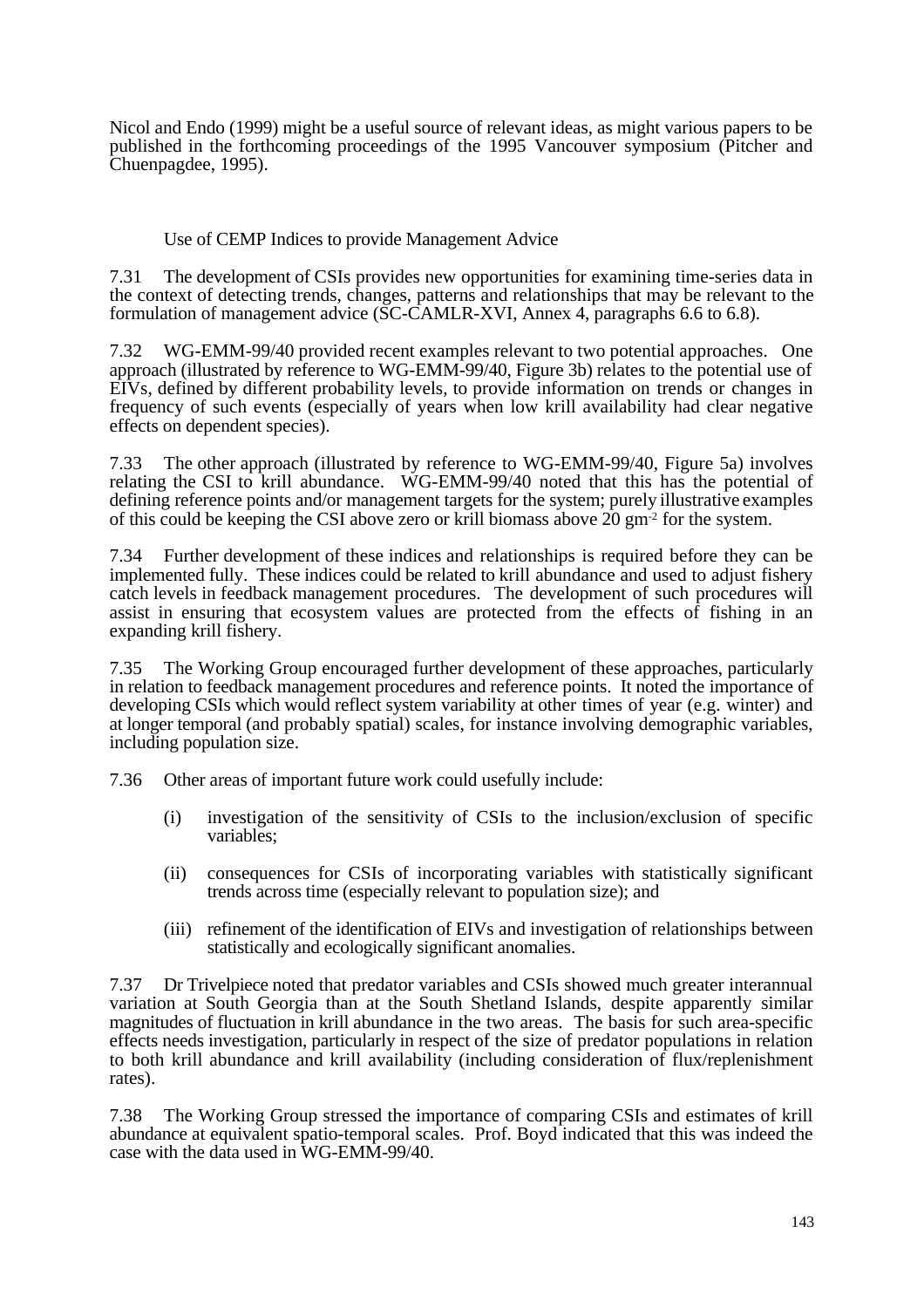Nicol and Endo (1999) might be a useful source of relevant ideas, as might various papers to be published in the forthcoming proceedings of the 1995 Vancouver symposium (Pitcher and Chuenpagdee, 1995).

### Use of CEMP Indices to provide Management Advice

7.31 The development of CSIs provides new opportunities for examining time-series data in the context of detecting trends, changes, patterns and relationships that may be relevant to the formulation of management advice (SC-CAMLR-XVI, Annex 4, paragraphs 6.6 to 6.8).

7.32 WG-EMM-99/40 provided recent examples relevant to two potential approaches. One approach (illustrated by reference to WG-EMM-99/40, Figure 3b) relates to the potential use of EIVs, defined by different probability levels, to provide information on trends or changes in frequency of such events (especially of years when low krill availability had clear negative effects on dependent species).

7.33 The other approach (illustrated by reference to WG-EMM-99/40, Figure 5a) involves relating the CSI to krill abundance. WG-EMM-99/40 noted that this has the potential of defining reference points and/or management targets for the system; purely illustrative examples of this could be keeping the CSI above zero or krill biomass above 20 $gm^{-2}$ for the system.

7.34 Further development of these indices and relationships is required before they can be implemented fully. These indices could be related to krill abundance and used to adjust fishery catch levels in feedback management procedures. The development of such procedures will assist in ensuring that ecosystem values are protected from the effects of fishing in an expanding krill fishery.

7.35 The Working Group encouraged further development of these approaches, particularly in relation to feedback management procedures and reference points. It noted the importance of developing CSIs which would reflect system variability at other times of year (e.g. winter) and at longer temporal (and probably spatial) scales, for instance involving demographic variables, including population size.

7.36 Other areas of important future work could usefully include:

(i) investigation of the sensitivity of CSIs to the inclusion/exclusion of specific variables;

(ii) consequences for CSIs of incorporating variables with statistically significant trends across time (especially relevant to population size); and

(iii) refinement of the identification of EIVs and investigation of relationships between statistically and ecologically significant anomalies.

7.37 Dr Trivelpiece noted that predator variables and CSIs showed much greater interannual variation at South Georgia than at the South Shetland Islands, despite apparently similar magnitudes of fluctuation in krill abundance in the two areas. The basis for such area-specific effects needs investigation, particularly in respect of the size of predator populations in relation to both krill abundance and krill availability (including consideration of flux/replenishment rates).

7.38 The Working Group stressed the importance of comparing CSIs and estimates of krill abundance at equivalent spatio-temporal scales. Prof. Boyd indicated that this was indeed the case with the data used in WG-EMM-99/40.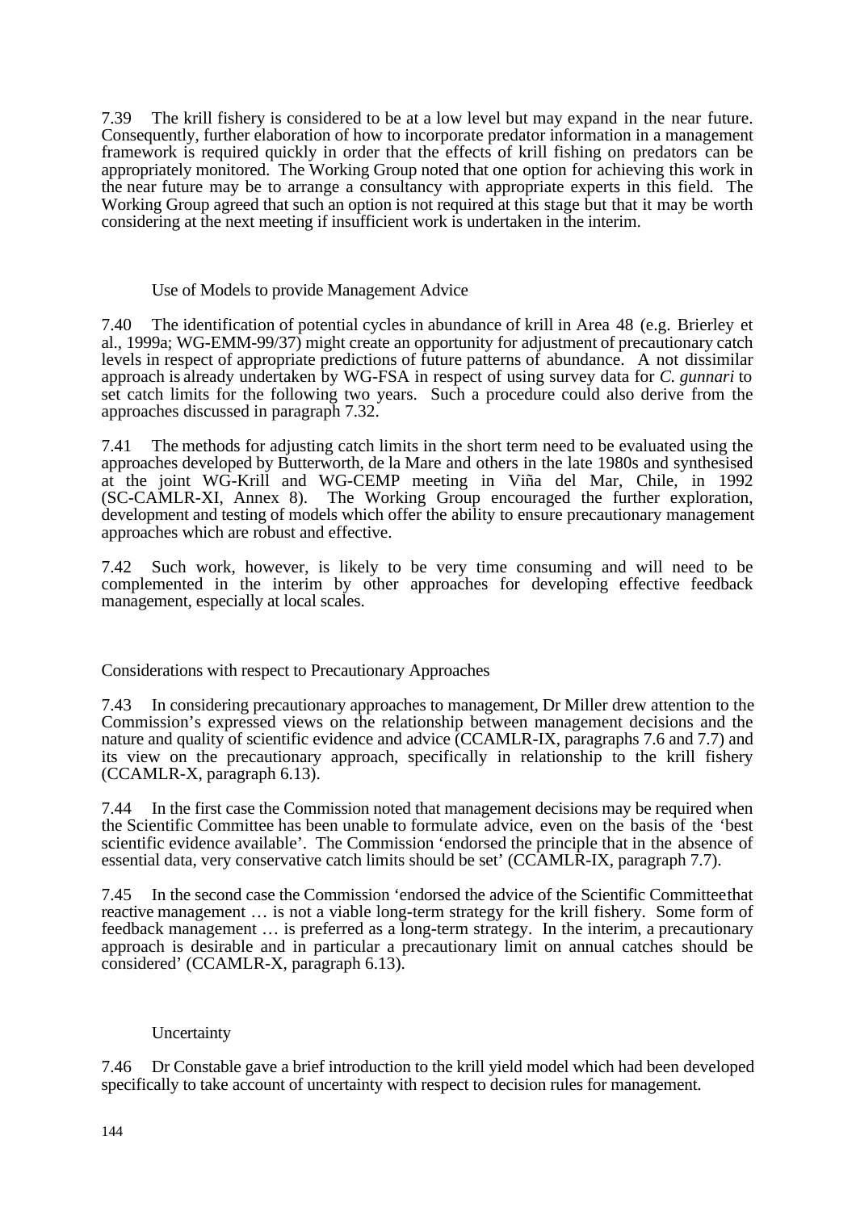7.39 The krill fishery is considered to be at a low level but may expand in the near future. Consequently, further elaboration of how to incorporate predator information in a management framework is required quickly in order that the effects of krill fishing on predators can be appropriately monitored. The Working Group noted that one option for achieving this work in the near future may be to arrange a consultancy with appropriate experts in this field. The Working Group agreed that such an option is not required at this stage but that it may be worth considering at the next meeting if insufficient work is undertaken in the interim.

### Use of Models to provide Management Advice

7.40 The identification of potential cycles in abundance of krill in Area 48 (e.g. Brierley et al., 1999a; WG-EMM-99/37) might create an opportunity for adjustment of precautionary catch levels in respect of appropriate predictions of future patterns of abundance. A not dissimilar approach is already undertaken by WG-FSA in respect of using survey data for *C. gunnari* to set catch limits for the following two years. Such a procedure could also derive from the approaches discussed in paragraph 7.32.

7.41 The methods for adjusting catch limits in the short term need to be evaluated using the approaches developed by Butterworth, de la Mare and others in the late 1980s and synthesised at the joint WG-Krill and WG-CEMP meeting in Viña del Mar, Chile, in 1992 (SC-CAMLR-XI, Annex 8). The Working Group encouraged the further exploration, development and testing of models which offer the ability to ensure precautionary management approaches which are robust and effective.

7.42 Such work, however, is likely to be very time consuming and will need to be complemented in the interim by other approaches for developing effective feedback management, especially at local scales.

## Considerations with respect to Precautionary Approaches

7.43 In considering precautionary approaches to management, Dr Miller drew attention to the Commission's expressed views on the relationship between management decisions and the nature and quality of scientific evidence and advice (CCAMLR-IX, paragraphs 7.6 and 7.7) and its view on the precautionary approach, specifically in relationship to the krill fishery (CCAMLR-X, paragraph 6.13).

7.44 In the first case the Commission noted that management decisions may be required when the Scientific Committee has been unable to formulate advice, even on the basis of the 'best scientific evidence available'. The Commission 'endorsed the principle that in the absence of essential data, very conservative catch limits should be set' (CCAMLR-IX, paragraph 7.7).

7.45 In the second case the Commission 'endorsed the advice of the Scientific Committee that reactive management … is not a viable long-term strategy for the krill fishery. Some form of feedback management … is preferred as a long-term strategy. In the interim, a precautionary approach is desirable and in particular a precautionary limit on annual catches should be considered' (CCAMLR-X, paragraph 6.13).

### Uncertainty

7.46 Dr Constable gave a brief introduction to the krill yield model which had been developed specifically to take account of uncertainty with respect to decision rules for management.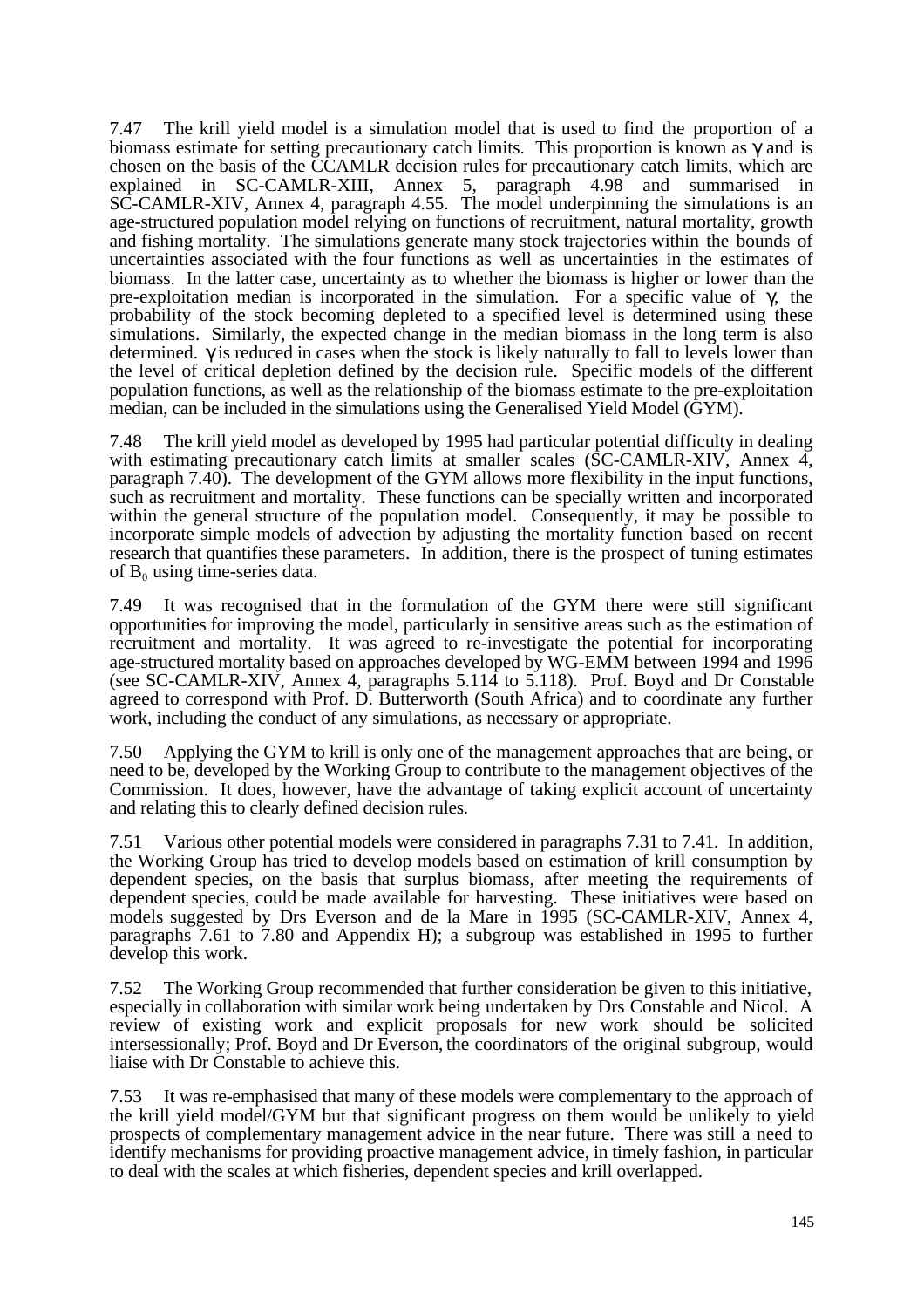7.47 The krill yield model is a simulation model that is used to find the proportion of a biomass estimate for setting precautionary catch limits. This proportion is known as $\gamma$ and is chosen on the basis of the CCAMLR decision rules for precautionary catch limits, which are explained in SC-CAMLR-XIII, Annex 5, paragraph 4.98 and summarised in SC-CAMLR-XIV, Annex 4, paragraph 4.55. The model underpinning the simulations is an age-structured population model relying on functions of recruitment, natural mortality, growth and fishing mortality. The simulations generate many stock trajectories within the bounds of uncertainties associated with the four functions as well as uncertainties in the estimates of biomass. In the latter case, uncertainty as to whether the biomass is higher or lower than the pre-exploitation median is incorporated in the simulation. For a specific value of $\gamma$, the probability of the stock becoming depleted to a specified level is determined using these simulations. Similarly, the expected change in the median biomass in the long term is also determined. $\gamma$ is reduced in cases when the stock is likely naturally to fall to levels lower than the level of critical depletion defined by the decision rule. Specific models of the different population functions, as well as the relationship of the biomass estimate to the pre-exploitation median, can be included in the simulations using the Generalised Yield Model (GYM).

7.48 The krill yield model as developed by 1995 had particular potential difficulty in dealing with estimating precautionary catch limits at smaller scales (SC-CAMLR-XIV, Annex 4, paragraph 7.40). The development of the GYM allows more flexibility in the input functions, such as recruitment and mortality. These functions can be specially written and incorporated within the general structure of the population model. Consequently, it may be possible to incorporate simple models of advection by adjusting the mortality function based on recent research that quantifies these parameters. In addition, there is the prospect of tuning estimates of $B_0$ using time-series data.

7.49 It was recognised that in the formulation of the GYM there were still significant opportunities for improving the model, particularly in sensitive areas such as the estimation of recruitment and mortality. It was agreed to re-investigate the potential for incorporating age-structured mortality based on approaches developed by WG-EMM between 1994 and 1996 (see SC-CAMLR-XIV, Annex 4, paragraphs 5.114 to 5.118). Prof. Boyd and Dr Constable agreed to correspond with Prof. D. Butterworth (South Africa) and to coordinate any further work, including the conduct of any simulations, as necessary or appropriate.

7.50 Applying the GYM to krill is only one of the management approaches that are being, or need to be, developed by the Working Group to contribute to the management objectives of the Commission. It does, however, have the advantage of taking explicit account of uncertainty and relating this to clearly defined decision rules.

7.51 Various other potential models were considered in paragraphs 7.31 to 7.41. In addition, the Working Group has tried to develop models based on estimation of krill consumption by dependent species, on the basis that surplus biomass, after meeting the requirements of dependent species, could be made available for harvesting. These initiatives were based on models suggested by Drs Everson and de la Mare in 1995 (SC-CAMLR-XIV, Annex 4, paragraphs 7.61 to 7.80 and Appendix H); a subgroup was established in 1995 to further develop this work.

7.52 The Working Group recommended that further consideration be given to this initiative, especially in collaboration with similar work being undertaken by Drs Constable and Nicol. A review of existing work and explicit proposals for new work should be solicited intersessionally; Prof. Boyd and Dr Everson, the coordinators of the original subgroup, would liaise with Dr Constable to achieve this.

7.53 It was re-emphasised that many of these models were complementary to the approach of the krill yield model/GYM but that significant progress on them would be unlikely to yield prospects of complementary management advice in the near future. There was still a need to identify mechanisms for providing proactive management advice, in timely fashion, in particular to deal with the scales at which fisheries, dependent species and krill overlapped.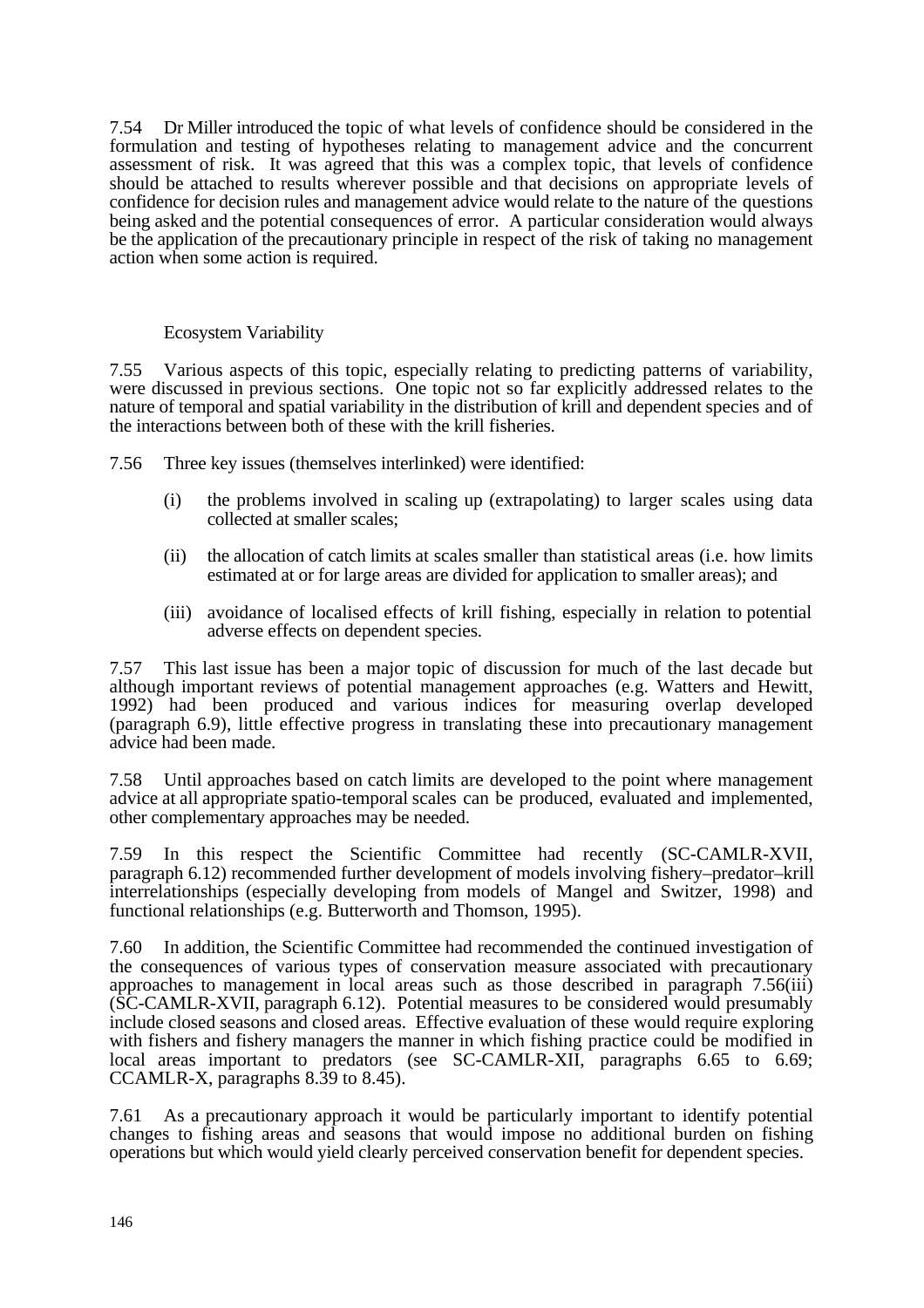7.54 Dr Miller introduced the topic of what levels of confidence should be considered in the formulation and testing of hypotheses relating to management advice and the concurrent assessment of risk. It was agreed that this was a complex topic, that levels of confidence should be attached to results wherever possible and that decisions on appropriate levels of confidence for decision rules and management advice would relate to the nature of the questions being asked and the potential consequences of error. A particular consideration would always be the application of the precautionary principle in respect of the risk of taking no management action when some action is required.

### Ecosystem Variability

7.55 Various aspects of this topic, especially relating to predicting patterns of variability, were discussed in previous sections. One topic not so far explicitly addressed relates to the nature of temporal and spatial variability in the distribution of krill and dependent species and of the interactions between both of these with the krill fisheries.

7.56 Three key issues (themselves interlinked) were identified:

(i) the problems involved in scaling up (extrapolating) to larger scales using data collected at smaller scales;

(ii) the allocation of catch limits at scales smaller than statistical areas (i.e. how limits estimated at or for large areas are divided for application to smaller areas); and

(iii) avoidance of localised effects of krill fishing, especially in relation to potential adverse effects on dependent species.

7.57 This last issue has been a major topic of discussion for much of the last decade but although important reviews of potential management approaches (e.g. Watters and Hewitt, 1992) had been produced and various indices for measuring overlap developed (paragraph 6.9), little effective progress in translating these into precautionary management advice had been made.

7.58 Until approaches based on catch limits are developed to the point where management advice at all appropriate spatio-temporal scales can be produced, evaluated and implemented, other complementary approaches may be needed.

7.59 In this respect the Scientific Committee had recently (SC-CAMLR-XVII, paragraph 6.12) recommended further development of models involving fishery–predator–krill interrelationships (especially developing from models of Mangel and Switzer, 1998) and functional relationships (e.g. Butterworth and Thomson, 1995).

7.60 In addition, the Scientific Committee had recommended the continued investigation of the consequences of various types of conservation measure associated with precautionary approaches to management in local areas such as those described in paragraph 7.56(iii) (SC-CAMLR-XVII, paragraph 6.12). Potential measures to be considered would presumably include closed seasons and closed areas. Effective evaluation of these would require exploring with fishers and fishery managers the manner in which fishing practice could be modified in local areas important to predators (see SC-CAMLR-XII, paragraphs 6.65 to 6.69; CCAMLR-X, paragraphs 8.39 to 8.45).

7.61 As a precautionary approach it would be particularly important to identify potential changes to fishing areas and seasons that would impose no additional burden on fishing operations but which would yield clearly perceived conservation benefit for dependent species.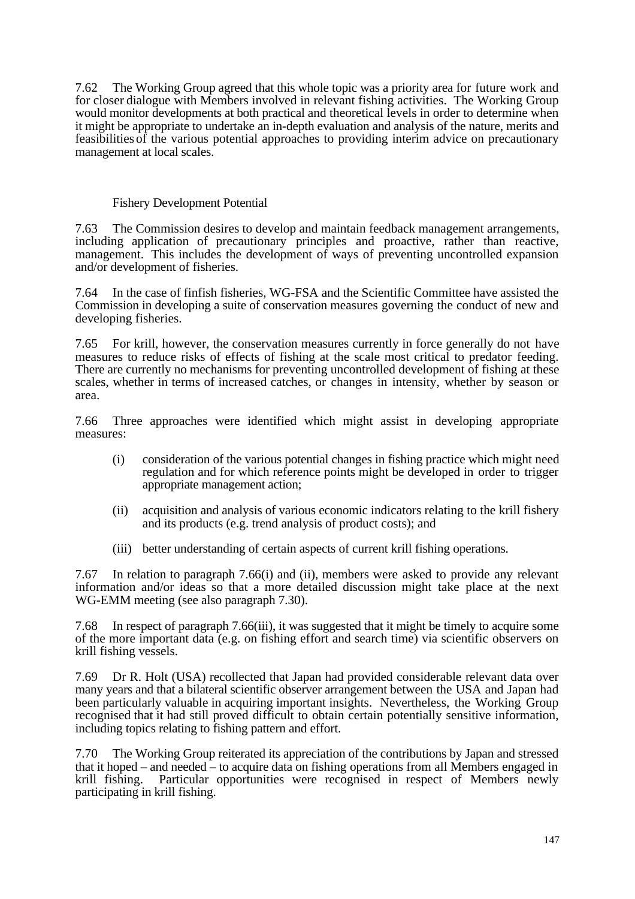7.62 The Working Group agreed that this whole topic was a priority area for future work and for closer dialogue with Members involved in relevant fishing activities. The Working Group would monitor developments at both practical and theoretical levels in order to determine when it might be appropriate to undertake an in-depth evaluation and analysis of the nature, merits and feasibilities of the various potential approaches to providing interim advice on precautionary management at local scales.

### Fishery Development Potential

7.63 The Commission desires to develop and maintain feedback management arrangements, including application of precautionary principles and proactive, rather than reactive, management. This includes the development of ways of preventing uncontrolled expansion and/or development of fisheries.

7.64 In the case of finfish fisheries, WG-FSA and the Scientific Committee have assisted the Commission in developing a suite of conservation measures governing the conduct of new and developing fisheries.

7.65 For krill, however, the conservation measures currently in force generally do not have measures to reduce risks of effects of fishing at the scale most critical to predator feeding. There are currently no mechanisms for preventing uncontrolled development of fishing at these scales, whether in terms of increased catches, or changes in intensity, whether by season or area.

7.66 Three approaches were identified which might assist in developing appropriate measures:

(i) consideration of the various potential changes in fishing practice which might need regulation and for which reference points might be developed in order to trigger appropriate management action;

(ii) acquisition and analysis of various economic indicators relating to the krill fishery and its products (e.g. trend analysis of product costs); and

(iii) better understanding of certain aspects of current krill fishing operations.

7.67 In relation to paragraph 7.66(i) and (ii), members were asked to provide any relevant information and/or ideas so that a more detailed discussion might take place at the next WG-EMM meeting (see also paragraph 7.30).

7.68 In respect of paragraph 7.66(iii), it was suggested that it might be timely to acquire some of the more important data (e.g. on fishing effort and search time) via scientific observers on krill fishing vessels.

7.69 Dr R. Holt (USA) recollected that Japan had provided considerable relevant data over many years and that a bilateral scientific observer arrangement between the USA and Japan had been particularly valuable in acquiring important insights. Nevertheless, the Working Group recognised that it had still proved difficult to obtain certain potentially sensitive information, including topics relating to fishing pattern and effort.

7.70 The Working Group reiterated its appreciation of the contributions by Japan and stressed that it hoped – and needed – to acquire data on fishing operations from all Members engaged in krill fishing. Particular opportunities were recognised in respect of Members newly participating in krill fishing.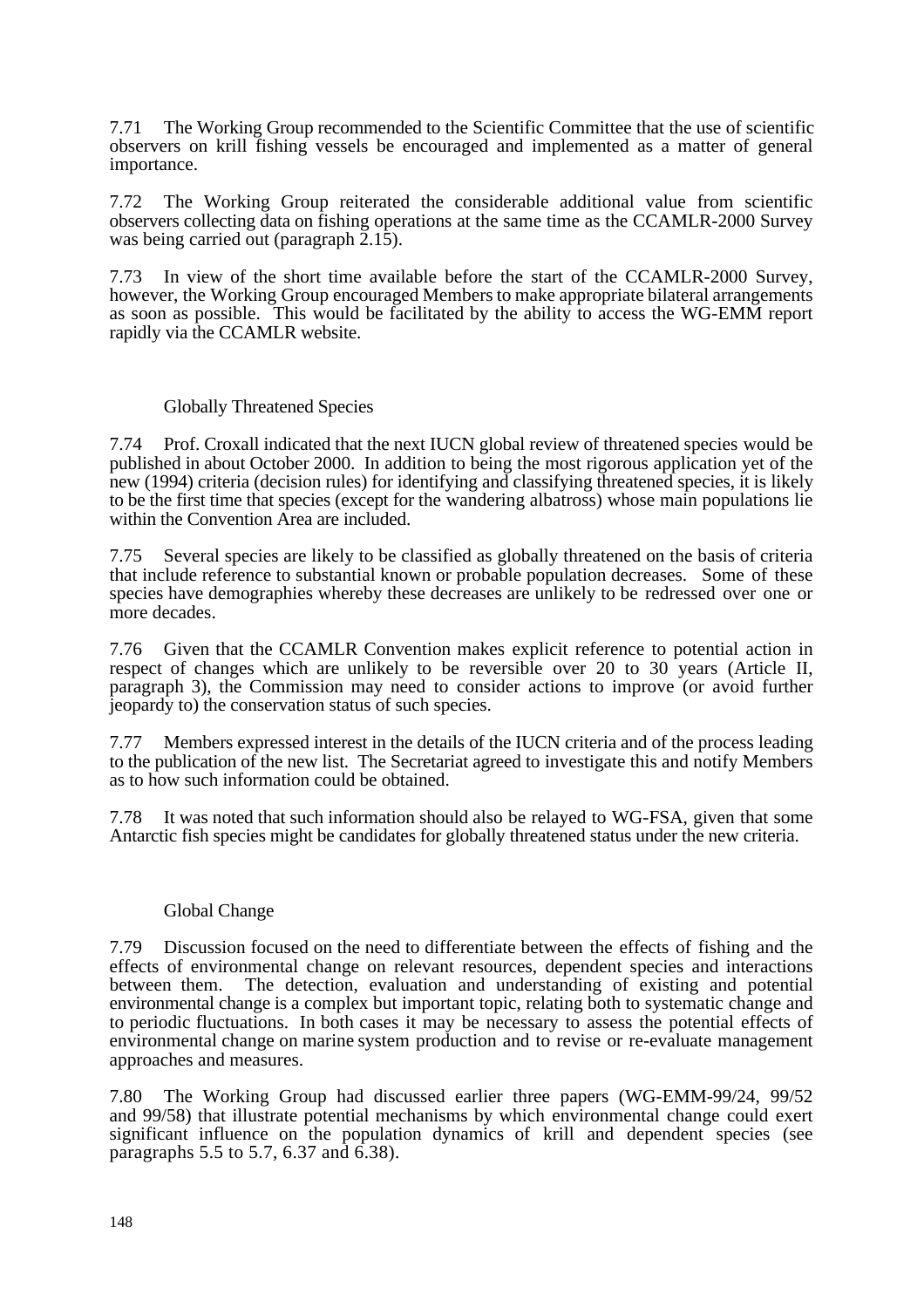7.71 The Working Group recommended to the Scientific Committee that the use of scientific observers on krill fishing vessels be encouraged and implemented as a matter of general importance.

7.72 The Working Group reiterated the considerable additional value from scientific observers collecting data on fishing operations at the same time as the CCAMLR-2000 Survey was being carried out (paragraph 2.15).

7.73 In view of the short time available before the start of the CCAMLR-2000 Survey, however, the Working Group encouraged Members to make appropriate bilateral arrangements as soon as possible. This would be facilitated by the ability to access the WG-EMM report rapidly via the CCAMLR website.

### Globally Threatened Species

7.74 Prof. Croxall indicated that the next IUCN global review of threatened species would be published in about October 2000. In addition to being the most rigorous application yet of the new (1994) criteria (decision rules) for identifying and classifying threatened species, it is likely to be the first time that species (except for the wandering albatross) whose main populations lie within the Convention Area are included.

7.75 Several species are likely to be classified as globally threatened on the basis of criteria that include reference to substantial known or probable population decreases. Some of these species have demographies whereby these decreases are unlikely to be redressed over one or more decades.

7.76 Given that the CCAMLR Convention makes explicit reference to potential action in respect of changes which are unlikely to be reversible over 20 to 30 years (Article II, paragraph 3), the Commission may need to consider actions to improve (or avoid further jeopardy to) the conservation status of such species.

7.77 Members expressed interest in the details of the IUCN criteria and of the process leading to the publication of the new list. The Secretariat agreed to investigate this and notify Members as to how such information could be obtained.

7.78 It was noted that such information should also be relayed to WG-FSA, given that some Antarctic fish species might be candidates for globally threatened status under the new criteria.

### Global Change

7.79 Discussion focused on the need to differentiate between the effects of fishing and the effects of environmental change on relevant resources, dependent species and interactions between them. The detection, evaluation and understanding of existing and potential environmental change is a complex but important topic, relating both to systematic change and to periodic fluctuations. In both cases it may be necessary to assess the potential effects of environmental change on marine system production and to revise or re-evaluate management approaches and measures.

7.80 The Working Group had discussed earlier three papers (WG-EMM-99/24, 99/52 and 99/58) that illustrate potential mechanisms by which environmental change could exert significant influence on the population dynamics of krill and dependent species (see paragraphs 5.5 to 5.7, 6.37 and 6.38).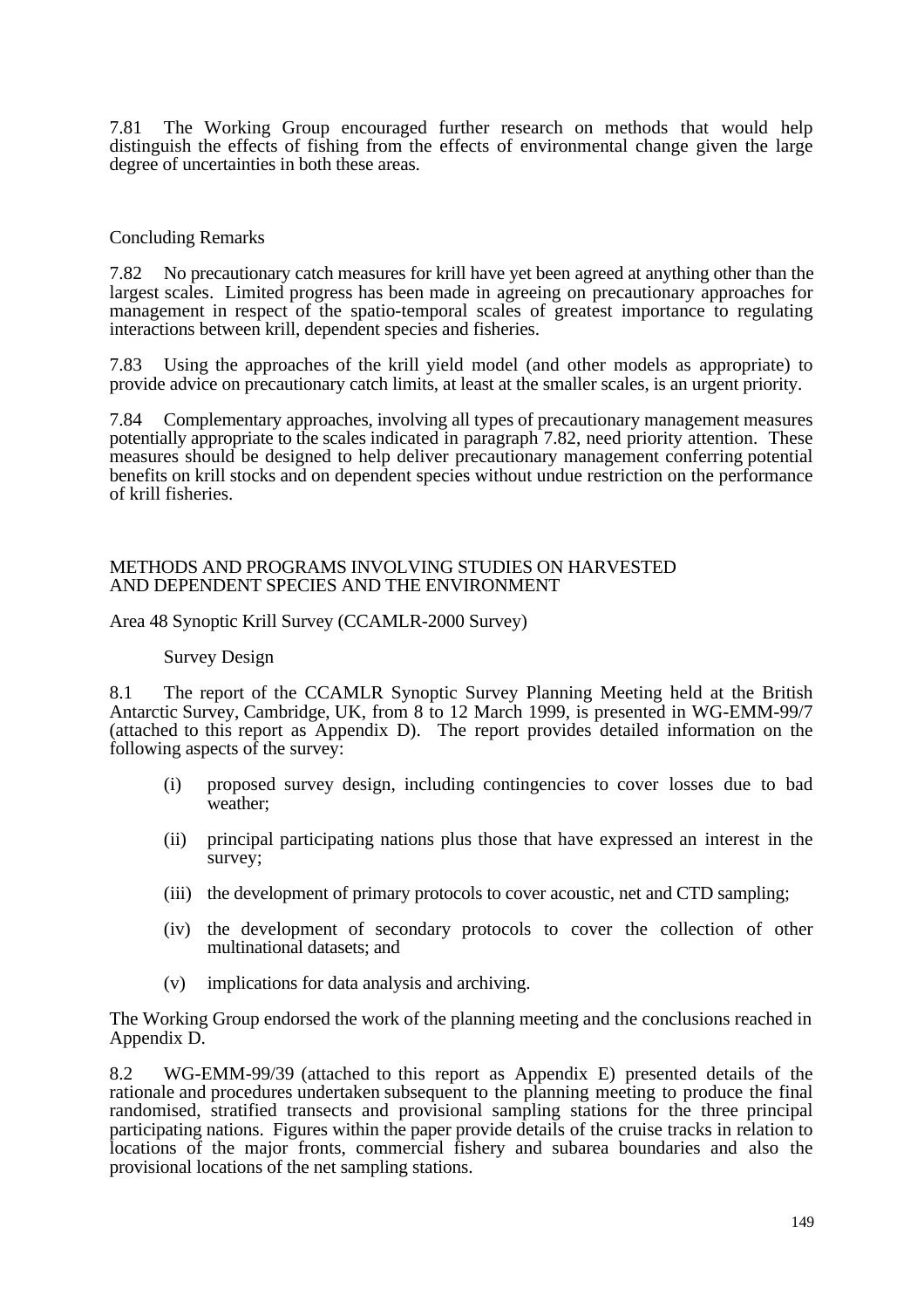7.81 The Working Group encouraged further research on methods that would help distinguish the effects of fishing from the effects of environmental change given the large degree of uncertainties in both these areas.

### Concluding Remarks

7.82 No precautionary catch measures for krill have yet been agreed at anything other than the largest scales. Limited progress has been made in agreeing on precautionary approaches for management in respect of the spatio-temporal scales of greatest importance to regulating interactions between krill, dependent species and fisheries.

7.83 Using the approaches of the krill yield model (and other models as appropriate) to provide advice on precautionary catch limits, at least at the smaller scales, is an urgent priority.

7.84 Complementary approaches, involving all types of precautionary management measures potentially appropriate to the scales indicated in paragraph 7.82, need priority attention. These measures should be designed to help deliver precautionary management conferring potential benefits on krill stocks and on dependent species without undue restriction on the performance of krill fisheries.

## METHODS AND PROGRAMS INVOLVING STUDIES ON HARVESTED AND DEPENDENT SPECIES AND THE ENVIRONMENT

### Area 48 Synoptic Krill Survey (CCAMLR-2000 Survey)

#### Survey Design

8.1 The report of the CCAMLR Synoptic Survey Planning Meeting held at the British Antarctic Survey, Cambridge, UK, from 8 to 12 March 1999, is presented in WG-EMM-99/7 (attached to this report as Appendix D). The report provides detailed information on the following aspects of the survey:

(i) proposed survey design, including contingencies to cover losses due to bad weather;

(ii) principal participating nations plus those that have expressed an interest in the survey;

(iii) the development of primary protocols to cover acoustic, net and CTD sampling;

(iv) the development of secondary protocols to cover the collection of other multinational datasets; and

(v) implications for data analysis and archiving.

The Working Group endorsed the work of the planning meeting and the conclusions reached in Appendix D.

8.2 WG-EMM-99/39 (attached to this report as Appendix E) presented details of the rationale and procedures undertaken subsequent to the planning meeting to produce the final randomised, stratified transects and provisional sampling stations for the three principal participating nations. Figures within the paper provide details of the cruise tracks in relation to locations of the major fronts, commercial fishery and subarea boundaries and also the provisional locations of the net sampling stations.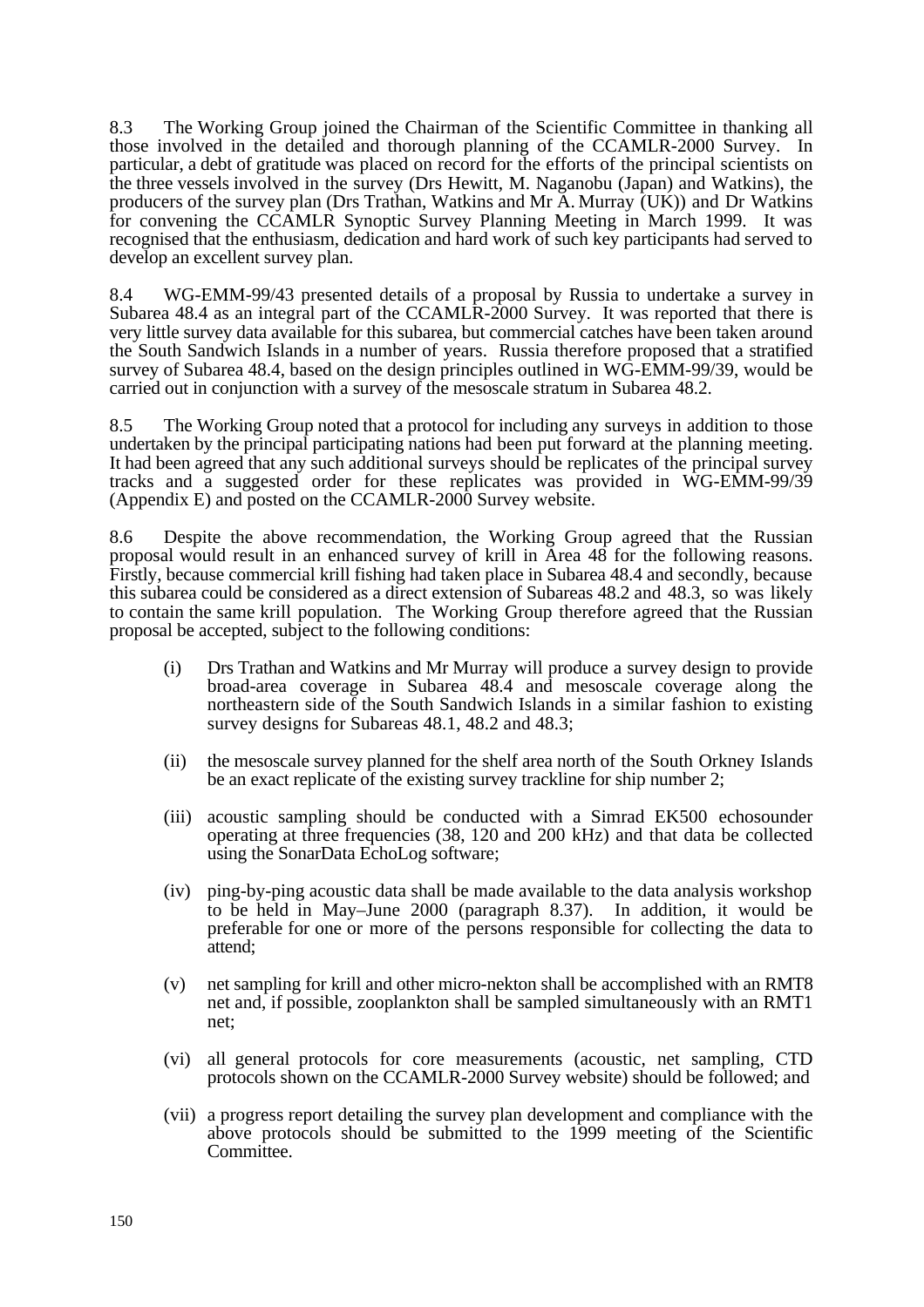8.3 The Working Group joined the Chairman of the Scientific Committee in thanking all those involved in the detailed and thorough planning of the CCAMLR-2000 Survey. In particular, a debt of gratitude was placed on record for the efforts of the principal scientists on the three vessels involved in the survey (Drs Hewitt, M. Naganobu (Japan) and Watkins), the producers of the survey plan (Drs Trathan, Watkins and Mr A. Murray (UK)) and Dr Watkins for convening the CCAMLR Synoptic Survey Planning Meeting in March 1999. It was recognised that the enthusiasm, dedication and hard work of such key participants had served to develop an excellent survey plan.

8.4 WG-EMM-99/43 presented details of a proposal by Russia to undertake a survey in Subarea 48.4 as an integral part of the CCAMLR-2000 Survey. It was reported that there is very little survey data available for this subarea, but commercial catches have been taken around the South Sandwich Islands in a number of years. Russia therefore proposed that a stratified survey of Subarea 48.4, based on the design principles outlined in WG-EMM-99/39, would be carried out in conjunction with a survey of the mesoscale stratum in Subarea 48.2.

8.5 The Working Group noted that a protocol for including any surveys in addition to those undertaken by the principal participating nations had been put forward at the planning meeting. It had been agreed that any such additional surveys should be replicates of the principal survey tracks and a suggested order for these replicates was provided in WG-EMM-99/39 (Appendix E) and posted on the CCAMLR-2000 Survey website.

8.6 Despite the above recommendation, the Working Group agreed that the Russian proposal would result in an enhanced survey of krill in Area 48 for the following reasons. Firstly, because commercial krill fishing had taken place in Subarea 48.4 and secondly, because this subarea could be considered as a direct extension of Subareas 48.2 and 48.3, so was likely to contain the same krill population. The Working Group therefore agreed that the Russian proposal be accepted, subject to the following conditions:

(i) Drs Trathan and Watkins and Mr Murray will produce a survey design to provide broad-area coverage in Subarea 48.4 and mesoscale coverage along the northeastern side of the South Sandwich Islands in a similar fashion to existing survey designs for Subareas 48.1, 48.2 and 48.3;

(ii) the mesoscale survey planned for the shelf area north of the South Orkney Islands be an exact replicate of the existing survey trackline for ship number 2;

(iii) acoustic sampling should be conducted with a Simrad EK500 echosounder operating at three frequencies (38, 120 and 200 kHz) and that data be collected using the SonarData EchoLog software;

(iv) ping-by-ping acoustic data shall be made available to the data analysis workshop to be held in May–June 2000 (paragraph 8.37). In addition, it would be preferable for one or more of the persons responsible for collecting the data to attend;

(v) net sampling for krill and other micro-nekton shall be accomplished with an RMT8 net and, if possible, zooplankton shall be sampled simultaneously with an RMT1 net;

(vi) all general protocols for core measurements (acoustic, net sampling, CTD protocols shown on the CCAMLR-2000 Survey website) should be followed; and

(vii) a progress report detailing the survey plan development and compliance with the above protocols should be submitted to the 1999 meeting of the Scientific Committee.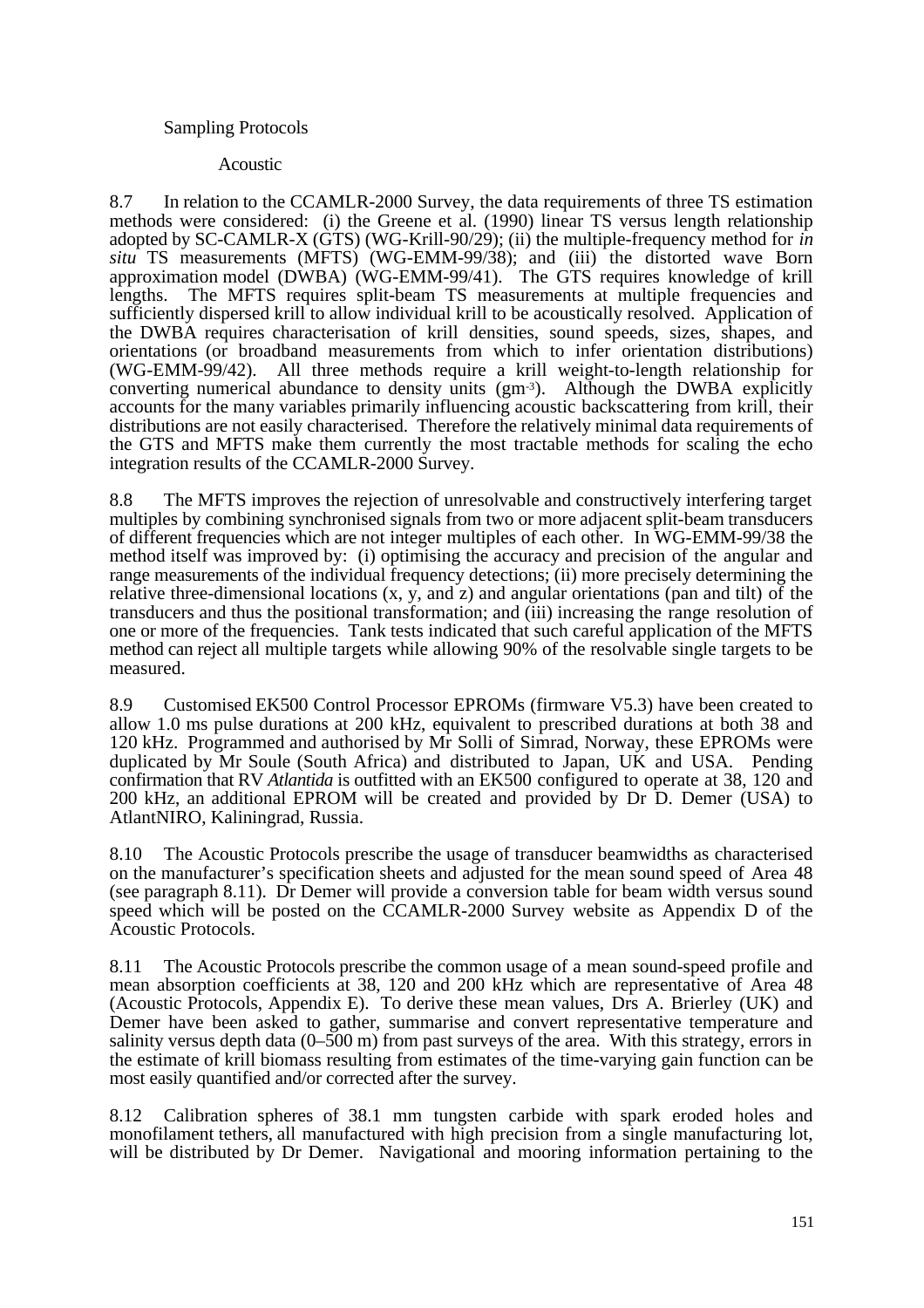### Sampling Protocols

#### Acoustic

8.7 In relation to the CCAMLR-2000 Survey, the data requirements of three TS estimation methods were considered: (i) the Greene et al. (1990) linear TS versus length relationship adopted by SC-CAMLR-X (GTS) (WG-Krill-90/29); (ii) the multiple-frequency method for *in situ* TS measurements (MFTS) (WG-EMM-99/38); and (iii) the distorted wave Born approximation model (DWBA) (WG-EMM-99/41). The GTS requires knowledge of krill lengths. The MFTS requires split-beam TS measurements at multiple frequencies and sufficiently dispersed krill to allow individual krill to be acoustically resolved. Application of the DWBA requires characterisation of krill densities, sound speeds, sizes, shapes, and orientations (or broadband measurements from which to infer orientation distributions) (WG-EMM-99/42). All three methods require a krill weight-to-length relationship for converting numerical abundance to density units ($gm^{-3}$). Although the DWBA explicitly accounts for the many variables primarily influencing acoustic backscattering from krill, their distributions are not easily characterised. Therefore the relatively minimal data requirements of the GTS and MFTS make them currently the most tractable methods for scaling the echo integration results of the CCAMLR-2000 Survey.

8.8 The MFTS improves the rejection of unresolvable and constructively interfering target multiples by combining synchronised signals from two or more adjacent split-beam transducers of different frequencies which are not integer multiples of each other. In WG-EMM-99/38 the method itself was improved by: (i) optimising the accuracy and precision of the angular and range measurements of the individual frequency detections; (ii) more precisely determining the relative three-dimensional locations (x, y, and z) and angular orientations (pan and tilt) of the transducers and thus the positional transformation; and (iii) increasing the range resolution of one or more of the frequencies. Tank tests indicated that such careful application of the MFTS method can reject all multiple targets while allowing 90% of the resolvable single targets to be measured.

8.9 Customised EK500 Control Processor EPROMs (firmware V5.3) have been created to allow 1.0 ms pulse durations at 200 kHz, equivalent to prescribed durations at both 38 and 120 kHz. Programmed and authorised by Mr Solli of Simrad, Norway, these EPROMs were duplicated by Mr Soule (South Africa) and distributed to Japan, UK and USA. Pending confirmation that RV *Atlantida* is outfitted with an EK500 configured to operate at 38, 120 and 200 kHz, an additional EPROM will be created and provided by Dr D. Demer (USA) to AtlantNIRO, Kaliningrad, Russia.

8.10 The Acoustic Protocols prescribe the usage of transducer beamwidths as characterised on the manufacturer's specification sheets and adjusted for the mean sound speed of Area 48 (see paragraph 8.11). Dr Demer will provide a conversion table for beam width versus sound speed which will be posted on the CCAMLR-2000 Survey website as Appendix D of the Acoustic Protocols.

8.11 The Acoustic Protocols prescribe the common usage of a mean sound-speed profile and mean absorption coefficients at 38, 120 and 200 kHz which are representative of Area 48 (Acoustic Protocols, Appendix E). To derive these mean values, Drs A. Brierley (UK) and Demer have been asked to gather, summarise and convert representative temperature and salinity versus depth data (0–500 m) from past surveys of the area. With this strategy, errors in the estimate of krill biomass resulting from estimates of the time-varying gain function can be most easily quantified and/or corrected after the survey.

8.12 Calibration spheres of 38.1 mm tungsten carbide with spark eroded holes and monofilament tethers, all manufactured with high precision from a single manufacturing lot, will be distributed by Dr Demer. Navigational and mooring information pertaining to the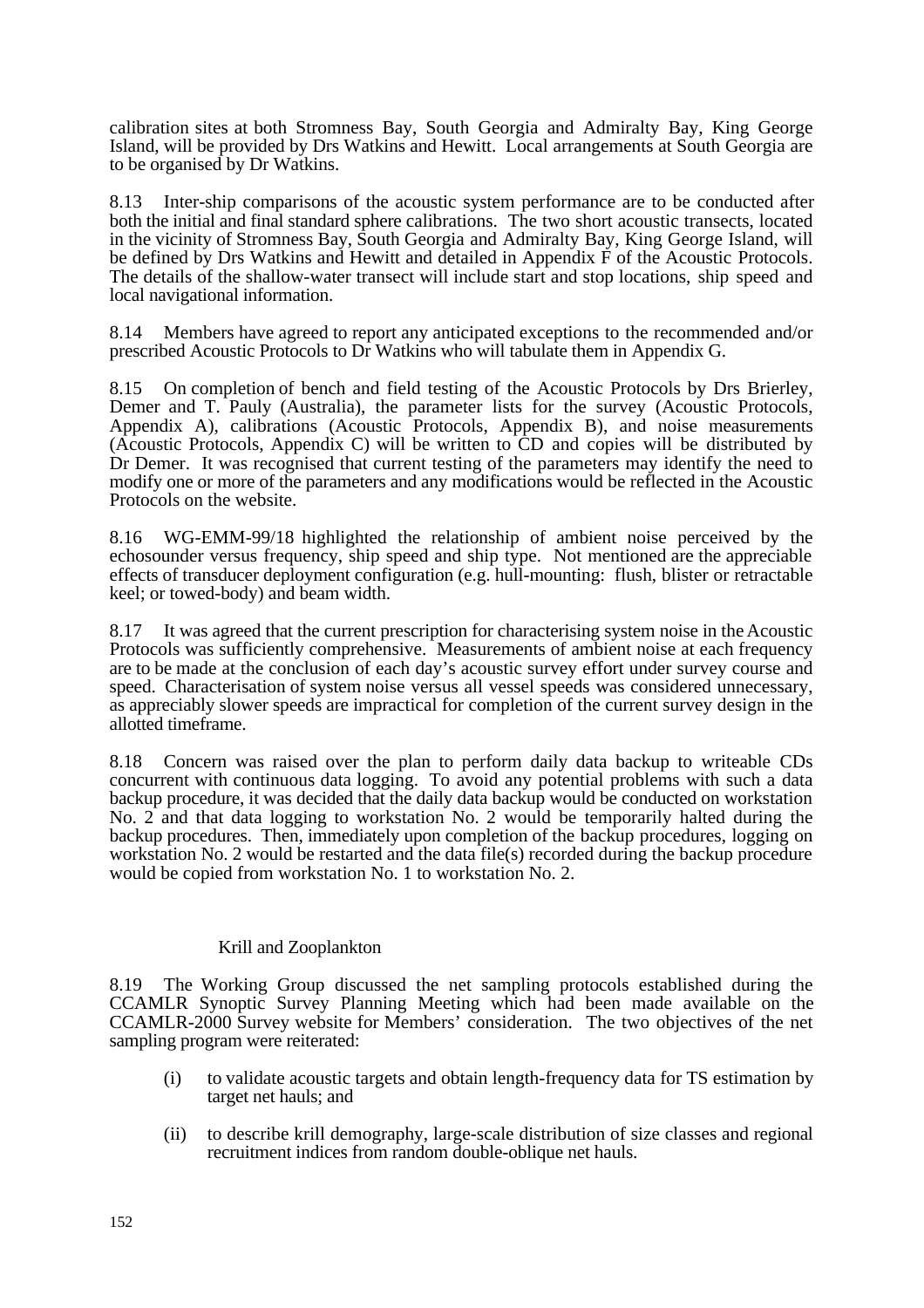calibration sites at both Stromness Bay, South Georgia and Admiralty Bay, King George Island, will be provided by Drs Watkins and Hewitt. Local arrangements at South Georgia are to be organised by Dr Watkins.

8.13 Inter-ship comparisons of the acoustic system performance are to be conducted after both the initial and final standard sphere calibrations. The two short acoustic transects, located in the vicinity of Stromness Bay, South Georgia and Admiralty Bay, King George Island, will be defined by Drs Watkins and Hewitt and detailed in Appendix F of the Acoustic Protocols. The details of the shallow-water transect will include start and stop locations, ship speed and local navigational information.

8.14 Members have agreed to report any anticipated exceptions to the recommended and/or prescribed Acoustic Protocols to Dr Watkins who will tabulate them in Appendix G.

8.15 On completion of bench and field testing of the Acoustic Protocols by Drs Brierley, Demer and T. Pauly (Australia), the parameter lists for the survey (Acoustic Protocols, Appendix A), calibrations (Acoustic Protocols, Appendix B), and noise measurements (Acoustic Protocols, Appendix C) will be written to CD and copies will be distributed by Dr Demer. It was recognised that current testing of the parameters may identify the need to modify one or more of the parameters and any modifications would be reflected in the Acoustic Protocols on the website.

8.16 WG-EMM-99/18 highlighted the relationship of ambient noise perceived by the echosounder versus frequency, ship speed and ship type. Not mentioned are the appreciable effects of transducer deployment configuration (e.g. hull-mounting: flush, blister or retractable keel; or towed-body) and beam width.

8.17 It was agreed that the current prescription for characterising system noise in the Acoustic Protocols was sufficiently comprehensive. Measurements of ambient noise at each frequency are to be made at the conclusion of each day's acoustic survey effort under survey course and speed. Characterisation of system noise versus all vessel speeds was considered unnecessary, as appreciably slower speeds are impractical for completion of the current survey design in the allotted timeframe.

8.18 Concern was raised over the plan to perform daily data backup to writeable CDs concurrent with continuous data logging. To avoid any potential problems with such a data backup procedure, it was decided that the daily data backup would be conducted on workstation No. 2 and that data logging to workstation No. 2 would be temporarily halted during the backup procedures. Then, immediately upon completion of the backup procedures, logging on workstation No. 2 would be restarted and the data file(s) recorded during the backup procedure would be copied from workstation No. 1 to workstation No. 2.

### Krill and Zooplankton

8.19 The Working Group discussed the net sampling protocols established during the CCAMLR Synoptic Survey Planning Meeting which had been made available on the CCAMLR-2000 Survey website for Members' consideration. The two objectives of the net sampling program were reiterated:

(i) to validate acoustic targets and obtain length-frequency data for TS estimation by target net hauls; and

(ii) to describe krill demography, large-scale distribution of size classes and regional recruitment indices from random double-oblique net hauls.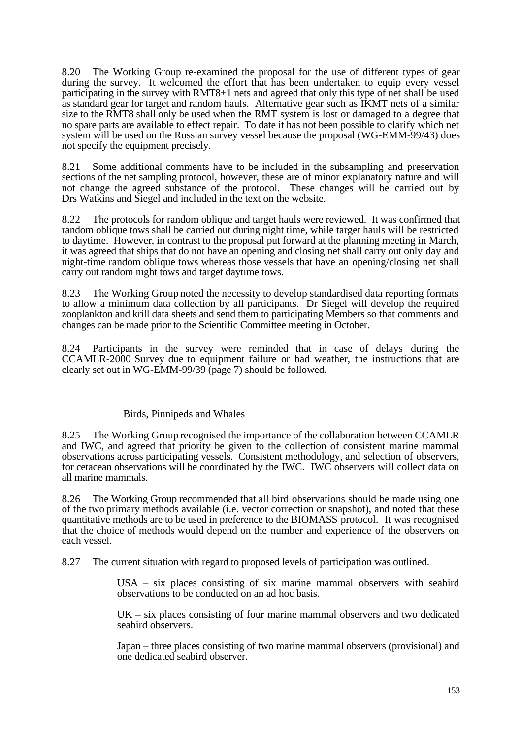8.20 The Working Group re-examined the proposal for the use of different types of gear during the survey. It welcomed the effort that has been undertaken to equip every vessel participating in the survey with RMT8+1 nets and agreed that only this type of net shall be used as standard gear for target and random hauls. Alternative gear such as IKMT nets of a similar size to the RMT8 shall only be used when the RMT system is lost or damaged to a degree that no spare parts are available to effect repair. To date it has not been possible to clarify which net system will be used on the Russian survey vessel because the proposal (WG-EMM-99/43) does not specify the equipment precisely.

8.21 Some additional comments have to be included in the subsampling and preservation sections of the net sampling protocol, however, these are of minor explanatory nature and will not change the agreed substance of the protocol. These changes will be carried out by Drs Watkins and Siegel and included in the text on the website.

8.22 The protocols for random oblique and target hauls were reviewed. It was confirmed that random oblique tows shall be carried out during night time, while target hauls will be restricted to daytime. However, in contrast to the proposal put forward at the planning meeting in March, it was agreed that ships that do not have an opening and closing net shall carry out only day and night-time random oblique tows whereas those vessels that have an opening/closing net shall carry out random night tows and target daytime tows.

8.23 The Working Group noted the necessity to develop standardised data reporting formats to allow a minimum data collection by all participants. Dr Siegel will develop the required zooplankton and krill data sheets and send them to participating Members so that comments and changes can be made prior to the Scientific Committee meeting in October.

8.24 Participants in the survey were reminded that in case of delays during the CCAMLR-2000 Survey due to equipment failure or bad weather, the instructions that are clearly set out in WG-EMM-99/39 (page 7) should be followed.

### Birds, Pinnipeds and Whales

8.25 The Working Group recognised the importance of the collaboration between CCAMLR and IWC, and agreed that priority be given to the collection of consistent marine mammal observations across participating vessels. Consistent methodology, and selection of observers, for cetacean observations will be coordinated by the IWC. IWC observers will collect data on all marine mammals.

8.26 The Working Group recommended that all bird observations should be made using one of the two primary methods available (i.e. vector correction or snapshot), and noted that these quantitative methods are to be used in preference to the BIOMASS protocol. It was recognised that the choice of methods would depend on the number and experience of the observers on each vessel.

8.27 The current situation with regard to proposed levels of participation was outlined.

> USA – six places consisting of six marine mammal observers with seabird observations to be conducted on an ad hoc basis.
>
> UK – six places consisting of four marine mammal observers and two dedicated seabird observers.
>
> Japan – three places consisting of two marine mammal observers (provisional) and one dedicated seabird observer.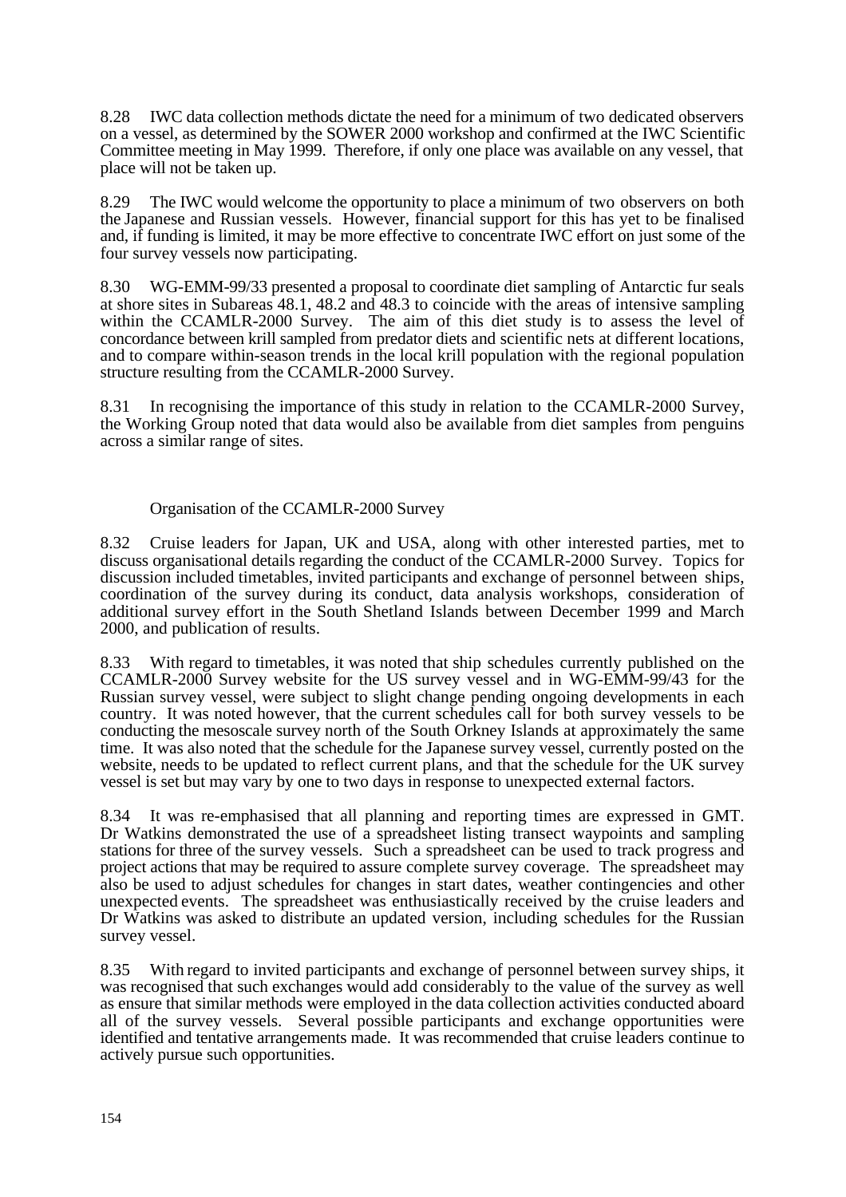8.28 IWC data collection methods dictate the need for a minimum of two dedicated observers on a vessel, as determined by the SOWER 2000 workshop and confirmed at the IWC Scientific Committee meeting in May 1999. Therefore, if only one place was available on any vessel, that place will not be taken up.

8.29 The IWC would welcome the opportunity to place a minimum of two observers on both the Japanese and Russian vessels. However, financial support for this has yet to be finalised and, if funding is limited, it may be more effective to concentrate IWC effort on just some of the four survey vessels now participating.

8.30 WG-EMM-99/33 presented a proposal to coordinate diet sampling of Antarctic fur seals at shore sites in Subareas 48.1, 48.2 and 48.3 to coincide with the areas of intensive sampling within the CCAMLR-2000 Survey. The aim of this diet study is to assess the level of concordance between krill sampled from predator diets and scientific nets at different locations, and to compare within-season trends in the local krill population with the regional population structure resulting from the CCAMLR-2000 Survey.

8.31 In recognising the importance of this study in relation to the CCAMLR-2000 Survey, the Working Group noted that data would also be available from diet samples from penguins across a similar range of sites.

### Organisation of the CCAMLR-2000 Survey

8.32 Cruise leaders for Japan, UK and USA, along with other interested parties, met to discuss organisational details regarding the conduct of the CCAMLR-2000 Survey. Topics for discussion included timetables, invited participants and exchange of personnel between ships, coordination of the survey during its conduct, data analysis workshops, consideration of additional survey effort in the South Shetland Islands between December 1999 and March 2000, and publication of results.

8.33 With regard to timetables, it was noted that ship schedules currently published on the CCAMLR-2000 Survey website for the US survey vessel and in WG-EMM-99/43 for the Russian survey vessel, were subject to slight change pending ongoing developments in each country. It was noted however, that the current schedules call for both survey vessels to be conducting the mesoscale survey north of the South Orkney Islands at approximately the same time. It was also noted that the schedule for the Japanese survey vessel, currently posted on the website, needs to be updated to reflect current plans, and that the schedule for the UK survey vessel is set but may vary by one to two days in response to unexpected external factors.

8.34 It was re-emphasised that all planning and reporting times are expressed in GMT. Dr Watkins demonstrated the use of a spreadsheet listing transect waypoints and sampling stations for three of the survey vessels. Such a spreadsheet can be used to track progress and project actions that may be required to assure complete survey coverage. The spreadsheet may also be used to adjust schedules for changes in start dates, weather contingencies and other unexpected events. The spreadsheet was enthusiastically received by the cruise leaders and Dr Watkins was asked to distribute an updated version, including schedules for the Russian survey vessel.

8.35 With regard to invited participants and exchange of personnel between survey ships, it was recognised that such exchanges would add considerably to the value of the survey as well as ensure that similar methods were employed in the data collection activities conducted aboard all of the survey vessels. Several possible participants and exchange opportunities were identified and tentative arrangements made. It was recommended that cruise leaders continue to actively pursue such opportunities.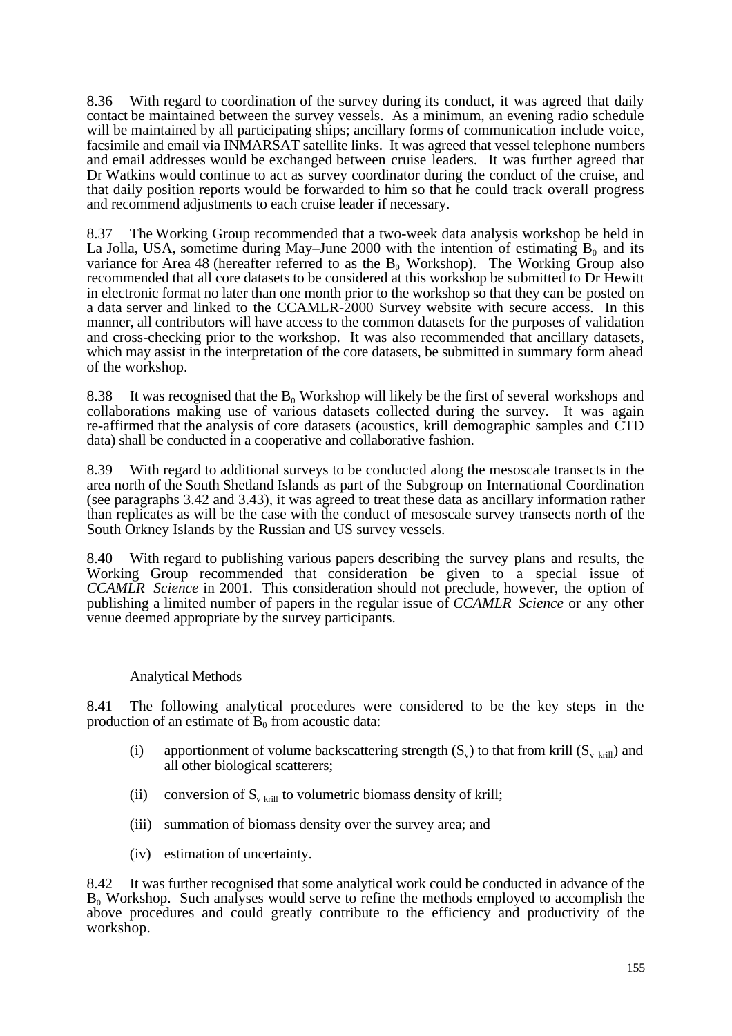8.36 With regard to coordination of the survey during its conduct, it was agreed that daily contact be maintained between the survey vessels. As a minimum, an evening radio schedule will be maintained by all participating ships; ancillary forms of communication include voice, facsimile and email via INMARSAT satellite links. It was agreed that vessel telephone numbers and email addresses would be exchanged between cruise leaders. It was further agreed that Dr Watkins would continue to act as survey coordinator during the conduct of the cruise, and that daily position reports would be forwarded to him so that he could track overall progress and recommend adjustments to each cruise leader if necessary.

8.37 The Working Group recommended that a two-week data analysis workshop be held in La Jolla, USA, sometime during May–June 2000 with the intention of estimating $B_0$ and its variance for Area 48 (hereafter referred to as the $B_0$ Workshop). The Working Group also recommended that all core datasets to be considered at this workshop be submitted to Dr Hewitt in electronic format no later than one month prior to the workshop so that they can be posted on a data server and linked to the CCAMLR-2000 Survey website with secure access. In this manner, all contributors will have access to the common datasets for the purposes of validation and cross-checking prior to the workshop. It was also recommended that ancillary datasets, which may assist in the interpretation of the core datasets, be submitted in summary form ahead of the workshop.

8.38 It was recognised that the $B_0$ Workshop will likely be the first of several workshops and collaborations making use of various datasets collected during the survey. It was again re-affirmed that the analysis of core datasets (acoustics, krill demographic samples and CTD data) shall be conducted in a cooperative and collaborative fashion.

8.39 With regard to additional surveys to be conducted along the mesoscale transects in the area north of the South Shetland Islands as part of the Subgroup on International Coordination (see paragraphs 3.42 and 3.43), it was agreed to treat these data as ancillary information rather than replicates as will be the case with the conduct of mesoscale survey transects north of the South Orkney Islands by the Russian and US survey vessels.

8.40 With regard to publishing various papers describing the survey plans and results, the Working Group recommended that consideration be given to a special issue of *CCAMLR Science* in 2001. This consideration should not preclude, however, the option of publishing a limited number of papers in the regular issue of *CCAMLR Science* or any other venue deemed appropriate by the survey participants.

### Analytical Methods

8.41 The following analytical procedures were considered to be the key steps in the production of an estimate of $B_0$ from acoustic data:

(i) apportionment of volume backscattering strength ($S_v$) to that from krill ($S_{v\ krill}$) and all other biological scatterers;

(ii) conversion of $S_{v\ krill}$ to volumetric biomass density of krill;

(iii) summation of biomass density over the survey area; and

(iv) estimation of uncertainty.

8.42 It was further recognised that some analytical work could be conducted in advance of the $B_0$ Workshop. Such analyses would serve to refine the methods employed to accomplish the above procedures and could greatly contribute to the efficiency and productivity of the workshop.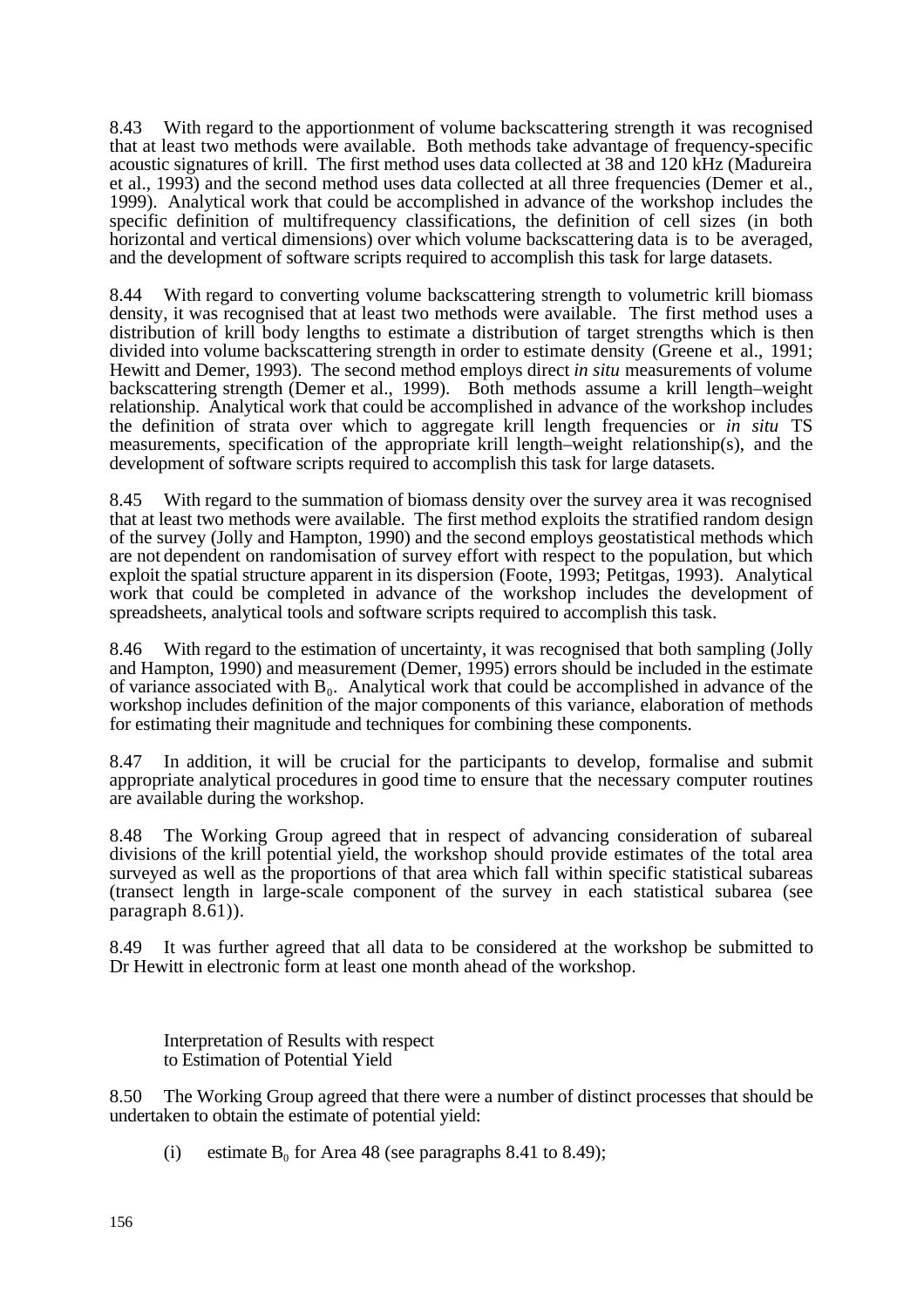8.43 With regard to the apportionment of volume backscattering strength it was recognised that at least two methods were available. Both methods take advantage of frequency-specific acoustic signatures of krill. The first method uses data collected at 38 and 120 kHz (Madureira et al., 1993) and the second method uses data collected at all three frequencies (Demer et al., 1999). Analytical work that could be accomplished in advance of the workshop includes the specific definition of multifrequency classifications, the definition of cell sizes (in both horizontal and vertical dimensions) over which volume backscattering data is to be averaged, and the development of software scripts required to accomplish this task for large datasets.

8.44 With regard to converting volume backscattering strength to volumetric krill biomass density, it was recognised that at least two methods were available. The first method uses a distribution of krill body lengths to estimate a distribution of target strengths which is then divided into volume backscattering strength in order to estimate density (Greene et al., 1991; Hewitt and Demer, 1993). The second method employs direct *in situ* measurements of volume backscattering strength (Demer et al., 1999). Both methods assume a krill length–weight relationship. Analytical work that could be accomplished in advance of the workshop includes the definition of strata over which to aggregate krill length frequencies or *in situ* TS measurements, specification of the appropriate krill length–weight relationship(s), and the development of software scripts required to accomplish this task for large datasets.

8.45 With regard to the summation of biomass density over the survey area it was recognised that at least two methods were available. The first method exploits the stratified random design of the survey (Jolly and Hampton, 1990) and the second employs geostatistical methods which are not dependent on randomisation of survey effort with respect to the population, but which exploit the spatial structure apparent in its dispersion (Foote, 1993; Petitgas, 1993). Analytical work that could be completed in advance of the workshop includes the development of spreadsheets, analytical tools and software scripts required to accomplish this task.

8.46 With regard to the estimation of uncertainty, it was recognised that both sampling (Jolly and Hampton, 1990) and measurement (Demer, 1995) errors should be included in the estimate of variance associated with $B_0$. Analytical work that could be accomplished in advance of the workshop includes definition of the major components of this variance, elaboration of methods for estimating their magnitude and techniques for combining these components.

8.47 In addition, it will be crucial for the participants to develop, formalise and submit appropriate analytical procedures in good time to ensure that the necessary computer routines are available during the workshop.

8.48 The Working Group agreed that in respect of advancing consideration of subareal divisions of the krill potential yield, the workshop should provide estimates of the total area surveyed as well as the proportions of that area which fall within specific statistical subareas (transect length in large-scale component of the survey in each statistical subarea (see paragraph 8.61)).

8.49 It was further agreed that all data to be considered at the workshop be submitted to Dr Hewitt in electronic form at least one month ahead of the workshop.

### Interpretation of Results with respect to Estimation of Potential Yield

8.50 The Working Group agreed that there were a number of distinct processes that should be undertaken to obtain the estimate of potential yield:

(i) estimate $B_0$ for Area 48 (see paragraphs 8.41 to 8.49);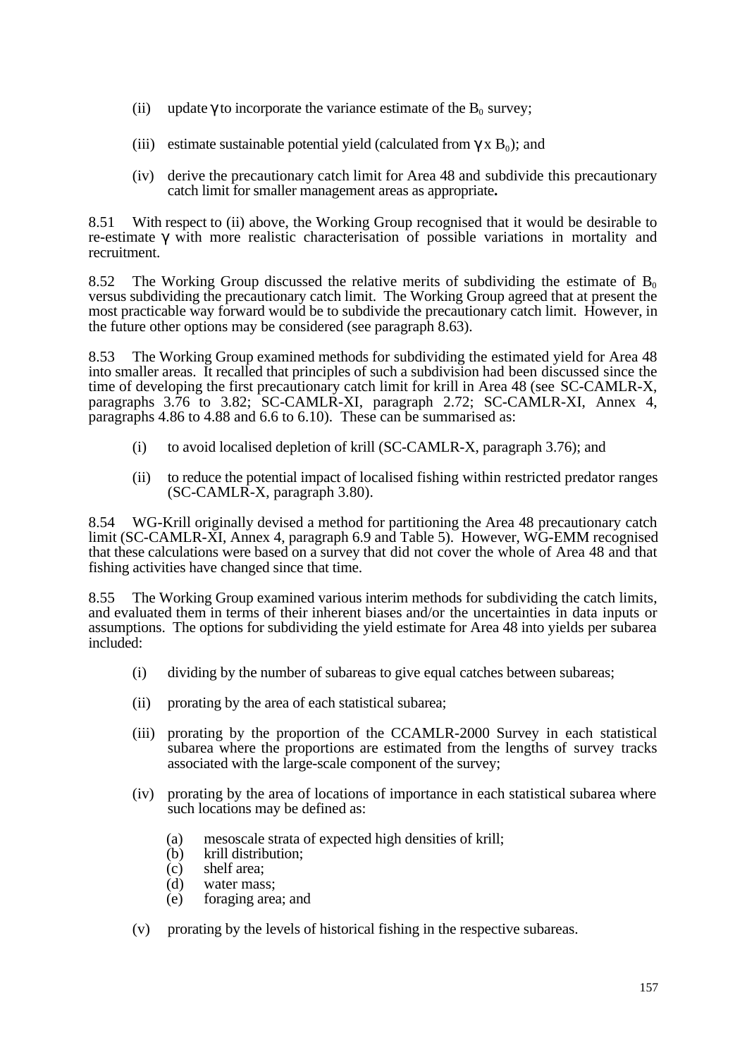(ii) update $\gamma$ to incorporate the variance estimate of the $B_0$ survey;

(iii) estimate sustainable potential yield (calculated from $\gamma \times B_0$); and

(iv) derive the precautionary catch limit for Area 48 and subdivide this precautionary catch limit for smaller management areas as appropriate**.**

8.51 With respect to (ii) above, the Working Group recognised that it would be desirable to re-estimate $\gamma$ with more realistic characterisation of possible variations in mortality and recruitment.

8.52 The Working Group discussed the relative merits of subdividing the estimate of $B_0$ versus subdividing the precautionary catch limit. The Working Group agreed that at present the most practicable way forward would be to subdivide the precautionary catch limit. However, in the future other options may be considered (see paragraph 8.63).

8.53 The Working Group examined methods for subdividing the estimated yield for Area 48 into smaller areas. It recalled that principles of such a subdivision had been discussed since the time of developing the first precautionary catch limit for krill in Area 48 (see SC-CAMLR-X, paragraphs 3.76 to 3.82; SC-CAMLR-XI, paragraph 2.72; SC-CAMLR-XI, Annex 4, paragraphs 4.86 to 4.88 and 6.6 to 6.10). These can be summarised as:

(i) to avoid localised depletion of krill (SC-CAMLR-X, paragraph 3.76); and

(ii) to reduce the potential impact of localised fishing within restricted predator ranges (SC-CAMLR-X, paragraph 3.80).

8.54 WG-Krill originally devised a method for partitioning the Area 48 precautionary catch limit (SC-CAMLR-XI, Annex 4, paragraph 6.9 and Table 5). However, WG-EMM recognised that these calculations were based on a survey that did not cover the whole of Area 48 and that fishing activities have changed since that time.

8.55 The Working Group examined various interim methods for subdividing the catch limits, and evaluated them in terms of their inherent biases and/or the uncertainties in data inputs or assumptions. The options for subdividing the yield estimate for Area 48 into yields per subarea included:

(i) dividing by the number of subareas to give equal catches between subareas;

(ii) prorating by the area of each statistical subarea;

(iii) prorating by the proportion of the CCAMLR-2000 Survey in each statistical subarea where the proportions are estimated from the lengths of survey tracks associated with the large-scale component of the survey;

(iv) prorating by the area of locations of importance in each statistical subarea where such locations may be defined as:

(a) mesoscale strata of expected high densities of krill;
(b) krill distribution;
(c) shelf area;
(d) water mass;
(e) foraging area; and

(v) prorating by the levels of historical fishing in the respective subareas.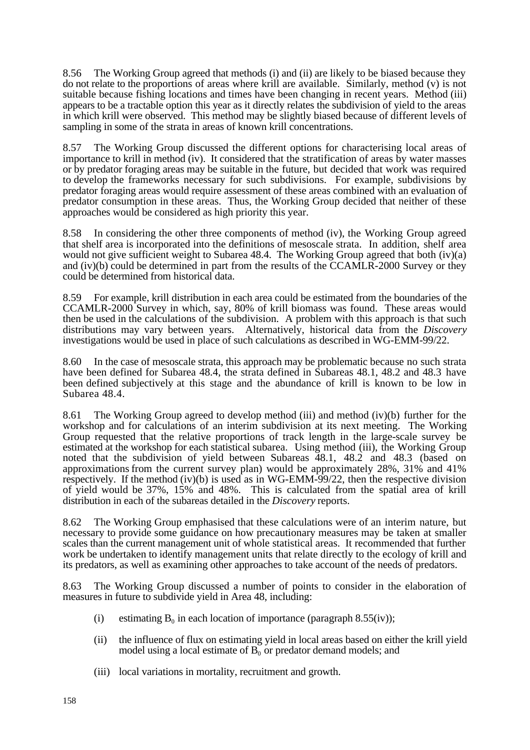8.56 The Working Group agreed that methods (i) and (ii) are likely to be biased because they do not relate to the proportions of areas where krill are available. Similarly, method (v) is not suitable because fishing locations and times have been changing in recent years. Method (iii) appears to be a tractable option this year as it directly relates the subdivision of yield to the areas in which krill were observed. This method may be slightly biased because of different levels of sampling in some of the strata in areas of known krill concentrations.

8.57 The Working Group discussed the different options for characterising local areas of importance to krill in method (iv). It considered that the stratification of areas by water masses or by predator foraging areas may be suitable in the future, but decided that work was required to develop the frameworks necessary for such subdivisions. For example, subdivisions by predator foraging areas would require assessment of these areas combined with an evaluation of predator consumption in these areas. Thus, the Working Group decided that neither of these approaches would be considered as high priority this year.

8.58 In considering the other three components of method (iv), the Working Group agreed that shelf area is incorporated into the definitions of mesoscale strata. In addition, shelf area would not give sufficient weight to Subarea 48.4. The Working Group agreed that both (iv)(a) and (iv)(b) could be determined in part from the results of the CCAMLR-2000 Survey or they could be determined from historical data.

8.59 For example, krill distribution in each area could be estimated from the boundaries of the CCAMLR-2000 Survey in which, say, 80% of krill biomass was found. These areas would then be used in the calculations of the subdivision. A problem with this approach is that such distributions may vary between years. Alternatively, historical data from the *Discovery* investigations would be used in place of such calculations as described in WG-EMM-99/22.

8.60 In the case of mesoscale strata, this approach may be problematic because no such strata have been defined for Subarea 48.4, the strata defined in Subareas 48.1, 48.2 and 48.3 have been defined subjectively at this stage and the abundance of krill is known to be low in Subarea 48.4.

8.61 The Working Group agreed to develop method (iii) and method (iv)(b) further for the workshop and for calculations of an interim subdivision at its next meeting. The Working Group requested that the relative proportions of track length in the large-scale survey be estimated at the workshop for each statistical subarea. Using method (iii), the Working Group noted that the subdivision of yield between Subareas 48.1, 48.2 and 48.3 (based on approximations from the current survey plan) would be approximately 28%, 31% and 41% respectively. If the method (iv)(b) is used as in WG-EMM-99/22, then the respective division of yield would be 37%, 15% and 48%. This is calculated from the spatial area of krill distribution in each of the subareas detailed in the *Discovery* reports.

8.62 The Working Group emphasised that these calculations were of an interim nature, but necessary to provide some guidance on how precautionary measures may be taken at smaller scales than the current management unit of whole statistical areas. It recommended that further work be undertaken to identify management units that relate directly to the ecology of krill and its predators, as well as examining other approaches to take account of the needs of predators.

8.63 The Working Group discussed a number of points to consider in the elaboration of measures in future to subdivide yield in Area 48, including:

(i) estimating $B_0$ in each location of importance (paragraph 8.55(iv));

(ii) the influence of flux on estimating yield in local areas based on either the krill yield model using a local estimate of $B_0$ or predator demand models; and

(iii) local variations in mortality, recruitment and growth.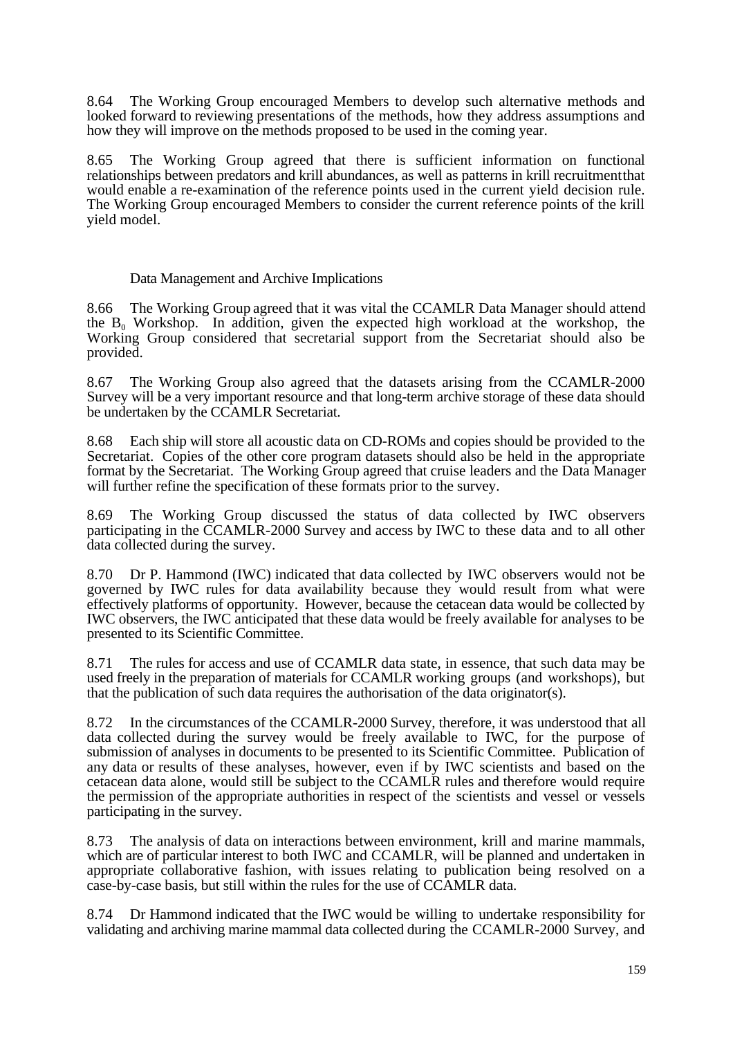8.64 The Working Group encouraged Members to develop such alternative methods and looked forward to reviewing presentations of the methods, how they address assumptions and how they will improve on the methods proposed to be used in the coming year.

8.65 The Working Group agreed that there is sufficient information on functional relationships between predators and krill abundances, as well as patterns in krill recruitment that would enable a re-examination of the reference points used in the current yield decision rule. The Working Group encouraged Members to consider the current reference points of the krill yield model.

### Data Management and Archive Implications

8.66 The Working Group agreed that it was vital the CCAMLR Data Manager should attend the $B_0$ Workshop. In addition, given the expected high workload at the workshop, the Working Group considered that secretarial support from the Secretariat should also be provided.

8.67 The Working Group also agreed that the datasets arising from the CCAMLR-2000 Survey will be a very important resource and that long-term archive storage of these data should be undertaken by the CCAMLR Secretariat.

8.68 Each ship will store all acoustic data on CD-ROMs and copies should be provided to the Secretariat. Copies of the other core program datasets should also be held in the appropriate format by the Secretariat. The Working Group agreed that cruise leaders and the Data Manager will further refine the specification of these formats prior to the survey.

8.69 The Working Group discussed the status of data collected by IWC observers participating in the CCAMLR-2000 Survey and access by IWC to these data and to all other data collected during the survey.

8.70 Dr P. Hammond (IWC) indicated that data collected by IWC observers would not be governed by IWC rules for data availability because they would result from what were effectively platforms of opportunity. However, because the cetacean data would be collected by IWC observers, the IWC anticipated that these data would be freely available for analyses to be presented to its Scientific Committee.

8.71 The rules for access and use of CCAMLR data state, in essence, that such data may be used freely in the preparation of materials for CCAMLR working groups (and workshops), but that the publication of such data requires the authorisation of the data originator(s).

8.72 In the circumstances of the CCAMLR-2000 Survey, therefore, it was understood that all data collected during the survey would be freely available to IWC, for the purpose of submission of analyses in documents to be presented to its Scientific Committee. Publication of any data or results of these analyses, however, even if by IWC scientists and based on the cetacean data alone, would still be subject to the CCAMLR rules and therefore would require the permission of the appropriate authorities in respect of the scientists and vessel or vessels participating in the survey.

8.73 The analysis of data on interactions between environment, krill and marine mammals, which are of particular interest to both IWC and CCAMLR, will be planned and undertaken in appropriate collaborative fashion, with issues relating to publication being resolved on a case-by-case basis, but still within the rules for the use of CCAMLR data.

8.74 Dr Hammond indicated that the IWC would be willing to undertake responsibility for validating and archiving marine mammal data collected during the CCAMLR-2000 Survey, and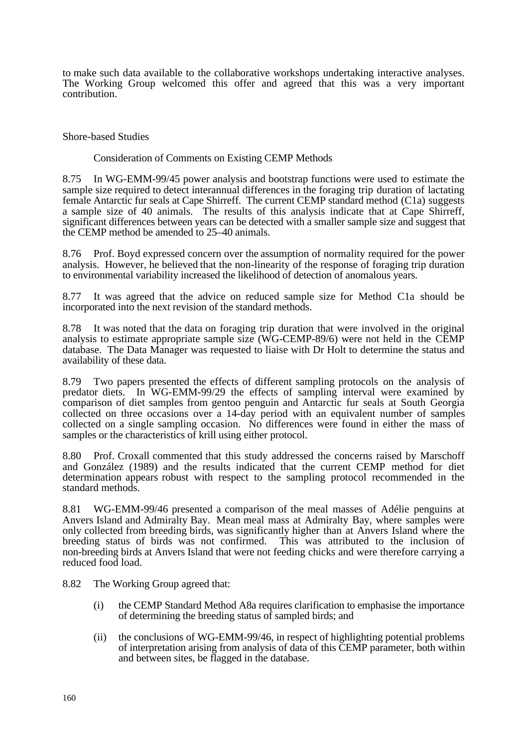to make such data available to the collaborative workshops undertaking interactive analyses. The Working Group welcomed this offer and agreed that this was a very important contribution.

### Shore-based Studies

#### Consideration of Comments on Existing CEMP Methods

8.75 In WG-EMM-99/45 power analysis and bootstrap functions were used to estimate the sample size required to detect interannual differences in the foraging trip duration of lactating female Antarctic fur seals at Cape Shirreff. The current CEMP standard method (C1a) suggests a sample size of 40 animals. The results of this analysis indicate that at Cape Shirreff, significant differences between years can be detected with a smaller sample size and suggest that the CEMP method be amended to 25–40 animals.

8.76 Prof. Boyd expressed concern over the assumption of normality required for the power analysis. However, he believed that the non-linearity of the response of foraging trip duration to environmental variability increased the likelihood of detection of anomalous years.

8.77 It was agreed that the advice on reduced sample size for Method C1a should be incorporated into the next revision of the standard methods.

8.78 It was noted that the data on foraging trip duration that were involved in the original analysis to estimate appropriate sample size (WG-CEMP-89/6) were not held in the CEMP database. The Data Manager was requested to liaise with Dr Holt to determine the status and availability of these data.

8.79 Two papers presented the effects of different sampling protocols on the analysis of predator diets. In WG-EMM-99/29 the effects of sampling interval were examined by comparison of diet samples from gentoo penguin and Antarctic fur seals at South Georgia collected on three occasions over a 14-day period with an equivalent number of samples collected on a single sampling occasion. No differences were found in either the mass of samples or the characteristics of krill using either protocol.

8.80 Prof. Croxall commented that this study addressed the concerns raised by Marschoff and González (1989) and the results indicated that the current CEMP method for diet determination appears robust with respect to the sampling protocol recommended in the standard methods.

8.81 WG-EMM-99/46 presented a comparison of the meal masses of Adélie penguins at Anvers Island and Admiralty Bay. Mean meal mass at Admiralty Bay, where samples were only collected from breeding birds, was significantly higher than at Anvers Island where the breeding status of birds was not confirmed. This was attributed to the inclusion of non-breeding birds at Anvers Island that were not feeding chicks and were therefore carrying a reduced food load.

8.82 The Working Group agreed that:

(i) the CEMP Standard Method A8a requires clarification to emphasise the importance of determining the breeding status of sampled birds; and

(ii) the conclusions of WG-EMM-99/46, in respect of highlighting potential problems of interpretation arising from analysis of data of this CEMP parameter, both within and between sites, be flagged in the database.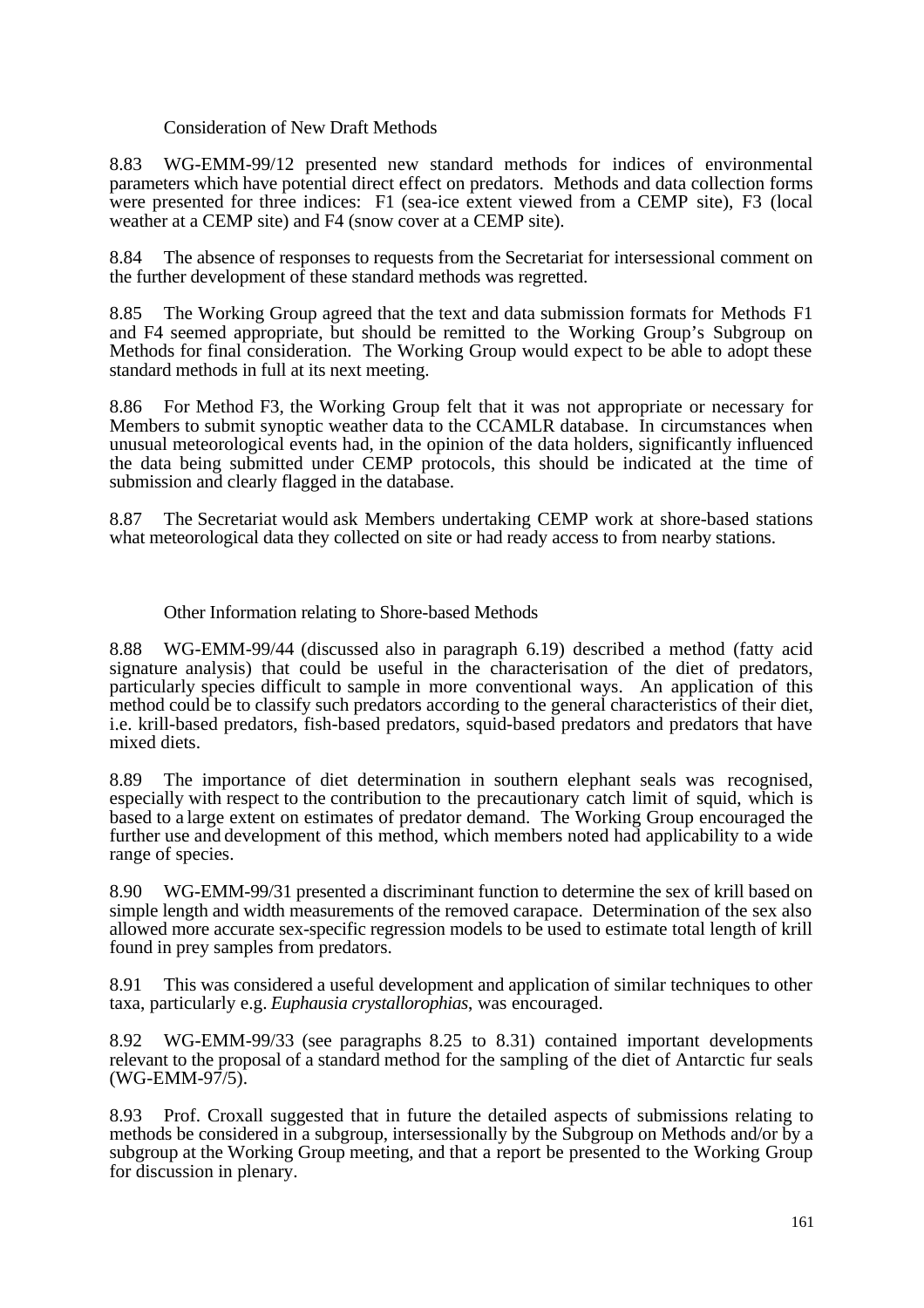### Consideration of New Draft Methods

8.83 WG-EMM-99/12 presented new standard methods for indices of environmental parameters which have potential direct effect on predators. Methods and data collection forms were presented for three indices: F1 (sea-ice extent viewed from a CEMP site), F3 (local weather at a CEMP site) and F4 (snow cover at a CEMP site).

8.84 The absence of responses to requests from the Secretariat for intersessional comment on the further development of these standard methods was regretted.

8.85 The Working Group agreed that the text and data submission formats for Methods F1 and F4 seemed appropriate, but should be remitted to the Working Group's Subgroup on Methods for final consideration. The Working Group would expect to be able to adopt these standard methods in full at its next meeting.

8.86 For Method F3, the Working Group felt that it was not appropriate or necessary for Members to submit synoptic weather data to the CCAMLR database. In circumstances when unusual meteorological events had, in the opinion of the data holders, significantly influenced the data being submitted under CEMP protocols, this should be indicated at the time of submission and clearly flagged in the database.

8.87 The Secretariat would ask Members undertaking CEMP work at shore-based stations what meteorological data they collected on site or had ready access to from nearby stations.

### Other Information relating to Shore-based Methods

8.88 WG-EMM-99/44 (discussed also in paragraph 6.19) described a method (fatty acid signature analysis) that could be useful in the characterisation of the diet of predators, particularly species difficult to sample in more conventional ways. An application of this method could be to classify such predators according to the general characteristics of their diet, i.e. krill-based predators, fish-based predators, squid-based predators and predators that have mixed diets.

8.89 The importance of diet determination in southern elephant seals was recognised, especially with respect to the contribution to the precautionary catch limit of squid, which is based to a large extent on estimates of predator demand. The Working Group encouraged the further use and development of this method, which members noted had applicability to a wide range of species.

8.90 WG-EMM-99/31 presented a discriminant function to determine the sex of krill based on simple length and width measurements of the removed carapace. Determination of the sex also allowed more accurate sex-specific regression models to be used to estimate total length of krill found in prey samples from predators.

8.91 This was considered a useful development and application of similar techniques to other taxa, particularly e.g. *Euphausia crystallorophias*, was encouraged.

8.92 WG-EMM-99/33 (see paragraphs 8.25 to 8.31) contained important developments relevant to the proposal of a standard method for the sampling of the diet of Antarctic fur seals (WG-EMM-97/5).

8.93 Prof. Croxall suggested that in future the detailed aspects of submissions relating to methods be considered in a subgroup, intersessionally by the Subgroup on Methods and/or by a subgroup at the Working Group meeting, and that a report be presented to the Working Group for discussion in plenary.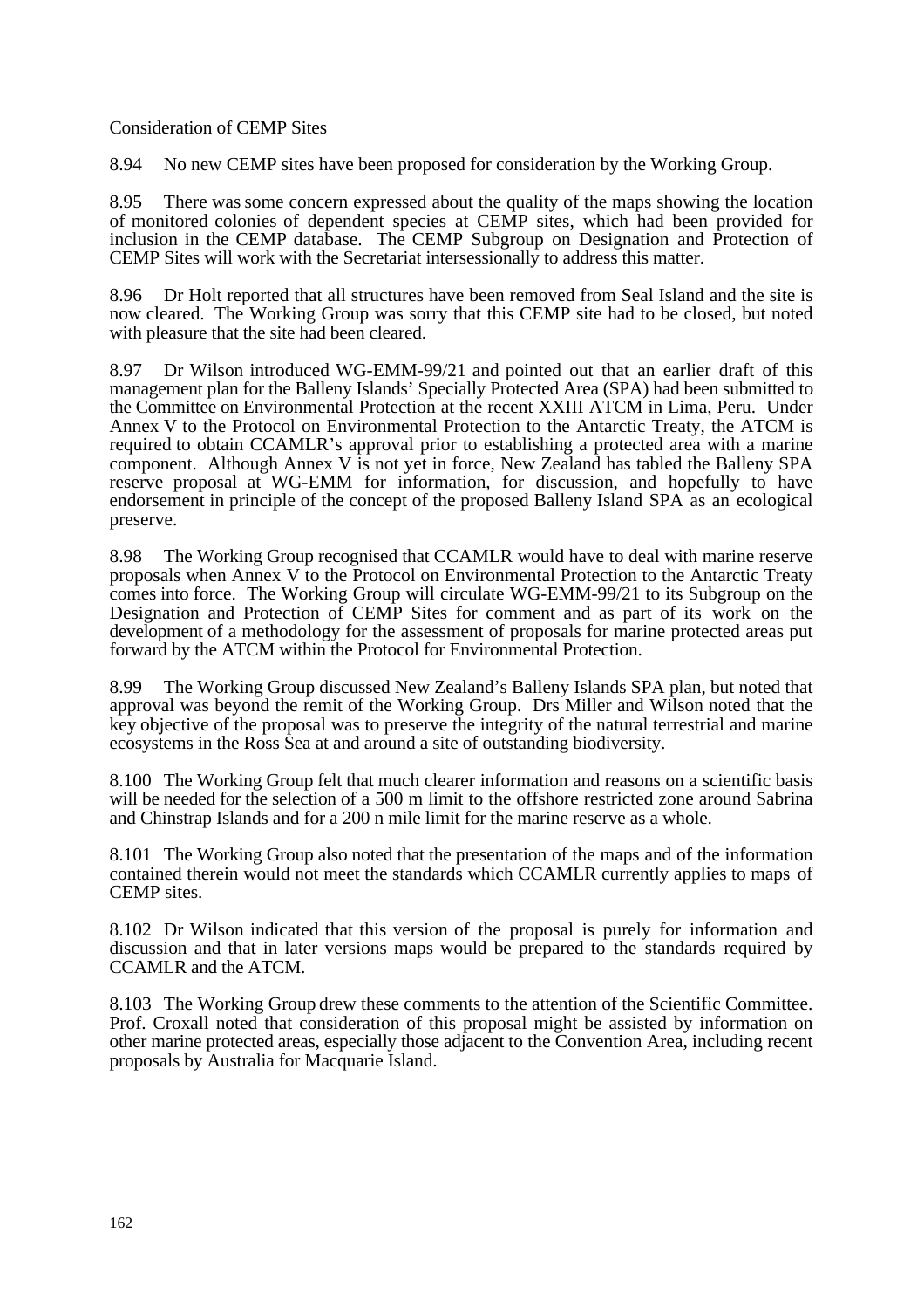Consideration of CEMP Sites

8.94 No new CEMP sites have been proposed for consideration by the Working Group.

8.95 There was some concern expressed about the quality of the maps showing the location of monitored colonies of dependent species at CEMP sites, which had been provided for inclusion in the CEMP database. The CEMP Subgroup on Designation and Protection of CEMP Sites will work with the Secretariat intersessionally to address this matter.

8.96 Dr Holt reported that all structures have been removed from Seal Island and the site is now cleared. The Working Group was sorry that this CEMP site had to be closed, but noted with pleasure that the site had been cleared.

8.97 Dr Wilson introduced WG-EMM-99/21 and pointed out that an earlier draft of this management plan for the Balleny Islands' Specially Protected Area (SPA) had been submitted to the Committee on Environmental Protection at the recent XXIII ATCM in Lima, Peru. Under Annex V to the Protocol on Environmental Protection to the Antarctic Treaty, the ATCM is required to obtain CCAMLR's approval prior to establishing a protected area with a marine component. Although Annex V is not yet in force, New Zealand has tabled the Balleny SPA reserve proposal at WG-EMM for information, for discussion, and hopefully to have endorsement in principle of the concept of the proposed Balleny Island SPA as an ecological preserve.

8.98 The Working Group recognised that CCAMLR would have to deal with marine reserve proposals when Annex V to the Protocol on Environmental Protection to the Antarctic Treaty comes into force. The Working Group will circulate WG-EMM-99/21 to its Subgroup on the Designation and Protection of CEMP Sites for comment and as part of its work on the development of a methodology for the assessment of proposals for marine protected areas put forward by the ATCM within the Protocol for Environmental Protection.

8.99 The Working Group discussed New Zealand's Balleny Islands SPA plan, but noted that approval was beyond the remit of the Working Group. Drs Miller and Wilson noted that the key objective of the proposal was to preserve the integrity of the natural terrestrial and marine ecosystems in the Ross Sea at and around a site of outstanding biodiversity.

8.100 The Working Group felt that much clearer information and reasons on a scientific basis will be needed for the selection of a 500 m limit to the offshore restricted zone around Sabrina and Chinstrap Islands and for a 200 n mile limit for the marine reserve as a whole.

8.101 The Working Group also noted that the presentation of the maps and of the information contained therein would not meet the standards which CCAMLR currently applies to maps of CEMP sites.

8.102 Dr Wilson indicated that this version of the proposal is purely for information and discussion and that in later versions maps would be prepared to the standards required by CCAMLR and the ATCM.

8.103 The Working Group drew these comments to the attention of the Scientific Committee. Prof. Croxall noted that consideration of this proposal might be assisted by information on other marine protected areas, especially those adjacent to the Convention Area, including recent proposals by Australia for Macquarie Island.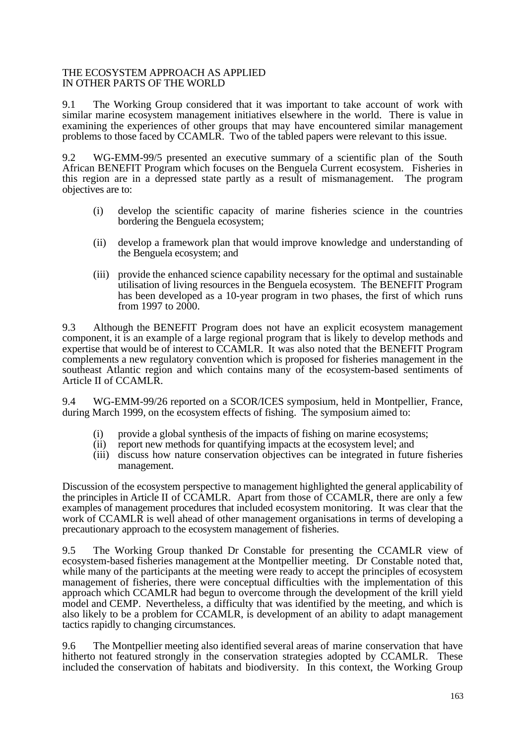## THE ECOSYSTEM APPROACH AS APPLIED IN OTHER PARTS OF THE WORLD

9.1 The Working Group considered that it was important to take account of work with similar marine ecosystem management initiatives elsewhere in the world. There is value in examining the experiences of other groups that may have encountered similar management problems to those faced by CCAMLR. Two of the tabled papers were relevant to this issue.

9.2 WG-EMM-99/5 presented an executive summary of a scientific plan of the South African BENEFIT Program which focuses on the Benguela Current ecosystem. Fisheries in this region are in a depressed state partly as a result of mismanagement. The program objectives are to:

(i) develop the scientific capacity of marine fisheries science in the countries bordering the Benguela ecosystem;

(ii) develop a framework plan that would improve knowledge and understanding of the Benguela ecosystem; and

(iii) provide the enhanced science capability necessary for the optimal and sustainable utilisation of living resources in the Benguela ecosystem. The BENEFIT Program has been developed as a 10-year program in two phases, the first of which runs from 1997 to 2000.

9.3 Although the BENEFIT Program does not have an explicit ecosystem management component, it is an example of a large regional program that is likely to develop methods and expertise that would be of interest to CCAMLR. It was also noted that the BENEFIT Program complements a new regulatory convention which is proposed for fisheries management in the southeast Atlantic region and which contains many of the ecosystem-based sentiments of Article II of CCAMLR.

9.4 WG-EMM-99/26 reported on a SCOR/ICES symposium, held in Montpellier, France, during March 1999, on the ecosystem effects of fishing. The symposium aimed to:

(i) provide a global synthesis of the impacts of fishing on marine ecosystems;
(ii) report new methods for quantifying impacts at the ecosystem level; and
(iii) discuss how nature conservation objectives can be integrated in future fisheries management.

Discussion of the ecosystem perspective to management highlighted the general applicability of the principles in Article II of CCAMLR. Apart from those of CCAMLR, there are only a few examples of management procedures that included ecosystem monitoring. It was clear that the work of CCAMLR is well ahead of other management organisations in terms of developing a precautionary approach to the ecosystem management of fisheries.

9.5 The Working Group thanked Dr Constable for presenting the CCAMLR view of ecosystem-based fisheries management at the Montpellier meeting. Dr Constable noted that, while many of the participants at the meeting were ready to accept the principles of ecosystem management of fisheries, there were conceptual difficulties with the implementation of this approach which CCAMLR had begun to overcome through the development of the krill yield model and CEMP. Nevertheless, a difficulty that was identified by the meeting, and which is also likely to be a problem for CCAMLR, is development of an ability to adapt management tactics rapidly to changing circumstances.

9.6 The Montpellier meeting also identified several areas of marine conservation that have hitherto not featured strongly in the conservation strategies adopted by CCAMLR. These included the conservation of habitats and biodiversity. In this context, the Working Group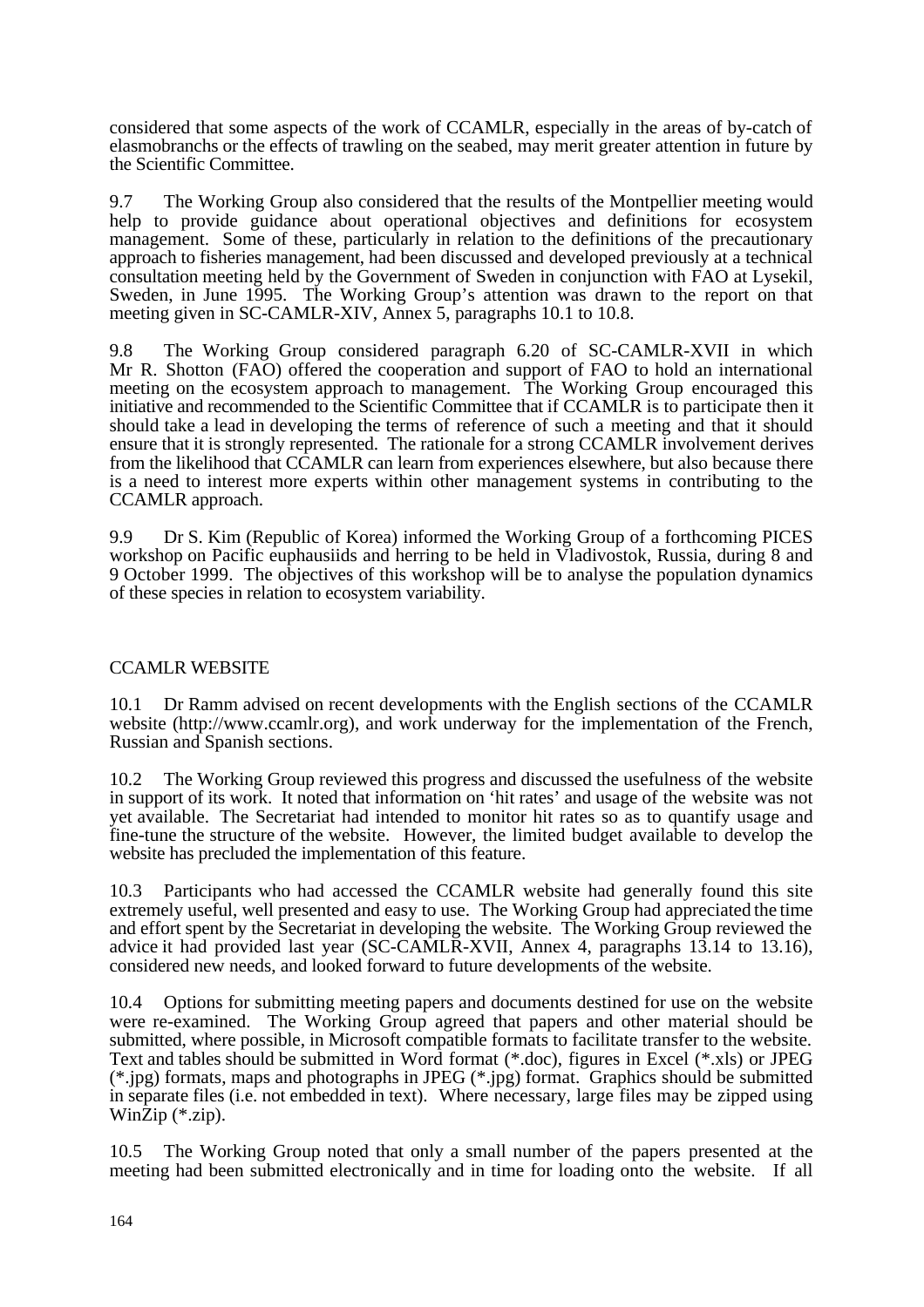considered that some aspects of the work of CCAMLR, especially in the areas of by-catch of elasmobranchs or the effects of trawling on the seabed, may merit greater attention in future by the Scientific Committee.

9.7 The Working Group also considered that the results of the Montpellier meeting would help to provide guidance about operational objectives and definitions for ecosystem management. Some of these, particularly in relation to the definitions of the precautionary approach to fisheries management, had been discussed and developed previously at a technical consultation meeting held by the Government of Sweden in conjunction with FAO at Lysekil, Sweden, in June 1995. The Working Group's attention was drawn to the report on that meeting given in SC-CAMLR-XIV, Annex 5, paragraphs 10.1 to 10.8.

9.8 The Working Group considered paragraph 6.20 of SC-CAMLR-XVII in which Mr R. Shotton (FAO) offered the cooperation and support of FAO to hold an international meeting on the ecosystem approach to management. The Working Group encouraged this initiative and recommended to the Scientific Committee that if CCAMLR is to participate then it should take a lead in developing the terms of reference of such a meeting and that it should ensure that it is strongly represented. The rationale for a strong CCAMLR involvement derives from the likelihood that CCAMLR can learn from experiences elsewhere, but also because there is a need to interest more experts within other management systems in contributing to the CCAMLR approach.

9.9 Dr S. Kim (Republic of Korea) informed the Working Group of a forthcoming PICES workshop on Pacific euphausiids and herring to be held in Vladivostok, Russia, during 8 and 9 October 1999. The objectives of this workshop will be to analyse the population dynamics of these species in relation to ecosystem variability.

## CCAMLR WEBSITE

10.1 Dr Ramm advised on recent developments with the English sections of the CCAMLR website (http://www.ccamlr.org), and work underway for the implementation of the French, Russian and Spanish sections.

10.2 The Working Group reviewed this progress and discussed the usefulness of the website in support of its work. It noted that information on 'hit rates' and usage of the website was not yet available. The Secretariat had intended to monitor hit rates so as to quantify usage and fine-tune the structure of the website. However, the limited budget available to develop the website has precluded the implementation of this feature.

10.3 Participants who had accessed the CCAMLR website had generally found this site extremely useful, well presented and easy to use. The Working Group had appreciated the time and effort spent by the Secretariat in developing the website. The Working Group reviewed the advice it had provided last year (SC-CAMLR-XVII, Annex 4, paragraphs 13.14 to 13.16), considered new needs, and looked forward to future developments of the website.

10.4 Options for submitting meeting papers and documents destined for use on the website were re-examined. The Working Group agreed that papers and other material should be submitted, where possible, in Microsoft compatible formats to facilitate transfer to the website. Text and tables should be submitted in Word format (*.doc), figures in Excel (*.xls) or JPEG (*.jpg) formats, maps and photographs in JPEG (*.jpg) format. Graphics should be submitted in separate files (i.e. not embedded in text). Where necessary, large files may be zipped using WinZip (*.zip).

10.5 The Working Group noted that only a small number of the papers presented at the meeting had been submitted electronically and in time for loading onto the website. If all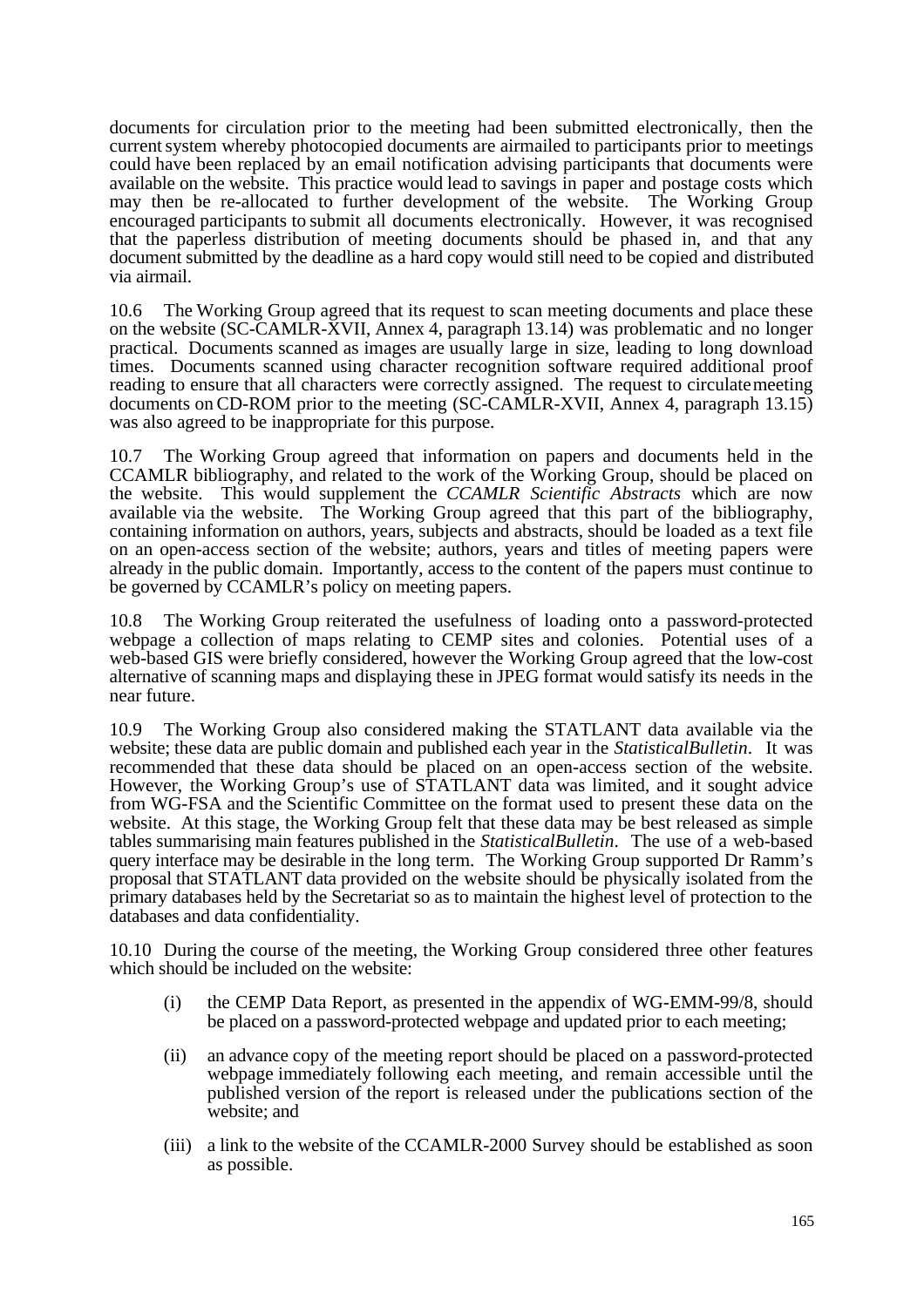documents for circulation prior to the meeting had been submitted electronically, then the current system whereby photocopied documents are airmailed to participants prior to meetings could have been replaced by an email notification advising participants that documents were available on the website. This practice would lead to savings in paper and postage costs which may then be re-allocated to further development of the website. The Working Group encouraged participants to submit all documents electronically. However, it was recognised that the paperless distribution of meeting documents should be phased in, and that any document submitted by the deadline as a hard copy would still need to be copied and distributed via airmail.

10.6 The Working Group agreed that its request to scan meeting documents and place these on the website (SC-CAMLR-XVII, Annex 4, paragraph 13.14) was problematic and no longer practical. Documents scanned as images are usually large in size, leading to long download times. Documents scanned using character recognition software required additional proof reading to ensure that all characters were correctly assigned. The request to circulate meeting documents on CD-ROM prior to the meeting (SC-CAMLR-XVII, Annex 4, paragraph 13.15) was also agreed to be inappropriate for this purpose.

10.7 The Working Group agreed that information on papers and documents held in the CCAMLR bibliography, and related to the work of the Working Group, should be placed on the website. This would supplement the *CCAMLR Scientific Abstracts* which are now available via the website. The Working Group agreed that this part of the bibliography, containing information on authors, years, subjects and abstracts, should be loaded as a text file on an open-access section of the website; authors, years and titles of meeting papers were already in the public domain. Importantly, access to the content of the papers must continue to be governed by CCAMLR's policy on meeting papers.

10.8 The Working Group reiterated the usefulness of loading onto a password-protected webpage a collection of maps relating to CEMP sites and colonies. Potential uses of a web-based GIS were briefly considered, however the Working Group agreed that the low-cost alternative of scanning maps and displaying these in JPEG format would satisfy its needs in the near future.

10.9 The Working Group also considered making the STATLANT data available via the website; these data are public domain and published each year in the *Statistical Bulletin*. It was recommended that these data should be placed on an open-access section of the website. However, the Working Group's use of STATLANT data was limited, and it sought advice from WG-FSA and the Scientific Committee on the format used to present these data on the website. At this stage, the Working Group felt that these data may be best released as simple tables summarising main features published in the *Statistical Bulletin*. The use of a web-based query interface may be desirable in the long term. The Working Group supported Dr Ramm's proposal that STATLANT data provided on the website should be physically isolated from the primary databases held by the Secretariat so as to maintain the highest level of protection to the databases and data confidentiality.

10.10 During the course of the meeting, the Working Group considered three other features which should be included on the website:

(i) the CEMP Data Report, as presented in the appendix of WG-EMM-99/8, should be placed on a password-protected webpage and updated prior to each meeting;

(ii) an advance copy of the meeting report should be placed on a password-protected webpage immediately following each meeting, and remain accessible until the published version of the report is released under the publications section of the website; and

(iii) a link to the website of the CCAMLR-2000 Survey should be established as soon as possible.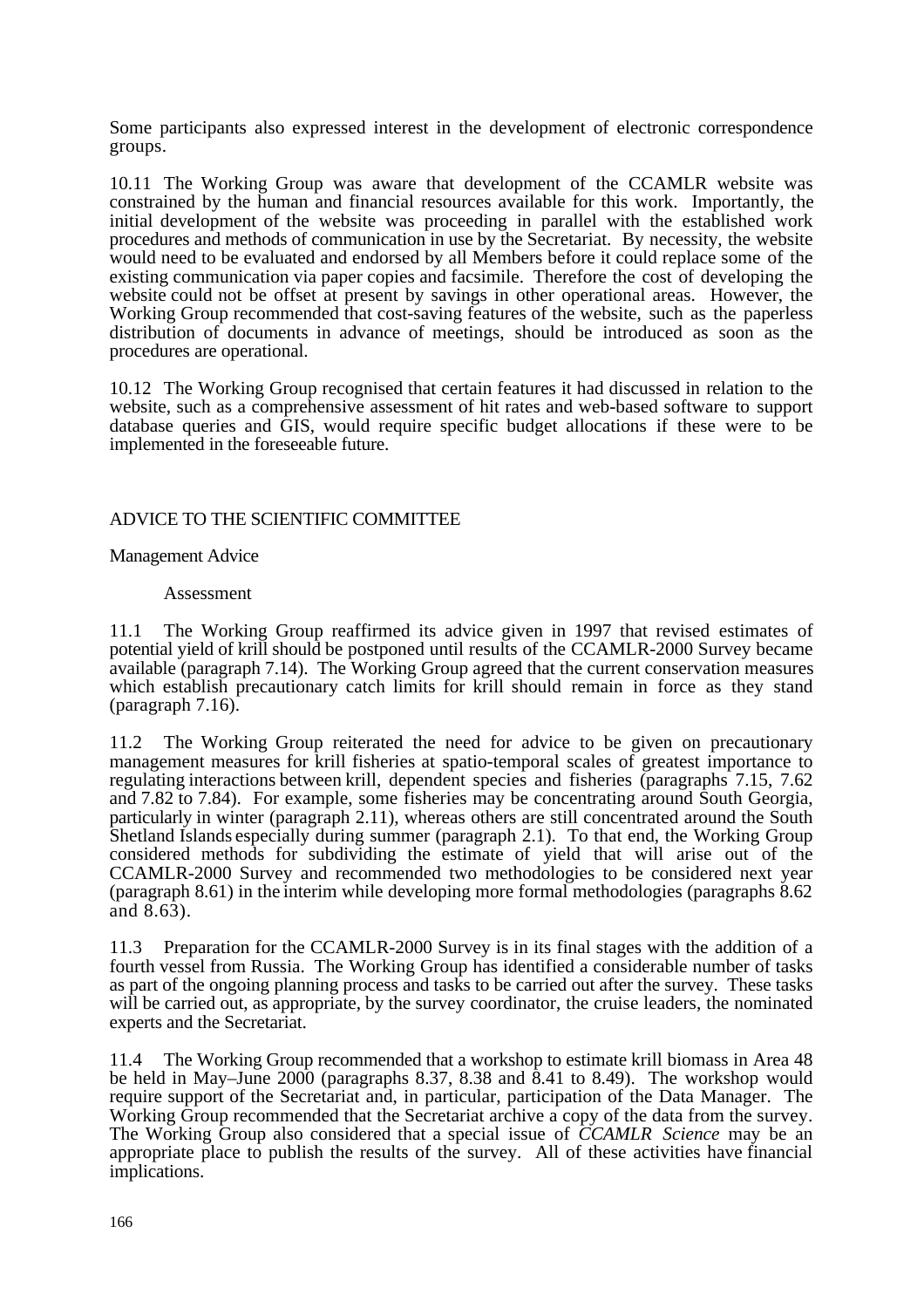Some participants also expressed interest in the development of electronic correspondence groups.

10.11 The Working Group was aware that development of the CCAMLR website was constrained by the human and financial resources available for this work. Importantly, the initial development of the website was proceeding in parallel with the established work procedures and methods of communication in use by the Secretariat. By necessity, the website would need to be evaluated and endorsed by all Members before it could replace some of the existing communication via paper copies and facsimile. Therefore the cost of developing the website could not be offset at present by savings in other operational areas. However, the Working Group recommended that cost-saving features of the website, such as the paperless distribution of documents in advance of meetings, should be introduced as soon as the procedures are operational.

10.12 The Working Group recognised that certain features it had discussed in relation to the website, such as a comprehensive assessment of hit rates and web-based software to support database queries and GIS, would require specific budget allocations if these were to be implemented in the foreseeable future.

## ADVICE TO THE SCIENTIFIC COMMITTEE

### Management Advice

#### Assessment

11.1 The Working Group reaffirmed its advice given in 1997 that revised estimates of potential yield of krill should be postponed until results of the CCAMLR-2000 Survey became available (paragraph 7.14). The Working Group agreed that the current conservation measures which establish precautionary catch limits for krill should remain in force as they stand (paragraph 7.16).

11.2 The Working Group reiterated the need for advice to be given on precautionary management measures for krill fisheries at spatio-temporal scales of greatest importance to regulating interactions between krill, dependent species and fisheries (paragraphs 7.15, 7.62 and 7.82 to 7.84). For example, some fisheries may be concentrating around South Georgia, particularly in winter (paragraph 2.11), whereas others are still concentrated around the South Shetland Islands especially during summer (paragraph 2.1). To that end, the Working Group considered methods for subdividing the estimate of yield that will arise out of the CCAMLR-2000 Survey and recommended two methodologies to be considered next year (paragraph 8.61) in the interim while developing more formal methodologies (paragraphs 8.62 and 8.63).

11.3 Preparation for the CCAMLR-2000 Survey is in its final stages with the addition of a fourth vessel from Russia. The Working Group has identified a considerable number of tasks as part of the ongoing planning process and tasks to be carried out after the survey. These tasks will be carried out, as appropriate, by the survey coordinator, the cruise leaders, the nominated experts and the Secretariat.

11.4 The Working Group recommended that a workshop to estimate krill biomass in Area 48 be held in May–June 2000 (paragraphs 8.37, 8.38 and 8.41 to 8.49). The workshop would require support of the Secretariat and, in particular, participation of the Data Manager. The Working Group recommended that the Secretariat archive a copy of the data from the survey. The Working Group also considered that a special issue of *CCAMLR Science* may be an appropriate place to publish the results of the survey. All of these activities have financial implications.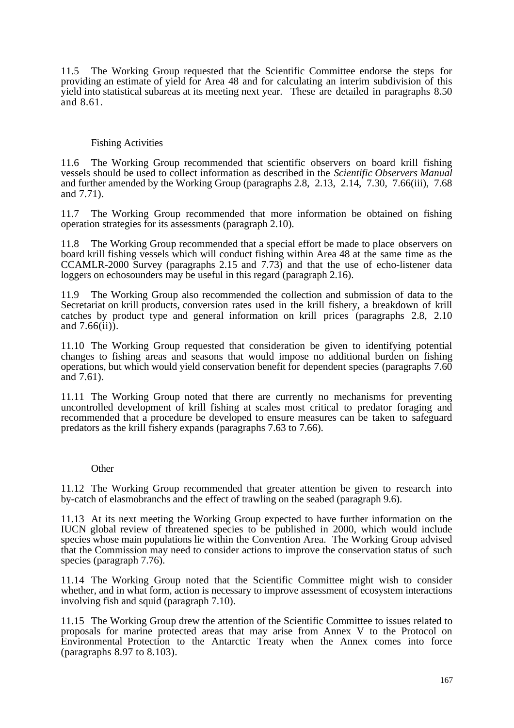11.5 The Working Group requested that the Scientific Committee endorse the steps for providing an estimate of yield for Area 48 and for calculating an interim subdivision of this yield into statistical subareas at its meeting next year. These are detailed in paragraphs 8.50 and 8.61.

### Fishing Activities

11.6 The Working Group recommended that scientific observers on board krill fishing vessels should be used to collect information as described in the *Scientific Observers Manual* and further amended by the Working Group (paragraphs 2.8, 2.13, 2.14, 7.30, 7.66(iii), 7.68 and 7.71).

11.7 The Working Group recommended that more information be obtained on fishing operation strategies for its assessments (paragraph 2.10).

11.8 The Working Group recommended that a special effort be made to place observers on board krill fishing vessels which will conduct fishing within Area 48 at the same time as the CCAMLR-2000 Survey (paragraphs 2.15 and 7.73) and that the use of echo-listener data loggers on echosounders may be useful in this regard (paragraph 2.16).

11.9 The Working Group also recommended the collection and submission of data to the Secretariat on krill products, conversion rates used in the krill fishery, a breakdown of krill catches by product type and general information on krill prices (paragraphs 2.8, 2.10 and 7.66(ii)).

11.10 The Working Group requested that consideration be given to identifying potential changes to fishing areas and seasons that would impose no additional burden on fishing operations, but which would yield conservation benefit for dependent species (paragraphs 7.60 and 7.61).

11.11 The Working Group noted that there are currently no mechanisms for preventing uncontrolled development of krill fishing at scales most critical to predator foraging and recommended that a procedure be developed to ensure measures can be taken to safeguard predators as the krill fishery expands (paragraphs 7.63 to 7.66).

### Other

11.12 The Working Group recommended that greater attention be given to research into by-catch of elasmobranchs and the effect of trawling on the seabed (paragraph 9.6).

11.13 At its next meeting the Working Group expected to have further information on the IUCN global review of threatened species to be published in 2000, which would include species whose main populations lie within the Convention Area. The Working Group advised that the Commission may need to consider actions to improve the conservation status of such species (paragraph 7.76).

11.14 The Working Group noted that the Scientific Committee might wish to consider whether, and in what form, action is necessary to improve assessment of ecosystem interactions involving fish and squid (paragraph 7.10).

11.15 The Working Group drew the attention of the Scientific Committee to issues related to proposals for marine protected areas that may arise from Annex V to the Protocol on Environmental Protection to the Antarctic Treaty when the Annex comes into force (paragraphs 8.97 to 8.103).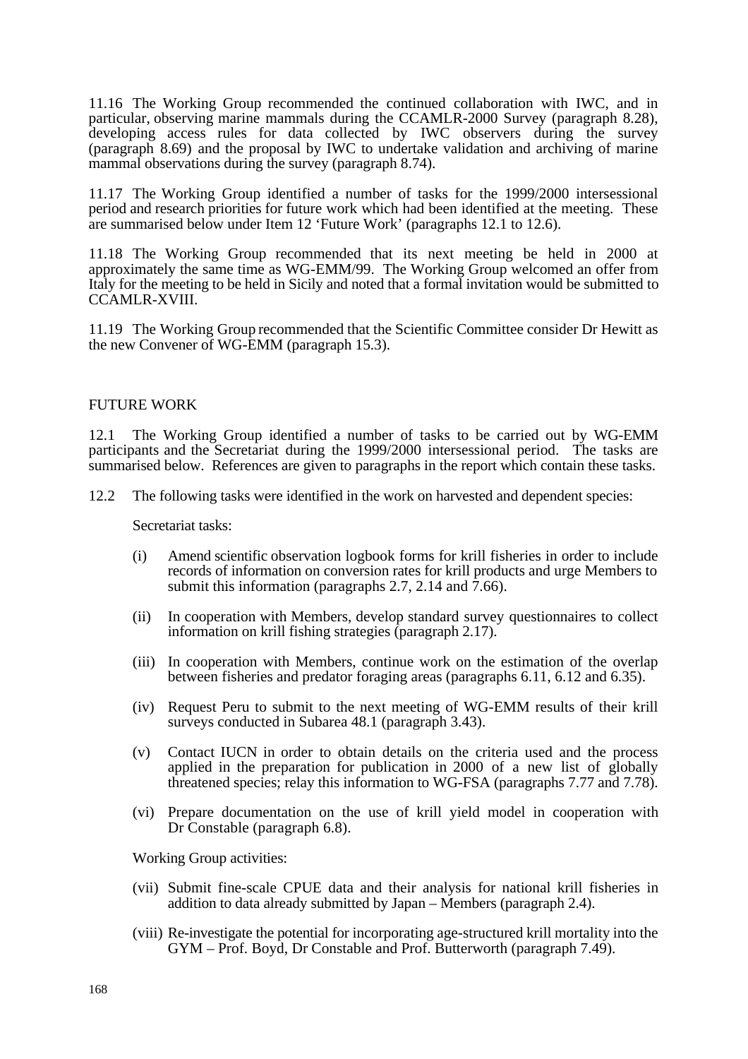11.16 The Working Group recommended the continued collaboration with IWC, and in particular, observing marine mammals during the CCAMLR-2000 Survey (paragraph 8.28), developing access rules for data collected by IWC observers during the survey (paragraph 8.69) and the proposal by IWC to undertake validation and archiving of marine mammal observations during the survey (paragraph 8.74).

11.17 The Working Group identified a number of tasks for the 1999/2000 intersessional period and research priorities for future work which had been identified at the meeting. These are summarised below under Item 12 'Future Work' (paragraphs 12.1 to 12.6).

11.18 The Working Group recommended that its next meeting be held in 2000 at approximately the same time as WG-EMM/99. The Working Group welcomed an offer from Italy for the meeting to be held in Sicily and noted that a formal invitation would be submitted to CCAMLR-XVIII.

11.19 The Working Group recommended that the Scientific Committee consider Dr Hewitt as the new Convener of WG-EMM (paragraph 15.3).

## FUTURE WORK

12.1 The Working Group identified a number of tasks to be carried out by WG-EMM participants and the Secretariat during the 1999/2000 intersessional period. The tasks are summarised below. References are given to paragraphs in the report which contain these tasks.

12.2 The following tasks were identified in the work on harvested and dependent species:

Secretariat tasks:

(i) Amend scientific observation logbook forms for krill fisheries in order to include records of information on conversion rates for krill products and urge Members to submit this information (paragraphs 2.7, 2.14 and 7.66).

(ii) In cooperation with Members, develop standard survey questionnaires to collect information on krill fishing strategies (paragraph 2.17).

(iii) In cooperation with Members, continue work on the estimation of the overlap between fisheries and predator foraging areas (paragraphs 6.11, 6.12 and 6.35).

(iv) Request Peru to submit to the next meeting of WG-EMM results of their krill surveys conducted in Subarea 48.1 (paragraph 3.43).

(v) Contact IUCN in order to obtain details on the criteria used and the process applied in the preparation for publication in 2000 of a new list of globally threatened species; relay this information to WG-FSA (paragraphs 7.77 and 7.78).

(vi) Prepare documentation on the use of krill yield model in cooperation with Dr Constable (paragraph 6.8).

Working Group activities:

(vii) Submit fine-scale CPUE data and their analysis for national krill fisheries in addition to data already submitted by Japan – Members (paragraph 2.4).

(viii) Re-investigate the potential for incorporating age-structured krill mortality into the GYM – Prof. Boyd, Dr Constable and Prof. Butterworth (paragraph 7.49).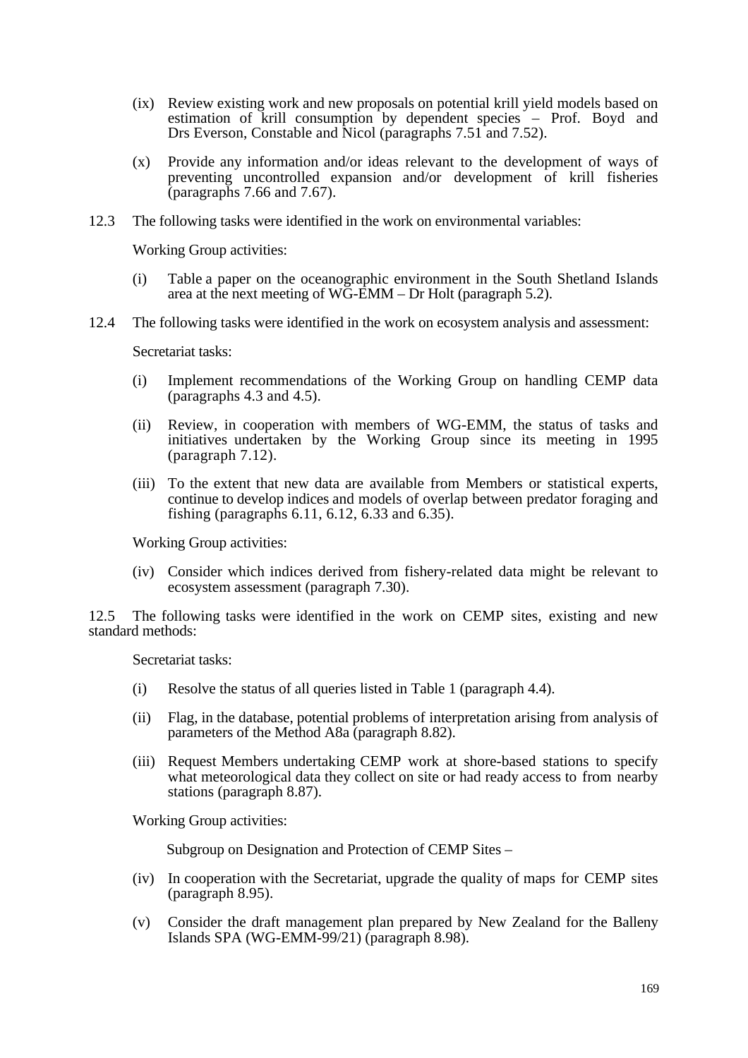(ix) Review existing work and new proposals on potential krill yield models based on estimation of krill consumption by dependent species – Prof. Boyd and Drs Everson, Constable and Nicol (paragraphs 7.51 and 7.52).

(x) Provide any information and/or ideas relevant to the development of ways of preventing uncontrolled expansion and/or development of krill fisheries (paragraphs 7.66 and 7.67).

12.3 The following tasks were identified in the work on environmental variables:

Working Group activities:

(i) Table a paper on the oceanographic environment in the South Shetland Islands area at the next meeting of WG-EMM – Dr Holt (paragraph 5.2).

12.4 The following tasks were identified in the work on ecosystem analysis and assessment:

Secretariat tasks:

(i) Implement recommendations of the Working Group on handling CEMP data (paragraphs 4.3 and 4.5).

(ii) Review, in cooperation with members of WG-EMM, the status of tasks and initiatives undertaken by the Working Group since its meeting in 1995 (paragraph 7.12).

(iii) To the extent that new data are available from Members or statistical experts, continue to develop indices and models of overlap between predator foraging and fishing (paragraphs 6.11, 6.12, 6.33 and 6.35).

Working Group activities:

(iv) Consider which indices derived from fishery-related data might be relevant to ecosystem assessment (paragraph 7.30).

12.5 The following tasks were identified in the work on CEMP sites, existing and new standard methods:

Secretariat tasks:

(i) Resolve the status of all queries listed in Table 1 (paragraph 4.4).

(ii) Flag, in the database, potential problems of interpretation arising from analysis of parameters of the Method A8a (paragraph 8.82).

(iii) Request Members undertaking CEMP work at shore-based stations to specify what meteorological data they collect on site or had ready access to from nearby stations (paragraph 8.87).

Working Group activities:

Subgroup on Designation and Protection of CEMP Sites –

(iv) In cooperation with the Secretariat, upgrade the quality of maps for CEMP sites (paragraph 8.95).

(v) Consider the draft management plan prepared by New Zealand for the Balleny Islands SPA (WG-EMM-99/21) (paragraph 8.98).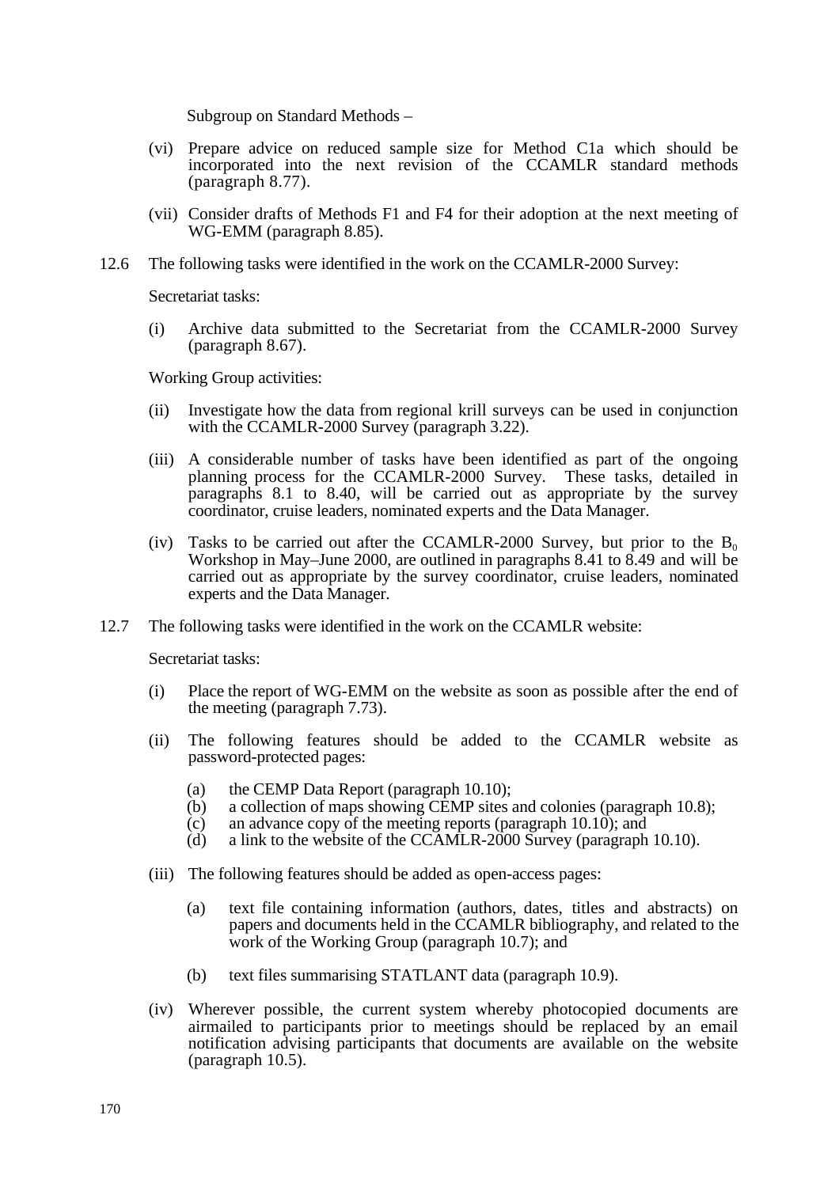Subgroup on Standard Methods –

(vi) Prepare advice on reduced sample size for Method C1a which should be incorporated into the next revision of the CCAMLR standard methods (paragraph 8.77).

(vii) Consider drafts of Methods F1 and F4 for their adoption at the next meeting of WG-EMM (paragraph 8.85).

12.6 The following tasks were identified in the work on the CCAMLR-2000 Survey:

Secretariat tasks:

(i) Archive data submitted to the Secretariat from the CCAMLR-2000 Survey (paragraph 8.67).

Working Group activities:

(ii) Investigate how the data from regional krill surveys can be used in conjunction with the CCAMLR-2000 Survey (paragraph 3.22).

(iii) A considerable number of tasks have been identified as part of the ongoing planning process for the CCAMLR-2000 Survey. These tasks, detailed in paragraphs 8.1 to 8.40, will be carried out as appropriate by the survey coordinator, cruise leaders, nominated experts and the Data Manager.

(iv) Tasks to be carried out after the CCAMLR-2000 Survey, but prior to the $B_0$ Workshop in May–June 2000, are outlined in paragraphs 8.41 to 8.49 and will be carried out as appropriate by the survey coordinator, cruise leaders, nominated experts and the Data Manager.

12.7 The following tasks were identified in the work on the CCAMLR website:

Secretariat tasks:

(i) Place the report of WG-EMM on the website as soon as possible after the end of the meeting (paragraph 7.73).

(ii) The following features should be added to the CCAMLR website as password-protected pages:

   (a) the CEMP Data Report (paragraph 10.10);
   (b) a collection of maps showing CEMP sites and colonies (paragraph 10.8);
   (c) an advance copy of the meeting reports (paragraph 10.10); and
   (d) a link to the website of the CCAMLR-2000 Survey (paragraph 10.10).

(iii) The following features should be added as open-access pages:

   (a) text file containing information (authors, dates, titles and abstracts) on papers and documents held in the CCAMLR bibliography, and related to the work of the Working Group (paragraph 10.7); and

   (b) text files summarising STATLANT data (paragraph 10.9).

(iv) Wherever possible, the current system whereby photocopied documents are airmailed to participants prior to meetings should be replaced by an email notification advising participants that documents are available on the website (paragraph 10.5).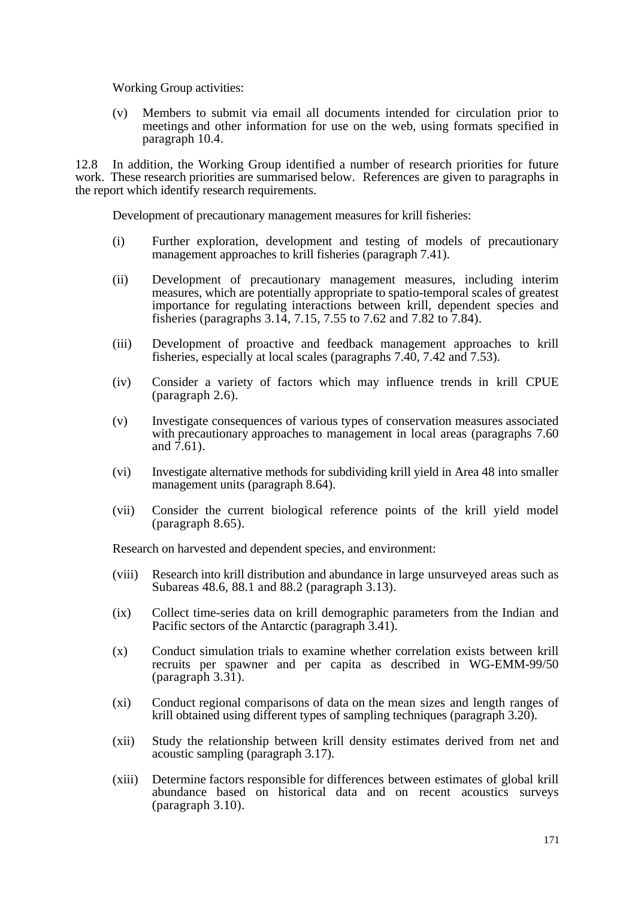Working Group activities:

(v) Members to submit via email all documents intended for circulation prior to meetings and other information for use on the web, using formats specified in paragraph 10.4.

12.8 In addition, the Working Group identified a number of research priorities for future work. These research priorities are summarised below. References are given to paragraphs in the report which identify research requirements.

Development of precautionary management measures for krill fisheries:

(i) Further exploration, development and testing of models of precautionary management approaches to krill fisheries (paragraph 7.41).

(ii) Development of precautionary management measures, including interim measures, which are potentially appropriate to spatio-temporal scales of greatest importance for regulating interactions between krill, dependent species and fisheries (paragraphs 3.14, 7.15, 7.55 to 7.62 and 7.82 to 7.84).

(iii) Development of proactive and feedback management approaches to krill fisheries, especially at local scales (paragraphs 7.40, 7.42 and 7.53).

(iv) Consider a variety of factors which may influence trends in krill CPUE (paragraph 2.6).

(v) Investigate consequences of various types of conservation measures associated with precautionary approaches to management in local areas (paragraphs 7.60 and 7.61).

(vi) Investigate alternative methods for subdividing krill yield in Area 48 into smaller management units (paragraph 8.64).

(vii) Consider the current biological reference points of the krill yield model (paragraph 8.65).

Research on harvested and dependent species, and environment:

(viii) Research into krill distribution and abundance in large unsurveyed areas such as Subareas 48.6, 88.1 and 88.2 (paragraph 3.13).

(ix) Collect time-series data on krill demographic parameters from the Indian and Pacific sectors of the Antarctic (paragraph 3.41).

(x) Conduct simulation trials to examine whether correlation exists between krill recruits per spawner and per capita as described in WG-EMM-99/50 (paragraph 3.31).

(xi) Conduct regional comparisons of data on the mean sizes and length ranges of krill obtained using different types of sampling techniques (paragraph 3.20).

(xii) Study the relationship between krill density estimates derived from net and acoustic sampling (paragraph 3.17).

(xiii) Determine factors responsible for differences between estimates of global krill abundance based on historical data and on recent acoustics surveys (paragraph 3.10).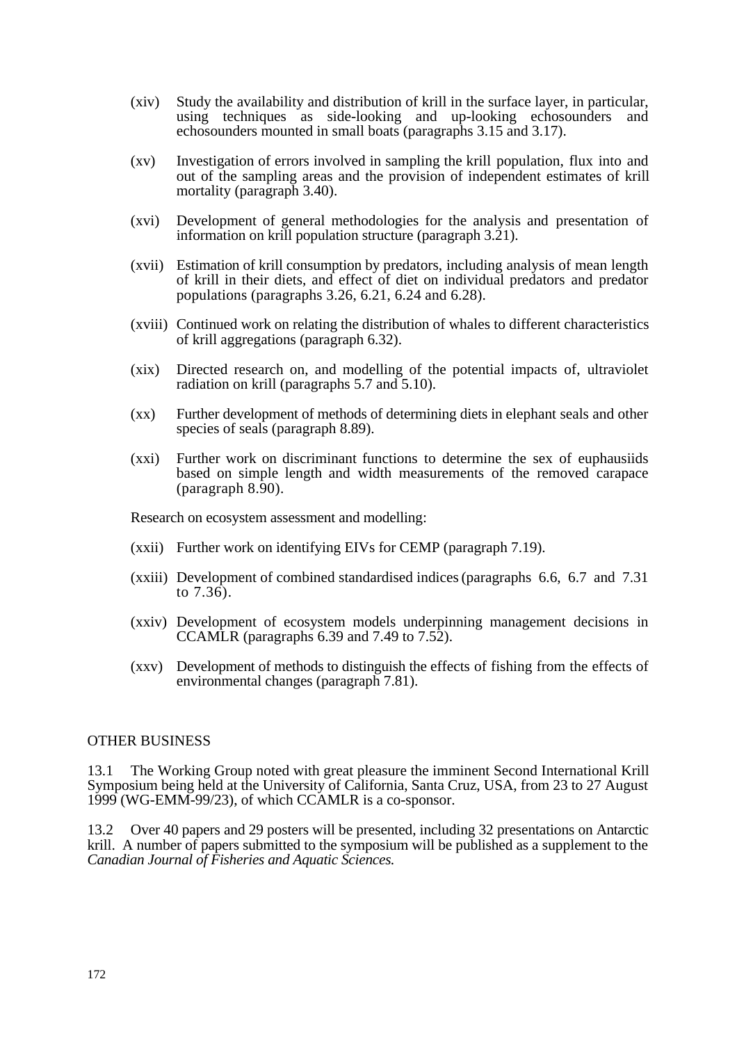(xiv) Study the availability and distribution of krill in the surface layer, in particular, using techniques as side-looking and up-looking echosounders and echosounders mounted in small boats (paragraphs 3.15 and 3.17).

(xv) Investigation of errors involved in sampling the krill population, flux into and out of the sampling areas and the provision of independent estimates of krill mortality (paragraph 3.40).

(xvi) Development of general methodologies for the analysis and presentation of information on krill population structure (paragraph 3.21).

(xvii) Estimation of krill consumption by predators, including analysis of mean length of krill in their diets, and effect of diet on individual predators and predator populations (paragraphs 3.26, 6.21, 6.24 and 6.28).

(xviii) Continued work on relating the distribution of whales to different characteristics of krill aggregations (paragraph 6.32).

(xix) Directed research on, and modelling of the potential impacts of, ultraviolet radiation on krill (paragraphs 5.7 and 5.10).

(xx) Further development of methods of determining diets in elephant seals and other species of seals (paragraph 8.89).

(xxi) Further work on discriminant functions to determine the sex of euphausiids based on simple length and width measurements of the removed carapace (paragraph 8.90).

Research on ecosystem assessment and modelling:

(xxii) Further work on identifying EIVs for CEMP (paragraph 7.19).

(xxiii) Development of combined standardised indices (paragraphs 6.6, 6.7 and 7.31 to 7.36).

(xxiv) Development of ecosystem models underpinning management decisions in CCAMLR (paragraphs 6.39 and 7.49 to 7.52).

(xxv) Development of methods to distinguish the effects of fishing from the effects of environmental changes (paragraph 7.81).

## OTHER BUSINESS

13.1 The Working Group noted with great pleasure the imminent Second International Krill Symposium being held at the University of California, Santa Cruz, USA, from 23 to 27 August 1999 (WG-EMM-99/23), of which CCAMLR is a co-sponsor.

13.2 Over 40 papers and 29 posters will be presented, including 32 presentations on Antarctic krill. A number of papers submitted to the symposium will be published as a supplement to the *Canadian Journal of Fisheries and Aquatic Sciences*.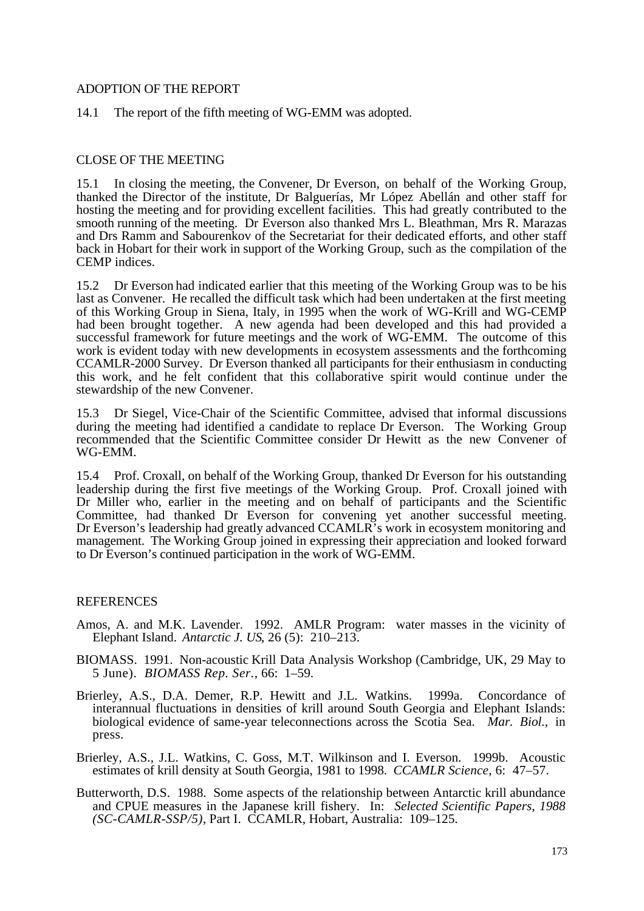## ADOPTION OF THE REPORT

14.1 The report of the fifth meeting of WG-EMM was adopted.

## CLOSE OF THE MEETING

15.1 In closing the meeting, the Convener, Dr Everson, on behalf of the Working Group, thanked the Director of the institute, Dr Balguerías, Mr López Abellán and other staff for hosting the meeting and for providing excellent facilities. This had greatly contributed to the smooth running of the meeting. Dr Everson also thanked Mrs L. Bleathman, Mrs R. Marazas and Drs Ramm and Sabourenkov of the Secretariat for their dedicated efforts, and other staff back in Hobart for their work in support of the Working Group, such as the compilation of the CEMP indices.

15.2 Dr Everson had indicated earlier that this meeting of the Working Group was to be his last as Convener. He recalled the difficult task which had been undertaken at the first meeting of this Working Group in Siena, Italy, in 1995 when the work of WG-Krill and WG-CEMP had been brought together. A new agenda had been developed and this had provided a successful framework for future meetings and the work of WG-EMM. The outcome of this work is evident today with new developments in ecosystem assessments and the forthcoming CCAMLR-2000 Survey. Dr Everson thanked all participants for their enthusiasm in conducting this work, and he felt confident that this collaborative spirit would continue under the stewardship of the new Convener.

15.3 Dr Siegel, Vice-Chair of the Scientific Committee, advised that informal discussions during the meeting had identified a candidate to replace Dr Everson. The Working Group recommended that the Scientific Committee consider Dr Hewitt as the new Convener of WG-EMM.

15.4 Prof. Croxall, on behalf of the Working Group, thanked Dr Everson for his outstanding leadership during the first five meetings of the Working Group. Prof. Croxall joined with Dr Miller who, earlier in the meeting and on behalf of participants and the Scientific Committee, had thanked Dr Everson for convening yet another successful meeting. Dr Everson's leadership had greatly advanced CCAMLR's work in ecosystem monitoring and management. The Working Group joined in expressing their appreciation and looked forward to Dr Everson's continued participation in the work of WG-EMM.

## REFERENCES

Amos, A. and M.K. Lavender. 1992. AMLR Program: water masses in the vicinity of Elephant Island. *Antarctic J. US*, 26 (5): 210–213.

BIOMASS. 1991. Non-acoustic Krill Data Analysis Workshop (Cambridge, UK, 29 May to 5 June). *BIOMASS Rep. Ser.*, 66: 1–59.

Brierley, A.S., D.A. Demer, R.P. Hewitt and J.L. Watkins. 1999a. Concordance of interannual fluctuations in densities of krill around South Georgia and Elephant Islands: biological evidence of same-year teleconnections across the Scotia Sea. *Mar. Biol.*, in press.

Brierley, A.S., J.L. Watkins, C. Goss, M.T. Wilkinson and I. Everson. 1999b. Acoustic estimates of krill density at South Georgia, 1981 to 1998. *CCAMLR Science*, 6: 47–57.

Butterworth, D.S. 1988. Some aspects of the relationship between Antarctic krill abundance and CPUE measures in the Japanese krill fishery. In: *Selected Scientific Papers, 1988 (SC-CAMLR-SSP/5)*, Part I. CCAMLR, Hobart, Australia: 109–125.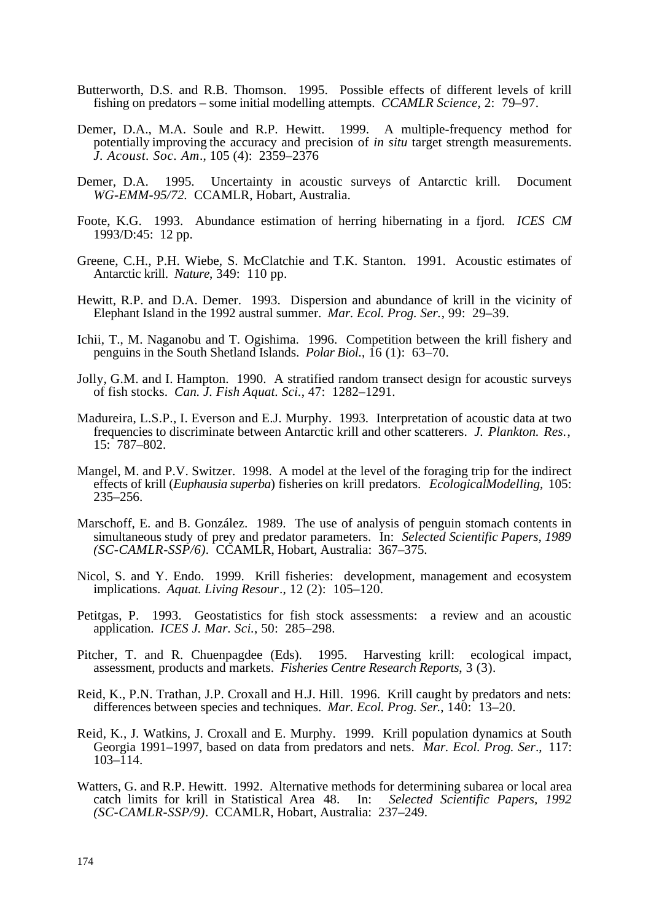Butterworth, D.S. and R.B. Thomson. 1995. Possible effects of different levels of krill fishing on predators – some initial modelling attempts. *CCAMLR Science*, 2: 79–97.

Demer, D.A., M.A. Soule and R.P. Hewitt. 1999. A multiple-frequency method for potentially improving the accuracy and precision of *in situ* target strength measurements. *J. Acoust. Soc. Am.*, 105 (4): 2359–2376

Demer, D.A. 1995. Uncertainty in acoustic surveys of Antarctic krill. Document *WG-EMM-95/72*. CCAMLR, Hobart, Australia.

Foote, K.G. 1993. Abundance estimation of herring hibernating in a fjord. *ICES CM* 1993/D:45: 12 pp.

Greene, C.H., P.H. Wiebe, S. McClatchie and T.K. Stanton. 1991. Acoustic estimates of Antarctic krill. *Nature*, 349: 110 pp.

Hewitt, R.P. and D.A. Demer. 1993. Dispersion and abundance of krill in the vicinity of Elephant Island in the 1992 austral summer. *Mar. Ecol. Prog. Ser.*, 99: 29–39.

Ichii, T., M. Naganobu and T. Ogishima. 1996. Competition between the krill fishery and penguins in the South Shetland Islands. *Polar Biol.*, 16 (1): 63–70.

Jolly, G.M. and I. Hampton. 1990. A stratified random transect design for acoustic surveys of fish stocks. *Can. J. Fish Aquat. Sci.*, 47: 1282–1291.

Madureira, L.S.P., I. Everson and E.J. Murphy. 1993. Interpretation of acoustic data at two frequencies to discriminate between Antarctic krill and other scatterers. *J. Plankton. Res.*, 15: 787–802.

Mangel, M. and P.V. Switzer. 1998. A model at the level of the foraging trip for the indirect effects of krill (*Euphausia superba*) fisheries on krill predators. *EcologicalModelling*, 105: 235–256.

Marschoff, E. and B. González. 1989. The use of analysis of penguin stomach contents in simultaneous study of prey and predator parameters. In: *Selected Scientific Papers, 1989 (SC-CAMLR-SSP/6)*. CCAMLR, Hobart, Australia: 367–375.

Nicol, S. and Y. Endo. 1999. Krill fisheries: development, management and ecosystem implications. *Aquat. Living Resour*., 12 (2): 105–120.

Petitgas, P. 1993. Geostatistics for fish stock assessments: a review and an acoustic application. *ICES J. Mar. Sci.*, 50: 285–298.

Pitcher, T. and R. Chuenpagdee (Eds). 1995. Harvesting krill: ecological impact, assessment, products and markets. *Fisheries Centre Research Reports*, 3 (3).

Reid, K., P.N. Trathan, J.P. Croxall and H.J. Hill. 1996. Krill caught by predators and nets: differences between species and techniques. *Mar. Ecol. Prog. Ser.*, 140: 13–20.

Reid, K., J. Watkins, J. Croxall and E. Murphy. 1999. Krill population dynamics at South Georgia 1991–1997, based on data from predators and nets. *Mar. Ecol. Prog. Ser*., 117: 103–114.

Watters, G. and R.P. Hewitt. 1992. Alternative methods for determining subarea or local area catch limits for krill in Statistical Area 48. In: *Selected Scientific Papers, 1992 (SC-CAMLR-SSP/9)*. CCAMLR, Hobart, Australia: 237–249.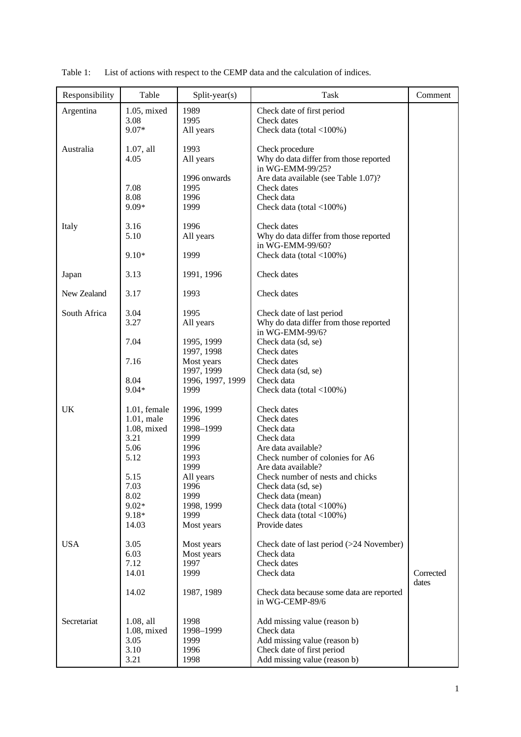Table 1: List of actions with respect to the CEMP data and the calculation of indices.

| Responsibility | Table | Split-year(s) | Task | Comment |
|---|---|---|---|---|
| Argentina | 1.05, mixed | 1989 | Check date of first period | |
| | 3.08 | 1995 | Check dates | |
| | 9.07* | All years | Check data (total <100%) | |
| Australia | 1.07, all | 1993 | Check procedure | |
| | 4.05 | All years | Why do data differ from those reported in WG-EMM-99/25? | |
| | | 1996 onwards | Are data available (see Table 1.07)? | |
| | 7.08 | 1995 | Check dates | |
| | 8.08 | 1996 | Check data | |
| | 9.09* | 1999 | Check data (total <100%) | |
| Italy | 3.16 | 1996 | Check dates | |
| | 5.10 | All years | Why do data differ from those reported in WG-EMM-99/60? | |
| | 9.10* | 1999 | Check data (total <100%) | |
| Japan | 3.13 | 1991, 1996 | Check dates | |
| New Zealand | 3.17 | 1993 | Check dates | |
| South Africa | 3.04 | 1995 | Check date of last period | |
| | 3.27 | All years | Why do data differ from those reported in WG-EMM-99/6? | |
| | 7.04 | 1995, 1999 | Check data (sd, se) | |
| | | 1997, 1998 | Check dates | |
| | 7.16 | Most years | Check dates | |
| | | 1997, 1999 | Check data (sd, se) | |
| | 8.04 | 1996, 1997, 1999 | Check data | |
| | 9.04* | 1999 | Check data (total <100%) | |
| UK | 1.01, female | 1996, 1999 | Check dates | |
| | 1.01, male | 1996 | Check dates | |
| | 1.08, mixed | 1998–1999 | Check data | |
| | 3.21 | 1999 | Check data | |
| | 5.06 | 1996 | Are data available? | |
| | 5.12 | 1993 | Check number of colonies for A6 | |
| | | 1999 | Are data available? | |
| | 5.15 | All years | Check number of nests and chicks | |
| | 7.03 | 1996 | Check data (sd, se) | |
| | 8.02 | 1999 | Check data (mean) | |
| | 9.02* | 1998, 1999 | Check data (total <100%) | |
| | 9.18* | 1999 | Check data (total <100%) | |
| | 14.03 | Most years | Provide dates | |
| USA | 3.05 | Most years | Check date of last period (>24 November) | |
| | 6.03 | Most years | Check data | |
| | 7.12 | 1997 | Check dates | |
| | 14.01 | 1999 | Check data | Corrected dates |
| | 14.02 | 1987, 1989 | Check data because some data are reported in WG-CEMP-89/6 | |
| Secretariat | 1.08, all | 1998 | Add missing value (reason b) | |
| | 1.08, mixed | 1998–1999 | Check data | |
| | 3.05 | 1999 | Add missing value (reason b) | |
| | 3.10 | 1996 | Check date of first period | |
| | 3.21 | 1998 | Add missing value (reason b) | |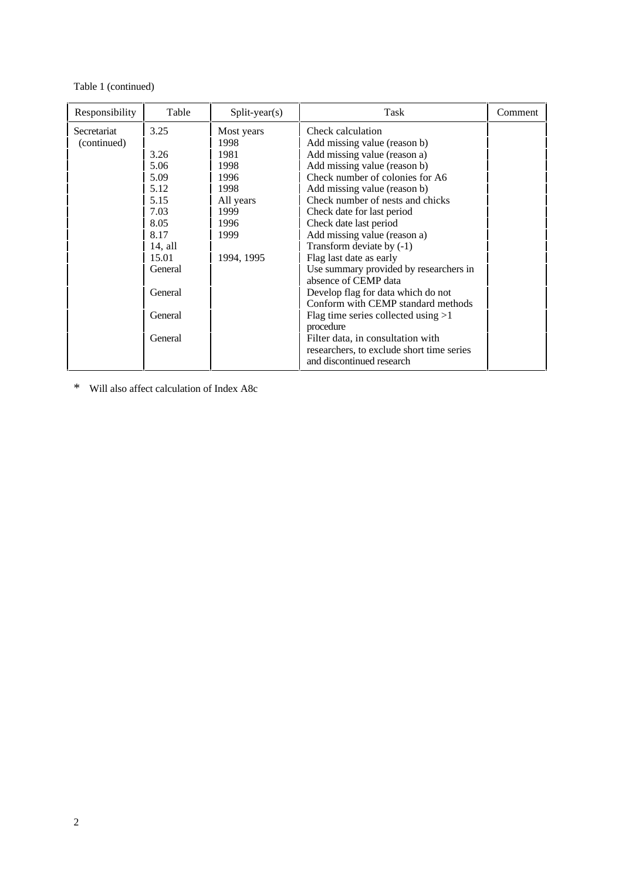Table 1 (continued)

| Responsibility | Table | Split-year(s) | Task | Comment |
|---|---|---|---|---|
| Secretariat (continued) | 3.25 | Most years | Check calculation | |
| | | 1998 | Add missing value (reason b) | |
| | 3.26 | 1981 | Add missing value (reason a) | |
| | 5.06 | 1998 | Add missing value (reason b) | |
| | 5.09 | 1996 | Check number of colonies for A6 | |
| | 5.12 | 1998 | Add missing value (reason b) | |
| | 5.15 | All years | Check number of nests and chicks | |
| | 7.03 | 1999 | Check date for last period | |
| | 8.05 | 1996 | Check date last period | |
| | 8.17 | 1999 | Add missing value (reason a) | |
| | 14, all | | Transform deviate by (-1) | |
| | 15.01 | 1994, 1995 | Flag last date as early | |
| | General | | Use summary provided by researchers in absence of CEMP data | |
| | General | | Develop flag for data which do not Conform with CEMP standard methods | |
| | General | | Flag time series collected using >1 procedure | |
| | General | | Filter data, in consultation with researchers, to exclude short time series and discontinued research | |

\* Will also affect calculation of Index A8c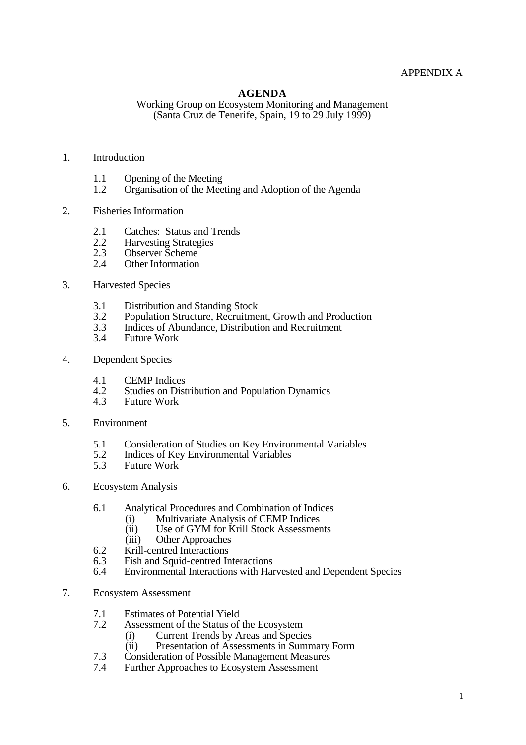APPENDIX A

# AGENDA

Working Group on Ecosystem Monitoring and Management
(Santa Cruz de Tenerife, Spain, 19 to 29 July 1999)

1. Introduction

    1.1 Opening of the Meeting
    1.2 Organisation of the Meeting and Adoption of the Agenda

2. Fisheries Information

    2.1 Catches: Status and Trends
    2.2 Harvesting Strategies
    2.3 Observer Scheme
    2.4 Other Information

3. Harvested Species

    3.1 Distribution and Standing Stock
    3.2 Population Structure, Recruitment, Growth and Production
    3.3 Indices of Abundance, Distribution and Recruitment
    3.4 Future Work

4. Dependent Species

    4.1 CEMP Indices
    4.2 Studies on Distribution and Population Dynamics
    4.3 Future Work

5. Environment

    5.1 Consideration of Studies on Key Environmental Variables
    5.2 Indices of Key Environmental Variables
    5.3 Future Work

6. Ecosystem Analysis

    6.1 Analytical Procedures and Combination of Indices
        (i) Multivariate Analysis of CEMP Indices
        (ii) Use of GYM for Krill Stock Assessments
        (iii) Other Approaches
    6.2 Krill-centred Interactions
    6.3 Fish and Squid-centred Interactions
    6.4 Environmental Interactions with Harvested and Dependent Species

7. Ecosystem Assessment

    7.1 Estimates of Potential Yield
    7.2 Assessment of the Status of the Ecosystem
        (i) Current Trends by Areas and Species
        (ii) Presentation of Assessments in Summary Form
    7.3 Consideration of Possible Management Measures
    7.4 Further Approaches to Ecosystem Assessment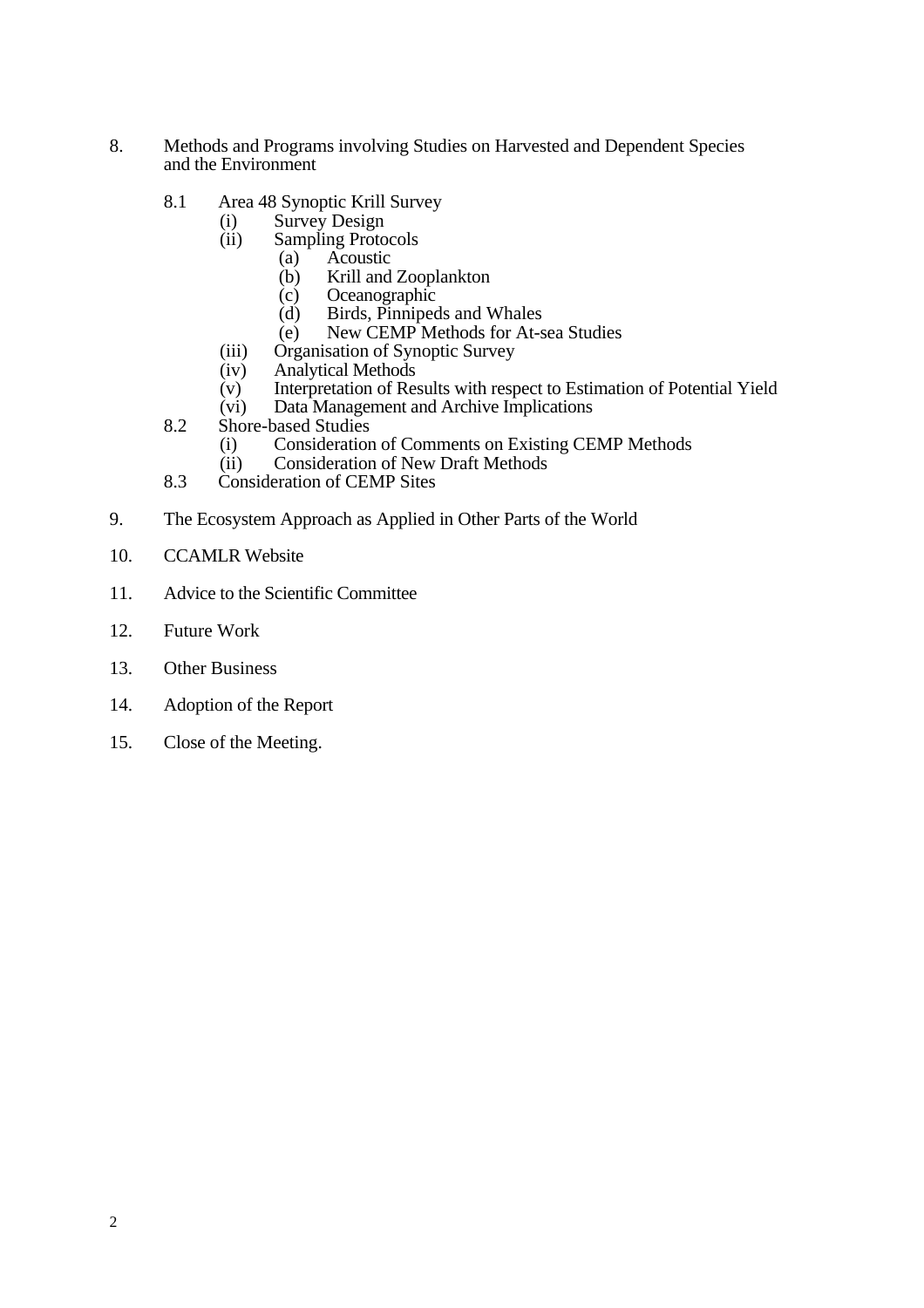8. Methods and Programs involving Studies on Harvested and Dependent Species and the Environment

    8.1 Area 48 Synoptic Krill Survey
        (i) Survey Design
        (ii) Sampling Protocols
            (a) Acoustic
            (b) Krill and Zooplankton
            (c) Oceanographic
            (d) Birds, Pinnipeds and Whales
            (e) New CEMP Methods for At-sea Studies
        (iii) Organisation of Synoptic Survey
        (iv) Analytical Methods
        (v) Interpretation of Results with respect to Estimation of Potential Yield
        (vi) Data Management and Archive Implications
    8.2 Shore-based Studies
        (i) Consideration of Comments on Existing CEMP Methods
        (ii) Consideration of New Draft Methods
    8.3 Consideration of CEMP Sites

9. The Ecosystem Approach as Applied in Other Parts of the World

10. CCAMLR Website

11. Advice to the Scientific Committee

12. Future Work

13. Other Business

14. Adoption of the Report

15. Close of the Meeting.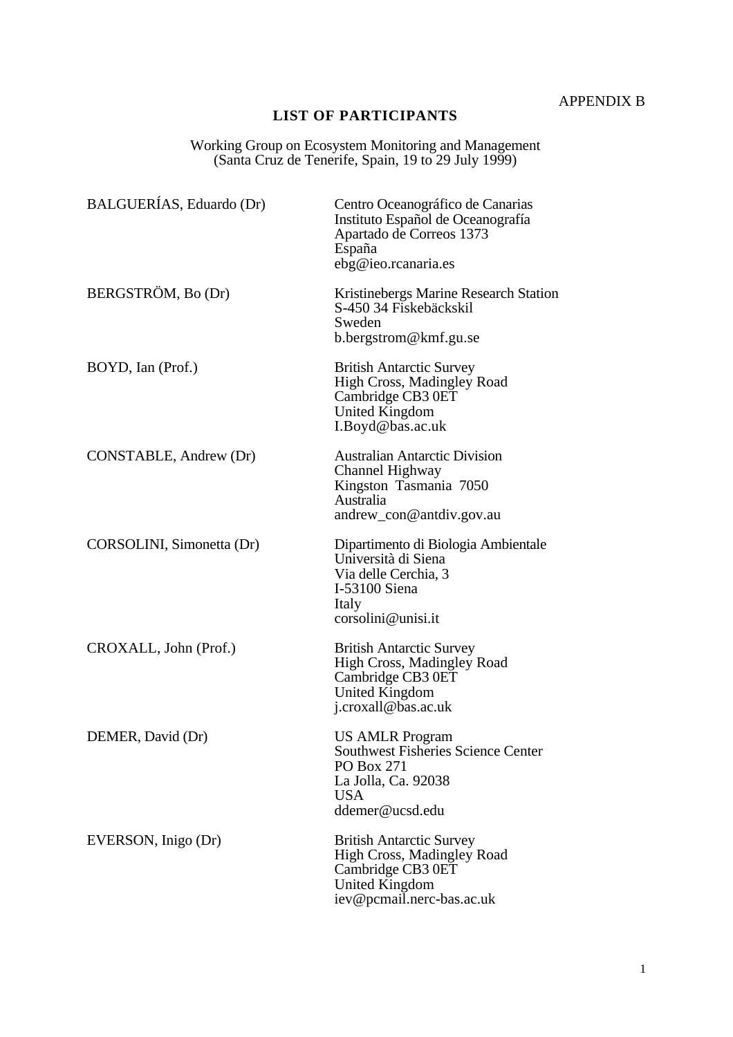APPENDIX B

## LIST OF PARTICIPANTS

Working Group on Ecosystem Monitoring and Management
(Santa Cruz de Tenerife, Spain, 19 to 29 July 1999)

| | |
|---|---|
| BALGUERÍAS, Eduardo (Dr) | Centro Oceanográfico de Canarias<br>Instituto Español de Oceanografía<br>Apartado de Correos 1373<br>España<br>ebg@ieo.rcanaria.es |
| BERGSTRÖM, Bo (Dr) | Kristinebergs Marine Research Station<br>S-450 34 Fiskebäckskil<br>Sweden<br>b.bergstrom@kmf.gu.se |
| BOYD, Ian (Prof.) | British Antarctic Survey<br>High Cross, Madingley Road<br>Cambridge CB3 0ET<br>United Kingdom<br>I.Boyd@bas.ac.uk |
| CONSTABLE, Andrew (Dr) | Australian Antarctic Division<br>Channel Highway<br>Kingston Tasmania 7050<br>Australia<br>andrew_con@antdiv.gov.au |
| CORSOLINI, Simonetta (Dr) | Dipartimento di Biologia Ambientale<br>Università di Siena<br>Via delle Cerchia, 3<br>I-53100 Siena<br>Italy<br>corsolini@unisi.it |
| CROXALL, John (Prof.) | British Antarctic Survey<br>High Cross, Madingley Road<br>Cambridge CB3 0ET<br>United Kingdom<br>j.croxall@bas.ac.uk |
| DEMER, David (Dr) | US AMLR Program<br>Southwest Fisheries Science Center<br>PO Box 271<br>La Jolla, Ca. 92038<br>USA<br>ddemer@ucsd.edu |
| EVERSON, Inigo (Dr) | British Antarctic Survey<br>High Cross, Madingley Road<br>Cambridge CB3 0ET<br>United Kingdom<br>iev@pcmail.nerc-bas.ac.uk |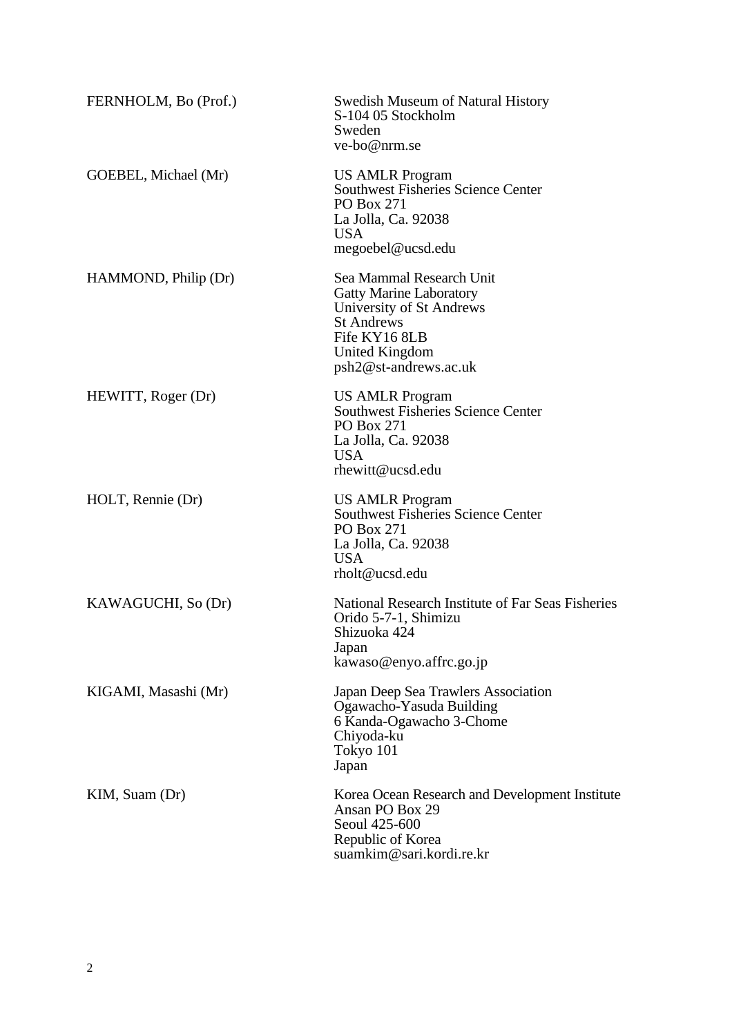| | |
|---|---|
| FERNHOLM, Bo (Prof.) | Swedish Museum of Natural History<br>S-104 05 Stockholm<br>Sweden<br>ve-bo@nrm.se |
| GOEBEL, Michael (Mr) | US AMLR Program<br>Southwest Fisheries Science Center<br>PO Box 271<br>La Jolla, Ca. 92038<br>USA<br>megoebel@ucsd.edu |
| HAMMOND, Philip (Dr) | Sea Mammal Research Unit<br>Gatty Marine Laboratory<br>University of St Andrews<br>St Andrews<br>Fife KY16 8LB<br>United Kingdom<br>psh2@st-andrews.ac.uk |
| HEWITT, Roger (Dr) | US AMLR Program<br>Southwest Fisheries Science Center<br>PO Box 271<br>La Jolla, Ca. 92038<br>USA<br>rhewitt@ucsd.edu |
| HOLT, Rennie (Dr) | US AMLR Program<br>Southwest Fisheries Science Center<br>PO Box 271<br>La Jolla, Ca. 92038<br>USA<br>rholt@ucsd.edu |
| KAWAGUCHI, So (Dr) | National Research Institute of Far Seas Fisheries<br>Orido 5-7-1, Shimizu<br>Shizuoka 424<br>Japan<br>kawaso@enyo.affrc.go.jp |
| KIGAMI, Masashi (Mr) | Japan Deep Sea Trawlers Association<br>Ogawacho-Yasuda Building<br>6 Kanda-Ogawacho 3-Chome<br>Chiyoda-ku<br>Tokyo 101<br>Japan |
| KIM, Suam (Dr) | Korea Ocean Research and Development Institute<br>Ansan PO Box 29<br>Seoul 425-600<br>Republic of Korea<br>suamkim@sari.kordi.re.kr |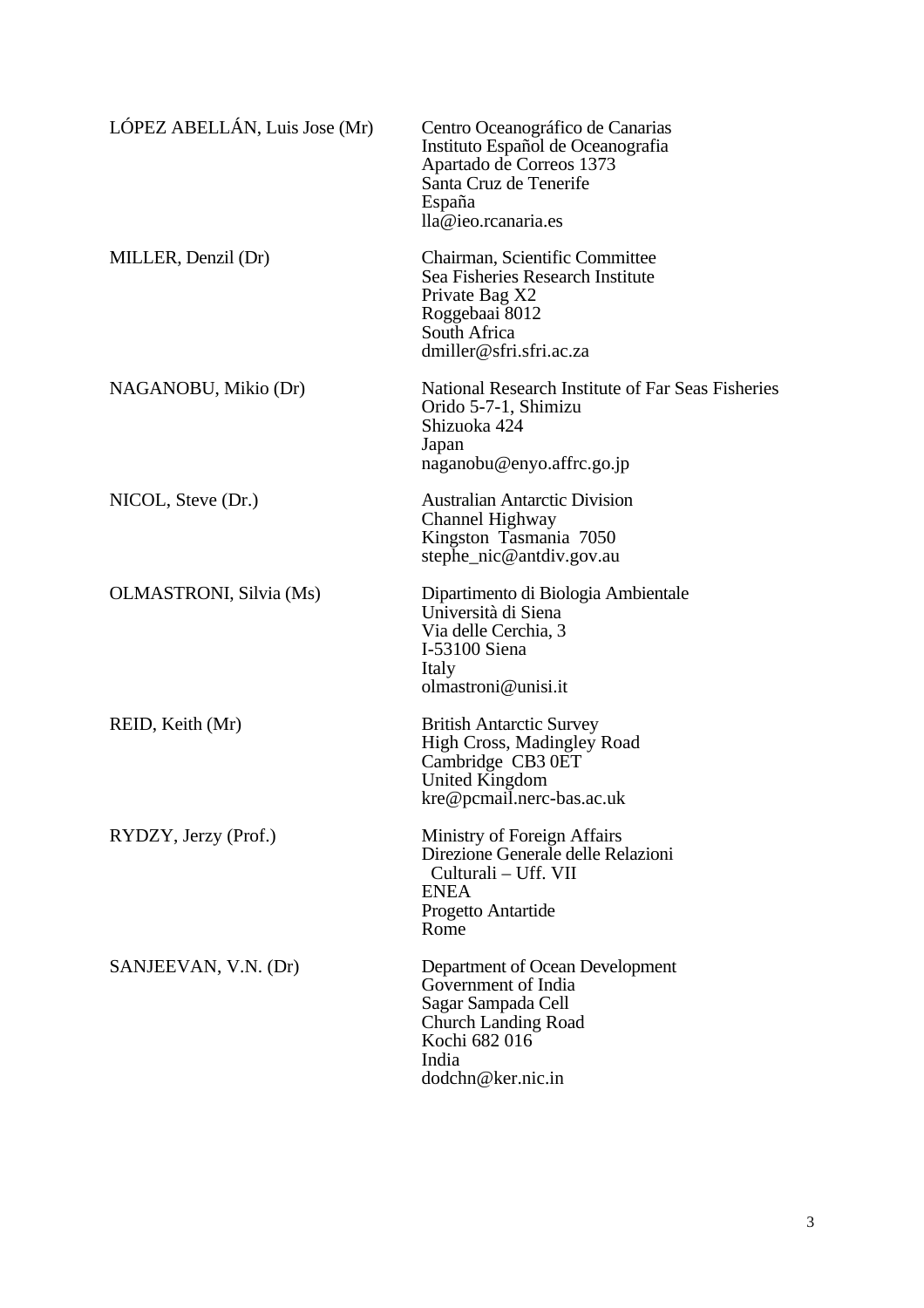| | |
|---|---|
| LÓPEZ ABELLÁN, Luis Jose (Mr) | Centro Oceanográfico de Canarias<br>Instituto Español de Oceanografia<br>Apartado de Correos 1373<br>Santa Cruz de Tenerife<br>España<br>lla@ieo.rcanaria.es |
| MILLER, Denzil (Dr) | Chairman, Scientific Committee<br>Sea Fisheries Research Institute<br>Private Bag X2<br>Roggebaai 8012<br>South Africa<br>dmiller@sfri.sfri.ac.za |
| NAGANOBU, Mikio (Dr) | National Research Institute of Far Seas Fisheries<br>Orido 5-7-1, Shimizu<br>Shizuoka 424<br>Japan<br>naganobu@enyo.affrc.go.jp |
| NICOL, Steve (Dr.) | Australian Antarctic Division<br>Channel Highway<br>Kingston Tasmania 7050<br>stephe_nic@antdiv.gov.au |
| OLMASTRONI, Silvia (Ms) | Dipartimento di Biologia Ambientale<br>Università di Siena<br>Via delle Cerchia, 3<br>I-53100 Siena<br>Italy<br>olmastroni@unisi.it |
| REID, Keith (Mr) | British Antarctic Survey<br>High Cross, Madingley Road<br>Cambridge CB3 0ET<br>United Kingdom<br>kre@pcmail.nerc-bas.ac.uk |
| RYDZY, Jerzy (Prof.) | Ministry of Foreign Affairs<br>Direzione Generale delle Relazioni<br>Culturali – Uff. VII<br>ENEA<br>Progetto Antartide<br>Rome |
| SANJEEVAN, V.N. (Dr) | Department of Ocean Development<br>Government of India<br>Sagar Sampada Cell<br>Church Landing Road<br>Kochi 682 016<br>India<br>dodchn@ker.nic.in |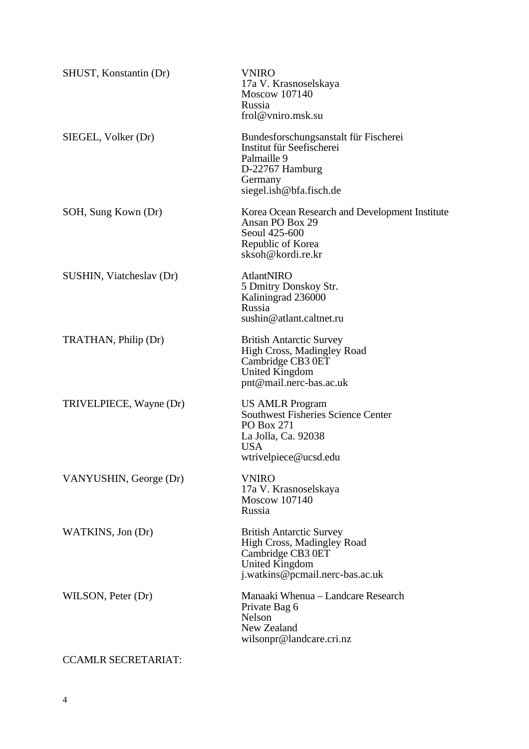SHUST, Konstantin (Dr)
VNIRO
17a V. Krasnoselskaya
Moscow 107140
Russia
frol@vniro.msk.su

SIEGEL, Volker (Dr)
Bundesforschungsanstalt für Fischerei
Institut für Seefischerei
Palmaille 9
D-22767 Hamburg
Germany
siegel.ish@bfa.fisch.de

SOH, Sung Kown (Dr)
Korea Ocean Research and Development Institute
Ansan PO Box 29
Seoul 425-600
Republic of Korea
sksoh@kordi.re.kr

SUSHIN, Viatcheslav (Dr)
AtlantNIRO
5 Dmitry Donskoy Str.
Kaliningrad 236000
Russia
sushin@atlant.caltnet.ru

TRATHAN, Philip (Dr)
British Antarctic Survey
High Cross, Madingley Road
Cambridge CB3 0ET
United Kingdom
pnt@mail.nerc-bas.ac.uk

TRIVELPIECE, Wayne (Dr)
US AMLR Program
Southwest Fisheries Science Center
PO Box 271
La Jolla, Ca. 92038
USA
wtrivelpiece@ucsd.edu

VANYUSHIN, George (Dr)
VNIRO
17a V. Krasnoselskaya
Moscow 107140
Russia

WATKINS, Jon (Dr)
British Antarctic Survey
High Cross, Madingley Road
Cambridge CB3 0ET
United Kingdom
j.watkins@pcmail.nerc-bas.ac.uk

WILSON, Peter (Dr)
Manaaki Whenua – Landcare Research
Private Bag 6
Nelson
New Zealand
wilsonpr@landcare.cri.nz

CCAMLR SECRETARIAT: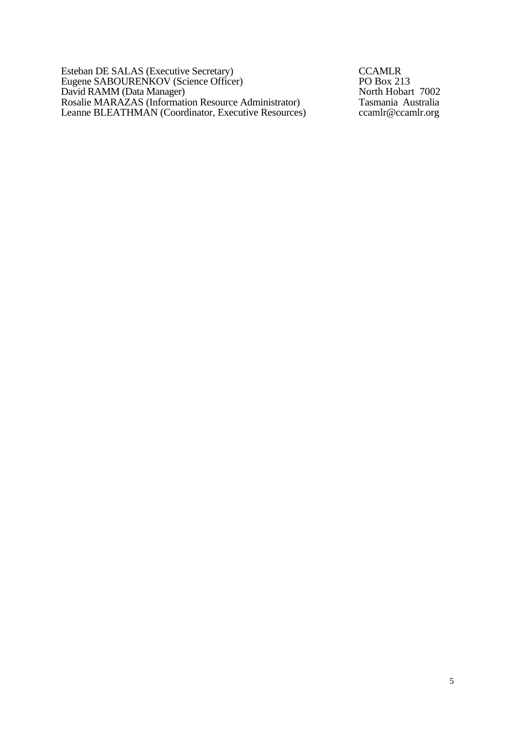| | |
|---|---|
| Esteban DE SALAS (Executive Secretary) | CCAMLR |
| Eugene SABOURENKOV (Science Officer) | PO Box 213 |
| David RAMM (Data Manager) | North Hobart 7002 |
| Rosalie MARAZAS (Information Resource Administrator) | Tasmania Australia |
| Leanne BLEATHMAN (Coordinator, Executive Resources) | ccamlr@ccamlr.org |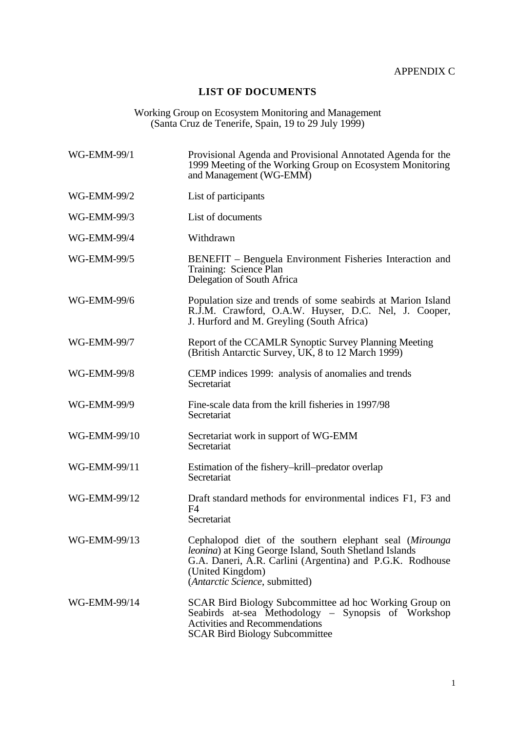APPENDIX C

## LIST OF DOCUMENTS

Working Group on Ecosystem Monitoring and Management
(Santa Cruz de Tenerife, Spain, 19 to 29 July 1999)

| | |
|---|---|
| WG-EMM-99/1 | Provisional Agenda and Provisional Annotated Agenda for the 1999 Meeting of the Working Group on Ecosystem Monitoring and Management (WG-EMM) |
| WG-EMM-99/2 | List of participants |
| WG-EMM-99/3 | List of documents |
| WG-EMM-99/4 | Withdrawn |
| WG-EMM-99/5 | BENEFIT – Benguela Environment Fisheries Interaction and Training: Science Plan<br>Delegation of South Africa |
| WG-EMM-99/6 | Population size and trends of some seabirds at Marion Island<br>R.J.M. Crawford, O.A.W. Huyser, D.C. Nel, J. Cooper, J. Hurford and M. Greyling (South Africa) |
| WG-EMM-99/7 | Report of the CCAMLR Synoptic Survey Planning Meeting (British Antarctic Survey, UK, 8 to 12 March 1999) |
| WG-EMM-99/8 | CEMP indices 1999: analysis of anomalies and trends<br>Secretariat |
| WG-EMM-99/9 | Fine-scale data from the krill fisheries in 1997/98<br>Secretariat |
| WG-EMM-99/10 | Secretariat work in support of WG-EMM<br>Secretariat |
| WG-EMM-99/11 | Estimation of the fishery–krill–predator overlap<br>Secretariat |
| WG-EMM-99/12 | Draft standard methods for environmental indices F1, F3 and F4<br>Secretariat |
| WG-EMM-99/13 | Cephalopod diet of the southern elephant seal (*Mirounga leonina*) at King George Island, South Shetland Islands<br>G.A. Daneri, A.R. Carlini (Argentina) and P.G.K. Rodhouse (United Kingdom)<br>(*Antarctic Science*, submitted) |
| WG-EMM-99/14 | SCAR Bird Biology Subcommittee ad hoc Working Group on Seabirds at-sea Methodology – Synopsis of Workshop Activities and Recommendations<br>SCAR Bird Biology Subcommittee |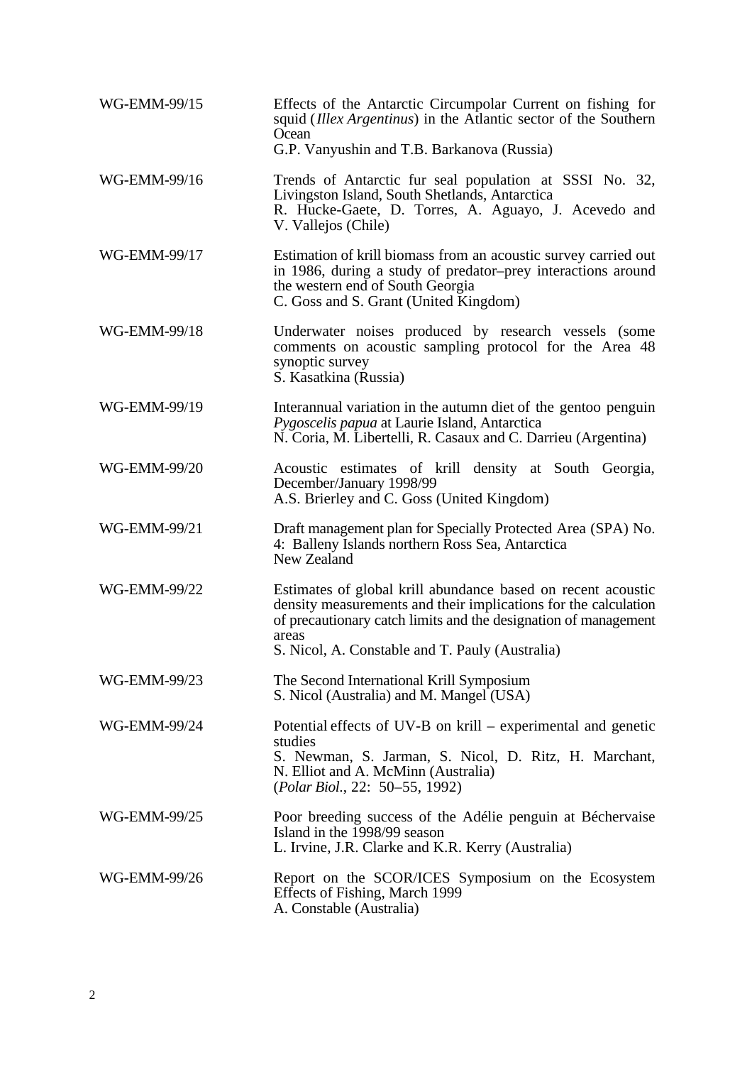| | |
|---|---|
| WG-EMM-99/15 | Effects of the Antarctic Circumpolar Current on fishing for squid (*Illex Argentinus*) in the Atlantic sector of the Southern Ocean<br>G.P. Vanyushin and T.B. Barkanova (Russia) |
| WG-EMM-99/16 | Trends of Antarctic fur seal population at SSSI No. 32, Livingston Island, South Shetlands, Antarctica<br>R. Hucke-Gaete, D. Torres, A. Aguayo, J. Acevedo and V. Vallejos (Chile) |
| WG-EMM-99/17 | Estimation of krill biomass from an acoustic survey carried out in 1986, during a study of predator–prey interactions around the western end of South Georgia<br>C. Goss and S. Grant (United Kingdom) |
| WG-EMM-99/18 | Underwater noises produced by research vessels (some comments on acoustic sampling protocol for the Area 48 synoptic survey<br>S. Kasatkina (Russia) |
| WG-EMM-99/19 | Interannual variation in the autumn diet of the gentoo penguin *Pygoscelis papua* at Laurie Island, Antarctica<br>N. Coria, M. Libertelli, R. Casaux and C. Darrieu (Argentina) |
| WG-EMM-99/20 | Acoustic estimates of krill density at South Georgia, December/January 1998/99<br>A.S. Brierley and C. Goss (United Kingdom) |
| WG-EMM-99/21 | Draft management plan for Specially Protected Area (SPA) No. 4: Balleny Islands northern Ross Sea, Antarctica<br>New Zealand |
| WG-EMM-99/22 | Estimates of global krill abundance based on recent acoustic density measurements and their implications for the calculation of precautionary catch limits and the designation of management areas<br>S. Nicol, A. Constable and T. Pauly (Australia) |
| WG-EMM-99/23 | The Second International Krill Symposium<br>S. Nicol (Australia) and M. Mangel (USA) |
| WG-EMM-99/24 | Potential effects of UV-B on krill – experimental and genetic studies<br>S. Newman, S. Jarman, S. Nicol, D. Ritz, H. Marchant, N. Elliot and A. McMinn (Australia)<br>(*Polar Biol.*, 22: 50–55, 1992) |
| WG-EMM-99/25 | Poor breeding success of the Adélie penguin at Béchervaise Island in the 1998/99 season<br>L. Irvine, J.R. Clarke and K.R. Kerry (Australia) |
| WG-EMM-99/26 | Report on the SCOR/ICES Symposium on the Ecosystem Effects of Fishing, March 1999<br>A. Constable (Australia) |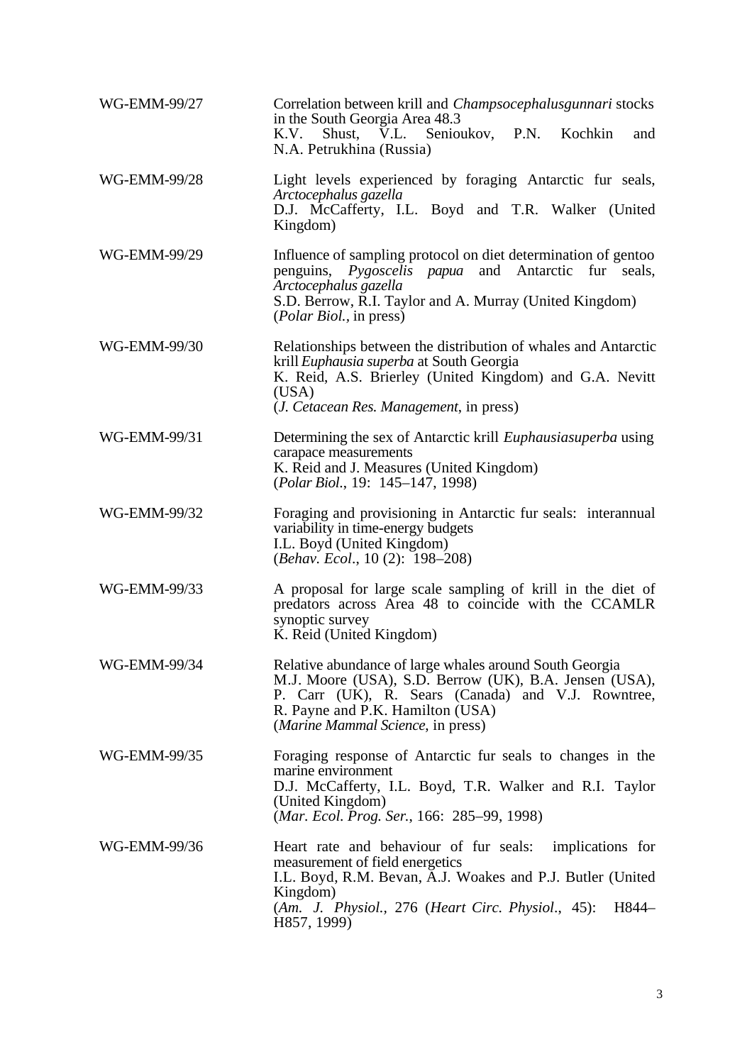| | |
|---|---|
| WG-EMM-99/27 | Correlation between krill and *Champsocephalusgunnari* stocks in the South Georgia Area 48.3<br>K.V. Shust, V.L. Senioukov, P.N. Kochkin and N.A. Petrukhina (Russia) |
| WG-EMM-99/28 | Light levels experienced by foraging Antarctic fur seals, *Arctocephalus gazella*<br>D.J. McCafferty, I.L. Boyd and T.R. Walker (United Kingdom) |
| WG-EMM-99/29 | Influence of sampling protocol on diet determination of gentoo penguins, *Pygoscelis papua* and Antarctic fur seals, *Arctocephalus gazella*<br>S.D. Berrow, R.I. Taylor and A. Murray (United Kingdom)<br>(*Polar Biol.*, in press) |
| WG-EMM-99/30 | Relationships between the distribution of whales and Antarctic krill *Euphausia superba* at South Georgia<br>K. Reid, A.S. Brierley (United Kingdom) and G.A. Nevitt (USA)<br>(*J. Cetacean Res. Management*, in press) |
| WG-EMM-99/31 | Determining the sex of Antarctic krill *Euphausiasuperba* using carapace measurements<br>K. Reid and J. Measures (United Kingdom)<br>(*Polar Biol.*, 19: 145–147, 1998) |
| WG-EMM-99/32 | Foraging and provisioning in Antarctic fur seals: interannual variability in time-energy budgets<br>I.L. Boyd (United Kingdom)<br>(*Behav. Ecol*., 10 (2): 198–208) |
| WG-EMM-99/33 | A proposal for large scale sampling of krill in the diet of predators across Area 48 to coincide with the CCAMLR synoptic survey<br>K. Reid (United Kingdom) |
| WG-EMM-99/34 | Relative abundance of large whales around South Georgia<br>M.J. Moore (USA), S.D. Berrow (UK), B.A. Jensen (USA), P. Carr (UK), R. Sears (Canada) and V.J. Rowntree, R. Payne and P.K. Hamilton (USA)<br>(*Marine Mammal Science*, in press) |
| WG-EMM-99/35 | Foraging response of Antarctic fur seals to changes in the marine environment<br>D.J. McCafferty, I.L. Boyd, T.R. Walker and R.I. Taylor (United Kingdom)<br>(*Mar. Ecol. Prog. Ser.*, 166: 285–99, 1998) |
| WG-EMM-99/36 | Heart rate and behaviour of fur seals: implications for measurement of field energetics<br>I.L. Boyd, R.M. Bevan, A.J. Woakes and P.J. Butler (United Kingdom)<br>(*Am. J. Physiol.*, 276 (*Heart Circ. Physiol*., 45): H844–H857, 1999) |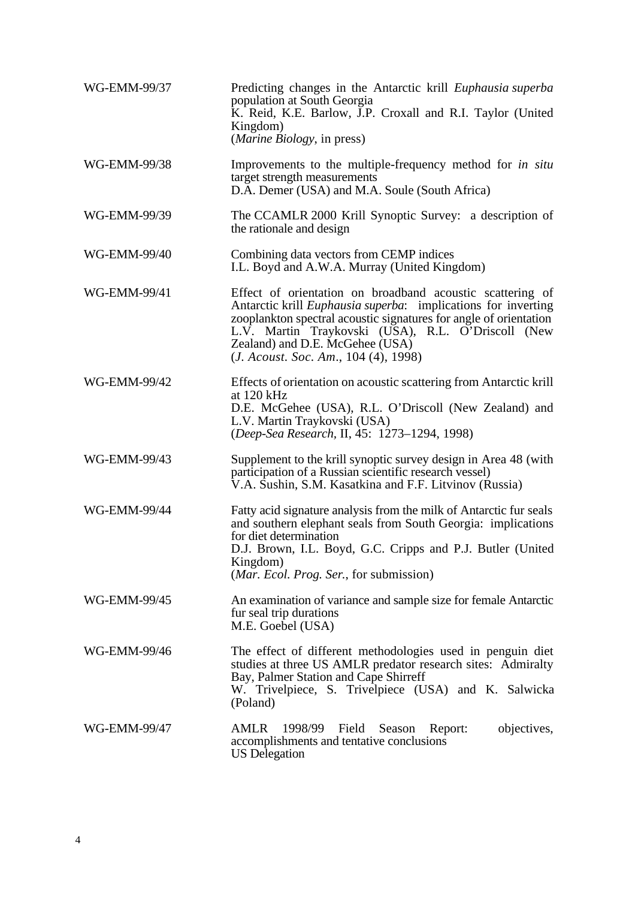| | |
|---|---|
| WG-EMM-99/37 | Predicting changes in the Antarctic krill *Euphausia superba* population at South Georgia<br>K. Reid, K.E. Barlow, J.P. Croxall and R.I. Taylor (United Kingdom)<br>(*Marine Biology*, in press) |
| WG-EMM-99/38 | Improvements to the multiple-frequency method for *in situ* target strength measurements<br>D.A. Demer (USA) and M.A. Soule (South Africa) |
| WG-EMM-99/39 | The CCAMLR 2000 Krill Synoptic Survey: a description of the rationale and design |
| WG-EMM-99/40 | Combining data vectors from CEMP indices<br>I.L. Boyd and A.W.A. Murray (United Kingdom) |
| WG-EMM-99/41 | Effect of orientation on broadband acoustic scattering of Antarctic krill *Euphausia superba*: implications for inverting zooplankton spectral acoustic signatures for angle of orientation<br>L.V. Martin Traykovski (USA), R.L. O'Driscoll (New Zealand) and D.E. McGehee (USA)<br>(*J. Acoust. Soc. Am*., 104 (4), 1998) |
| WG-EMM-99/42 | Effects of orientation on acoustic scattering from Antarctic krill at 120 kHz<br>D.E. McGehee (USA), R.L. O'Driscoll (New Zealand) and L.V. Martin Traykovski (USA)<br>(*Deep-Sea Research*, II, 45: 1273–1294, 1998) |
| WG-EMM-99/43 | Supplement to the krill synoptic survey design in Area 48 (with participation of a Russian scientific research vessel)<br>V.A. Sushin, S.M. Kasatkina and F.F. Litvinov (Russia) |
| WG-EMM-99/44 | Fatty acid signature analysis from the milk of Antarctic fur seals and southern elephant seals from South Georgia: implications for diet determination<br>D.J. Brown, I.L. Boyd, G.C. Cripps and P.J. Butler (United Kingdom)<br>(*Mar. Ecol. Prog. Ser.*, for submission) |
| WG-EMM-99/45 | An examination of variance and sample size for female Antarctic fur seal trip durations<br>M.E. Goebel (USA) |
| WG-EMM-99/46 | The effect of different methodologies used in penguin diet studies at three US AMLR predator research sites: Admiralty Bay, Palmer Station and Cape Shirreff<br>W. Trivelpiece, S. Trivelpiece (USA) and K. Salwicka (Poland) |
| WG-EMM-99/47 | AMLR 1998/99 Field Season Report: objectives, accomplishments and tentative conclusions<br>US Delegation |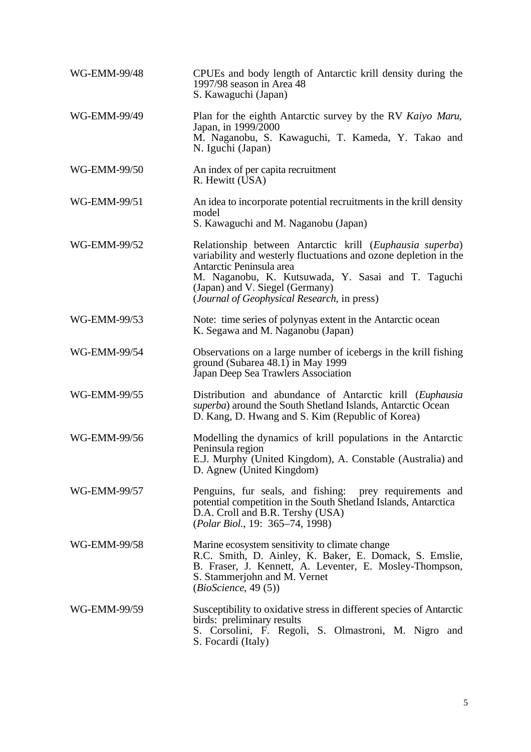| | |
|---|---|
| WG-EMM-99/48 | CPUEs and body length of Antarctic krill density during the 1997/98 season in Area 48<br>S. Kawaguchi (Japan) |
| WG-EMM-99/49 | Plan for the eighth Antarctic survey by the RV *Kaiyo Maru*, Japan, in 1999/2000<br>M. Naganobu, S. Kawaguchi, T. Kameda, Y. Takao and N. Iguchi (Japan) |
| WG-EMM-99/50 | An index of per capita recruitment<br>R. Hewitt (USA) |
| WG-EMM-99/51 | An idea to incorporate potential recruitments in the krill density model<br>S. Kawaguchi and M. Naganobu (Japan) |
| WG-EMM-99/52 | Relationship between Antarctic krill (*Euphausia superba*) variability and westerly fluctuations and ozone depletion in the Antarctic Peninsula area<br>M. Naganobu, K. Kutsuwada, Y. Sasai and T. Taguchi (Japan) and V. Siegel (Germany)<br>(*Journal of Geophysical Research*, in press) |
| WG-EMM-99/53 | Note: time series of polynyas extent in the Antarctic ocean<br>K. Segawa and M. Naganobu (Japan) |
| WG-EMM-99/54 | Observations on a large number of icebergs in the krill fishing ground (Subarea 48.1) in May 1999<br>Japan Deep Sea Trawlers Association |
| WG-EMM-99/55 | Distribution and abundance of Antarctic krill (*Euphausia superba*) around the South Shetland Islands, Antarctic Ocean<br>D. Kang, D. Hwang and S. Kim (Republic of Korea) |
| WG-EMM-99/56 | Modelling the dynamics of krill populations in the Antarctic Peninsula region<br>E.J. Murphy (United Kingdom), A. Constable (Australia) and D. Agnew (United Kingdom) |
| WG-EMM-99/57 | Penguins, fur seals, and fishing: prey requirements and potential competition in the South Shetland Islands, Antarctica<br>D.A. Croll and B.R. Tershy (USA)<br>(*Polar Biol.*, 19: 365–74, 1998) |
| WG-EMM-99/58 | Marine ecosystem sensitivity to climate change<br>R.C. Smith, D. Ainley, K. Baker, E. Domack, S. Emslie, B. Fraser, J. Kennett, A. Leventer, E. Mosley-Thompson, S. Stammerjohn and M. Vernet<br>(*BioScience*, 49 (5)) |
| WG-EMM-99/59 | Susceptibility to oxidative stress in different species of Antarctic birds: preliminary results<br>S. Corsolini, F. Regoli, S. Olmastroni, M. Nigro and S. Focardi (Italy) |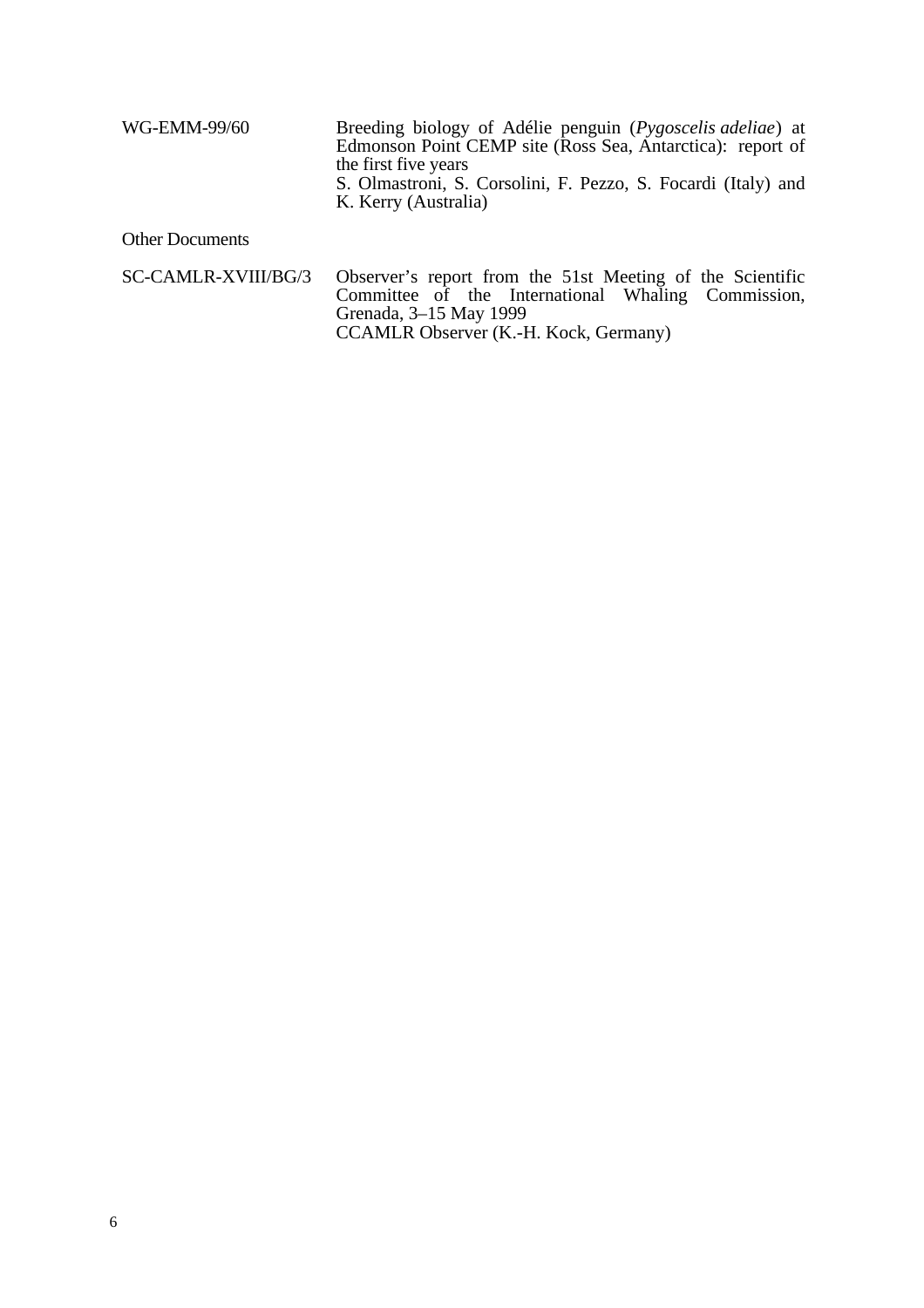| | |
|---|---|
| WG-EMM-99/60 | Breeding biology of Adélie penguin (*Pygoscelis adeliae*) at Edmonson Point CEMP site (Ross Sea, Antarctica): report of the first five years<br>S. Olmastroni, S. Corsolini, F. Pezzo, S. Focardi (Italy) and K. Kerry (Australia) |

Other Documents

| | |
|---|---|
| SC-CAMLR-XVIII/BG/3 | Observer's report from the 51st Meeting of the Scientific Committee of the International Whaling Commission, Grenada, 3–15 May 1999<br>CCAMLR Observer (K.-H. Kock, Germany) |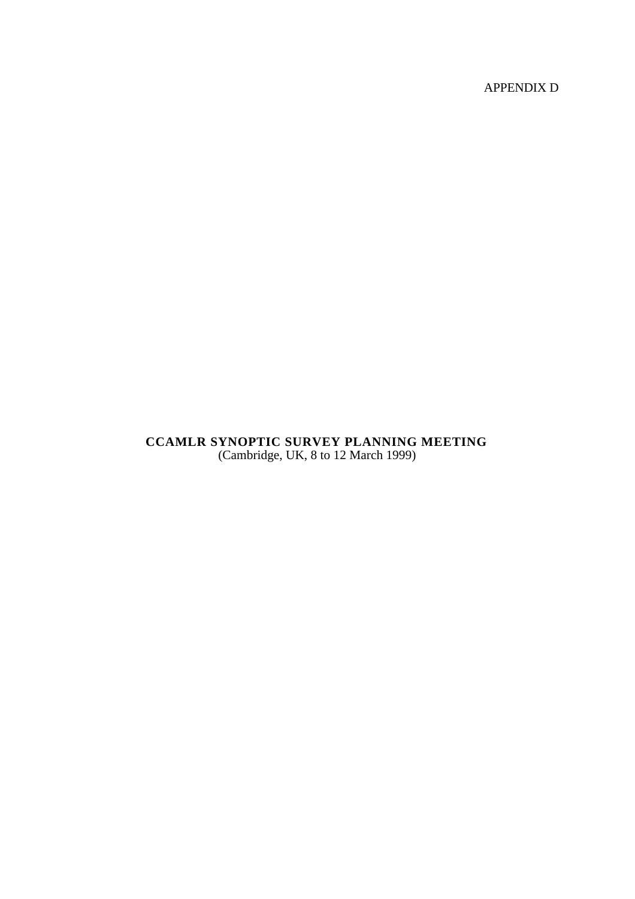APPENDIX D

**CCAMLR SYNOPTIC SURVEY PLANNING MEETING**
(Cambridge, UK, 8 to 12 March 1999)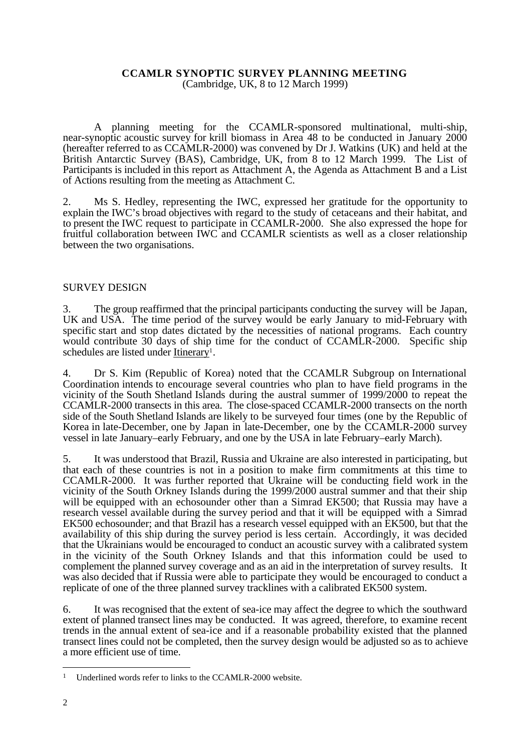# CCAMLR SYNOPTIC SURVEY PLANNING MEETING

(Cambridge, UK, 8 to 12 March 1999)

A planning meeting for the CCAMLR-sponsored multinational, multi-ship, near-synoptic acoustic survey for krill biomass in Area 48 to be conducted in January 2000 (hereafter referred to as CCAMLR-2000) was convened by Dr J. Watkins (UK) and held at the British Antarctic Survey (BAS), Cambridge, UK, from 8 to 12 March 1999. The List of Participants is included in this report as Attachment A, the Agenda as Attachment B and a List of Actions resulting from the meeting as Attachment C.

2. Ms S. Hedley, representing the IWC, expressed her gratitude for the opportunity to explain the IWC's broad objectives with regard to the study of cetaceans and their habitat, and to present the IWC request to participate in CCAMLR-2000. She also expressed the hope for fruitful collaboration between IWC and CCAMLR scientists as well as a closer relationship between the two organisations.

## SURVEY DESIGN

3. The group reaffirmed that the principal participants conducting the survey will be Japan, UK and USA. The time period of the survey would be early January to mid-February with specific start and stop dates dictated by the necessities of national programs. Each country would contribute 30 days of ship time for the conduct of CCAMLR-2000. Specific ship schedules are listed under Itinerary[1].

4. Dr S. Kim (Republic of Korea) noted that the CCAMLR Subgroup on International Coordination intends to encourage several countries who plan to have field programs in the vicinity of the South Shetland Islands during the austral summer of 1999/2000 to repeat the CCAMLR-2000 transects in this area. The close-spaced CCAMLR-2000 transects on the north side of the South Shetland Islands are likely to be surveyed four times (one by the Republic of Korea in late-December, one by Japan in late-December, one by the CCAMLR-2000 survey vessel in late January–early February, and one by the USA in late February–early March).

5. It was understood that Brazil, Russia and Ukraine are also interested in participating, but that each of these countries is not in a position to make firm commitments at this time to CCAMLR-2000. It was further reported that Ukraine will be conducting field work in the vicinity of the South Orkney Islands during the 1999/2000 austral summer and that their ship will be equipped with an echosounder other than a Simrad EK500; that Russia may have a research vessel available during the survey period and that it will be equipped with a Simrad EK500 echosounder; and that Brazil has a research vessel equipped with an EK500, but that the availability of this ship during the survey period is less certain. Accordingly, it was decided that the Ukrainians would be encouraged to conduct an acoustic survey with a calibrated system in the vicinity of the South Orkney Islands and that this information could be used to complement the planned survey coverage and as an aid in the interpretation of survey results. It was also decided that if Russia were able to participate they would be encouraged to conduct a replicate of one of the three planned survey tracklines with a calibrated EK500 system.

6. It was recognised that the extent of sea-ice may affect the degree to which the southward extent of planned transect lines may be conducted. It was agreed, therefore, to examine recent trends in the annual extent of sea-ice and if a reasonable probability existed that the planned transect lines could not be completed, then the survey design would be adjusted so as to achieve a more efficient use of time.

---

[1] Underlined words refer to links to the CCAMLR-2000 website.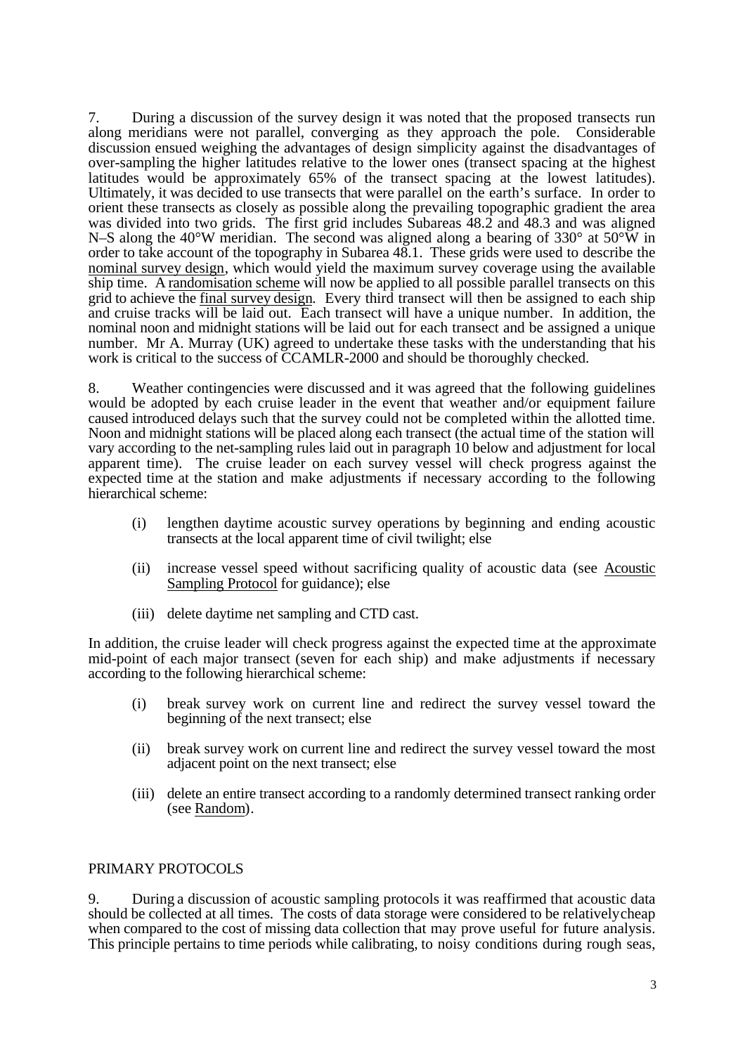7. During a discussion of the survey design it was noted that the proposed transects run along meridians were not parallel, converging as they approach the pole. Considerable discussion ensued weighing the advantages of design simplicity against the disadvantages of over-sampling the higher latitudes relative to the lower ones (transect spacing at the highest latitudes would be approximately 65% of the transect spacing at the lowest latitudes). Ultimately, it was decided to use transects that were parallel on the earth's surface. In order to orient these transects as closely as possible along the prevailing topographic gradient the area was divided into two grids. The first grid includes Subareas 48.2 and 48.3 and was aligned N–S along the 40°W meridian. The second was aligned along a bearing of 330° at 50°W in order to take account of the topography in Subarea 48.1. These grids were used to describe the nominal survey design, which would yield the maximum survey coverage using the available ship time. A randomisation scheme will now be applied to all possible parallel transects on this grid to achieve the final survey design. Every third transect will then be assigned to each ship and cruise tracks will be laid out. Each transect will have a unique number. In addition, the nominal noon and midnight stations will be laid out for each transect and be assigned a unique number. Mr A. Murray (UK) agreed to undertake these tasks with the understanding that his work is critical to the success of CCAMLR-2000 and should be thoroughly checked.

8. Weather contingencies were discussed and it was agreed that the following guidelines would be adopted by each cruise leader in the event that weather and/or equipment failure caused introduced delays such that the survey could not be completed within the allotted time. Noon and midnight stations will be placed along each transect (the actual time of the station will vary according to the net-sampling rules laid out in paragraph 10 below and adjustment for local apparent time). The cruise leader on each survey vessel will check progress against the expected time at the station and make adjustments if necessary according to the following hierarchical scheme:

(i) lengthen daytime acoustic survey operations by beginning and ending acoustic transects at the local apparent time of civil twilight; else

(ii) increase vessel speed without sacrificing quality of acoustic data (see Acoustic Sampling Protocol for guidance); else

(iii) delete daytime net sampling and CTD cast.

In addition, the cruise leader will check progress against the expected time at the approximate mid-point of each major transect (seven for each ship) and make adjustments if necessary according to the following hierarchical scheme:

(i) break survey work on current line and redirect the survey vessel toward the beginning of the next transect; else

(ii) break survey work on current line and redirect the survey vessel toward the most adjacent point on the next transect; else

(iii) delete an entire transect according to a randomly determined transect ranking order (see Random).

## PRIMARY PROTOCOLS

9. During a discussion of acoustic sampling protocols it was reaffirmed that acoustic data should be collected at all times. The costs of data storage were considered to be relatively cheap when compared to the cost of missing data collection that may prove useful for future analysis. This principle pertains to time periods while calibrating, to noisy conditions during rough seas,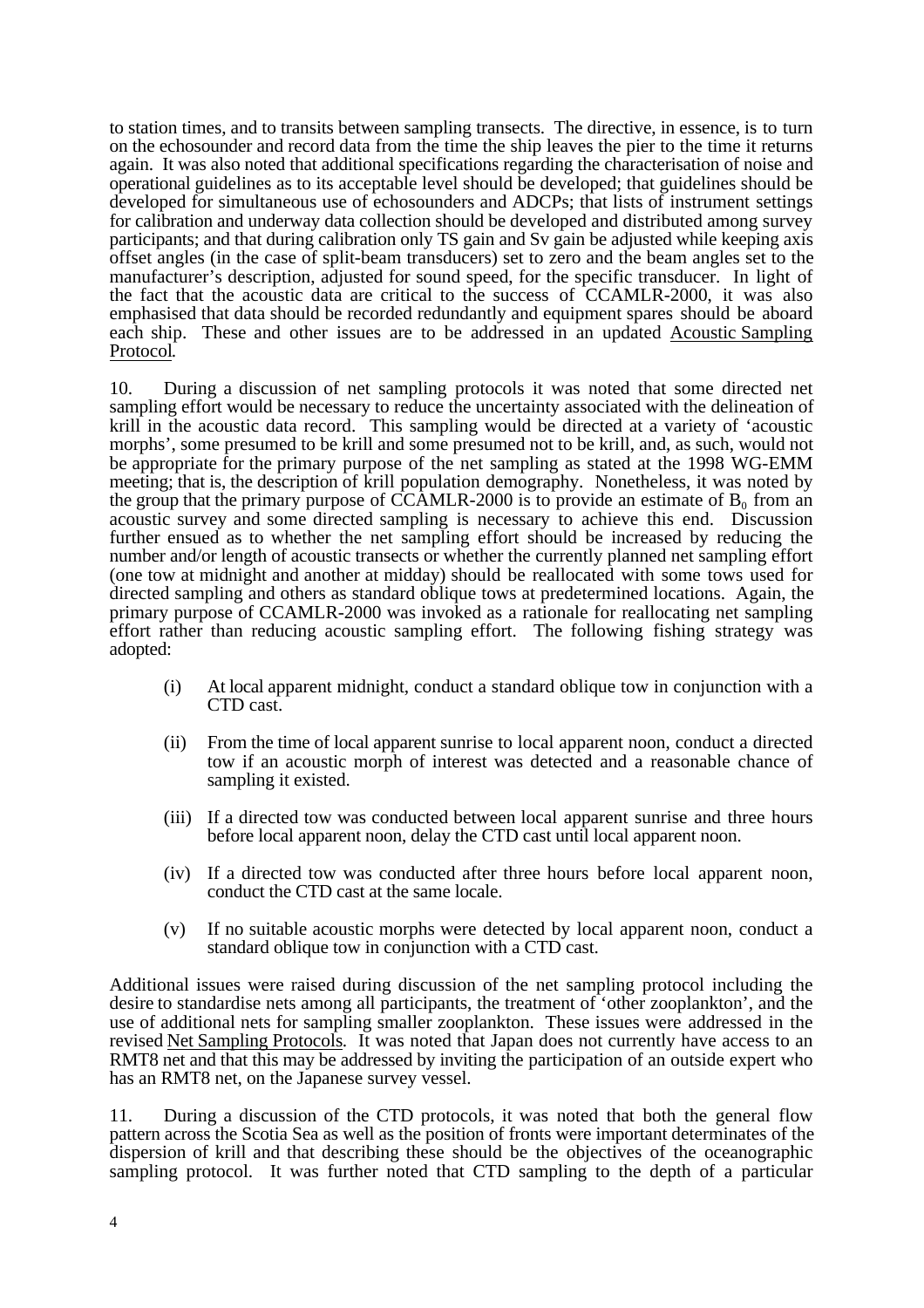to station times, and to transits between sampling transects. The directive, in essence, is to turn on the echosounder and record data from the time the ship leaves the pier to the time it returns again. It was also noted that additional specifications regarding the characterisation of noise and operational guidelines as to its acceptable level should be developed; that guidelines should be developed for simultaneous use of echosounders and ADCPs; that lists of instrument settings for calibration and underway data collection should be developed and distributed among survey participants; and that during calibration only TS gain and Sv gain be adjusted while keeping axis offset angles (in the case of split-beam transducers) set to zero and the beam angles set to the manufacturer's description, adjusted for sound speed, for the specific transducer. In light of the fact that the acoustic data are critical to the success of CCAMLR-2000, it was also emphasised that data should be recorded redundantly and equipment spares should be aboard each ship. These and other issues are to be addressed in an updated Acoustic Sampling Protocol.

10. During a discussion of net sampling protocols it was noted that some directed net sampling effort would be necessary to reduce the uncertainty associated with the delineation of krill in the acoustic data record. This sampling would be directed at a variety of 'acoustic morphs', some presumed to be krill and some presumed not to be krill, and, as such, would not be appropriate for the primary purpose of the net sampling as stated at the 1998 WG-EMM meeting; that is, the description of krill population demography. Nonetheless, it was noted by the group that the primary purpose of CCAMLR-2000 is to provide an estimate of $B_0$ from an acoustic survey and some directed sampling is necessary to achieve this end. Discussion further ensued as to whether the net sampling effort should be increased by reducing the number and/or length of acoustic transects or whether the currently planned net sampling effort (one tow at midnight and another at midday) should be reallocated with some tows used for directed sampling and others as standard oblique tows at predetermined locations. Again, the primary purpose of CCAMLR-2000 was invoked as a rationale for reallocating net sampling effort rather than reducing acoustic sampling effort. The following fishing strategy was adopted:

(i) At local apparent midnight, conduct a standard oblique tow in conjunction with a CTD cast.

(ii) From the time of local apparent sunrise to local apparent noon, conduct a directed tow if an acoustic morph of interest was detected and a reasonable chance of sampling it existed.

(iii) If a directed tow was conducted between local apparent sunrise and three hours before local apparent noon, delay the CTD cast until local apparent noon.

(iv) If a directed tow was conducted after three hours before local apparent noon, conduct the CTD cast at the same locale.

(v) If no suitable acoustic morphs were detected by local apparent noon, conduct a standard oblique tow in conjunction with a CTD cast.

Additional issues were raised during discussion of the net sampling protocol including the desire to standardise nets among all participants, the treatment of 'other zooplankton', and the use of additional nets for sampling smaller zooplankton. These issues were addressed in the revised Net Sampling Protocols. It was noted that Japan does not currently have access to an RMT8 net and that this may be addressed by inviting the participation of an outside expert who has an RMT8 net, on the Japanese survey vessel.

11. During a discussion of the CTD protocols, it was noted that both the general flow pattern across the Scotia Sea as well as the position of fronts were important determinates of the dispersion of krill and that describing these should be the objectives of the oceanographic sampling protocol. It was further noted that CTD sampling to the depth of a particular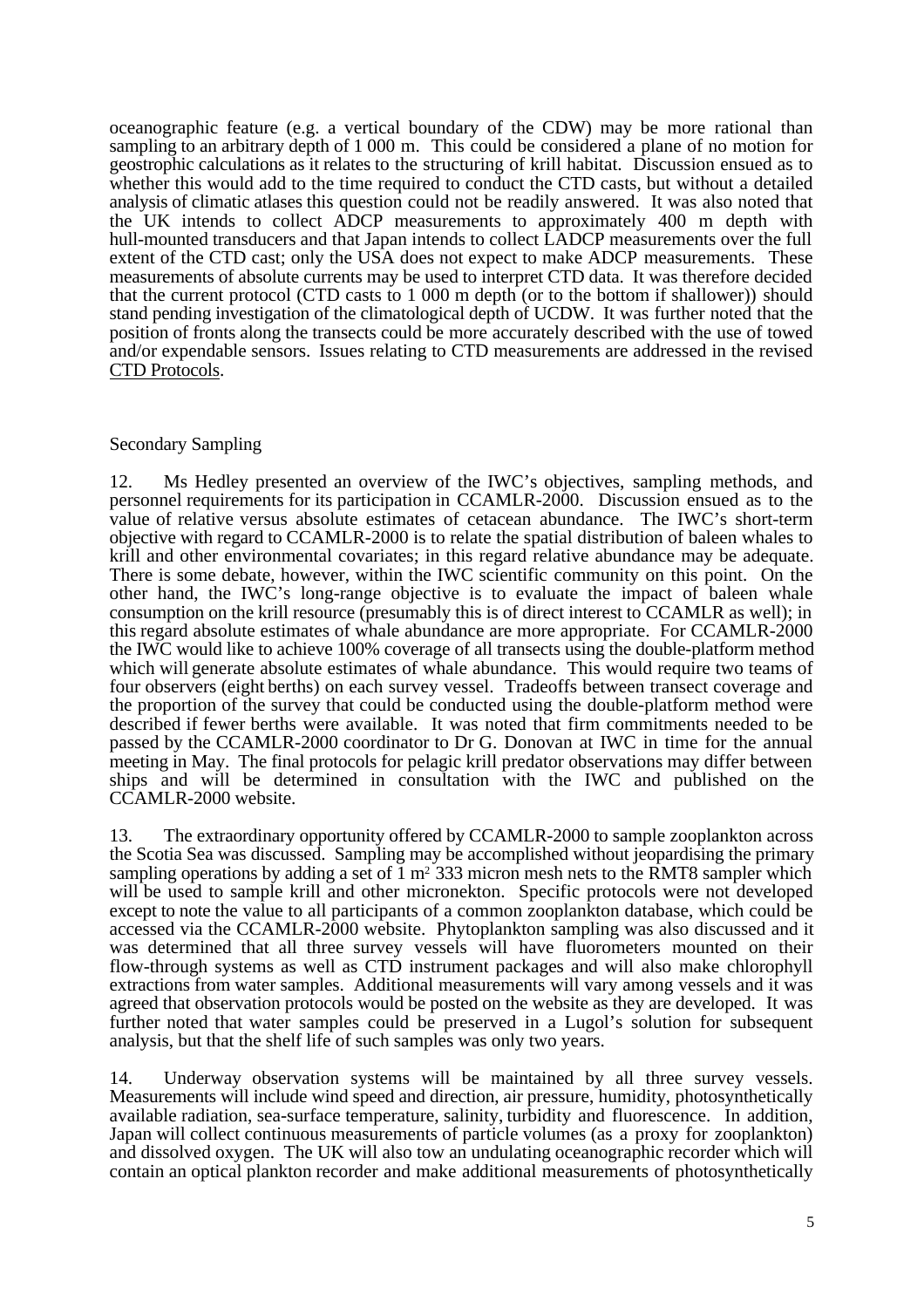oceanographic feature (e.g. a vertical boundary of the CDW) may be more rational than sampling to an arbitrary depth of 1 000 m. This could be considered a plane of no motion for geostrophic calculations as it relates to the structuring of krill habitat. Discussion ensued as to whether this would add to the time required to conduct the CTD casts, but without a detailed analysis of climatic atlases this question could not be readily answered. It was also noted that the UK intends to collect ADCP measurements to approximately 400 m depth with hull-mounted transducers and that Japan intends to collect LADCP measurements over the full extent of the CTD cast; only the USA does not expect to make ADCP measurements. These measurements of absolute currents may be used to interpret CTD data. It was therefore decided that the current protocol (CTD casts to 1 000 m depth (or to the bottom if shallower)) should stand pending investigation of the climatological depth of UCDW. It was further noted that the position of fronts along the transects could be more accurately described with the use of towed and/or expendable sensors. Issues relating to CTD measurements are addressed in the revised CTD Protocols.

## Secondary Sampling

12. Ms Hedley presented an overview of the IWC's objectives, sampling methods, and personnel requirements for its participation in CCAMLR-2000. Discussion ensued as to the value of relative versus absolute estimates of cetacean abundance. The IWC's short-term objective with regard to CCAMLR-2000 is to relate the spatial distribution of baleen whales to krill and other environmental covariates; in this regard relative abundance may be adequate. There is some debate, however, within the IWC scientific community on this point. On the other hand, the IWC's long-range objective is to evaluate the impact of baleen whale consumption on the krill resource (presumably this is of direct interest to CCAMLR as well); in this regard absolute estimates of whale abundance are more appropriate. For CCAMLR-2000 the IWC would like to achieve 100% coverage of all transects using the double-platform method which will generate absolute estimates of whale abundance. This would require two teams of four observers (eight berths) on each survey vessel. Tradeoffs between transect coverage and the proportion of the survey that could be conducted using the double-platform method were described if fewer berths were available. It was noted that firm commitments needed to be passed by the CCAMLR-2000 coordinator to Dr G. Donovan at IWC in time for the annual meeting in May. The final protocols for pelagic krill predator observations may differ between ships and will be determined in consultation with the IWC and published on the CCAMLR-2000 website.

13. The extraordinary opportunity offered by CCAMLR-2000 to sample zooplankton across the Scotia Sea was discussed. Sampling may be accomplished without jeopardising the primary sampling operations by adding a set of 1 $m^2$ 333 micron mesh nets to the RMT8 sampler which will be used to sample krill and other micronekton. Specific protocols were not developed except to note the value to all participants of a common zooplankton database, which could be accessed via the CCAMLR-2000 website. Phytoplankton sampling was also discussed and it was determined that all three survey vessels will have fluorometers mounted on their flow-through systems as well as CTD instrument packages and will also make chlorophyll extractions from water samples. Additional measurements will vary among vessels and it was agreed that observation protocols would be posted on the website as they are developed. It was further noted that water samples could be preserved in a Lugol's solution for subsequent analysis, but that the shelf life of such samples was only two years.

14. Underway observation systems will be maintained by all three survey vessels. Measurements will include wind speed and direction, air pressure, humidity, photosynthetically available radiation, sea-surface temperature, salinity, turbidity and fluorescence. In addition, Japan will collect continuous measurements of particle volumes (as a proxy for zooplankton) and dissolved oxygen. The UK will also tow an undulating oceanographic recorder which will contain an optical plankton recorder and make additional measurements of photosynthetically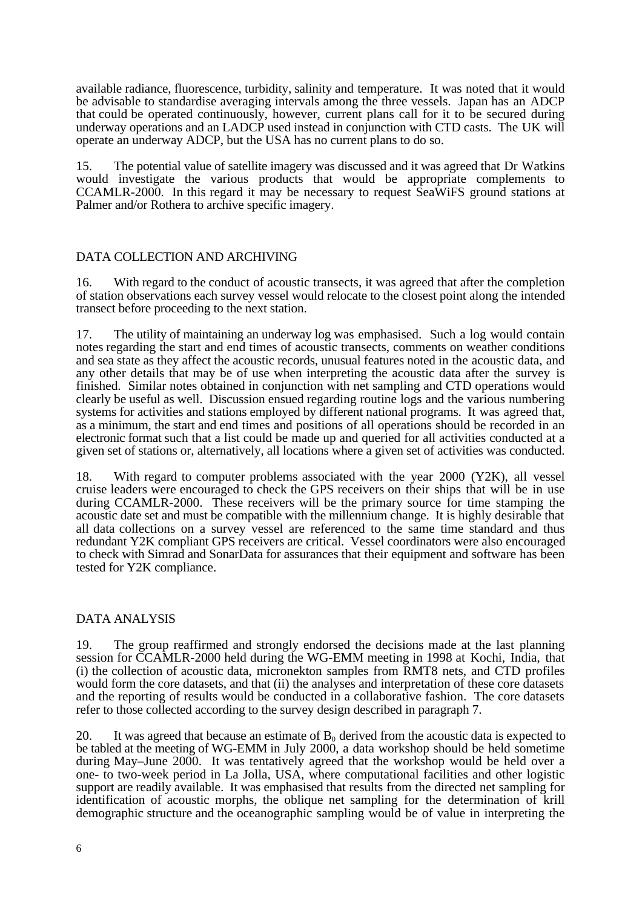available radiance, fluorescence, turbidity, salinity and temperature. It was noted that it would be advisable to standardise averaging intervals among the three vessels. Japan has an ADCP that could be operated continuously, however, current plans call for it to be secured during underway operations and an LADCP used instead in conjunction with CTD casts. The UK will operate an underway ADCP, but the USA has no current plans to do so.

15. The potential value of satellite imagery was discussed and it was agreed that Dr Watkins would investigate the various products that would be appropriate complements to CCAMLR-2000. In this regard it may be necessary to request SeaWiFS ground stations at Palmer and/or Rothera to archive specific imagery.

## DATA COLLECTION AND ARCHIVING

16. With regard to the conduct of acoustic transects, it was agreed that after the completion of station observations each survey vessel would relocate to the closest point along the intended transect before proceeding to the next station.

17. The utility of maintaining an underway log was emphasised. Such a log would contain notes regarding the start and end times of acoustic transects, comments on weather conditions and sea state as they affect the acoustic records, unusual features noted in the acoustic data, and any other details that may be of use when interpreting the acoustic data after the survey is finished. Similar notes obtained in conjunction with net sampling and CTD operations would clearly be useful as well. Discussion ensued regarding routine logs and the various numbering systems for activities and stations employed by different national programs. It was agreed that, as a minimum, the start and end times and positions of all operations should be recorded in an electronic format such that a list could be made up and queried for all activities conducted at a given set of stations or, alternatively, all locations where a given set of activities was conducted.

18. With regard to computer problems associated with the year 2000 (Y2K), all vessel cruise leaders were encouraged to check the GPS receivers on their ships that will be in use during CCAMLR-2000. These receivers will be the primary source for time stamping the acoustic date set and must be compatible with the millennium change. It is highly desirable that all data collections on a survey vessel are referenced to the same time standard and thus redundant Y2K compliant GPS receivers are critical. Vessel coordinators were also encouraged to check with Simrad and SonarData for assurances that their equipment and software has been tested for Y2K compliance.

## DATA ANALYSIS

19. The group reaffirmed and strongly endorsed the decisions made at the last planning session for CCAMLR-2000 held during the WG-EMM meeting in 1998 at Kochi, India, that (i) the collection of acoustic data, micronekton samples from RMT8 nets, and CTD profiles would form the core datasets, and that (ii) the analyses and interpretation of these core datasets and the reporting of results would be conducted in a collaborative fashion. The core datasets refer to those collected according to the survey design described in paragraph 7.

20. It was agreed that because an estimate of $B_0$ derived from the acoustic data is expected to be tabled at the meeting of WG-EMM in July 2000, a data workshop should be held sometime during May–June 2000. It was tentatively agreed that the workshop would be held over a one- to two-week period in La Jolla, USA, where computational facilities and other logistic support are readily available. It was emphasised that results from the directed net sampling for identification of acoustic morphs, the oblique net sampling for the determination of krill demographic structure and the oceanographic sampling would be of value in interpreting the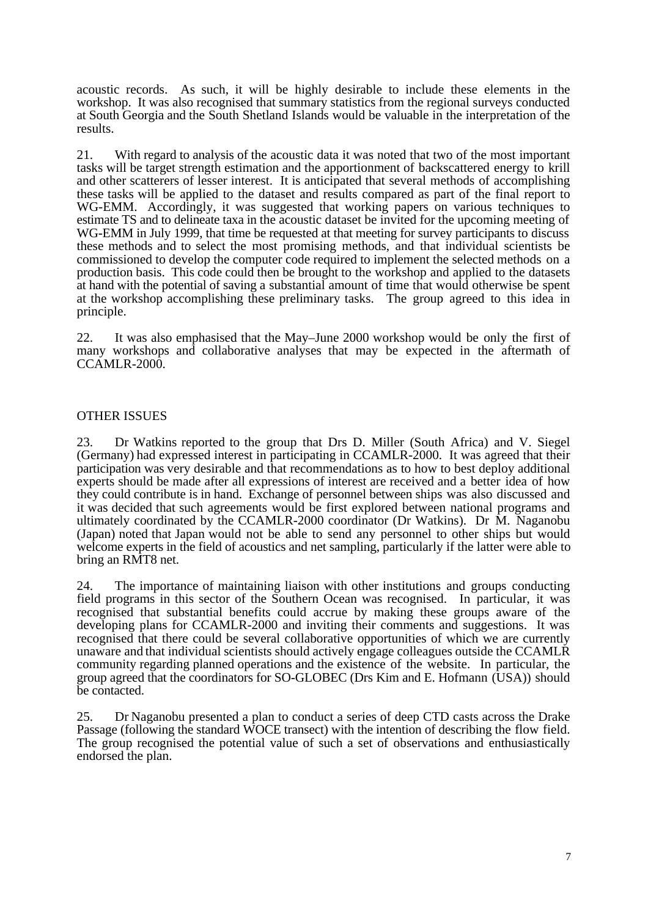acoustic records. As such, it will be highly desirable to include these elements in the workshop. It was also recognised that summary statistics from the regional surveys conducted at South Georgia and the South Shetland Islands would be valuable in the interpretation of the results.

21. With regard to analysis of the acoustic data it was noted that two of the most important tasks will be target strength estimation and the apportionment of backscattered energy to krill and other scatterers of lesser interest. It is anticipated that several methods of accomplishing these tasks will be applied to the dataset and results compared as part of the final report to WG-EMM. Accordingly, it was suggested that working papers on various techniques to estimate TS and to delineate taxa in the acoustic dataset be invited for the upcoming meeting of WG-EMM in July 1999, that time be requested at that meeting for survey participants to discuss these methods and to select the most promising methods, and that individual scientists be commissioned to develop the computer code required to implement the selected methods on a production basis. This code could then be brought to the workshop and applied to the datasets at hand with the potential of saving a substantial amount of time that would otherwise be spent at the workshop accomplishing these preliminary tasks. The group agreed to this idea in principle.

22. It was also emphasised that the May–June 2000 workshop would be only the first of many workshops and collaborative analyses that may be expected in the aftermath of CCAMLR-2000.

## OTHER ISSUES

23. Dr Watkins reported to the group that Drs D. Miller (South Africa) and V. Siegel (Germany) had expressed interest in participating in CCAMLR-2000. It was agreed that their participation was very desirable and that recommendations as to how to best deploy additional experts should be made after all expressions of interest are received and a better idea of how they could contribute is in hand. Exchange of personnel between ships was also discussed and it was decided that such agreements would be first explored between national programs and ultimately coordinated by the CCAMLR-2000 coordinator (Dr Watkins). Dr M. Naganobu (Japan) noted that Japan would not be able to send any personnel to other ships but would welcome experts in the field of acoustics and net sampling, particularly if the latter were able to bring an RMT8 net.

24. The importance of maintaining liaison with other institutions and groups conducting field programs in this sector of the Southern Ocean was recognised. In particular, it was recognised that substantial benefits could accrue by making these groups aware of the developing plans for CCAMLR-2000 and inviting their comments and suggestions. It was recognised that there could be several collaborative opportunities of which we are currently unaware and that individual scientists should actively engage colleagues outside the CCAMLR community regarding planned operations and the existence of the website. In particular, the group agreed that the coordinators for SO-GLOBEC (Drs Kim and E. Hofmann (USA)) should be contacted.

25. Dr Naganobu presented a plan to conduct a series of deep CTD casts across the Drake Passage (following the standard WOCE transect) with the intention of describing the flow field. The group recognised the potential value of such a set of observations and enthusiastically endorsed the plan.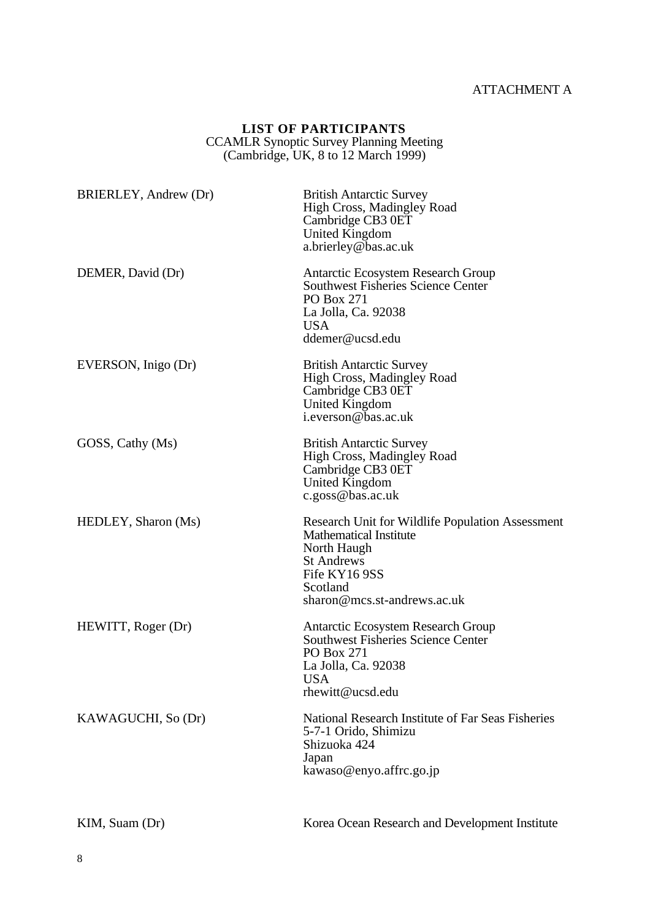ATTACHMENT A

## LIST OF PARTICIPANTS

CCAMLR Synoptic Survey Planning Meeting
(Cambridge, UK, 8 to 12 March 1999)

| | |
|---|---|
| BRIERLEY, Andrew (Dr) | British Antarctic Survey<br>High Cross, Madingley Road<br>Cambridge CB3 0ET<br>United Kingdom<br>a.brierley@bas.ac.uk |
| DEMER, David (Dr) | Antarctic Ecosystem Research Group<br>Southwest Fisheries Science Center<br>PO Box 271<br>La Jolla, Ca. 92038<br>USA<br>ddemer@ucsd.edu |
| EVERSON, Inigo (Dr) | British Antarctic Survey<br>High Cross, Madingley Road<br>Cambridge CB3 0ET<br>United Kingdom<br>i.everson@bas.ac.uk |
| GOSS, Cathy (Ms) | British Antarctic Survey<br>High Cross, Madingley Road<br>Cambridge CB3 0ET<br>United Kingdom<br>c.goss@bas.ac.uk |
| HEDLEY, Sharon (Ms) | Research Unit for Wildlife Population Assessment<br>Mathematical Institute<br>North Haugh<br>St Andrews<br>Fife KY16 9SS<br>Scotland<br>sharon@mcs.st-andrews.ac.uk |
| HEWITT, Roger (Dr) | Antarctic Ecosystem Research Group<br>Southwest Fisheries Science Center<br>PO Box 271<br>La Jolla, Ca. 92038<br>USA<br>rhewitt@ucsd.edu |
| KAWAGUCHI, So (Dr) | National Research Institute of Far Seas Fisheries<br>5-7-1 Orido, Shimizu<br>Shizuoka 424<br>Japan<br>kawaso@enyo.affrc.go.jp |
| KIM, Suam (Dr) | Korea Ocean Research and Development Institute |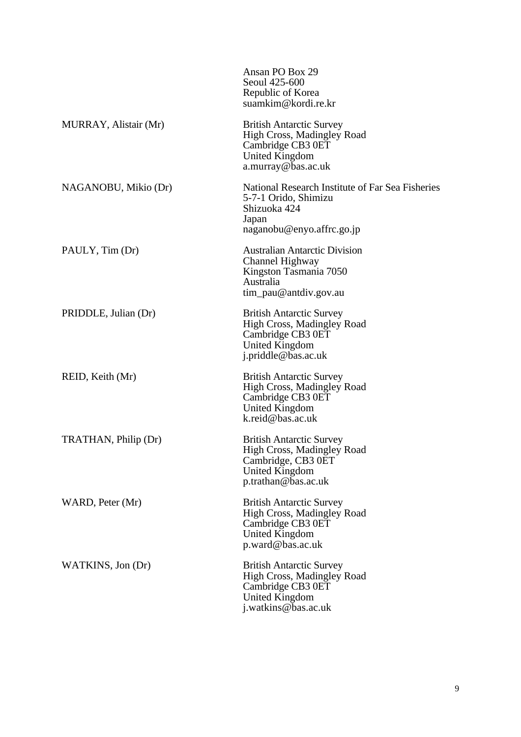| | |
|---|---|
| | Ansan PO Box 29<br>Seoul 425-600<br>Republic of Korea<br>suamkim@kordi.re.kr |
| MURRAY, Alistair (Mr) | British Antarctic Survey<br>High Cross, Madingley Road<br>Cambridge CB3 0ET<br>United Kingdom<br>a.murray@bas.ac.uk |
| NAGANOBU, Mikio (Dr) | National Research Institute of Far Sea Fisheries<br>5-7-1 Orido, Shimizu<br>Shizuoka 424<br>Japan<br>naganobu@enyo.affrc.go.jp |
| PAULY, Tim (Dr) | Australian Antarctic Division<br>Channel Highway<br>Kingston Tasmania 7050<br>Australia<br>tim_pau@antdiv.gov.au |
| PRIDDLE, Julian (Dr) | British Antarctic Survey<br>High Cross, Madingley Road<br>Cambridge CB3 0ET<br>United Kingdom<br>j.priddle@bas.ac.uk |
| REID, Keith (Mr) | British Antarctic Survey<br>High Cross, Madingley Road<br>Cambridge CB3 0ET<br>United Kingdom<br>k.reid@bas.ac.uk |
| TRATHAN, Philip (Dr) | British Antarctic Survey<br>High Cross, Madingley Road<br>Cambridge, CB3 0ET<br>United Kingdom<br>p.trathan@bas.ac.uk |
| WARD, Peter (Mr) | British Antarctic Survey<br>High Cross, Madingley Road<br>Cambridge CB3 0ET<br>United Kingdom<br>p.ward@bas.ac.uk |
| WATKINS, Jon (Dr) | British Antarctic Survey<br>High Cross, Madingley Road<br>Cambridge CB3 0ET<br>United Kingdom<br>j.watkins@bas.ac.uk |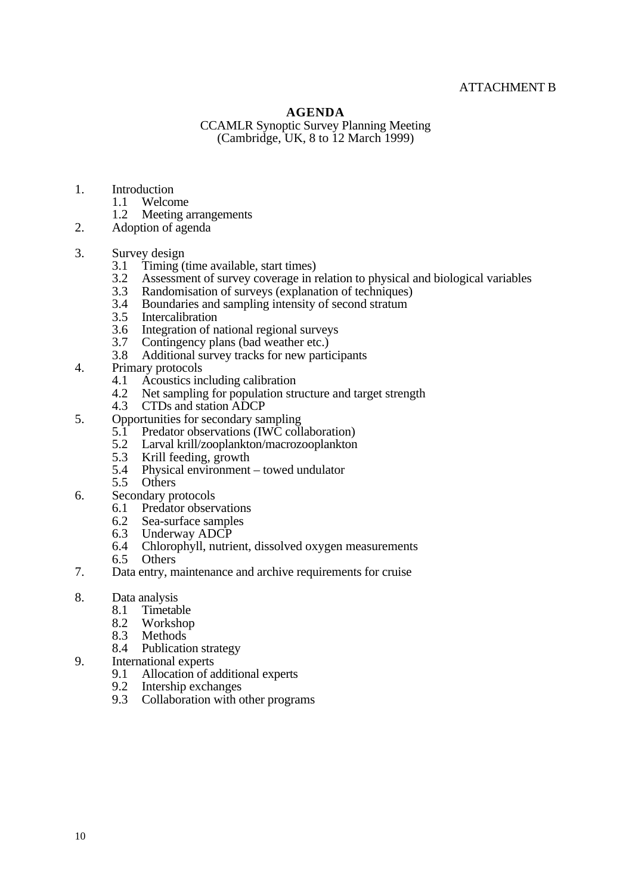ATTACHMENT B

# AGENDA

CCAMLR Synoptic Survey Planning Meeting
(Cambridge, UK, 8 to 12 March 1999)

1. Introduction
   - 1.1 Welcome
   - 1.2 Meeting arrangements
2. Adoption of agenda
3. Survey design
   - 3.1 Timing (time available, start times)
   - 3.2 Assessment of survey coverage in relation to physical and biological variables
   - 3.3 Randomisation of surveys (explanation of techniques)
   - 3.4 Boundaries and sampling intensity of second stratum
   - 3.5 Intercalibration
   - 3.6 Integration of national regional surveys
   - 3.7 Contingency plans (bad weather etc.)
   - 3.8 Additional survey tracks for new participants
4. Primary protocols
   - 4.1 Acoustics including calibration
   - 4.2 Net sampling for population structure and target strength
   - 4.3 CTDs and station ADCP
5. Opportunities for secondary sampling
   - 5.1 Predator observations (IWC collaboration)
   - 5.2 Larval krill/zooplankton/macrozooplankton
   - 5.3 Krill feeding, growth
   - 5.4 Physical environment – towed undulator
   - 5.5 Others
6. Secondary protocols
   - 6.1 Predator observations
   - 6.2 Sea-surface samples
   - 6.3 Underway ADCP
   - 6.4 Chlorophyll, nutrient, dissolved oxygen measurements
   - 6.5 Others
7. Data entry, maintenance and archive requirements for cruise
8. Data analysis
   - 8.1 Timetable
   - 8.2 Workshop
   - 8.3 Methods
   - 8.4 Publication strategy
9. International experts
   - 9.1 Allocation of additional experts
   - 9.2 Intership exchanges
   - 9.3 Collaboration with other programs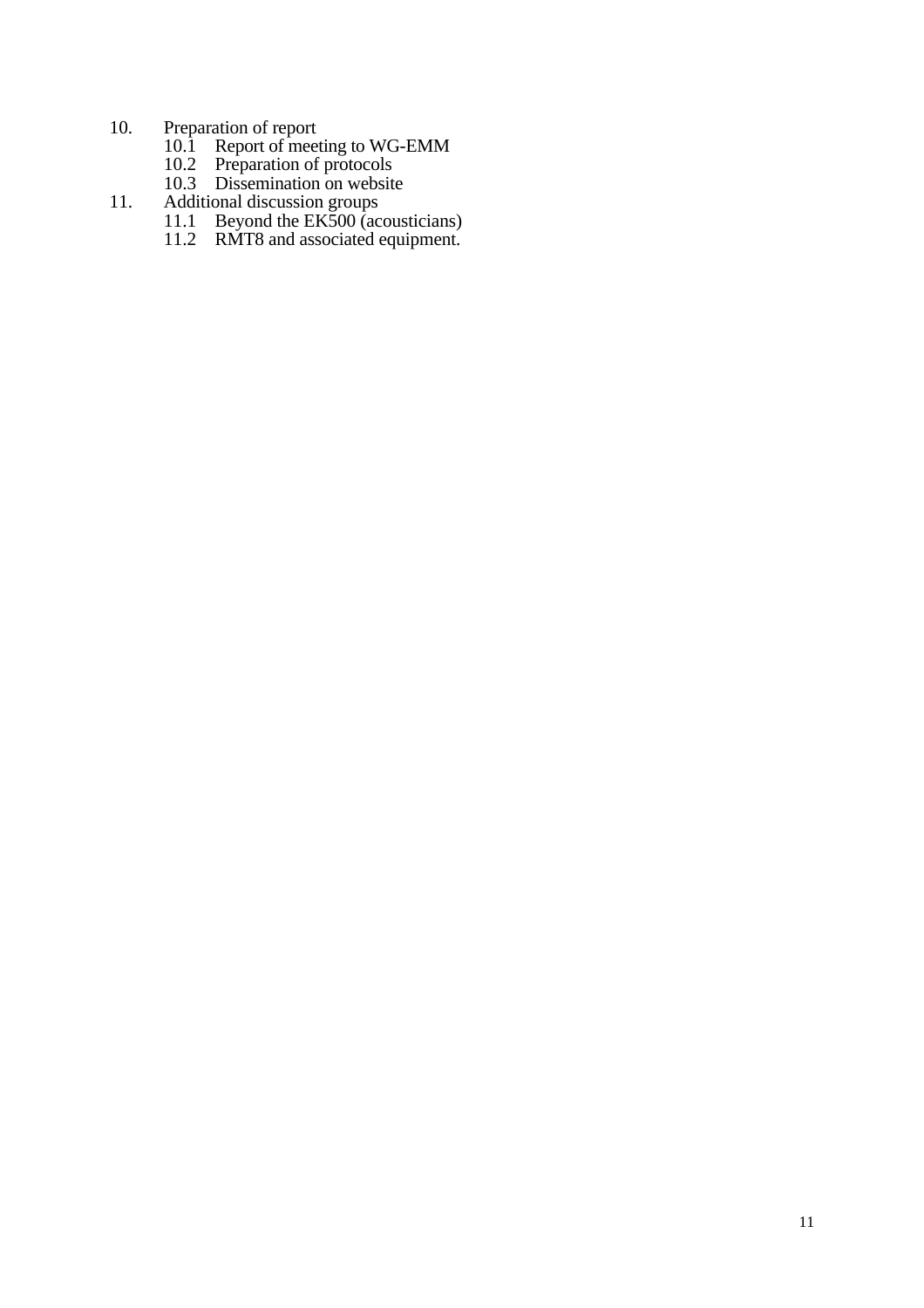10. Preparation of report
    - 10.1 Report of meeting to WG-EMM
    - 10.2 Preparation of protocols
    - 10.3 Dissemination on website
11. Additional discussion groups
    - 11.1 Beyond the EK500 (acousticians)
    - 11.2 RMT8 and associated equipment.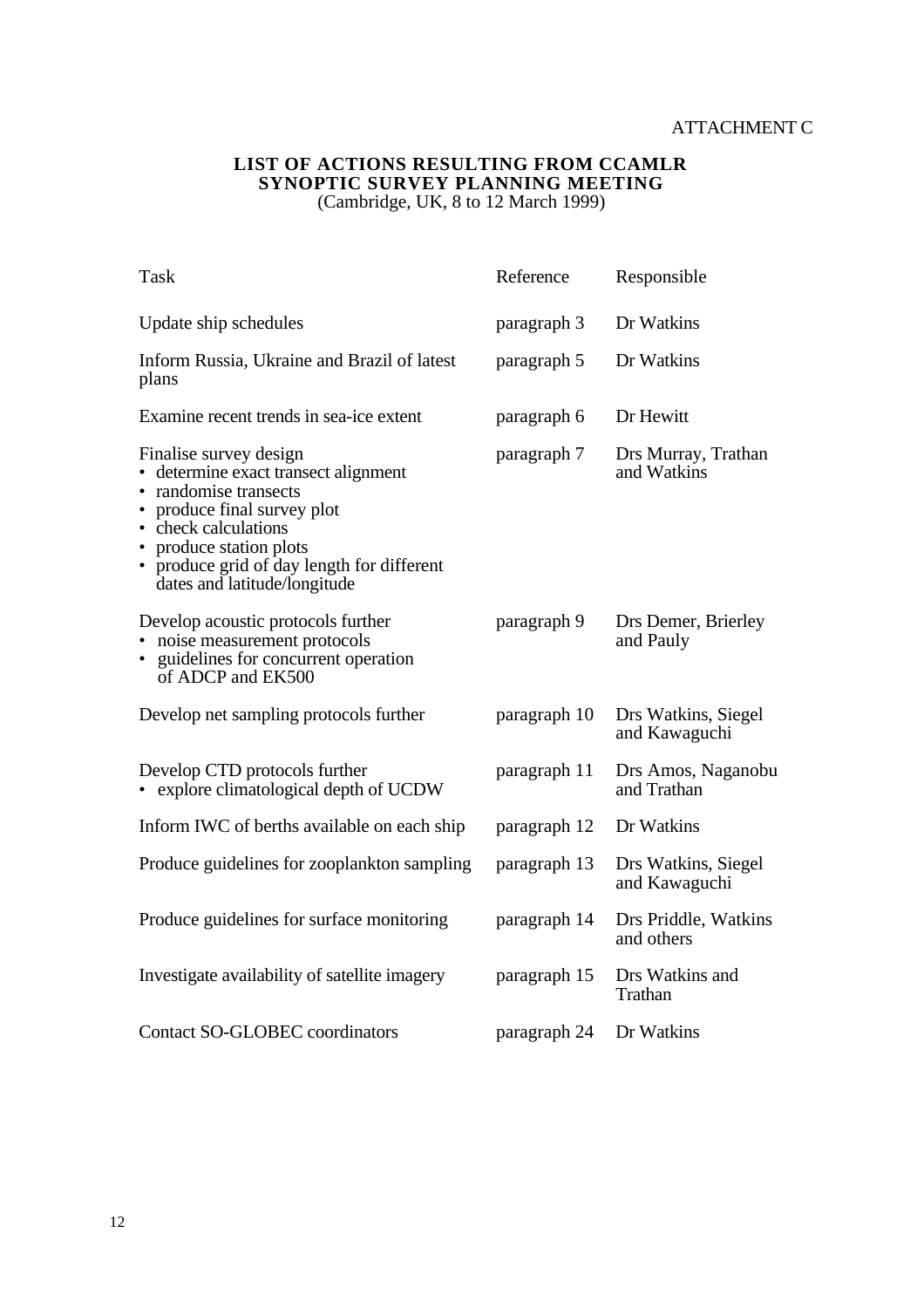ATTACHMENT C

# LIST OF ACTIONS RESULTING FROM CCAMLR SYNOPTIC SURVEY PLANNING MEETING

(Cambridge, UK, 8 to 12 March 1999)

| Task | Reference | Responsible |
|---|---|---|
| Update ship schedules | paragraph 3 | Dr Watkins |
| Inform Russia, Ukraine and Brazil of latest plans | paragraph 5 | Dr Watkins |
| Examine recent trends in sea-ice extent | paragraph 6 | Dr Hewitt |
| Finalise survey design<br>• determine exact transect alignment<br>• randomise transects<br>• produce final survey plot<br>• check calculations<br>• produce station plots<br>• produce grid of day length for different dates and latitude/longitude | paragraph 7 | Drs Murray, Trathan and Watkins |
| Develop acoustic protocols further<br>• noise measurement protocols<br>• guidelines for concurrent operation of ADCP and EK500 | paragraph 9 | Drs Demer, Brierley and Pauly |
| Develop net sampling protocols further | paragraph 10 | Drs Watkins, Siegel and Kawaguchi |
| Develop CTD protocols further<br>• explore climatological depth of UCDW | paragraph 11 | Drs Amos, Naganobu and Trathan |
| Inform IWC of berths available on each ship | paragraph 12 | Dr Watkins |
| Produce guidelines for zooplankton sampling | paragraph 13 | Drs Watkins, Siegel and Kawaguchi |
| Produce guidelines for surface monitoring | paragraph 14 | Drs Priddle, Watkins and others |
| Investigate availability of satellite imagery | paragraph 15 | Drs Watkins and Trathan |
| Contact SO-GLOBEC coordinators | paragraph 24 | Dr Watkins |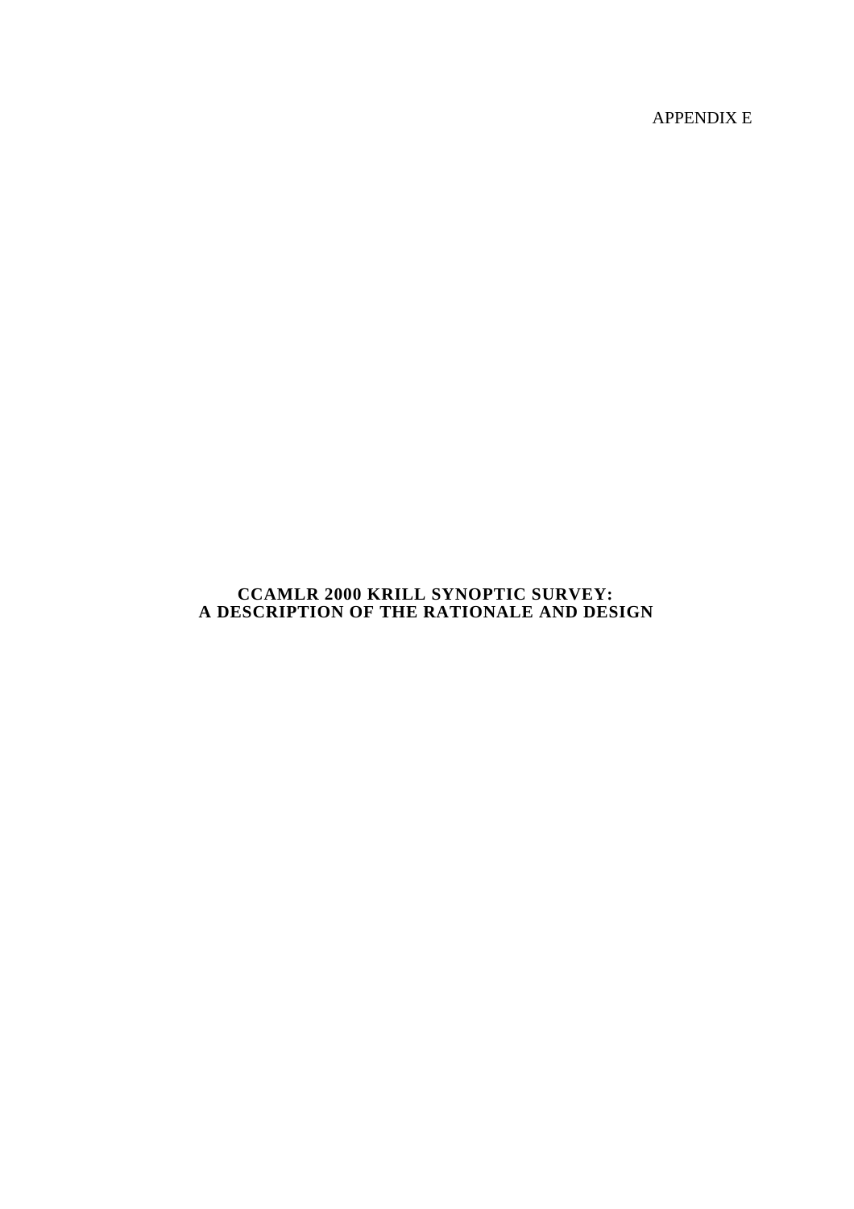APPENDIX E

# CCAMLR 2000 KRILL SYNOPTIC SURVEY: A DESCRIPTION OF THE RATIONALE AND DESIGN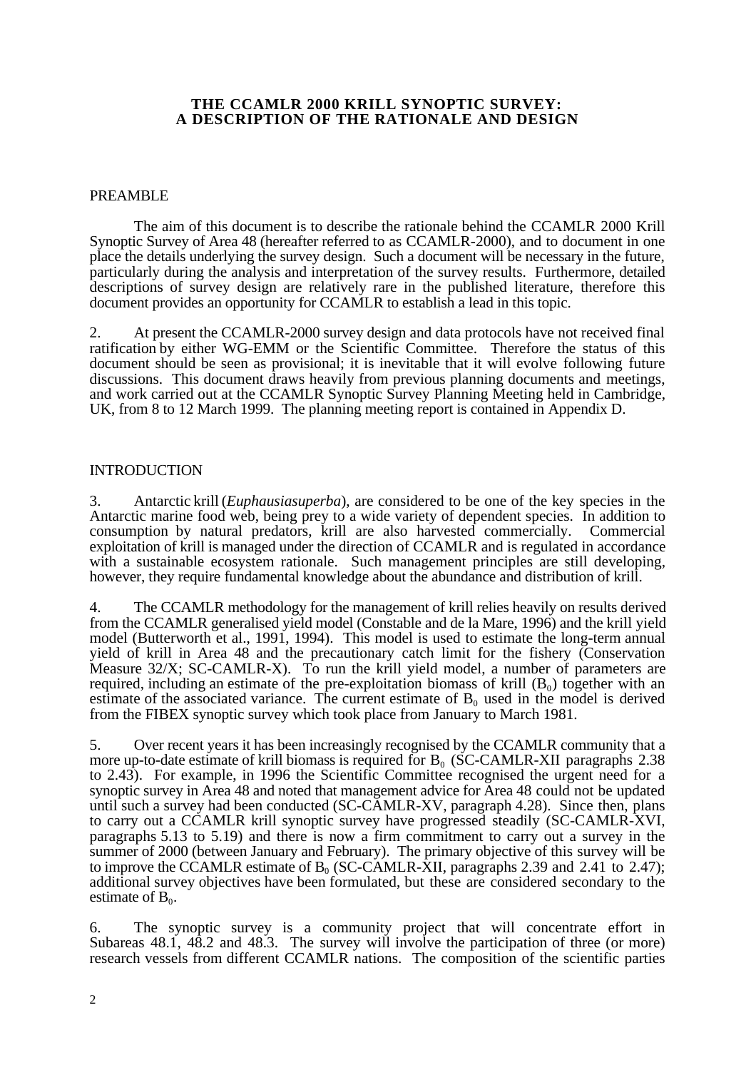# THE CCAMLR 2000 KRILL SYNOPTIC SURVEY: A DESCRIPTION OF THE RATIONALE AND DESIGN

## PREAMBLE

The aim of this document is to describe the rationale behind the CCAMLR 2000 Krill Synoptic Survey of Area 48 (hereafter referred to as CCAMLR-2000), and to document in one place the details underlying the survey design. Such a document will be necessary in the future, particularly during the analysis and interpretation of the survey results. Furthermore, detailed descriptions of survey design are relatively rare in the published literature, therefore this document provides an opportunity for CCAMLR to establish a lead in this topic.

2. At present the CCAMLR-2000 survey design and data protocols have not received final ratification by either WG-EMM or the Scientific Committee. Therefore the status of this document should be seen as provisional; it is inevitable that it will evolve following future discussions. This document draws heavily from previous planning documents and meetings, and work carried out at the CCAMLR Synoptic Survey Planning Meeting held in Cambridge, UK, from 8 to 12 March 1999. The planning meeting report is contained in Appendix D.

## INTRODUCTION

3. Antarctic krill (*Euphausiasuperba*), are considered to be one of the key species in the Antarctic marine food web, being prey to a wide variety of dependent species. In addition to consumption by natural predators, krill are also harvested commercially. Commercial exploitation of krill is managed under the direction of CCAMLR and is regulated in accordance with a sustainable ecosystem rationale. Such management principles are still developing, however, they require fundamental knowledge about the abundance and distribution of krill.

4. The CCAMLR methodology for the management of krill relies heavily on results derived from the CCAMLR generalised yield model (Constable and de la Mare, 1996) and the krill yield model (Butterworth et al., 1991, 1994). This model is used to estimate the long-term annual yield of krill in Area 48 and the precautionary catch limit for the fishery (Conservation Measure 32/X; SC-CAMLR-X). To run the krill yield model, a number of parameters are required, including an estimate of the pre-exploitation biomass of krill ($B_0$) together with an estimate of the associated variance. The current estimate of $B_0$ used in the model is derived from the FIBEX synoptic survey which took place from January to March 1981.

5. Over recent years it has been increasingly recognised by the CCAMLR community that a more up-to-date estimate of krill biomass is required for $B_0$ (SC-CAMLR-XII paragraphs 2.38 to 2.43). For example, in 1996 the Scientific Committee recognised the urgent need for a synoptic survey in Area 48 and noted that management advice for Area 48 could not be updated until such a survey had been conducted (SC-CAMLR-XV, paragraph 4.28). Since then, plans to carry out a CCAMLR krill synoptic survey have progressed steadily (SC-CAMLR-XVI, paragraphs 5.13 to 5.19) and there is now a firm commitment to carry out a survey in the summer of 2000 (between January and February). The primary objective of this survey will be to improve the CCAMLR estimate of $B_0$ (SC-CAMLR-XII, paragraphs 2.39 and 2.41 to 2.47); additional survey objectives have been formulated, but these are considered secondary to the estimate of $B_0$.

6. The synoptic survey is a community project that will concentrate effort in Subareas 48.1, 48.2 and 48.3. The survey will involve the participation of three (or more) research vessels from different CCAMLR nations. The composition of the scientific parties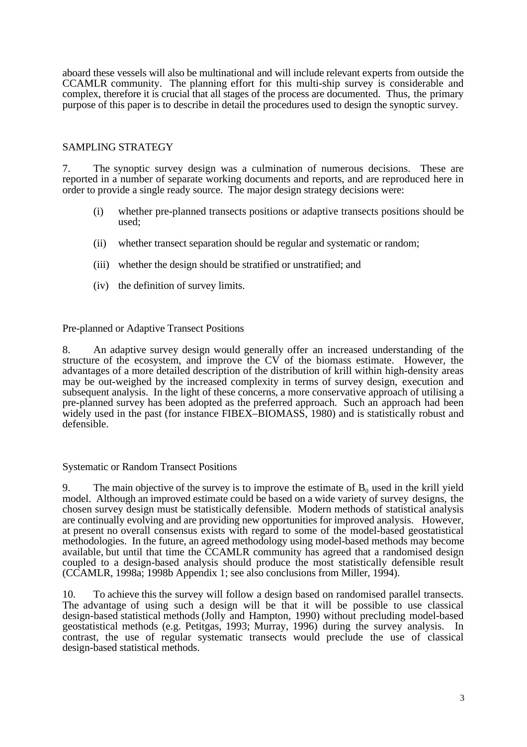aboard these vessels will also be multinational and will include relevant experts from outside the CCAMLR community. The planning effort for this multi-ship survey is considerable and complex, therefore it is crucial that all stages of the process are documented. Thus, the primary purpose of this paper is to describe in detail the procedures used to design the synoptic survey.

## SAMPLING STRATEGY

7. The synoptic survey design was a culmination of numerous decisions. These are reported in a number of separate working documents and reports, and are reproduced here in order to provide a single ready source. The major design strategy decisions were:

(i) whether pre-planned transects positions or adaptive transects positions should be used;

(ii) whether transect separation should be regular and systematic or random;

(iii) whether the design should be stratified or unstratified; and

(iv) the definition of survey limits.

### Pre-planned or Adaptive Transect Positions

8. An adaptive survey design would generally offer an increased understanding of the structure of the ecosystem, and improve the CV of the biomass estimate. However, the advantages of a more detailed description of the distribution of krill within high-density areas may be out-weighed by the increased complexity in terms of survey design, execution and subsequent analysis. In the light of these concerns, a more conservative approach of utilising a pre-planned survey has been adopted as the preferred approach. Such an approach had been widely used in the past (for instance FIBEX–BIOMASS, 1980) and is statistically robust and defensible.

### Systematic or Random Transect Positions

9. The main objective of the survey is to improve the estimate of $B_0$ used in the krill yield model. Although an improved estimate could be based on a wide variety of survey designs, the chosen survey design must be statistically defensible. Modern methods of statistical analysis are continually evolving and are providing new opportunities for improved analysis. However, at present no overall consensus exists with regard to some of the model-based geostatistical methodologies. In the future, an agreed methodology using model-based methods may become available, but until that time the CCAMLR community has agreed that a randomised design coupled to a design-based analysis should produce the most statistically defensible result (CCAMLR, 1998a; 1998b Appendix 1; see also conclusions from Miller, 1994).

10. To achieve this the survey will follow a design based on randomised parallel transects. The advantage of using such a design will be that it will be possible to use classical design-based statistical methods (Jolly and Hampton, 1990) without precluding model-based geostatistical methods (e.g. Petitgas, 1993; Murray, 1996) during the survey analysis. In contrast, the use of regular systematic transects would preclude the use of classical design-based statistical methods.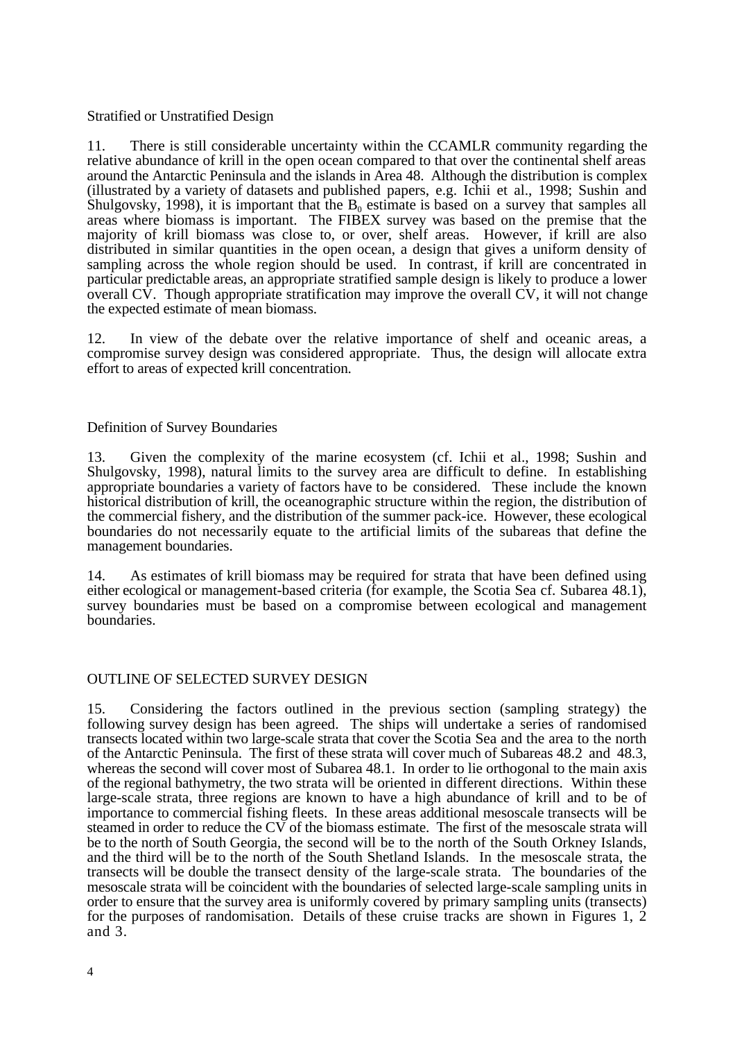### Stratified or Unstratified Design

11. There is still considerable uncertainty within the CCAMLR community regarding the relative abundance of krill in the open ocean compared to that over the continental shelf areas around the Antarctic Peninsula and the islands in Area 48. Although the distribution is complex (illustrated by a variety of datasets and published papers, e.g. Ichii et al., 1998; Sushin and Shulgovsky, 1998), it is important that the $B_0$ estimate is based on a survey that samples all areas where biomass is important. The FIBEX survey was based on the premise that the majority of krill biomass was close to, or over, shelf areas. However, if krill are also distributed in similar quantities in the open ocean, a design that gives a uniform density of sampling across the whole region should be used. In contrast, if krill are concentrated in particular predictable areas, an appropriate stratified sample design is likely to produce a lower overall CV. Though appropriate stratification may improve the overall CV, it will not change the expected estimate of mean biomass.

12. In view of the debate over the relative importance of shelf and oceanic areas, a compromise survey design was considered appropriate. Thus, the design will allocate extra effort to areas of expected krill concentration.

### Definition of Survey Boundaries

13. Given the complexity of the marine ecosystem (cf. Ichii et al., 1998; Sushin and Shulgovsky, 1998), natural limits to the survey area are difficult to define. In establishing appropriate boundaries a variety of factors have to be considered. These include the known historical distribution of krill, the oceanographic structure within the region, the distribution of the commercial fishery, and the distribution of the summer pack-ice. However, these ecological boundaries do not necessarily equate to the artificial limits of the subareas that define the management boundaries.

14. As estimates of krill biomass may be required for strata that have been defined using either ecological or management-based criteria (for example, the Scotia Sea cf. Subarea 48.1), survey boundaries must be based on a compromise between ecological and management boundaries.

## OUTLINE OF SELECTED SURVEY DESIGN

15. Considering the factors outlined in the previous section (sampling strategy) the following survey design has been agreed. The ships will undertake a series of randomised transects located within two large-scale strata that cover the Scotia Sea and the area to the north of the Antarctic Peninsula. The first of these strata will cover much of Subareas 48.2 and 48.3, whereas the second will cover most of Subarea 48.1. In order to lie orthogonal to the main axis of the regional bathymetry, the two strata will be oriented in different directions. Within these large-scale strata, three regions are known to have a high abundance of krill and to be of importance to commercial fishing fleets. In these areas additional mesoscale transects will be steamed in order to reduce the CV of the biomass estimate. The first of the mesoscale strata will be to the north of South Georgia, the second will be to the north of the South Orkney Islands, and the third will be to the north of the South Shetland Islands. In the mesoscale strata, the transects will be double the transect density of the large-scale strata. The boundaries of the mesoscale strata will be coincident with the boundaries of selected large-scale sampling units in order to ensure that the survey area is uniformly covered by primary sampling units (transects) for the purposes of randomisation. Details of these cruise tracks are shown in Figures 1, 2 and 3.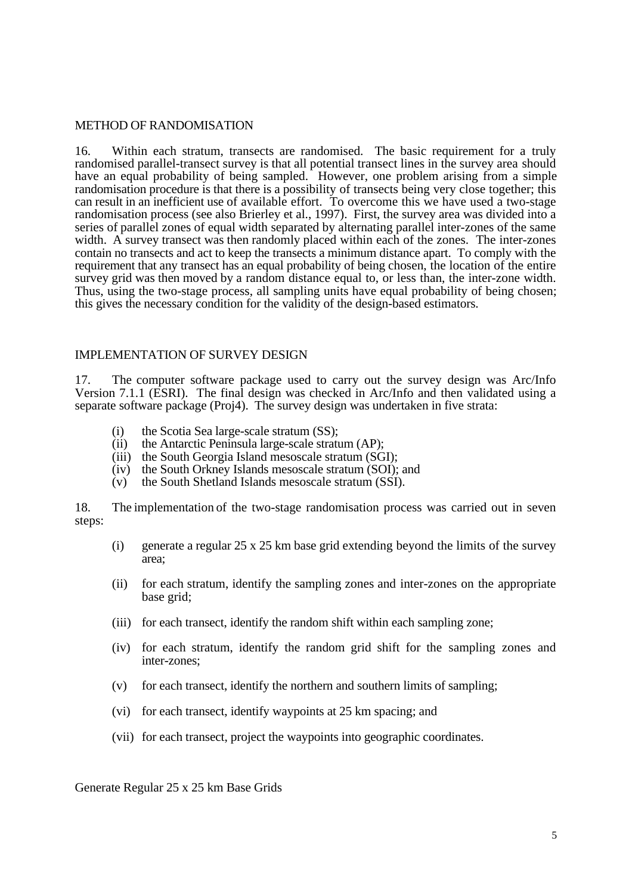## METHOD OF RANDOMISATION

16. Within each stratum, transects are randomised. The basic requirement for a truly randomised parallel-transect survey is that all potential transect lines in the survey area should have an equal probability of being sampled. However, one problem arising from a simple randomisation procedure is that there is a possibility of transects being very close together; this can result in an inefficient use of available effort. To overcome this we have used a two-stage randomisation process (see also Brierley et al., 1997). First, the survey area was divided into a series of parallel zones of equal width separated by alternating parallel inter-zones of the same width. A survey transect was then randomly placed within each of the zones. The inter-zones contain no transects and act to keep the transects a minimum distance apart. To comply with the requirement that any transect has an equal probability of being chosen, the location of the entire survey grid was then moved by a random distance equal to, or less than, the inter-zone width. Thus, using the two-stage process, all sampling units have equal probability of being chosen; this gives the necessary condition for the validity of the design-based estimators.

## IMPLEMENTATION OF SURVEY DESIGN

17. The computer software package used to carry out the survey design was Arc/Info Version 7.1.1 (ESRI). The final design was checked in Arc/Info and then validated using a separate software package (Proj4). The survey design was undertaken in five strata:

- (i) the Scotia Sea large-scale stratum (SS);
- (ii) the Antarctic Peninsula large-scale stratum (AP);
- (iii) the South Georgia Island mesoscale stratum (SGI);
- (iv) the South Orkney Islands mesoscale stratum (SOI); and
- (v) the South Shetland Islands mesoscale stratum (SSI).

18. The implementation of the two-stage randomisation process was carried out in seven steps:

- (i) generate a regular 25 x 25 km base grid extending beyond the limits of the survey area;
- (ii) for each stratum, identify the sampling zones and inter-zones on the appropriate base grid;
- (iii) for each transect, identify the random shift within each sampling zone;
- (iv) for each stratum, identify the random grid shift for the sampling zones and inter-zones;
- (v) for each transect, identify the northern and southern limits of sampling;
- (vi) for each transect, identify waypoints at 25 km spacing; and
- (vii) for each transect, project the waypoints into geographic coordinates.

### Generate Regular 25 x 25 km Base Grids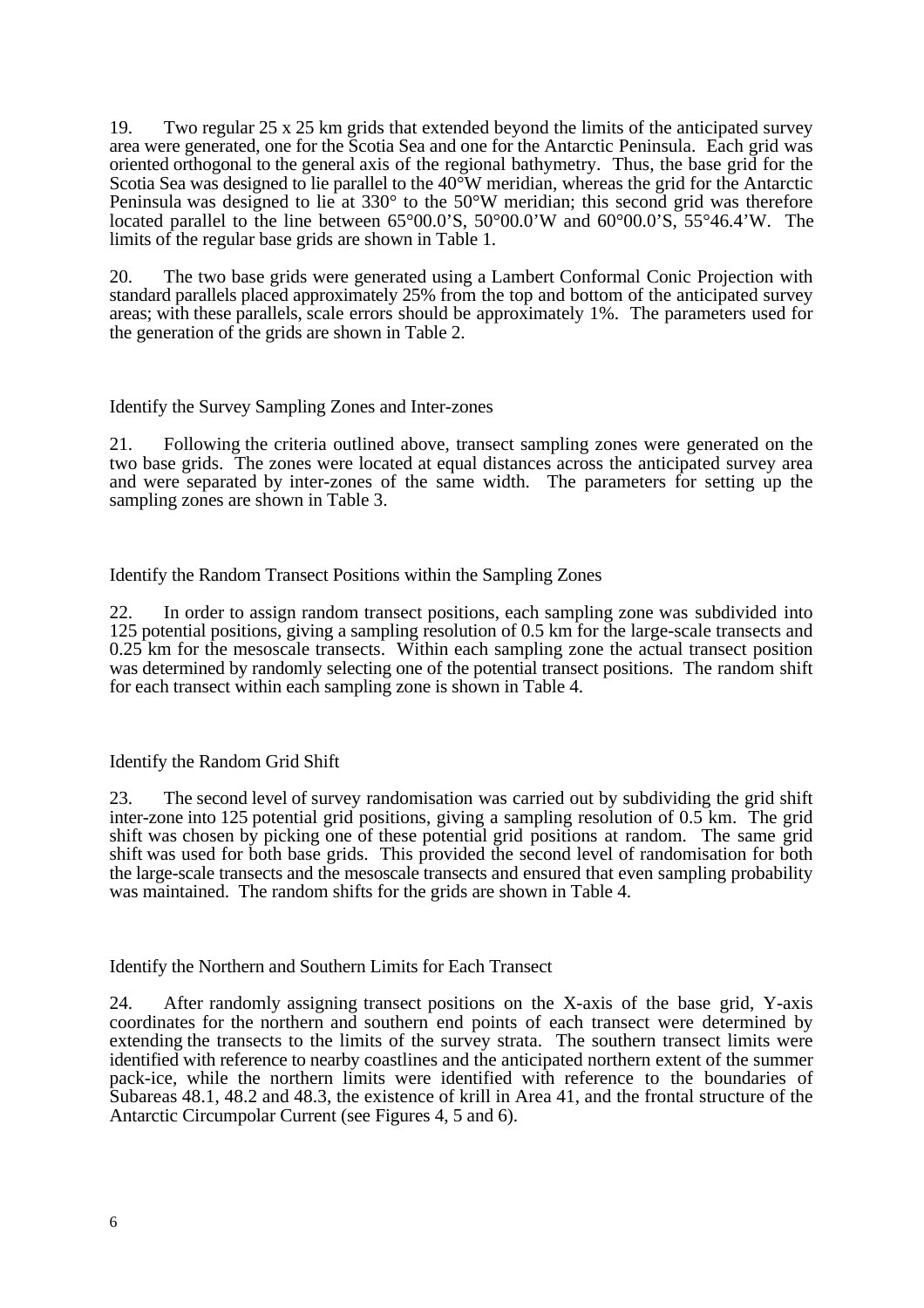19. Two regular 25 x 25 km grids that extended beyond the limits of the anticipated survey area were generated, one for the Scotia Sea and one for the Antarctic Peninsula. Each grid was oriented orthogonal to the general axis of the regional bathymetry. Thus, the base grid for the Scotia Sea was designed to lie parallel to the 40°W meridian, whereas the grid for the Antarctic Peninsula was designed to lie at 330° to the 50°W meridian; this second grid was therefore located parallel to the line between 65°00.0'S, 50°00.0'W and 60°00.0'S, 55°46.4'W. The limits of the regular base grids are shown in Table 1.

20. The two base grids were generated using a Lambert Conformal Conic Projection with standard parallels placed approximately 25% from the top and bottom of the anticipated survey areas; with these parallels, scale errors should be approximately 1%. The parameters used for the generation of the grids are shown in Table 2.

### Identify the Survey Sampling Zones and Inter-zones

21. Following the criteria outlined above, transect sampling zones were generated on the two base grids. The zones were located at equal distances across the anticipated survey area and were separated by inter-zones of the same width. The parameters for setting up the sampling zones are shown in Table 3.

### Identify the Random Transect Positions within the Sampling Zones

22. In order to assign random transect positions, each sampling zone was subdivided into 125 potential positions, giving a sampling resolution of 0.5 km for the large-scale transects and 0.25 km for the mesoscale transects. Within each sampling zone the actual transect position was determined by randomly selecting one of the potential transect positions. The random shift for each transect within each sampling zone is shown in Table 4.

### Identify the Random Grid Shift

23. The second level of survey randomisation was carried out by subdividing the grid shift inter-zone into 125 potential grid positions, giving a sampling resolution of 0.5 km. The grid shift was chosen by picking one of these potential grid positions at random. The same grid shift was used for both base grids. This provided the second level of randomisation for both the large-scale transects and the mesoscale transects and ensured that even sampling probability was maintained. The random shifts for the grids are shown in Table 4.

### Identify the Northern and Southern Limits for Each Transect

24. After randomly assigning transect positions on the X-axis of the base grid, Y-axis coordinates for the northern and southern end points of each transect were determined by extending the transects to the limits of the survey strata. The southern transect limits were identified with reference to nearby coastlines and the anticipated northern extent of the summer pack-ice, while the northern limits were identified with reference to the boundaries of Subareas 48.1, 48.2 and 48.3, the existence of krill in Area 41, and the frontal structure of the Antarctic Circumpolar Current (see Figures 4, 5 and 6).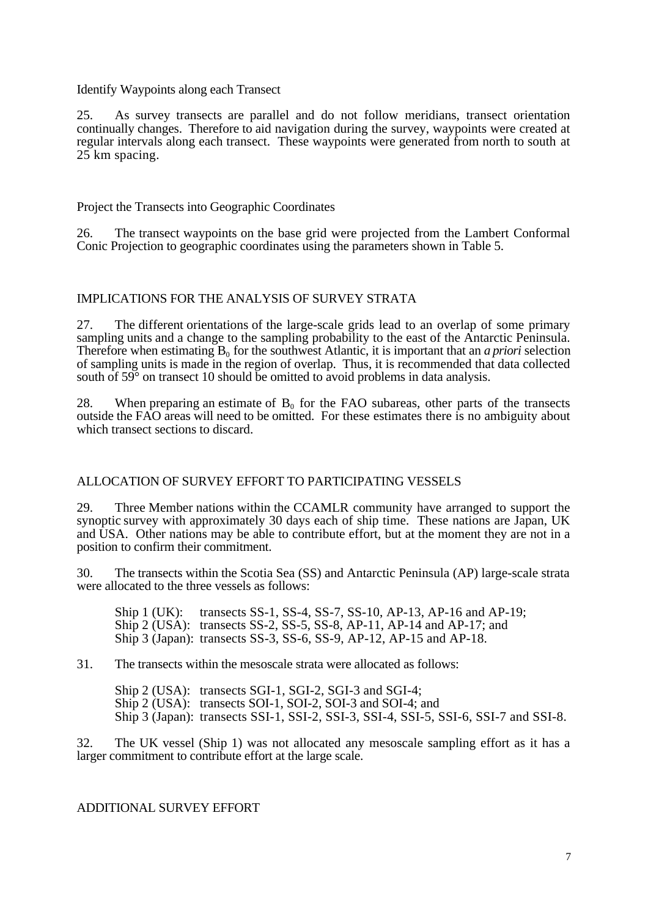Identify Waypoints along each Transect

25. As survey transects are parallel and do not follow meridians, transect orientation continually changes. Therefore to aid navigation during the survey, waypoints were created at regular intervals along each transect. These waypoints were generated from north to south at 25 km spacing.

Project the Transects into Geographic Coordinates

26. The transect waypoints on the base grid were projected from the Lambert Conformal Conic Projection to geographic coordinates using the parameters shown in Table 5.

## IMPLICATIONS FOR THE ANALYSIS OF SURVEY STRATA

27. The different orientations of the large-scale grids lead to an overlap of some primary sampling units and a change to the sampling probability to the east of the Antarctic Peninsula. Therefore when estimating $B_0$ for the southwest Atlantic, it is important that an *a priori* selection of sampling units is made in the region of overlap. Thus, it is recommended that data collected south of 59° on transect 10 should be omitted to avoid problems in data analysis.

28. When preparing an estimate of $B_0$ for the FAO subareas, other parts of the transects outside the FAO areas will need to be omitted. For these estimates there is no ambiguity about which transect sections to discard.

## ALLOCATION OF SURVEY EFFORT TO PARTICIPATING VESSELS

29. Three Member nations within the CCAMLR community have arranged to support the synoptic survey with approximately 30 days each of ship time. These nations are Japan, UK and USA. Other nations may be able to contribute effort, but at the moment they are not in a position to confirm their commitment.

30. The transects within the Scotia Sea (SS) and Antarctic Peninsula (AP) large-scale strata were allocated to the three vessels as follows:

Ship 1 (UK): transects SS-1, SS-4, SS-7, SS-10, AP-13, AP-16 and AP-19;
Ship 2 (USA): transects SS-2, SS-5, SS-8, AP-11, AP-14 and AP-17; and
Ship 3 (Japan): transects SS-3, SS-6, SS-9, AP-12, AP-15 and AP-18.

31. The transects within the mesoscale strata were allocated as follows:

Ship 2 (USA): transects SGI-1, SGI-2, SGI-3 and SGI-4;
Ship 2 (USA): transects SOI-1, SOI-2, SOI-3 and SOI-4; and
Ship 3 (Japan): transects SSI-1, SSI-2, SSI-3, SSI-4, SSI-5, SSI-6, SSI-7 and SSI-8.

32. The UK vessel (Ship 1) was not allocated any mesoscale sampling effort as it has a larger commitment to contribute effort at the large scale.

## ADDITIONAL SURVEY EFFORT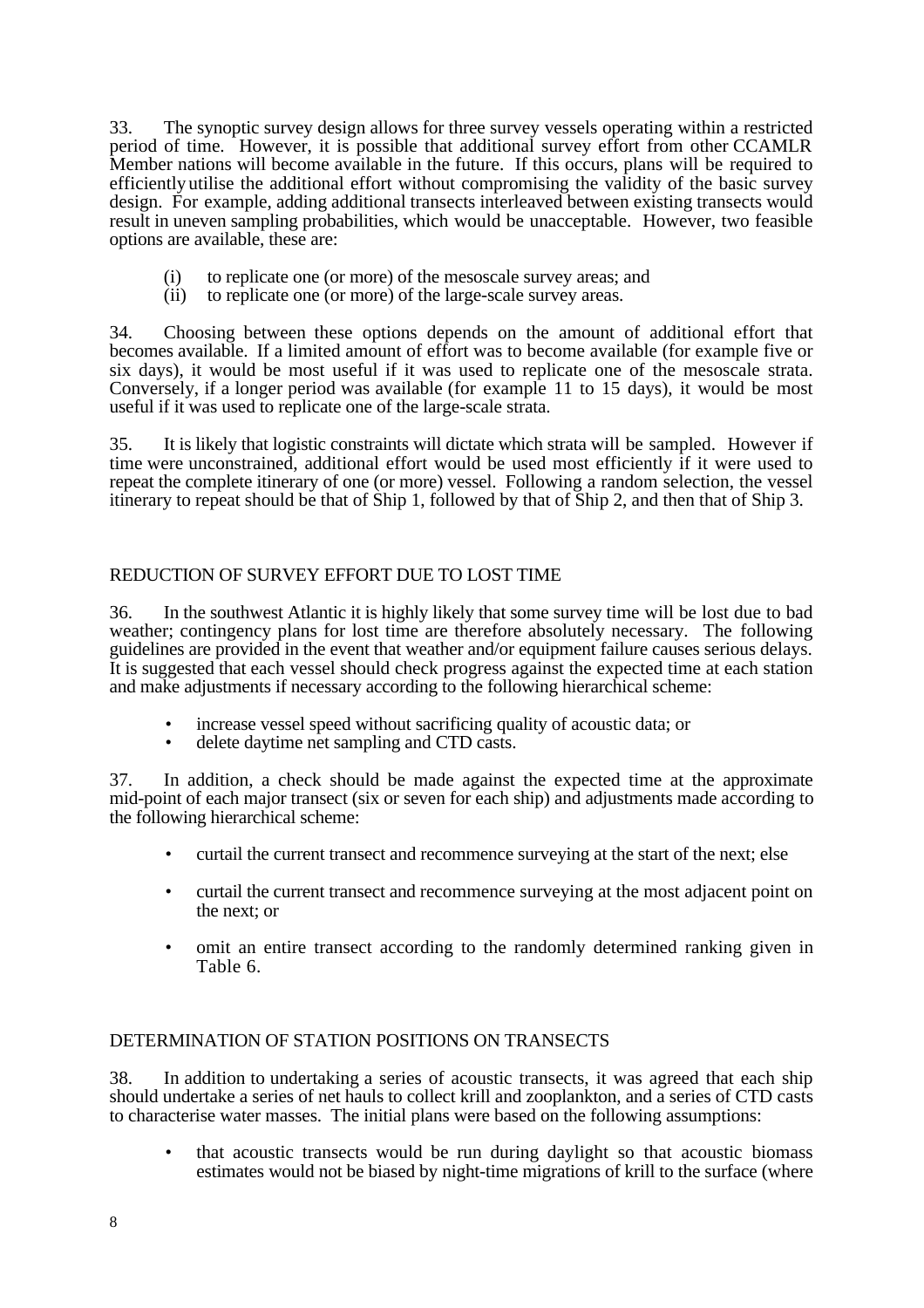33. The synoptic survey design allows for three survey vessels operating within a restricted period of time. However, it is possible that additional survey effort from other CCAMLR Member nations will become available in the future. If this occurs, plans will be required to efficiently utilise the additional effort without compromising the validity of the basic survey design. For example, adding additional transects interleaved between existing transects would result in uneven sampling probabilities, which would be unacceptable. However, two feasible options are available, these are:

(i) to replicate one (or more) of the mesoscale survey areas; and
(ii) to replicate one (or more) of the large-scale survey areas.

34. Choosing between these options depends on the amount of additional effort that becomes available. If a limited amount of effort was to become available (for example five or six days), it would be most useful if it was used to replicate one of the mesoscale strata. Conversely, if a longer period was available (for example 11 to 15 days), it would be most useful if it was used to replicate one of the large-scale strata.

35. It is likely that logistic constraints will dictate which strata will be sampled. However if time were unconstrained, additional effort would be used most efficiently if it were used to repeat the complete itinerary of one (or more) vessel. Following a random selection, the vessel itinerary to repeat should be that of Ship 1, followed by that of Ship 2, and then that of Ship 3.

## REDUCTION OF SURVEY EFFORT DUE TO LOST TIME

36. In the southwest Atlantic it is highly likely that some survey time will be lost due to bad weather; contingency plans for lost time are therefore absolutely necessary. The following guidelines are provided in the event that weather and/or equipment failure causes serious delays. It is suggested that each vessel should check progress against the expected time at each station and make adjustments if necessary according to the following hierarchical scheme:

- increase vessel speed without sacrificing quality of acoustic data; or
- delete daytime net sampling and CTD casts.

37. In addition, a check should be made against the expected time at the approximate mid-point of each major transect (six or seven for each ship) and adjustments made according to the following hierarchical scheme:

- curtail the current transect and recommence surveying at the start of the next; else
- curtail the current transect and recommence surveying at the most adjacent point on the next; or
- omit an entire transect according to the randomly determined ranking given in Table 6.

## DETERMINATION OF STATION POSITIONS ON TRANSECTS

38. In addition to undertaking a series of acoustic transects, it was agreed that each ship should undertake a series of net hauls to collect krill and zooplankton, and a series of CTD casts to characterise water masses. The initial plans were based on the following assumptions:

- that acoustic transects would be run during daylight so that acoustic biomass estimates would not be biased by night-time migrations of krill to the surface (where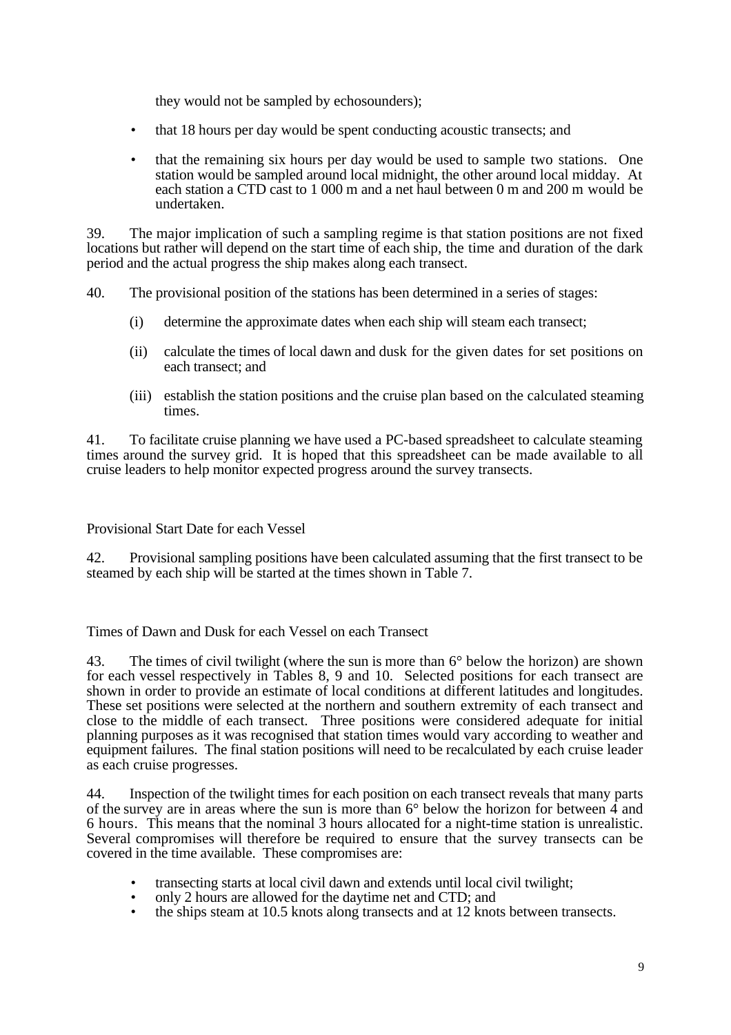they would not be sampled by echosounders);

- that 18 hours per day would be spent conducting acoustic transects; and
- that the remaining six hours per day would be used to sample two stations. One station would be sampled around local midnight, the other around local midday. At each station a CTD cast to 1 000 m and a net haul between 0 m and 200 m would be undertaken.

39. The major implication of such a sampling regime is that station positions are not fixed locations but rather will depend on the start time of each ship, the time and duration of the dark period and the actual progress the ship makes along each transect.

40. The provisional position of the stations has been determined in a series of stages:

(i) determine the approximate dates when each ship will steam each transect;

(ii) calculate the times of local dawn and dusk for the given dates for set positions on each transect; and

(iii) establish the station positions and the cruise plan based on the calculated steaming times.

41. To facilitate cruise planning we have used a PC-based spreadsheet to calculate steaming times around the survey grid. It is hoped that this spreadsheet can be made available to all cruise leaders to help monitor expected progress around the survey transects.

### Provisional Start Date for each Vessel

42. Provisional sampling positions have been calculated assuming that the first transect to be steamed by each ship will be started at the times shown in Table 7.

### Times of Dawn and Dusk for each Vessel on each Transect

43. The times of civil twilight (where the sun is more than 6° below the horizon) are shown for each vessel respectively in Tables 8, 9 and 10. Selected positions for each transect are shown in order to provide an estimate of local conditions at different latitudes and longitudes. These set positions were selected at the northern and southern extremity of each transect and close to the middle of each transect. Three positions were considered adequate for initial planning purposes as it was recognised that station times would vary according to weather and equipment failures. The final station positions will need to be recalculated by each cruise leader as each cruise progresses.

44. Inspection of the twilight times for each position on each transect reveals that many parts of the survey are in areas where the sun is more than 6° below the horizon for between 4 and 6 hours. This means that the nominal 3 hours allocated for a night-time station is unrealistic. Several compromises will therefore be required to ensure that the survey transects can be covered in the time available. These compromises are:

- transecting starts at local civil dawn and extends until local civil twilight;
- only 2 hours are allowed for the daytime net and CTD; and
- the ships steam at 10.5 knots along transects and at 12 knots between transects.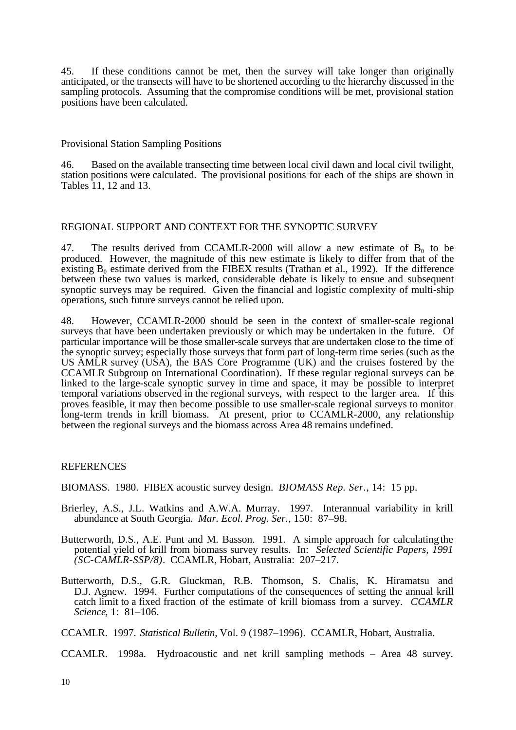45. If these conditions cannot be met, then the survey will take longer than originally anticipated, or the transects will have to be shortened according to the hierarchy discussed in the sampling protocols. Assuming that the compromise conditions will be met, provisional station positions have been calculated.

### Provisional Station Sampling Positions

46. Based on the available transecting time between local civil dawn and local civil twilight, station positions were calculated. The provisional positions for each of the ships are shown in Tables 11, 12 and 13.

## REGIONAL SUPPORT AND CONTEXT FOR THE SYNOPTIC SURVEY

47. The results derived from CCAMLR-2000 will allow a new estimate of $B_0$ to be produced. However, the magnitude of this new estimate is likely to differ from that of the existing $B_0$ estimate derived from the FIBEX results (Trathan et al., 1992). If the difference between these two values is marked, considerable debate is likely to ensue and subsequent synoptic surveys may be required. Given the financial and logistic complexity of multi-ship operations, such future surveys cannot be relied upon.

48. However, CCAMLR-2000 should be seen in the context of smaller-scale regional surveys that have been undertaken previously or which may be undertaken in the future. Of particular importance will be those smaller-scale surveys that are undertaken close to the time of the synoptic survey; especially those surveys that form part of long-term time series (such as the US AMLR survey (USA), the BAS Core Programme (UK) and the cruises fostered by the CCAMLR Subgroup on International Coordination). If these regular regional surveys can be linked to the large-scale synoptic survey in time and space, it may be possible to interpret temporal variations observed in the regional surveys, with respect to the larger area. If this proves feasible, it may then become possible to use smaller-scale regional surveys to monitor long-term trends in krill biomass. At present, prior to CCAMLR-2000, any relationship between the regional surveys and the biomass across Area 48 remains undefined.

## REFERENCES

BIOMASS. 1980. FIBEX acoustic survey design. *BIOMASS Rep. Ser.*, 14: 15 pp.

Brierley, A.S., J.L. Watkins and A.W.A. Murray. 1997. Interannual variability in krill abundance at South Georgia. *Mar. Ecol. Prog. Ser.*, 150: 87–98.

Butterworth, D.S., A.E. Punt and M. Basson. 1991. A simple approach for calculating the potential yield of krill from biomass survey results. In: *Selected Scientific Papers, 1991 (SC-CAMLR-SSP/8)*. CCAMLR, Hobart, Australia: 207–217.

Butterworth, D.S., G.R. Gluckman, R.B. Thomson, S. Chalis, K. Hiramatsu and D.J. Agnew. 1994. Further computations of the consequences of setting the annual krill catch limit to a fixed fraction of the estimate of krill biomass from a survey. *CCAMLR Science*, 1: 81–106.

CCAMLR. 1997. *Statistical Bulletin*, Vol. 9 (1987–1996). CCAMLR, Hobart, Australia.

CCAMLR. 1998a. Hydroacoustic and net krill sampling methods – Area 48 survey.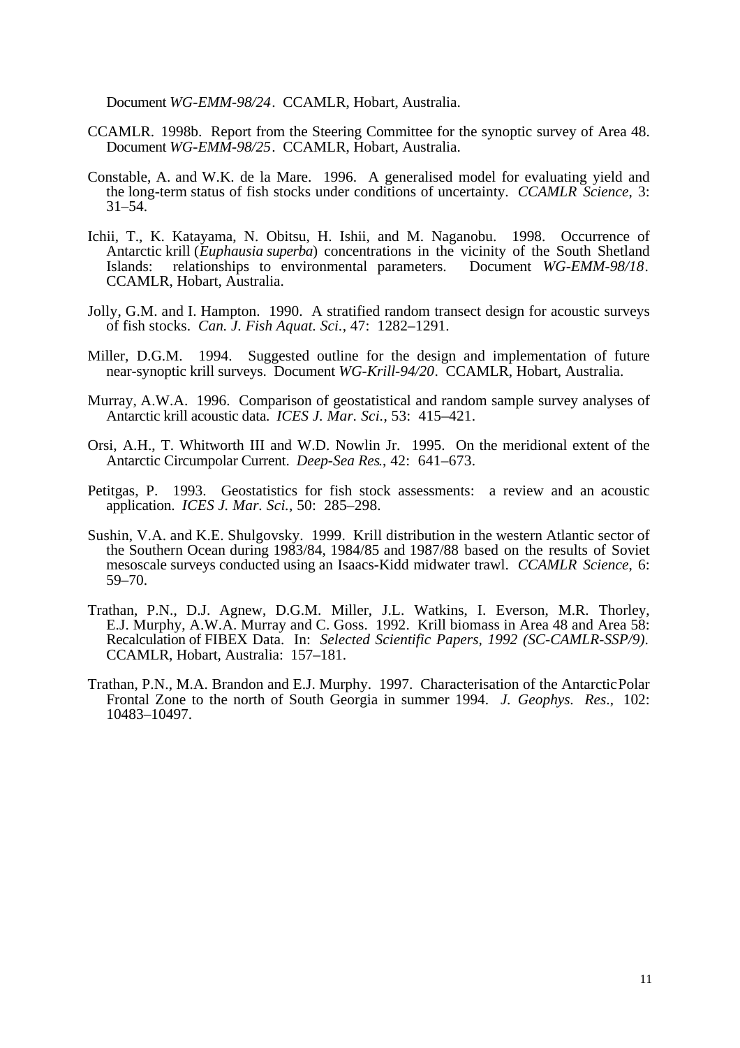Document *WG-EMM-98/24*. CCAMLR, Hobart, Australia.

CCAMLR. 1998b. Report from the Steering Committee for the synoptic survey of Area 48. Document *WG-EMM-98/25*. CCAMLR, Hobart, Australia.

Constable, A. and W.K. de la Mare. 1996. A generalised model for evaluating yield and the long-term status of fish stocks under conditions of uncertainty. *CCAMLR Science*, 3: 31–54.

Ichii, T., K. Katayama, N. Obitsu, H. Ishii, and M. Naganobu. 1998. Occurrence of Antarctic krill (*Euphausia superba*) concentrations in the vicinity of the South Shetland Islands: relationships to environmental parameters. Document *WG-EMM-98/18*. CCAMLR, Hobart, Australia.

Jolly, G.M. and I. Hampton. 1990. A stratified random transect design for acoustic surveys of fish stocks. *Can. J. Fish Aquat. Sci.*, 47: 1282–1291.

Miller, D.G.M. 1994. Suggested outline for the design and implementation of future near-synoptic krill surveys. Document *WG-Krill-94/20*. CCAMLR, Hobart, Australia.

Murray, A.W.A. 1996. Comparison of geostatistical and random sample survey analyses of Antarctic krill acoustic data. *ICES J. Mar. Sci.*, 53: 415–421.

Orsi, A.H., T. Whitworth III and W.D. Nowlin Jr. 1995. On the meridional extent of the Antarctic Circumpolar Current. *Deep-Sea Res.*, 42: 641–673.

Petitgas, P. 1993. Geostatistics for fish stock assessments: a review and an acoustic application. *ICES J. Mar. Sci.*, 50: 285–298.

Sushin, V.A. and K.E. Shulgovsky. 1999. Krill distribution in the western Atlantic sector of the Southern Ocean during 1983/84, 1984/85 and 1987/88 based on the results of Soviet mesoscale surveys conducted using an Isaacs-Kidd midwater trawl. *CCAMLR Science*, 6: 59–70.

Trathan, P.N., D.J. Agnew, D.G.M. Miller, J.L. Watkins, I. Everson, M.R. Thorley, E.J. Murphy, A.W.A. Murray and C. Goss. 1992. Krill biomass in Area 48 and Area 58: Recalculation of FIBEX Data. In: *Selected Scientific Papers, 1992 (SC-CAMLR-SSP/9)*. CCAMLR, Hobart, Australia: 157–181.

Trathan, P.N., M.A. Brandon and E.J. Murphy. 1997. Characterisation of the Antarctic Polar Frontal Zone to the north of South Georgia in summer 1994. *J. Geophys. Res.*, 102: 10483–10497.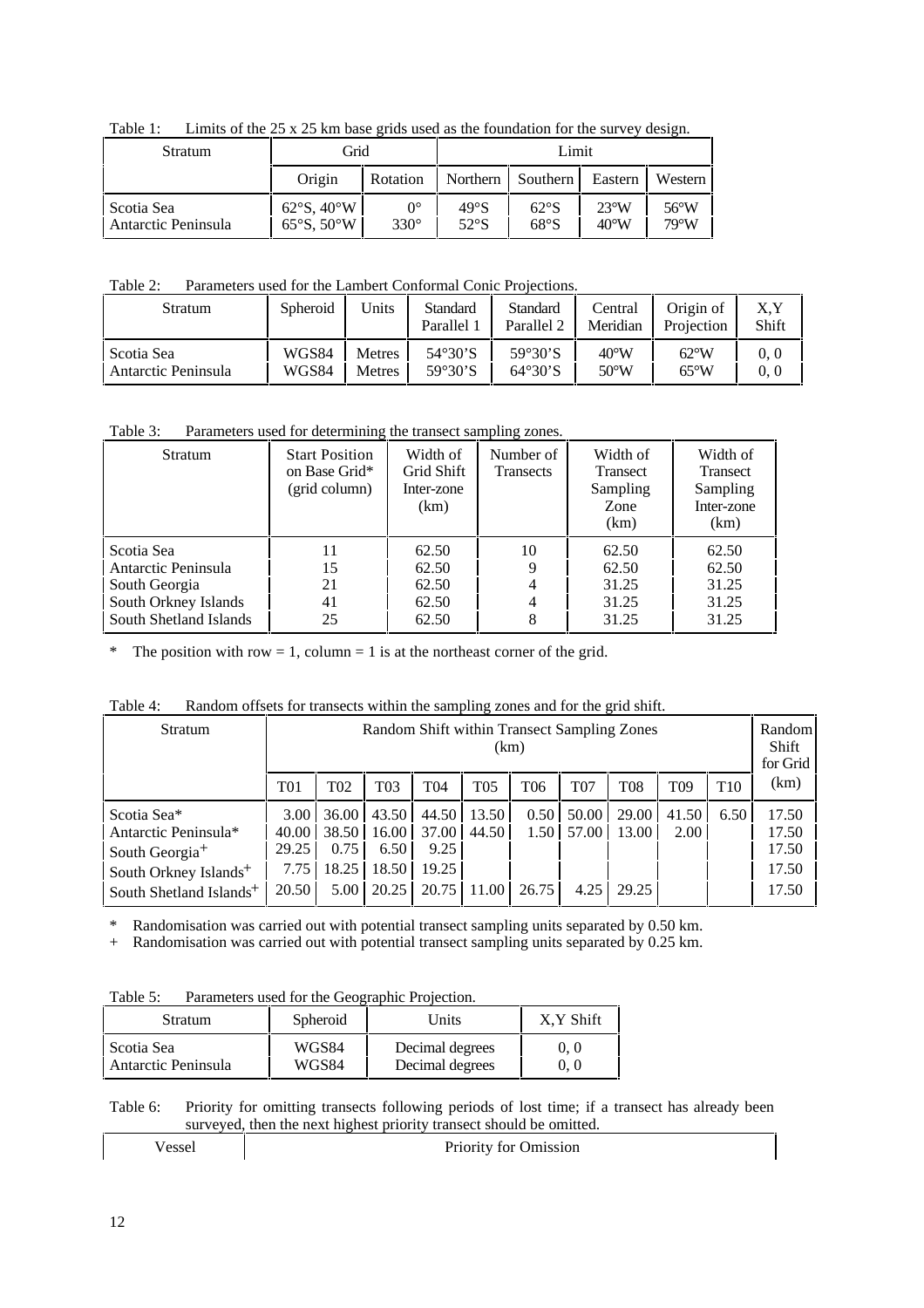Table 1: Limits of the 25 x 25 km base grids used as the foundation for the survey design.

| Stratum | Grid | | Limit | | | |
|---|---|---|---|---|---|---|
| | Origin | Rotation | Northern | Southern | Eastern | Western |
| Scotia Sea | 62°S, 40°W | 0° | 49°S | 62°S | 23°W | 56°W |
| Antarctic Peninsula | 65°S, 50°W | 330° | 52°S | 68°S | 40°W | 79°W |

Table 2: Parameters used for the Lambert Conformal Conic Projections.

| Stratum | Spheroid | Units | Standard Parallel 1 | Standard Parallel 2 | Central Meridian | Origin of Projection | X,Y Shift |
|---|---|---|---|---|---|---|---|
| Scotia Sea | WGS84 | Metres | 54°30'S | 59°30'S | 40°W | 62°W | 0, 0 |
| Antarctic Peninsula | WGS84 | Metres | 59°30'S | 64°30'S | 50°W | 65°W | 0, 0 |

Table 3: Parameters used for determining the transect sampling zones.

| Stratum | Start Position on Base Grid* (grid column) | Width of Grid Shift Inter-zone (km) | Number of Transects | Width of Transect Sampling Zone (km) | Width of Transect Sampling Inter-zone (km) |
|---|---|---|---|---|---|
| Scotia Sea | 11 | 62.50 | 10 | 62.50 | 62.50 |
| Antarctic Peninsula | 15 | 62.50 | 9 | 62.50 | 62.50 |
| South Georgia | 21 | 62.50 | 4 | 31.25 | 31.25 |
| South Orkney Islands | 41 | 62.50 | 4 | 31.25 | 31.25 |
| South Shetland Islands | 25 | 62.50 | 8 | 31.25 | 31.25 |

\* The position with row = 1, column = 1 is at the northeast corner of the grid.

Table 4: Random offsets for transects within the sampling zones and for the grid shift.

| Stratum | Random Shift within Transect Sampling Zones (km) | | | | | | | | | | Random Shift for Grid |
|---|---|---|---|---|---|---|---|---|---|---|---|
| | T01 | T02 | T03 | T04 | T05 | T06 | T07 | T08 | T09 | T10 | (km) |
| Scotia Sea* | 3.00 | 36.00 | 43.50 | 44.50 | 13.50 | 0.50 | 50.00 | 29.00 | 41.50 | 6.50 | 17.50 |
| Antarctic Peninsula* | 40.00 | 38.50 | 16.00 | 37.00 | 44.50 | 1.50 | 57.00 | 13.00 | 2.00 | | 17.50 |
| South Georgia+ | 29.25 | 0.75 | 6.50 | 9.25 | | | | | | | 17.50 |
| South Orkney Islands+ | 7.75 | 18.25 | 18.50 | 19.25 | | | | | | | 17.50 |
| South Shetland Islands+ | 20.50 | 5.00 | 20.25 | 20.75 | 11.00 | 26.75 | 4.25 | 29.25 | | | 17.50 |

\* Randomisation was carried out with potential transect sampling units separated by 0.50 km.
\+ Randomisation was carried out with potential transect sampling units separated by 0.25 km.

Table 5: Parameters used for the Geographic Projection.

| Stratum | Spheroid | Units | X,Y Shift |
|---|---|---|---|
| Scotia Sea | WGS84 | Decimal degrees | 0, 0 |
| Antarctic Peninsula | WGS84 | Decimal degrees | 0, 0 |

Table 6: Priority for omitting transects following periods of lost time; if a transect has already been surveyed, then the next highest priority transect should be omitted.

| Vessel | Priority for Omission |
|---|---|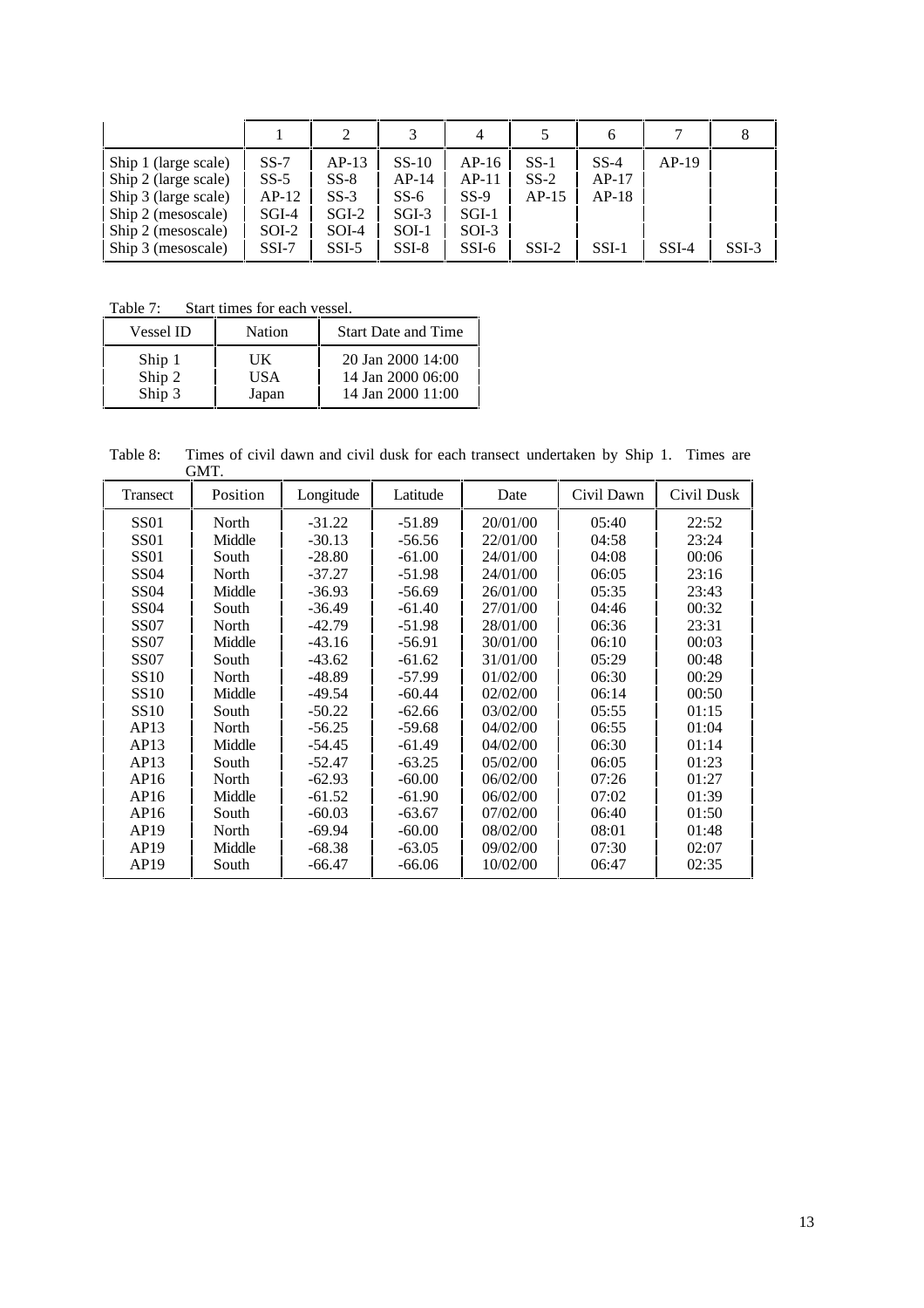| | 1 | 2 | 3 | 4 | 5 | 6 | 7 | 8 |
|---|---|---|---|---|---|---|---|---|
| Ship 1 (large scale) | SS-7 | AP-13 | SS-10 | AP-16 | SS-1 | SS-4 | AP-19 | |
| Ship 2 (large scale) | SS-5 | SS-8 | AP-14 | AP-11 | SS-2 | AP-17 | | |
| Ship 3 (large scale) | AP-12 | SS-3 | SS-6 | SS-9 | AP-15 | AP-18 | | |
| Ship 2 (mesoscale) | SGI-4 | SGI-2 | SGI-3 | SGI-1 | | | | |
| Ship 2 (mesoscale) | SOI-2 | SOI-4 | SOI-1 | SOI-3 | | | | |
| Ship 3 (mesoscale) | SSI-7 | SSI-5 | SSI-8 | SSI-6 | SSI-2 | SSI-1 | SSI-4 | SSI-3 |

Table 7: Start times for each vessel.

| Vessel ID | Nation | Start Date and Time |
|---|---|---|
| Ship 1 | UK | 20 Jan 2000 14:00 |
| Ship 2 | USA | 14 Jan 2000 06:00 |
| Ship 3 | Japan | 14 Jan 2000 11:00 |

Table 8: Times of civil dawn and civil dusk for each transect undertaken by Ship 1. Times are GMT.

| Transect | Position | Longitude | Latitude | Date | Civil Dawn | Civil Dusk |
|---|---|---|---|---|---|---|
| SS01 | North | -31.22 | -51.89 | 20/01/00 | 05:40 | 22:52 |
| SS01 | Middle | -30.13 | -56.56 | 22/01/00 | 04:58 | 23:24 |
| SS01 | South | -28.80 | -61.00 | 24/01/00 | 04:08 | 00:06 |
| SS04 | North | -37.27 | -51.98 | 24/01/00 | 06:05 | 23:16 |
| SS04 | Middle | -36.93 | -56.69 | 26/01/00 | 05:35 | 23:43 |
| SS04 | South | -36.49 | -61.40 | 27/01/00 | 04:46 | 00:32 |
| SS07 | North | -42.79 | -51.98 | 28/01/00 | 06:36 | 23:31 |
| SS07 | Middle | -43.16 | -56.91 | 30/01/00 | 06:10 | 00:03 |
| SS07 | South | -43.62 | -61.62 | 31/01/00 | 05:29 | 00:48 |
| SS10 | North | -48.89 | -57.99 | 01/02/00 | 06:30 | 00:29 |
| SS10 | Middle | -49.54 | -60.44 | 02/02/00 | 06:14 | 00:50 |
| SS10 | South | -50.22 | -62.66 | 03/02/00 | 05:55 | 01:15 |
| AP13 | North | -56.25 | -59.68 | 04/02/00 | 06:55 | 01:04 |
| AP13 | Middle | -54.45 | -61.49 | 04/02/00 | 06:30 | 01:14 |
| AP13 | South | -52.47 | -63.25 | 05/02/00 | 06:05 | 01:23 |
| AP16 | North | -62.93 | -60.00 | 06/02/00 | 07:26 | 01:27 |
| AP16 | Middle | -61.52 | -61.90 | 06/02/00 | 07:02 | 01:39 |
| AP16 | South | -60.03 | -63.67 | 07/02/00 | 06:40 | 01:50 |
| AP19 | North | -69.94 | -60.00 | 08/02/00 | 08:01 | 01:48 |
| AP19 | Middle | -68.38 | -63.05 | 09/02/00 | 07:30 | 02:07 |
| AP19 | South | -66.47 | -66.06 | 10/02/00 | 06:47 | 02:35 |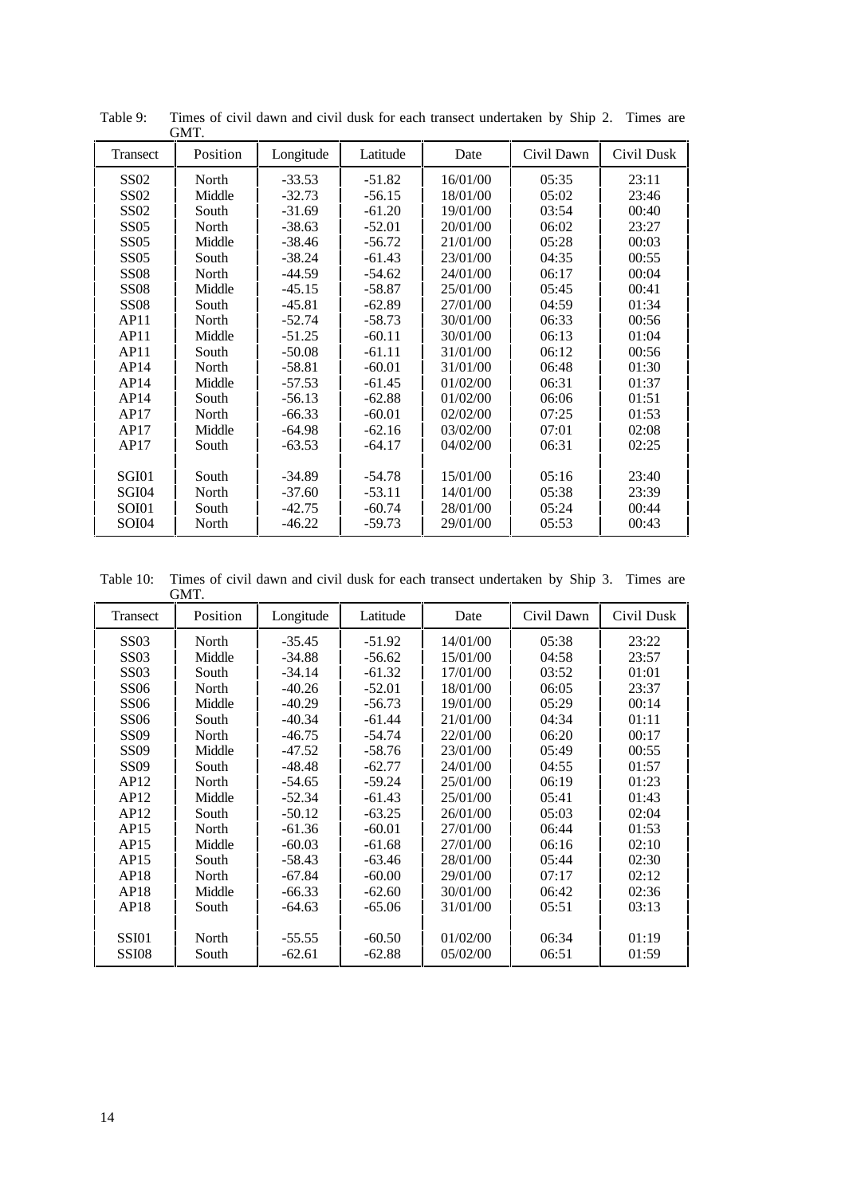Table 9: Times of civil dawn and civil dusk for each transect undertaken by Ship 2. Times are GMT.

| Transect | Position | Longitude | Latitude | Date | Civil Dawn | Civil Dusk |
|---|---|---|---|---|---|---|
| SS02 | North | -33.53 | -51.82 | 16/01/00 | 05:35 | 23:11 |
| SS02 | Middle | -32.73 | -56.15 | 18/01/00 | 05:02 | 23:46 |
| SS02 | South | -31.69 | -61.20 | 19/01/00 | 03:54 | 00:40 |
| SS05 | North | -38.63 | -52.01 | 20/01/00 | 06:02 | 23:27 |
| SS05 | Middle | -38.46 | -56.72 | 21/01/00 | 05:28 | 00:03 |
| SS05 | South | -38.24 | -61.43 | 23/01/00 | 04:35 | 00:55 |
| SS08 | North | -44.59 | -54.62 | 24/01/00 | 06:17 | 00:04 |
| SS08 | Middle | -45.15 | -58.87 | 25/01/00 | 05:45 | 00:41 |
| SS08 | South | -45.81 | -62.89 | 27/01/00 | 04:59 | 01:34 |
| AP11 | North | -52.74 | -58.73 | 30/01/00 | 06:33 | 00:56 |
| AP11 | Middle | -51.25 | -60.11 | 30/01/00 | 06:13 | 01:04 |
| AP11 | South | -50.08 | -61.11 | 31/01/00 | 06:12 | 00:56 |
| AP14 | North | -58.81 | -60.01 | 31/01/00 | 06:48 | 01:30 |
| AP14 | Middle | -57.53 | -61.45 | 01/02/00 | 06:31 | 01:37 |
| AP14 | South | -56.13 | -62.88 | 01/02/00 | 06:06 | 01:51 |
| AP17 | North | -66.33 | -60.01 | 02/02/00 | 07:25 | 01:53 |
| AP17 | Middle | -64.98 | -62.16 | 03/02/00 | 07:01 | 02:08 |
| AP17 | South | -63.53 | -64.17 | 04/02/00 | 06:31 | 02:25 |
| | | | | | | |
| SGI01 | South | -34.89 | -54.78 | 15/01/00 | 05:16 | 23:40 |
| SGI04 | North | -37.60 | -53.11 | 14/01/00 | 05:38 | 23:39 |
| SOI01 | South | -42.75 | -60.74 | 28/01/00 | 05:24 | 00:44 |
| SOI04 | North | -46.22 | -59.73 | 29/01/00 | 05:53 | 00:43 |

Table 10: Times of civil dawn and civil dusk for each transect undertaken by Ship 3. Times are GMT.

| Transect | Position | Longitude | Latitude | Date | Civil Dawn | Civil Dusk |
|---|---|---|---|---|---|---|
| SS03 | North | -35.45 | -51.92 | 14/01/00 | 05:38 | 23:22 |
| SS03 | Middle | -34.88 | -56.62 | 15/01/00 | 04:58 | 23:57 |
| SS03 | South | -34.14 | -61.32 | 17/01/00 | 03:52 | 01:01 |
| SS06 | North | -40.26 | -52.01 | 18/01/00 | 06:05 | 23:37 |
| SS06 | Middle | -40.29 | -56.73 | 19/01/00 | 05:29 | 00:14 |
| SS06 | South | -40.34 | -61.44 | 21/01/00 | 04:34 | 01:11 |
| SS09 | North | -46.75 | -54.74 | 22/01/00 | 06:20 | 00:17 |
| SS09 | Middle | -47.52 | -58.76 | 23/01/00 | 05:49 | 00:55 |
| SS09 | South | -48.48 | -62.77 | 24/01/00 | 04:55 | 01:57 |
| AP12 | North | -54.65 | -59.24 | 25/01/00 | 06:19 | 01:23 |
| AP12 | Middle | -52.34 | -61.43 | 25/01/00 | 05:41 | 01:43 |
| AP12 | South | -50.12 | -63.25 | 26/01/00 | 05:03 | 02:04 |
| AP15 | North | -61.36 | -60.01 | 27/01/00 | 06:44 | 01:53 |
| AP15 | Middle | -60.03 | -61.68 | 27/01/00 | 06:16 | 02:10 |
| AP15 | South | -58.43 | -63.46 | 28/01/00 | 05:44 | 02:30 |
| AP18 | North | -67.84 | -60.00 | 29/01/00 | 07:17 | 02:12 |
| AP18 | Middle | -66.33 | -62.60 | 30/01/00 | 06:42 | 02:36 |
| AP18 | South | -64.63 | -65.06 | 31/01/00 | 05:51 | 03:13 |
| | | | | | | |
| SSI01 | North | -55.55 | -60.50 | 01/02/00 | 06:34 | 01:19 |
| SSI08 | South | -62.61 | -62.88 | 05/02/00 | 06:51 | 01:59 |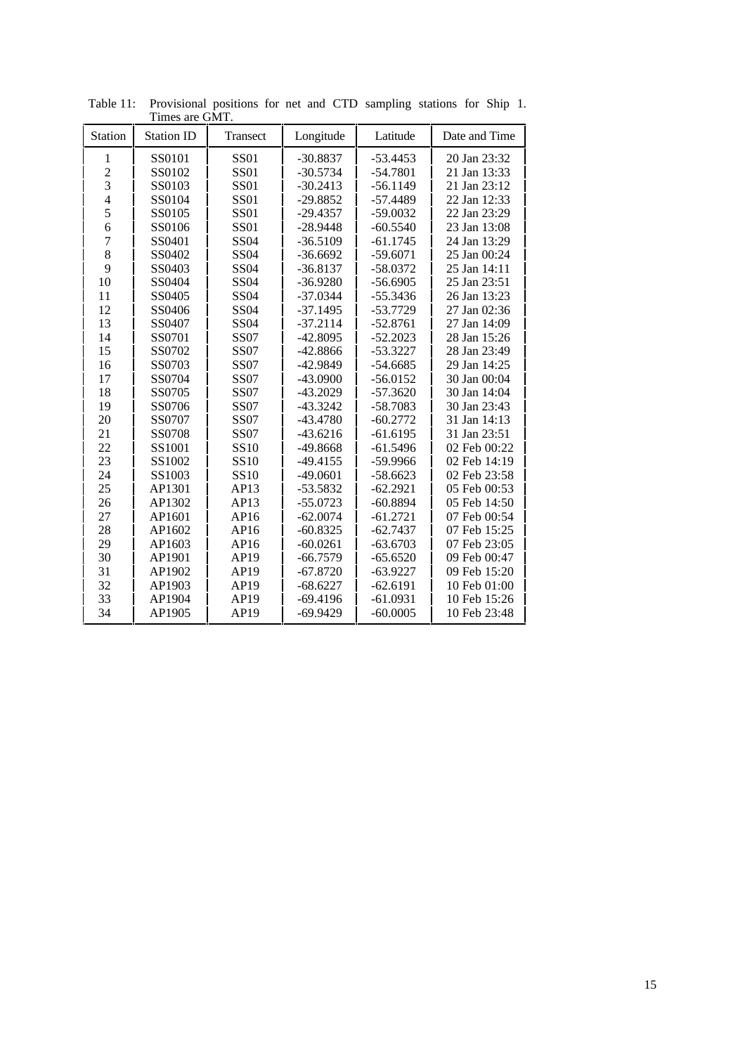Table 11: Provisional positions for net and CTD sampling stations for Ship 1. Times are GMT.

| Station | Station ID | Transect | Longitude | Latitude | Date and Time |
|---|---|---|---|---|---|
| 1 | SS0101 | SS01 | -30.8837 | -53.4453 | 20 Jan 23:32 |
| 2 | SS0102 | SS01 | -30.5734 | -54.7801 | 21 Jan 13:33 |
| 3 | SS0103 | SS01 | -30.2413 | -56.1149 | 21 Jan 23:12 |
| 4 | SS0104 | SS01 | -29.8852 | -57.4489 | 22 Jan 12:33 |
| 5 | SS0105 | SS01 | -29.4357 | -59.0032 | 22 Jan 23:29 |
| 6 | SS0106 | SS01 | -28.9448 | -60.5540 | 23 Jan 13:08 |
| 7 | SS0401 | SS04 | -36.5109 | -61.1745 | 24 Jan 13:29 |
| 8 | SS0402 | SS04 | -36.6692 | -59.6071 | 25 Jan 00:24 |
| 9 | SS0403 | SS04 | -36.8137 | -58.0372 | 25 Jan 14:11 |
| 10 | SS0404 | SS04 | -36.9280 | -56.6905 | 25 Jan 23:51 |
| 11 | SS0405 | SS04 | -37.0344 | -55.3436 | 26 Jan 13:23 |
| 12 | SS0406 | SS04 | -37.1495 | -53.7729 | 27 Jan 02:36 |
| 13 | SS0407 | SS04 | -37.2114 | -52.8761 | 27 Jan 14:09 |
| 14 | SS0701 | SS07 | -42.8095 | -52.2023 | 28 Jan 15:26 |
| 15 | SS0702 | SS07 | -42.8866 | -53.3227 | 28 Jan 23:49 |
| 16 | SS0703 | SS07 | -42.9849 | -54.6685 | 29 Jan 14:25 |
| 17 | SS0704 | SS07 | -43.0900 | -56.0152 | 30 Jan 00:04 |
| 18 | SS0705 | SS07 | -43.2029 | -57.3620 | 30 Jan 14:04 |
| 19 | SS0706 | SS07 | -43.3242 | -58.7083 | 30 Jan 23:43 |
| 20 | SS0707 | SS07 | -43.4780 | -60.2772 | 31 Jan 14:13 |
| 21 | SS0708 | SS07 | -43.6216 | -61.6195 | 31 Jan 23:51 |
| 22 | SS1001 | SS10 | -49.8668 | -61.5496 | 02 Feb 00:22 |
| 23 | SS1002 | SS10 | -49.4155 | -59.9966 | 02 Feb 14:19 |
| 24 | SS1003 | SS10 | -49.0601 | -58.6623 | 02 Feb 23:58 |
| 25 | AP1301 | AP13 | -53.5832 | -62.2921 | 05 Feb 00:53 |
| 26 | AP1302 | AP13 | -55.0723 | -60.8894 | 05 Feb 14:50 |
| 27 | AP1601 | AP16 | -62.0074 | -61.2721 | 07 Feb 00:54 |
| 28 | AP1602 | AP16 | -60.8325 | -62.7437 | 07 Feb 15:25 |
| 29 | AP1603 | AP16 | -60.0261 | -63.6703 | 07 Feb 23:05 |
| 30 | AP1901 | AP19 | -66.7579 | -65.6520 | 09 Feb 00:47 |
| 31 | AP1902 | AP19 | -67.8720 | -63.9227 | 09 Feb 15:20 |
| 32 | AP1903 | AP19 | -68.6227 | -62.6191 | 10 Feb 01:00 |
| 33 | AP1904 | AP19 | -69.4196 | -61.0931 | 10 Feb 15:26 |
| 34 | AP1905 | AP19 | -69.9429 | -60.0005 | 10 Feb 23:48 |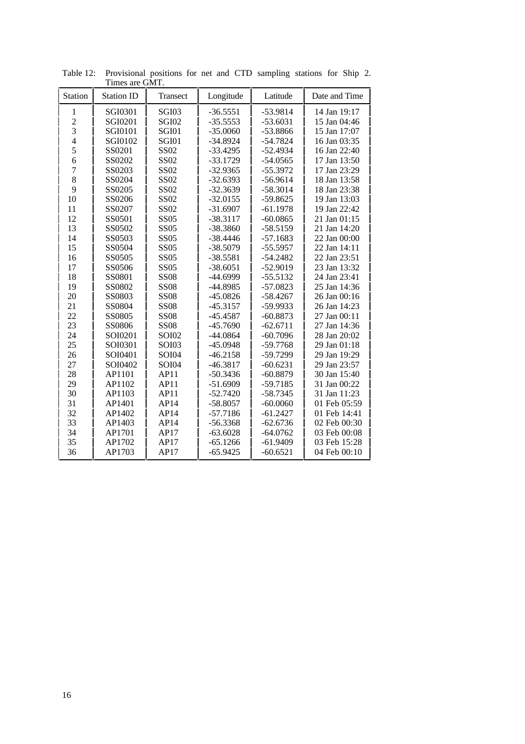Table 12: Provisional positions for net and CTD sampling stations for Ship 2. Times are GMT.

| Station | Station ID | Transect | Longitude | Latitude | Date and Time |
|---|---|---|---|---|---|
| 1 | SGI0301 | SGI03 | -36.5551 | -53.9814 | 14 Jan 19:17 |
| 2 | SGI0201 | SGI02 | -35.5553 | -53.6031 | 15 Jan 04:46 |
| 3 | SGI0101 | SGI01 | -35.0060 | -53.8866 | 15 Jan 17:07 |
| 4 | SGI0102 | SGI01 | -34.8924 | -54.7824 | 16 Jan 03:35 |
| 5 | SS0201 | SS02 | -33.4295 | -52.4934 | 16 Jan 22:40 |
| 6 | SS0202 | SS02 | -33.1729 | -54.0565 | 17 Jan 13:50 |
| 7 | SS0203 | SS02 | -32.9365 | -55.3972 | 17 Jan 23:29 |
| 8 | SS0204 | SS02 | -32.6393 | -56.9614 | 18 Jan 13:58 |
| 9 | SS0205 | SS02 | -32.3639 | -58.3014 | 18 Jan 23:38 |
| 10 | SS0206 | SS02 | -32.0155 | -59.8625 | 19 Jan 13:03 |
| 11 | SS0207 | SS02 | -31.6907 | -61.1978 | 19 Jan 22:42 |
| 12 | SS0501 | SS05 | -38.3117 | -60.0865 | 21 Jan 01:15 |
| 13 | SS0502 | SS05 | -38.3860 | -58.5159 | 21 Jan 14:20 |
| 14 | SS0503 | SS05 | -38.4446 | -57.1683 | 22 Jan 00:00 |
| 15 | SS0504 | SS05 | -38.5079 | -55.5957 | 22 Jan 14:11 |
| 16 | SS0505 | SS05 | -38.5581 | -54.2482 | 22 Jan 23:51 |
| 17 | SS0506 | SS05 | -38.6051 | -52.9019 | 23 Jan 13:32 |
| 18 | SS0801 | SS08 | -44.6999 | -55.5132 | 24 Jan 23:41 |
| 19 | SS0802 | SS08 | -44.8985 | -57.0823 | 25 Jan 14:36 |
| 20 | SS0803 | SS08 | -45.0826 | -58.4267 | 26 Jan 00:16 |
| 21 | SS0804 | SS08 | -45.3157 | -59.9933 | 26 Jan 14:23 |
| 22 | SS0805 | SS08 | -45.4587 | -60.8873 | 27 Jan 00:11 |
| 23 | SS0806 | SS08 | -45.7690 | -62.6711 | 27 Jan 14:36 |
| 24 | SOI0201 | SOI02 | -44.0864 | -60.7096 | 28 Jan 20:02 |
| 25 | SOI0301 | SOI03 | -45.0948 | -59.7768 | 29 Jan 01:18 |
| 26 | SOI0401 | SOI04 | -46.2158 | -59.7299 | 29 Jan 19:29 |
| 27 | SOI0402 | SOI04 | -46.3817 | -60.6231 | 29 Jan 23:57 |
| 28 | AP1101 | AP11 | -50.3436 | -60.8879 | 30 Jan 15:40 |
| 29 | AP1102 | AP11 | -51.6909 | -59.7185 | 31 Jan 00:22 |
| 30 | AP1103 | AP11 | -52.7420 | -58.7345 | 31 Jan 11:23 |
| 31 | AP1401 | AP14 | -58.8057 | -60.0060 | 01 Feb 05:59 |
| 32 | AP1402 | AP14 | -57.7186 | -61.2427 | 01 Feb 14:41 |
| 33 | AP1403 | AP14 | -56.3368 | -62.6736 | 02 Feb 00:30 |
| 34 | AP1701 | AP17 | -63.6028 | -64.0762 | 03 Feb 00:08 |
| 35 | AP1702 | AP17 | -65.1266 | -61.9409 | 03 Feb 15:28 |
| 36 | AP1703 | AP17 | -65.9425 | -60.6521 | 04 Feb 00:10 |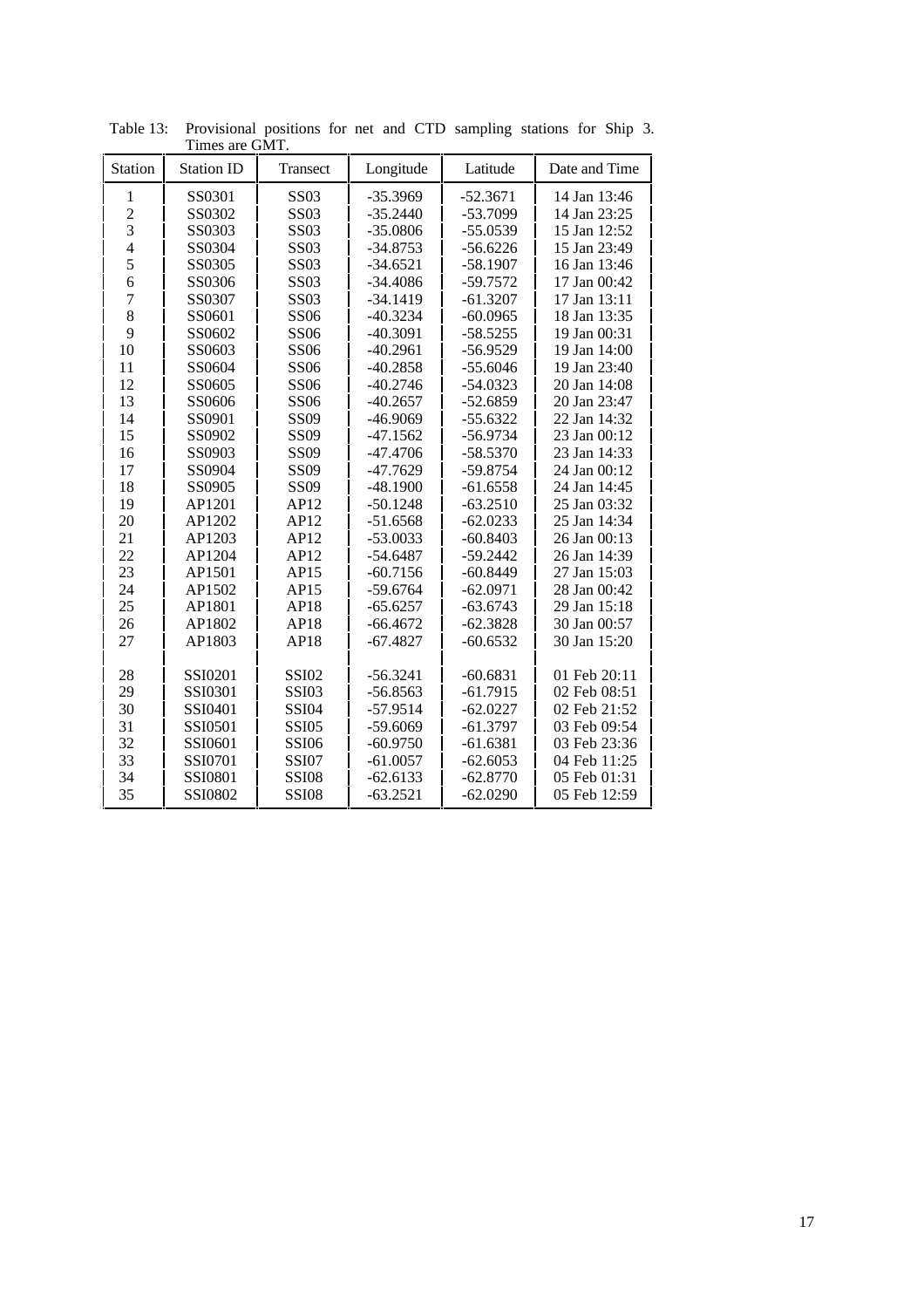Table 13: Provisional positions for net and CTD sampling stations for Ship 3. Times are GMT.

| Station | Station ID | Transect | Longitude | Latitude | Date and Time |
|---|---|---|---|---|---|
| 1 | SS0301 | SS03 | -35.3969 | -52.3671 | 14 Jan 13:46 |
| 2 | SS0302 | SS03 | -35.2440 | -53.7099 | 14 Jan 23:25 |
| 3 | SS0303 | SS03 | -35.0806 | -55.0539 | 15 Jan 12:52 |
| 4 | SS0304 | SS03 | -34.8753 | -56.6226 | 15 Jan 23:49 |
| 5 | SS0305 | SS03 | -34.6521 | -58.1907 | 16 Jan 13:46 |
| 6 | SS0306 | SS03 | -34.4086 | -59.7572 | 17 Jan 00:42 |
| 7 | SS0307 | SS03 | -34.1419 | -61.3207 | 17 Jan 13:11 |
| 8 | SS0601 | SS06 | -40.3234 | -60.0965 | 18 Jan 13:35 |
| 9 | SS0602 | SS06 | -40.3091 | -58.5255 | 19 Jan 00:31 |
| 10 | SS0603 | SS06 | -40.2961 | -56.9529 | 19 Jan 14:00 |
| 11 | SS0604 | SS06 | -40.2858 | -55.6046 | 19 Jan 23:40 |
| 12 | SS0605 | SS06 | -40.2746 | -54.0323 | 20 Jan 14:08 |
| 13 | SS0606 | SS06 | -40.2657 | -52.6859 | 20 Jan 23:47 |
| 14 | SS0901 | SS09 | -46.9069 | -55.6322 | 22 Jan 14:32 |
| 15 | SS0902 | SS09 | -47.1562 | -56.9734 | 23 Jan 00:12 |
| 16 | SS0903 | SS09 | -47.4706 | -58.5370 | 23 Jan 14:33 |
| 17 | SS0904 | SS09 | -47.7629 | -59.8754 | 24 Jan 00:12 |
| 18 | SS0905 | SS09 | -48.1900 | -61.6558 | 24 Jan 14:45 |
| 19 | AP1201 | AP12 | -50.1248 | -63.2510 | 25 Jan 03:32 |
| 20 | AP1202 | AP12 | -51.6568 | -62.0233 | 25 Jan 14:34 |
| 21 | AP1203 | AP12 | -53.0033 | -60.8403 | 26 Jan 00:13 |
| 22 | AP1204 | AP12 | -54.6487 | -59.2442 | 26 Jan 14:39 |
| 23 | AP1501 | AP15 | -60.7156 | -60.8449 | 27 Jan 15:03 |
| 24 | AP1502 | AP15 | -59.6764 | -62.0971 | 28 Jan 00:42 |
| 25 | AP1801 | AP18 | -65.6257 | -63.6743 | 29 Jan 15:18 |
| 26 | AP1802 | AP18 | -66.4672 | -62.3828 | 30 Jan 00:57 |
| 27 | AP1803 | AP18 | -67.4827 | -60.6532 | 30 Jan 15:20 |
| | | | | | |
| 28 | SSI0201 | SSI02 | -56.3241 | -60.6831 | 01 Feb 20:11 |
| 29 | SSI0301 | SSI03 | -56.8563 | -61.7915 | 02 Feb 08:51 |
| 30 | SSI0401 | SSI04 | -57.9514 | -62.0227 | 02 Feb 21:52 |
| 31 | SSI0501 | SSI05 | -59.6069 | -61.3797 | 03 Feb 09:54 |
| 32 | SSI0601 | SSI06 | -60.9750 | -61.6381 | 03 Feb 23:36 |
| 33 | SSI0701 | SSI07 | -61.0057 | -62.6053 | 04 Feb 11:25 |
| 34 | SSI0801 | SSI08 | -62.6133 | -62.8770 | 05 Feb 01:31 |
| 35 | SSI0802 | SSI08 | -63.2521 | -62.0290 | 05 Feb 12:59 |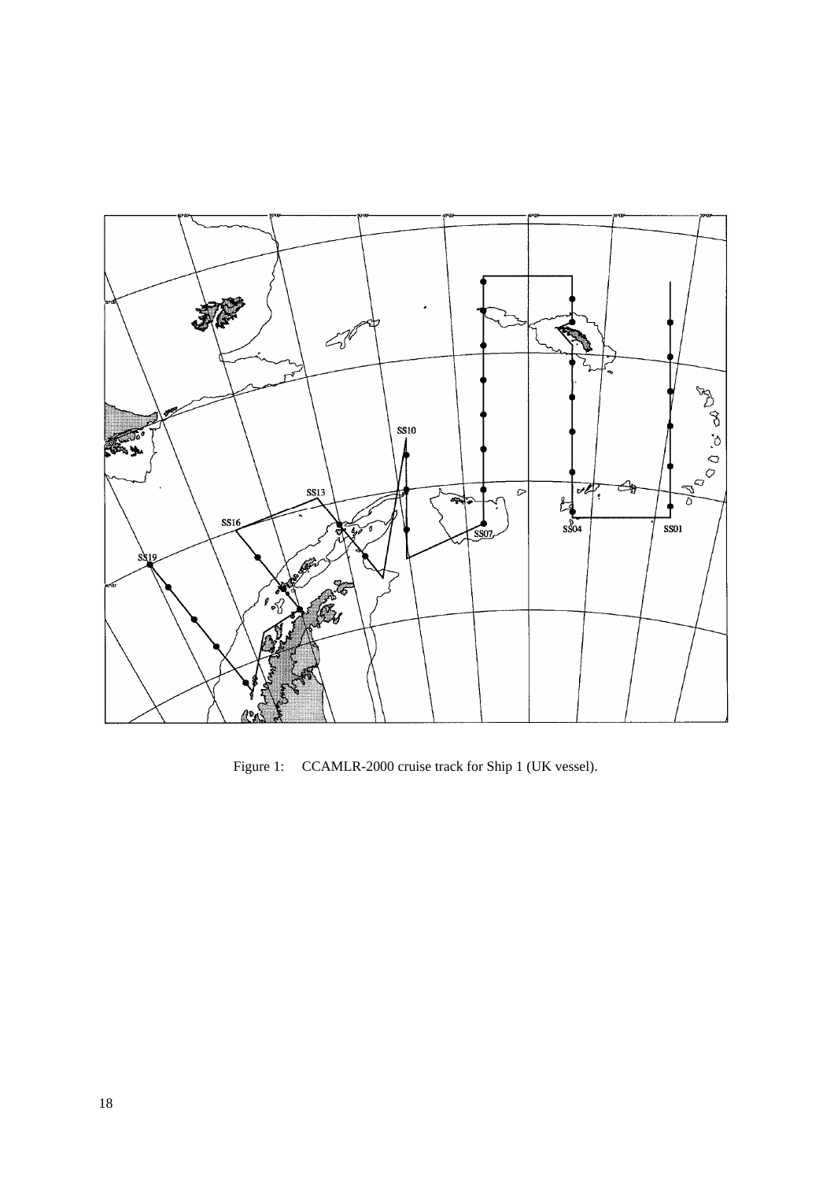Figure 1: CCAMLR-2000 cruise track for Ship 1 (UK vessel).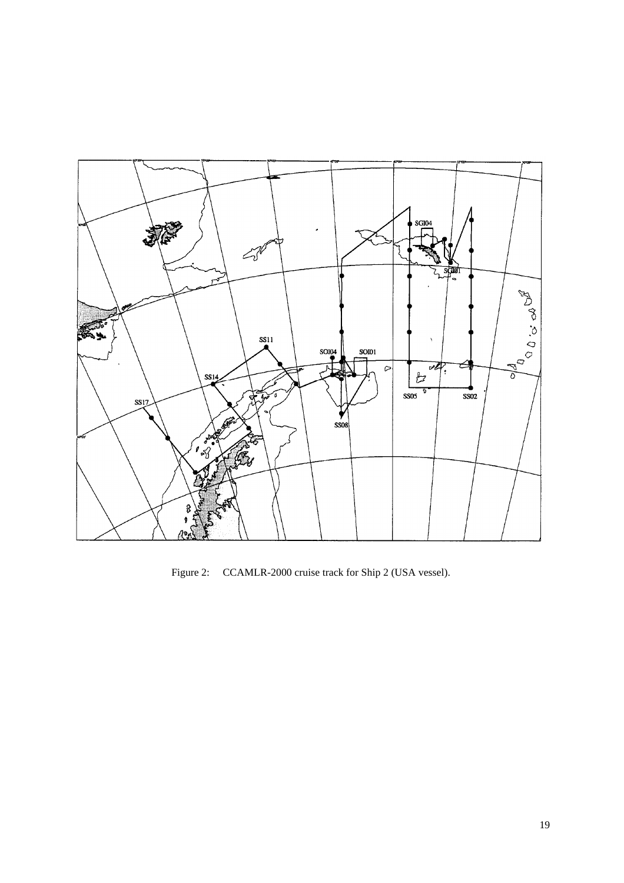Figure 2: CCAMLR-2000 cruise track for Ship 2 (USA vessel).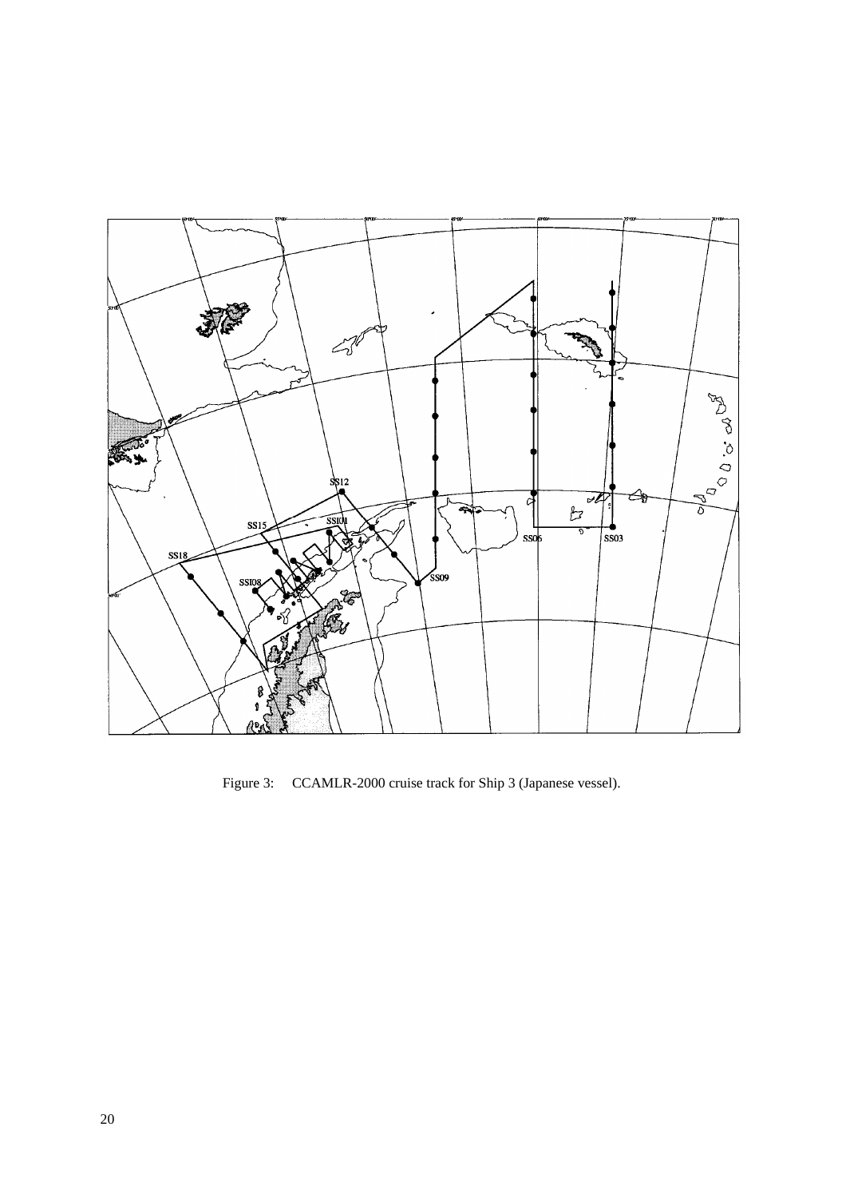Figure 3: CCAMLR-2000 cruise track for Ship 3 (Japanese vessel).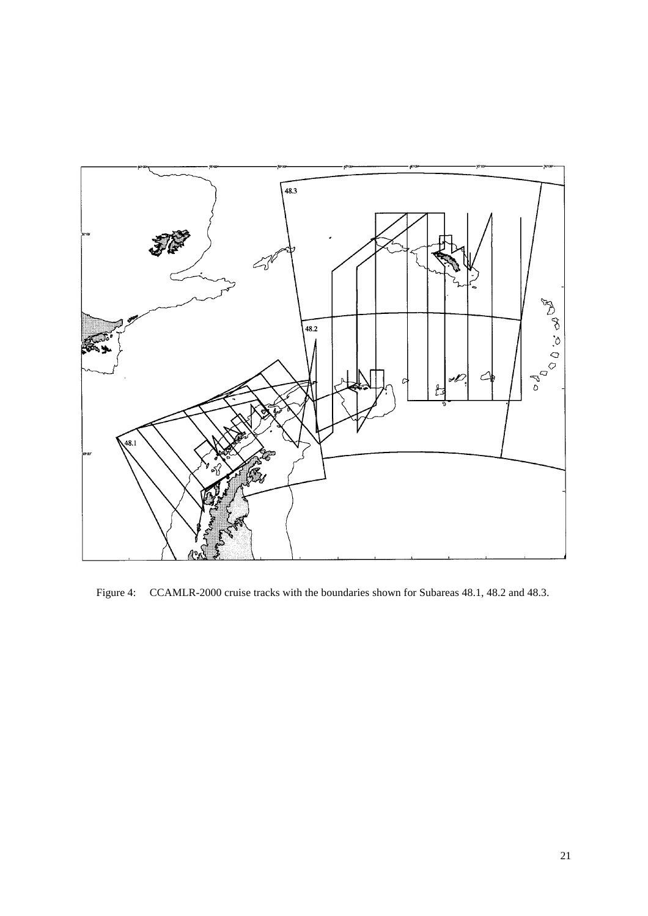Figure 4: CCAMLR-2000 cruise tracks with the boundaries shown for Subareas 48.1, 48.2 and 48.3.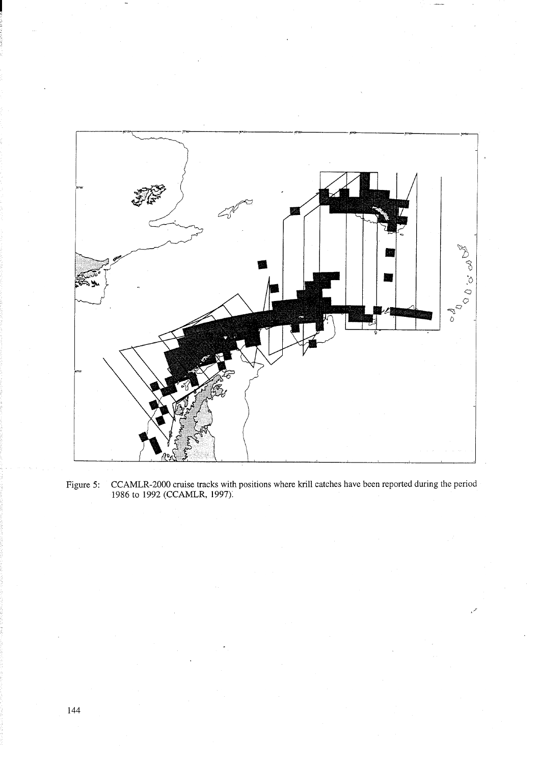Figure 5: CCAMLR-2000 cruise tracks with positions where krill catches have been reported during the period 1986 to 1992 (CCAMLR, 1997).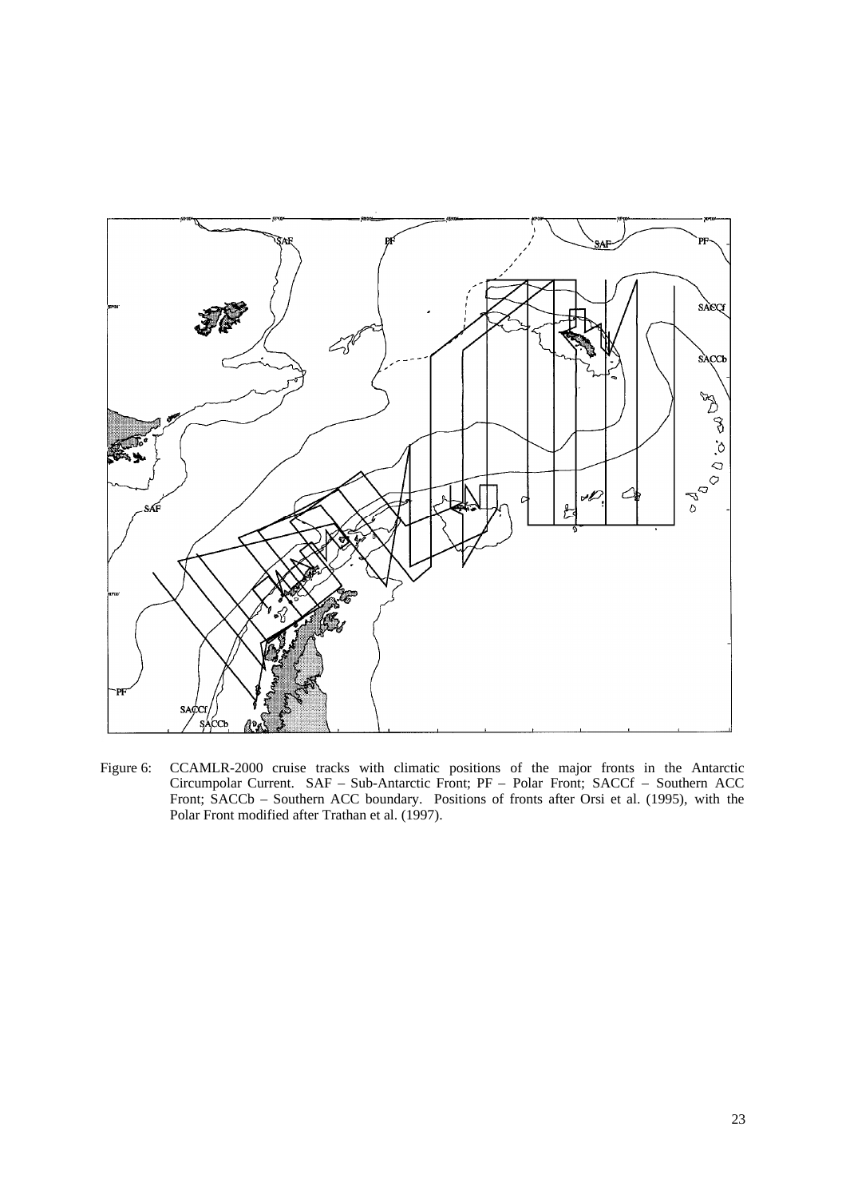SAF

PF

SAF

PF

SACCf

SACCb

SAF

PF

SACCf

SACCb

Figure 6: CCAMLR-2000 cruise tracks with climatic positions of the major fronts in the Antarctic Circumpolar Current. SAF – Sub-Antarctic Front; PF – Polar Front; SACCf – Southern ACC Front; SACCb – Southern ACC boundary. Positions of fronts after Orsi et al. (1995), with the Polar Front modified after Trathan et al. (1997).